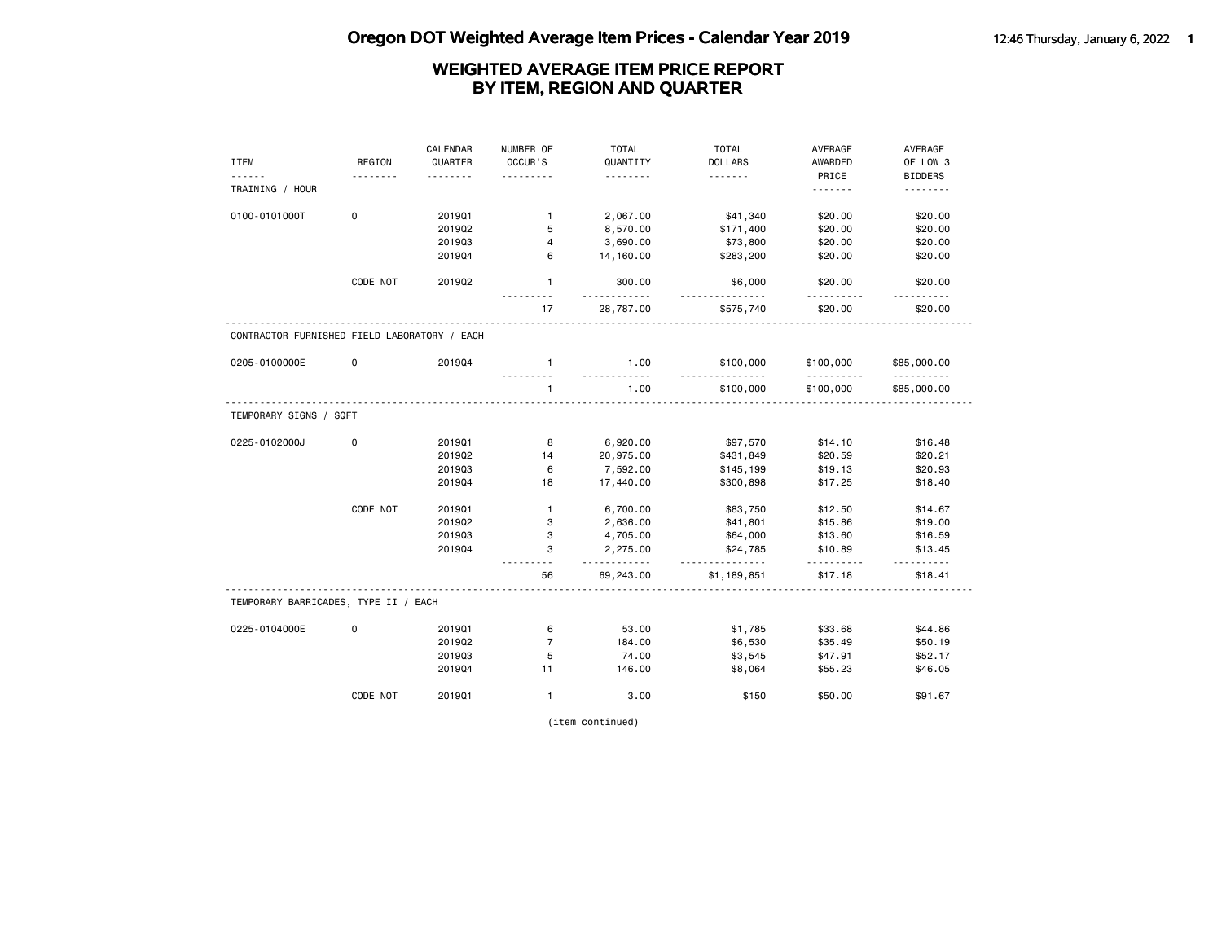# Oregon DOT Weighted Average Item Prices - Calendar Year 2019

## WEIGHTED AVERAGE ITEM PRICE REPORT
## BY ITEM, REGION AND QUARTER

| ITEM | REGION | CALENDAR QUARTER | NUMBER OF OCCUR'S | TOTAL QUANTITY | TOTAL DOLLARS | AVERAGE AWARDED PRICE | AVERAGE OF LOW 3 BIDDERS |
|---|---|---|---|---|---|---|---|
| TRAINING / HOUR | | | | | | | |
| 0100-0101000T | 0 | 2019Q1 | 1 | 2,067.00 | $41,340 | $20.00 | $20.00 |
| | | 2019Q2 | 5 | 8,570.00 | $171,400 | $20.00 | $20.00 |
| | | 2019Q3 | 4 | 3,690.00 | $73,800 | $20.00 | $20.00 |
| | | 2019Q4 | 6 | 14,160.00 | $283,200 | $20.00 | $20.00 |
| | CODE NOT | 2019Q2 | 1 | 300.00 | $6,000 | $20.00 | $20.00 |
| | | | 17 | 28,787.00 | $575,740 | $20.00 | $20.00 |
| CONTRACTOR FURNISHED FIELD LABORATORY / EACH | | | | | | | |
| 0205-0100000E | 0 | 2019Q4 | 1 | 1.00 | $100,000 | $100,000 | $85,000.00 |
| | | | 1 | 1.00 | $100,000 | $100,000 | $85,000.00 |
| TEMPORARY SIGNS / SQFT | | | | | | | |
| 0225-0102000J | 0 | 2019Q1 | 8 | 6,920.00 | $97,570 | $14.10 | $16.48 |
| | | 2019Q2 | 14 | 20,975.00 | $431,849 | $20.59 | $20.21 |
| | | 2019Q3 | 6 | 7,592.00 | $145,199 | $19.13 | $20.93 |
| | | 2019Q4 | 18 | 17,440.00 | $300,898 | $17.25 | $18.40 |
| | CODE NOT | 2019Q1 | 1 | 6,700.00 | $83,750 | $12.50 | $14.67 |
| | | 2019Q2 | 3 | 2,636.00 | $41,801 | $15.86 | $19.00 |
| | | 2019Q3 | 3 | 4,705.00 | $64,000 | $13.60 | $16.59 |
| | | 2019Q4 | 3 | 2,275.00 | $24,785 | $10.89 | $13.45 |
| | | | 56 | 69,243.00 | $1,189,851 | $17.18 | $18.41 |
| TEMPORARY BARRICADES, TYPE II / EACH | | | | | | | |
| 0225-0104000E | 0 | 2019Q1 | 6 | 53.00 | $1,785 | $33.68 | $44.86 |
| | | 2019Q2 | 7 | 184.00 | $6,530 | $35.49 | $50.19 |
| | | 2019Q3 | 5 | 74.00 | $3,545 | $47.91 | $52.17 |
| | | 2019Q4 | 11 | 146.00 | $8,064 | $55.23 | $46.05 |
| | CODE NOT | 2019Q1 | 1 | 3.00 | $150 | $50.00 | $91.67 |

(item continued)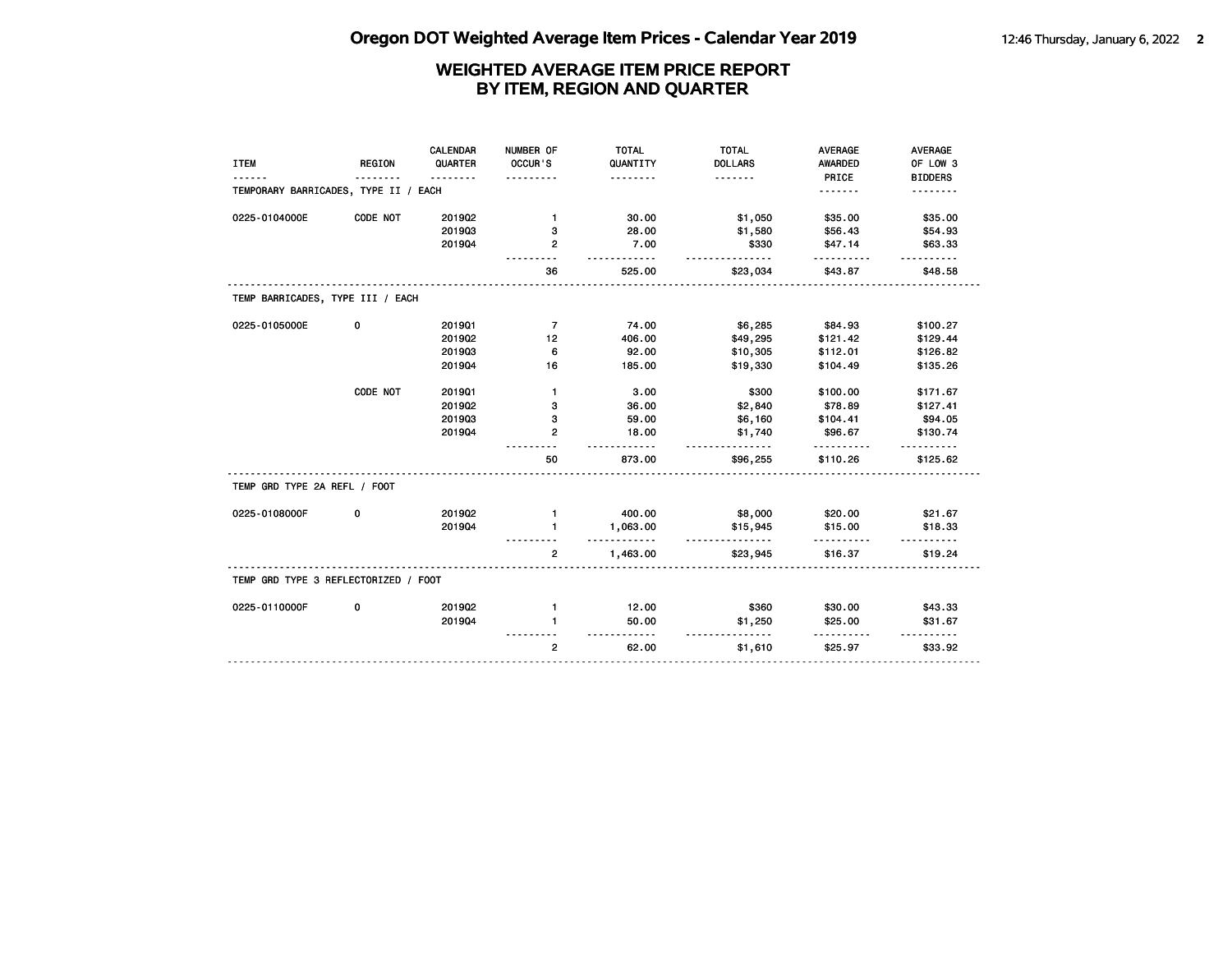# Oregon DOT Weighted Average Item Prices - Calendar Year 2019

## WEIGHTED AVERAGE ITEM PRICE REPORT
## BY ITEM, REGION AND QUARTER

| ITEM | REGION | CALENDAR QUARTER | NUMBER OF OCCUR'S | TOTAL QUANTITY | TOTAL DOLLARS | AVERAGE AWARDED PRICE | AVERAGE OF LOW 3 BIDDERS |
|---|---|---|---|---|---|---|---|
| **TEMPORARY BARRICADES, TYPE II / EACH** | | | | | | | |
| 0225-0104000E | CODE NOT | 2019Q2 | 1 | 30.00 | $1,050 | $35.00 | $35.00 |
| | | 2019Q3 | 3 | 28.00 | $1,580 | $56.43 | $54.93 |
| | | 2019Q4 | 2 | 7.00 | $330 | $47.14 | $63.33 |
| | | | 36 | 525.00 | $23,034 | $43.87 | $48.58 |
| **TEMP BARRICADES, TYPE III / EACH** | | | | | | | |
| 0225-0105000E | 0 | 2019Q1 | 7 | 74.00 | $6,285 | $84.93 | $100.27 |
| | | 2019Q2 | 12 | 406.00 | $49,295 | $121.42 | $129.44 |
| | | 2019Q3 | 6 | 92.00 | $10,305 | $112.01 | $126.82 |
| | | 2019Q4 | 16 | 185.00 | $19,330 | $104.49 | $135.26 |
| | CODE NOT | 2019Q1 | 1 | 3.00 | $300 | $100.00 | $171.67 |
| | | 2019Q2 | 3 | 36.00 | $2,840 | $78.89 | $127.41 |
| | | 2019Q3 | 3 | 59.00 | $6,160 | $104.41 | $94.05 |
| | | 2019Q4 | 2 | 18.00 | $1,740 | $96.67 | $130.74 |
| | | | 50 | 873.00 | $96,255 | $110.26 | $125.62 |
| **TEMP GRD TYPE 2A REFL / FOOT** | | | | | | | |
| 0225-0108000F | 0 | 2019Q2 | 1 | 400.00 | $8,000 | $20.00 | $21.67 |
| | | 2019Q4 | 1 | 1,063.00 | $15,945 | $15.00 | $18.33 |
| | | | 2 | 1,463.00 | $23,945 | $16.37 | $19.24 |
| **TEMP GRD TYPE 3 REFLECTORIZED / FOOT** | | | | | | | |
| 0225-0110000F | 0 | 2019Q2 | 1 | 12.00 | $360 | $30.00 | $43.33 |
| | | 2019Q4 | 1 | 50.00 | $1,250 | $25.00 | $31.67 |
| | | | 2 | 62.00 | $1,610 | $25.97 | $33.92 |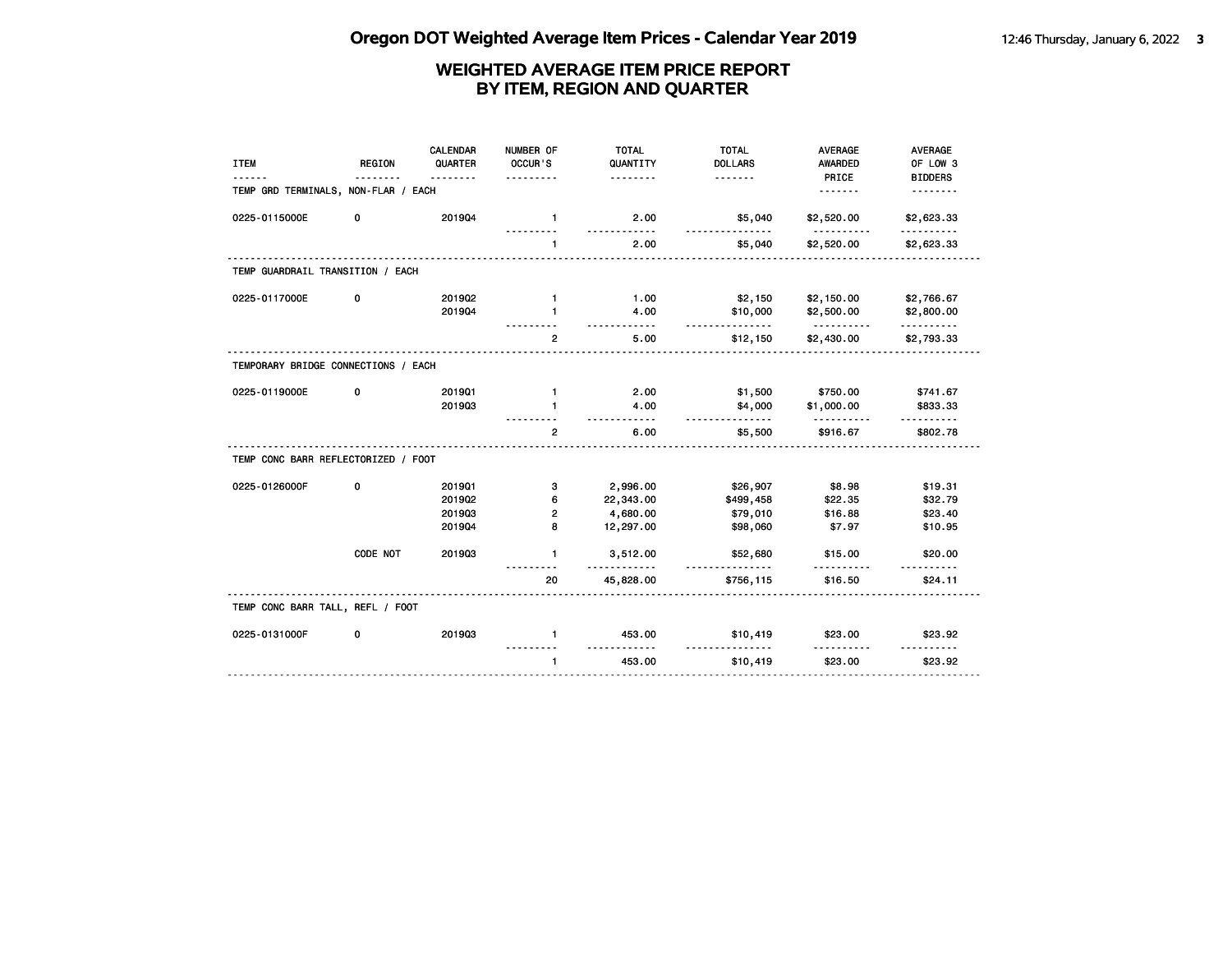# Oregon DOT Weighted Average Item Prices - Calendar Year 2019

## WEIGHTED AVERAGE ITEM PRICE REPORT BY ITEM, REGION AND QUARTER

| ITEM | REGION | CALENDAR QUARTER | NUMBER OF OCCUR'S | TOTAL QUANTITY | TOTAL DOLLARS | AVERAGE AWARDED PRICE | AVERAGE OF LOW 3 BIDDERS |
|---|---|---|---|---|---|---|---|
| **TEMP GRD TERMINALS, NON-FLAR / EACH** | | | | | | | |
| 0225-0115000E | 0 | 2019Q4 | 1 | 2.00 | $5,040 | $2,520.00 | $2,623.33 |
| | | | 1 | 2.00 | $5,040 | $2,520.00 | $2,623.33 |
| **TEMP GUARDRAIL TRANSITION / EACH** | | | | | | | |
| 0225-0117000E | 0 | 2019Q2 | 1 | 1.00 | $2,150 | $2,150.00 | $2,766.67 |
| | | 2019Q4 | 1 | 4.00 | $10,000 | $2,500.00 | $2,800.00 |
| | | | 2 | 5.00 | $12,150 | $2,430.00 | $2,793.33 |
| **TEMPORARY BRIDGE CONNECTIONS / EACH** | | | | | | | |
| 0225-0119000E | 0 | 2019Q1 | 1 | 2.00 | $1,500 | $750.00 | $741.67 |
| | | 2019Q3 | 1 | 4.00 | $4,000 | $1,000.00 | $833.33 |
| | | | 2 | 6.00 | $5,500 | $916.67 | $802.78 |
| **TEMP CONC BARR REFLECTORIZED / FOOT** | | | | | | | |
| 0225-0126000F | 0 | 2019Q1 | 3 | 2,996.00 | $26,907 | $8.98 | $19.31 |
| | | 2019Q2 | 6 | 22,343.00 | $499,458 | $22.35 | $32.79 |
| | | 2019Q3 | 2 | 4,680.00 | $79,010 | $16.88 | $23.40 |
| | | 2019Q4 | 8 | 12,297.00 | $98,060 | $7.97 | $10.95 |
| | CODE NOT | 2019Q3 | 1 | 3,512.00 | $52,680 | $15.00 | $20.00 |
| | | | 20 | 45,828.00 | $756,115 | $16.50 | $24.11 |
| **TEMP CONC BARR TALL, REFL / FOOT** | | | | | | | |
| 0225-0131000F | 0 | 2019Q3 | 1 | 453.00 | $10,419 | $23.00 | $23.92 |
| | | | 1 | 453.00 | $10,419 | $23.00 | $23.92 |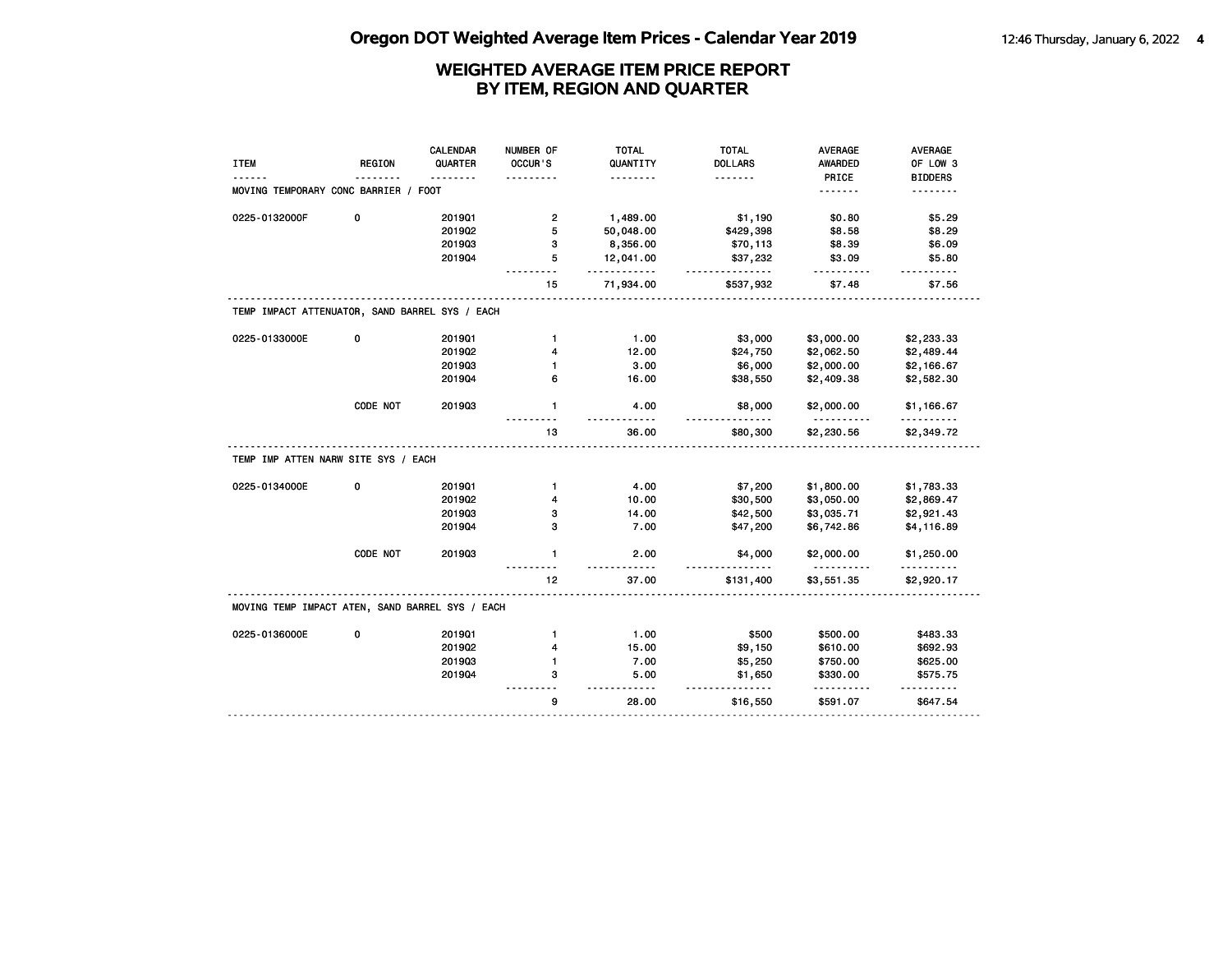# Oregon DOT Weighted Average Item Prices - Calendar Year 2019

## WEIGHTED AVERAGE ITEM PRICE REPORT BY ITEM, REGION AND QUARTER

| ITEM | REGION | CALENDAR QUARTER | NUMBER OF OCCUR'S | TOTAL QUANTITY | TOTAL DOLLARS | AVERAGE AWARDED PRICE | AVERAGE OF LOW 3 BIDDERS |
|---|---|---|---|---|---|---|---|
| MOVING TEMPORARY CONC BARRIER / FOOT | | | | | | | |
| 0225-0132000F | 0 | 2019Q1 | 2 | 1,489.00 | $1,190 | $0.80 | $5.29 |
| | | 2019Q2 | 5 | 50,048.00 | $429,398 | $8.58 | $8.29 |
| | | 2019Q3 | 3 | 8,356.00 | $70,113 | $8.39 | $6.09 |
| | | 2019Q4 | 5 | 12,041.00 | $37,232 | $3.09 | $5.80 |
| | | | 15 | 71,934.00 | $537,932 | $7.48 | $7.56 |
| TEMP IMPACT ATTENUATOR, SAND BARREL SYS / EACH | | | | | | | |
| 0225-0133000E | 0 | 2019Q1 | 1 | 1.00 | $3,000 | $3,000.00 | $2,233.33 |
| | | 2019Q2 | 4 | 12.00 | $24,750 | $2,062.50 | $2,489.44 |
| | | 2019Q3 | 1 | 3.00 | $6,000 | $2,000.00 | $2,166.67 |
| | | 2019Q4 | 6 | 16.00 | $38,550 | $2,409.38 | $2,582.30 |
| | CODE NOT | 2019Q3 | 1 | 4.00 | $8,000 | $2,000.00 | $1,166.67 |
| | | | 13 | 36.00 | $80,300 | $2,230.56 | $2,349.72 |
| TEMP IMP ATTEN NARW SITE SYS / EACH | | | | | | | |
| 0225-0134000E | 0 | 2019Q1 | 1 | 4.00 | $7,200 | $1,800.00 | $1,783.33 |
| | | 2019Q2 | 4 | 10.00 | $30,500 | $3,050.00 | $2,869.47 |
| | | 2019Q3 | 3 | 14.00 | $42,500 | $3,035.71 | $2,921.43 |
| | | 2019Q4 | 3 | 7.00 | $47,200 | $6,742.86 | $4,116.89 |
| | CODE NOT | 2019Q3 | 1 | 2.00 | $4,000 | $2,000.00 | $1,250.00 |
| | | | 12 | 37.00 | $131,400 | $3,551.35 | $2,920.17 |
| MOVING TEMP IMPACT ATEN, SAND BARREL SYS / EACH | | | | | | | |
| 0225-0136000E | 0 | 2019Q1 | 1 | 1.00 | $500 | $500.00 | $483.33 |
| | | 2019Q2 | 4 | 15.00 | $9,150 | $610.00 | $692.93 |
| | | 2019Q3 | 1 | 7.00 | $5,250 | $750.00 | $625.00 |
| | | 2019Q4 | 3 | 5.00 | $1,650 | $330.00 | $575.75 |
| | | | 9 | 28.00 | $16,550 | $591.07 | $647.54 |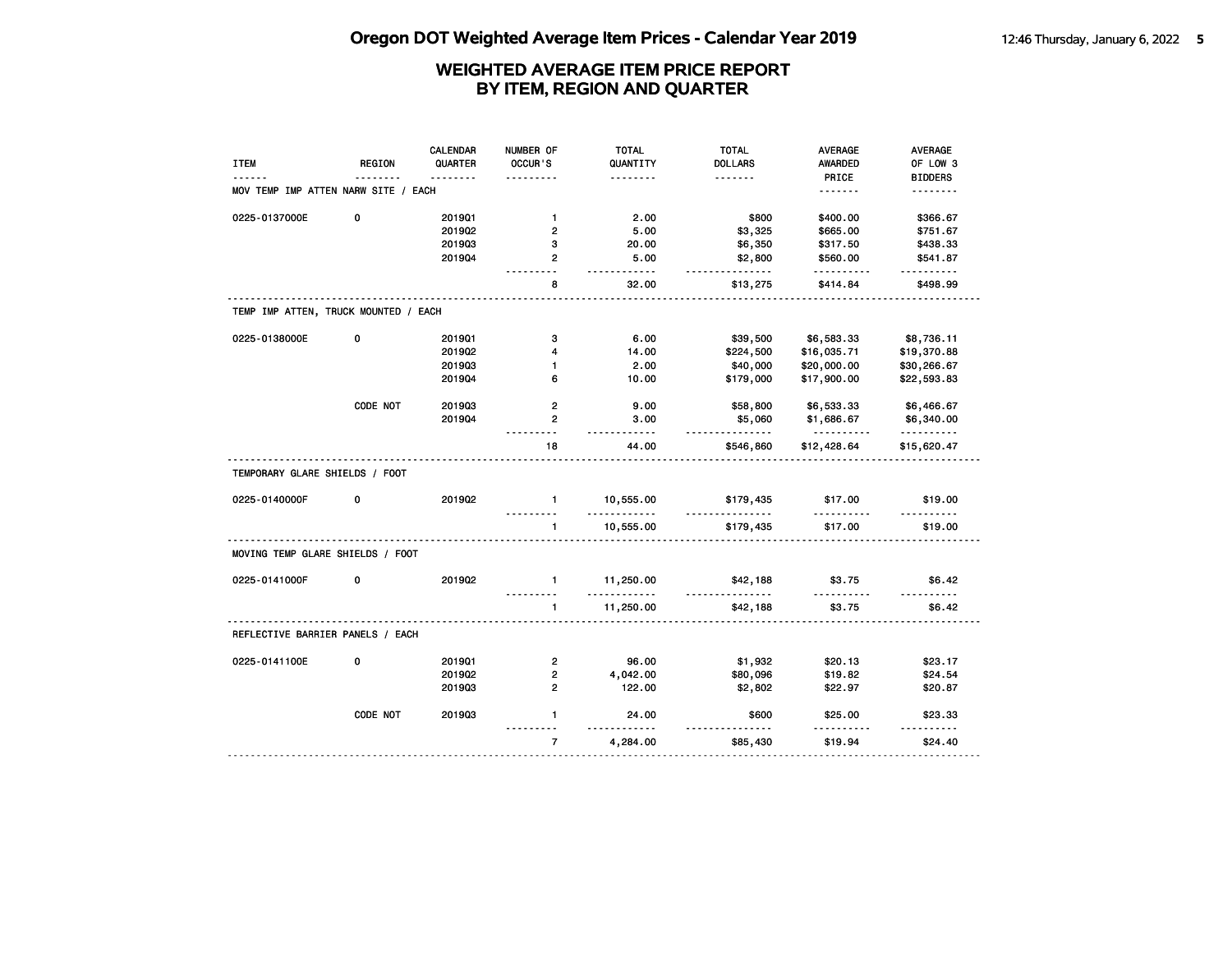# Oregon DOT Weighted Average Item Prices - Calendar Year 2019

## WEIGHTED AVERAGE ITEM PRICE REPORT BY ITEM, REGION AND QUARTER

| ITEM | REGION | CALENDAR QUARTER | NUMBER OF OCCUR'S | TOTAL QUANTITY | TOTAL DOLLARS | AVERAGE AWARDED PRICE | AVERAGE OF LOW 3 BIDDERS |
|---|---|---|---|---|---|---|---|
| MOV TEMP IMP ATTEN NARW SITE / EACH | | | | | | | |
| 0225-0137000E | 0 | 2019Q1 | 1 | 2.00 | $800 | $400.00 | $366.67 |
| | | 2019Q2 | 2 | 5.00 | $3,325 | $665.00 | $751.67 |
| | | 2019Q3 | 3 | 20.00 | $6,350 | $317.50 | $438.33 |
| | | 2019Q4 | 2 | 5.00 | $2,800 | $560.00 | $541.87 |
| | | | 8 | 32.00 | $13,275 | $414.84 | $498.99 |
| TEMP IMP ATTEN, TRUCK MOUNTED / EACH | | | | | | | |
| 0225-0138000E | 0 | 2019Q1 | 3 | 6.00 | $39,500 | $6,583.33 | $8,736.11 |
| | | 2019Q2 | 4 | 14.00 | $224,500 | $16,035.71 | $19,370.88 |
| | | 2019Q3 | 1 | 2.00 | $40,000 | $20,000.00 | $30,266.67 |
| | | 2019Q4 | 6 | 10.00 | $179,000 | $17,900.00 | $22,593.83 |
| | CODE NOT | 2019Q3 | 2 | 9.00 | $58,800 | $6,533.33 | $6,466.67 |
| | | 2019Q4 | 2 | 3.00 | $5,060 | $1,686.67 | $6,340.00 |
| | | | 18 | 44.00 | $546,860 | $12,428.64 | $15,620.47 |
| TEMPORARY GLARE SHIELDS / FOOT | | | | | | | |
| 0225-0140000F | 0 | 2019Q2 | 1 | 10,555.00 | $179,435 | $17.00 | $19.00 |
| | | | 1 | 10,555.00 | $179,435 | $17.00 | $19.00 |
| MOVING TEMP GLARE SHIELDS / FOOT | | | | | | | |
| 0225-0141000F | 0 | 2019Q2 | 1 | 11,250.00 | $42,188 | $3.75 | $6.42 |
| | | | 1 | 11,250.00 | $42,188 | $3.75 | $6.42 |
| REFLECTIVE BARRIER PANELS / EACH | | | | | | | |
| 0225-0141100E | 0 | 2019Q1 | 2 | 96.00 | $1,932 | $20.13 | $23.17 |
| | | 2019Q2 | 2 | 4,042.00 | $80,096 | $19.82 | $24.54 |
| | | 2019Q3 | 2 | 122.00 | $2,802 | $22.97 | $20.87 |
| | CODE NOT | 2019Q3 | 1 | 24.00 | $600 | $25.00 | $23.33 |
| | | | 7 | 4,284.00 | $85,430 | $19.94 | $24.40 |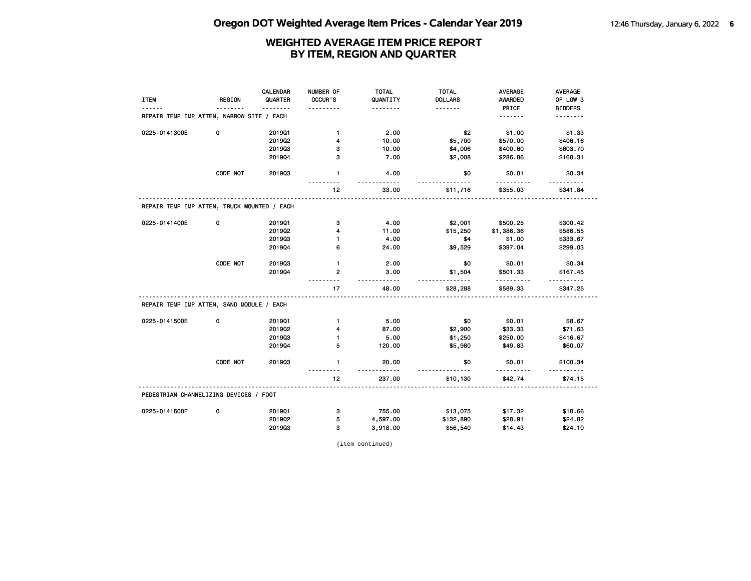## WEIGHTED AVERAGE ITEM PRICE REPORT
## BY ITEM, REGION AND QUARTER

| ITEM | REGION | CALENDAR QUARTER | NUMBER OF OCCUR'S | TOTAL QUANTITY | TOTAL DOLLARS | AVERAGE AWARDED PRICE | AVERAGE OF LOW 3 BIDDERS |
|---|---|---|---|---|---|---|---|
| REPAIR TEMP IMP ATTEN, NARROW SITE / EACH | | | | | | | |
| 0225-0141300E | 0 | 2019Q1 | 1 | 2.00 | $2 | $1.00 | $1.33 |
| | | 2019Q2 | 4 | 10.00 | $5,700 | $570.00 | $406.16 |
| | | 2019Q3 | 3 | 10.00 | $4,006 | $400.60 | $603.70 |
| | | 2019Q4 | 3 | 7.00 | $2,008 | $286.86 | $168.31 |
| | CODE NOT | 2019Q3 | 1 | 4.00 | $0 | $0.01 | $0.34 |
| | | | 12 | 33.00 | $11,716 | $355.03 | $341.84 |
| REPAIR TEMP IMP ATTEN, TRUCK MOUNTED / EACH | | | | | | | |
| 0225-0141400E | 0 | 2019Q1 | 3 | 4.00 | $2,001 | $500.25 | $300.42 |
| | | 2019Q2 | 4 | 11.00 | $15,250 | $1,386.36 | $586.55 |
| | | 2019Q3 | 1 | 4.00 | $4 | $1.00 | $333.67 |
| | | 2019Q4 | 6 | 24.00 | $9,529 | $397.04 | $299.03 |
| | CODE NOT | 2019Q3 | 1 | 2.00 | $0 | $0.01 | $0.34 |
| | | 2019Q4 | 2 | 3.00 | $1,504 | $501.33 | $167.45 |
| | | | 17 | 48.00 | $28,288 | $589.33 | $347.25 |
| REPAIR TEMP IMP ATTEN, SAND MODULE / EACH | | | | | | | |
| 0225-0141500E | 0 | 2019Q1 | 1 | 5.00 | $0 | $0.01 | $8.67 |
| | | 2019Q2 | 4 | 87.00 | $2,900 | $33.33 | $71.63 |
| | | 2019Q3 | 1 | 5.00 | $1,250 | $250.00 | $416.67 |
| | | 2019Q4 | 5 | 120.00 | $5,980 | $49.83 | $60.07 |
| | CODE NOT | 2019Q3 | 1 | 20.00 | $0 | $0.01 | $100.34 |
| | | | 12 | 237.00 | $10,130 | $42.74 | $74.15 |
| PEDESTRIAN CHANNELIZING DEVICES / FOOT | | | | | | | |
| 0225-0141600F | 0 | 2019Q1 | 3 | 755.00 | $13,075 | $17.32 | $18.66 |
| | | 2019Q2 | 5 | 4,597.00 | $132,890 | $28.91 | $24.82 |
| | | 2019Q3 | 3 | 3,918.00 | $56,540 | $14.43 | $24.10 |

(item continued)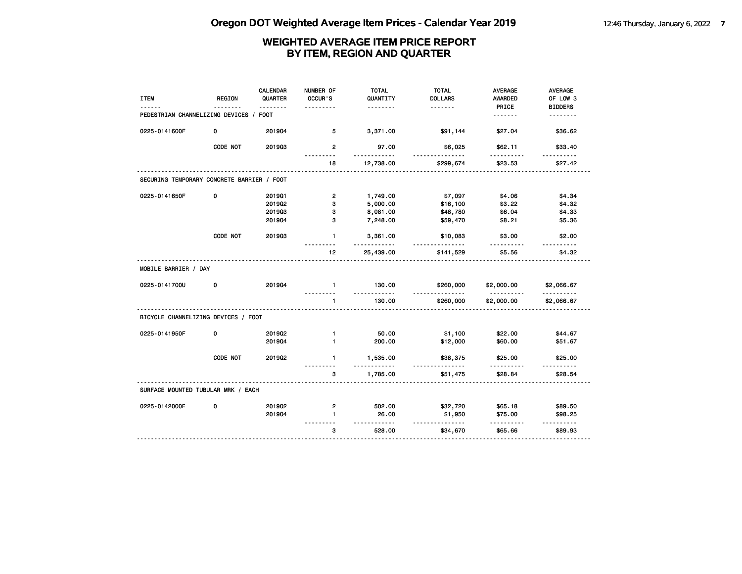# Oregon DOT Weighted Average Item Prices - Calendar Year 2019

## WEIGHTED AVERAGE ITEM PRICE REPORT BY ITEM, REGION AND QUARTER

| ITEM | REGION | CALENDAR QUARTER | NUMBER OF OCCUR'S | TOTAL QUANTITY | TOTAL DOLLARS | AVERAGE AWARDED PRICE | AVERAGE OF LOW 3 BIDDERS |
|---|---|---|---|---|---|---|---|
| PEDESTRIAN CHANNELIZING DEVICES / FOOT | | | | | | | |
| 0225-0141600F | 0 | 2019Q4 | 5 | 3,371.00 | $91,144 | $27.04 | $36.62 |
| | CODE NOT | 2019Q3 | 2 | 97.00 | $6,025 | $62.11 | $33.40 |
| | | | 18 | 12,738.00 | $299,674 | $23.53 | $27.42 |
| SECURING TEMPORARY CONCRETE BARRIER / FOOT | | | | | | | |
| 0225-0141650F | 0 | 2019Q1 | 2 | 1,749.00 | $7,097 | $4.06 | $4.34 |
| | | 2019Q2 | 3 | 5,000.00 | $16,100 | $3.22 | $4.32 |
| | | 2019Q3 | 3 | 8,081.00 | $48,780 | $6.04 | $4.33 |
| | | 2019Q4 | 3 | 7,248.00 | $59,470 | $8.21 | $5.36 |
| | CODE NOT | 2019Q3 | 1 | 3,361.00 | $10,083 | $3.00 | $2.00 |
| | | | 12 | 25,439.00 | $141,529 | $5.56 | $4.32 |
| MOBILE BARRIER / DAY | | | | | | | |
| 0225-0141700U | 0 | 2019Q4 | 1 | 130.00 | $260,000 | $2,000.00 | $2,066.67 |
| | | | 1 | 130.00 | $260,000 | $2,000.00 | $2,066.67 |
| BICYCLE CHANNELIZING DEVICES / FOOT | | | | | | | |
| 0225-0141950F | 0 | 2019Q2 | 1 | 50.00 | $1,100 | $22.00 | $44.67 |
| | | 2019Q4 | 1 | 200.00 | $12,000 | $60.00 | $51.67 |
| | CODE NOT | 2019Q2 | 1 | 1,535.00 | $38,375 | $25.00 | $25.00 |
| | | | 3 | 1,785.00 | $51,475 | $28.84 | $28.54 |
| SURFACE MOUNTED TUBULAR MRK / EACH | | | | | | | |
| 0225-0142000E | 0 | 2019Q2 | 2 | 502.00 | $32,720 | $65.18 | $89.50 |
| | | 2019Q4 | 1 | 26.00 | $1,950 | $75.00 | $98.25 |
| | | | 3 | 528.00 | $34,670 | $65.66 | $89.93 |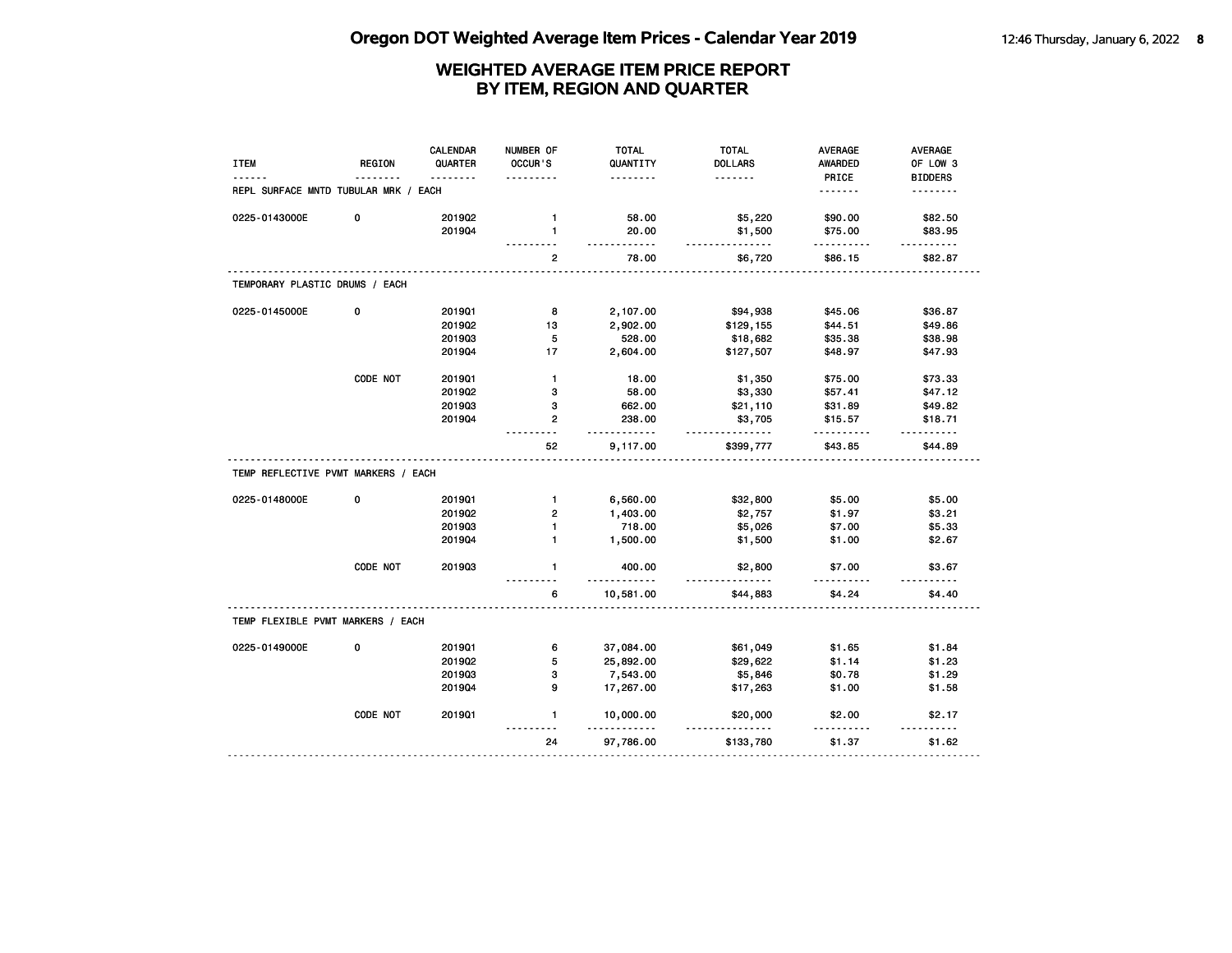# Oregon DOT Weighted Average Item Prices - Calendar Year 2019

## WEIGHTED AVERAGE ITEM PRICE REPORT BY ITEM, REGION AND QUARTER

| ITEM | REGION | CALENDAR QUARTER | NUMBER OF OCCUR'S | TOTAL QUANTITY | TOTAL DOLLARS | AVERAGE AWARDED PRICE | AVERAGE OF LOW 3 BIDDERS |
|---|---|---|---|---|---|---|---|
| **REPL SURFACE MNTD TUBULAR MRK / EACH** | | | | | | | |
| 0225-0143000E | 0 | 2019Q2 | 1 | 58.00 | $5,220 | $90.00 | $82.50 |
| | | 2019Q4 | 1 | 20.00 | $1,500 | $75.00 | $83.95 |
| | | | 2 | 78.00 | $6,720 | $86.15 | $82.87 |
| **TEMPORARY PLASTIC DRUMS / EACH** | | | | | | | |
| 0225-0145000E | 0 | 2019Q1 | 8 | 2,107.00 | $94,938 | $45.06 | $36.87 |
| | | 2019Q2 | 13 | 2,902.00 | $129,155 | $44.51 | $49.86 |
| | | 2019Q3 | 5 | 528.00 | $18,682 | $35.38 | $38.98 |
| | | 2019Q4 | 17 | 2,604.00 | $127,507 | $48.97 | $47.93 |
| | CODE NOT | 2019Q1 | 1 | 18.00 | $1,350 | $75.00 | $73.33 |
| | | 2019Q2 | 3 | 58.00 | $3,330 | $57.41 | $47.12 |
| | | 2019Q3 | 3 | 662.00 | $21,110 | $31.89 | $49.82 |
| | | 2019Q4 | 2 | 238.00 | $3,705 | $15.57 | $18.71 |
| | | | 52 | 9,117.00 | $399,777 | $43.85 | $44.89 |
| **TEMP REFLECTIVE PVMT MARKERS / EACH** | | | | | | | |
| 0225-0148000E | 0 | 2019Q1 | 1 | 6,560.00 | $32,800 | $5.00 | $5.00 |
| | | 2019Q2 | 2 | 1,403.00 | $2,757 | $1.97 | $3.21 |
| | | 2019Q3 | 1 | 718.00 | $5,026 | $7.00 | $5.33 |
| | | 2019Q4 | 1 | 1,500.00 | $1,500 | $1.00 | $2.67 |
| | CODE NOT | 2019Q3 | 1 | 400.00 | $2,800 | $7.00 | $3.67 |
| | | | 6 | 10,581.00 | $44,883 | $4.24 | $4.40 |
| **TEMP FLEXIBLE PVMT MARKERS / EACH** | | | | | | | |
| 0225-0149000E | 0 | 2019Q1 | 6 | 37,084.00 | $61,049 | $1.65 | $1.84 |
| | | 2019Q2 | 5 | 25,892.00 | $29,622 | $1.14 | $1.23 |
| | | 2019Q3 | 3 | 7,543.00 | $5,846 | $0.78 | $1.29 |
| | | 2019Q4 | 9 | 17,267.00 | $17,263 | $1.00 | $1.58 |
| | CODE NOT | 2019Q1 | 1 | 10,000.00 | $20,000 | $2.00 | $2.17 |
| | | | 24 | 97,786.00 | $133,780 | $1.37 | $1.62 |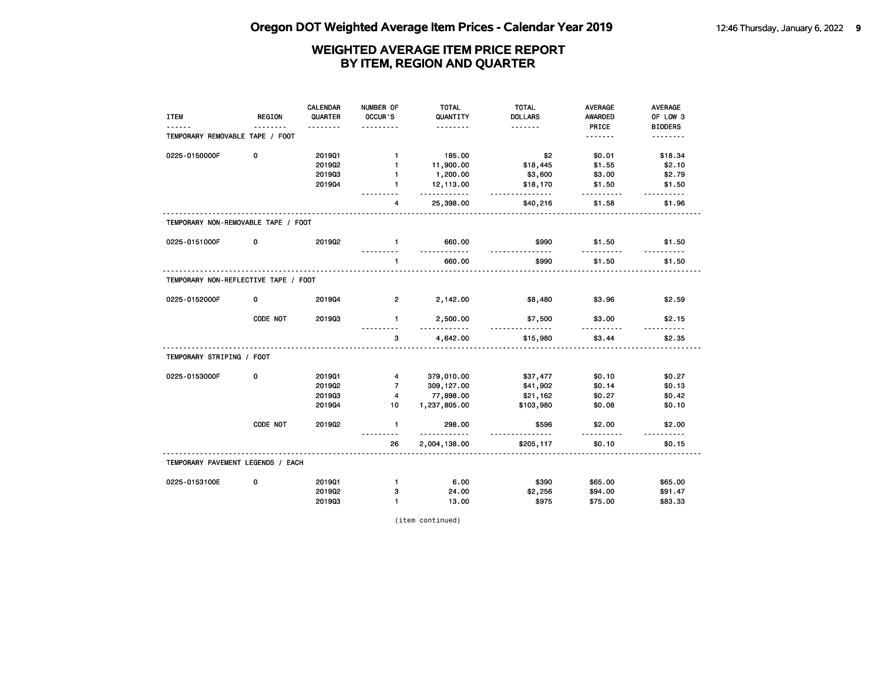# Oregon DOT Weighted Average Item Prices - Calendar Year 2019

## WEIGHTED AVERAGE ITEM PRICE REPORT
## BY ITEM, REGION AND QUARTER

| ITEM | REGION | CALENDAR QUARTER | NUMBER OF OCCUR'S | TOTAL QUANTITY | TOTAL DOLLARS | AVERAGE AWARDED PRICE | AVERAGE OF LOW 3 BIDDERS |
|---|---|---|---|---|---|---|---|
| **TEMPORARY REMOVABLE TAPE / FOOT** | | | | | | | |
| 0225-0150000F | 0 | 2019Q1 | 1 | 185.00 | $2 | $0.01 | $18.34 |
| | | 2019Q2 | 1 | 11,900.00 | $18,445 | $1.55 | $2.10 |
| | | 2019Q3 | 1 | 1,200.00 | $3,600 | $3.00 | $2.79 |
| | | 2019Q4 | 1 | 12,113.00 | $18,170 | $1.50 | $1.50 |
| | | | 4 | 25,398.00 | $40,216 | $1.58 | $1.96 |
| **TEMPORARY NON-REMOVABLE TAPE / FOOT** | | | | | | | |
| 0225-0151000F | 0 | 2019Q2 | 1 | 660.00 | $990 | $1.50 | $1.50 |
| | | | 1 | 660.00 | $990 | $1.50 | $1.50 |
| **TEMPORARY NON-REFLECTIVE TAPE / FOOT** | | | | | | | |
| 0225-0152000F | 0 | 2019Q4 | 2 | 2,142.00 | $8,480 | $3.96 | $2.59 |
| | CODE NOT | 2019Q3 | 1 | 2,500.00 | $7,500 | $3.00 | $2.15 |
| | | | 3 | 4,642.00 | $15,980 | $3.44 | $2.35 |
| **TEMPORARY STRIPING / FOOT** | | | | | | | |
| 0225-0153000F | 0 | 2019Q1 | 4 | 379,010.00 | $37,477 | $0.10 | $0.27 |
| | | 2019Q2 | 7 | 309,127.00 | $41,902 | $0.14 | $0.13 |
| | | 2019Q3 | 4 | 77,898.00 | $21,162 | $0.27 | $0.42 |
| | | 2019Q4 | 10 | 1,237,805.00 | $103,980 | $0.08 | $0.10 |
| | CODE NOT | 2019Q2 | 1 | 298.00 | $596 | $2.00 | $2.00 |
| | | | 26 | 2,004,138.00 | $205,117 | $0.10 | $0.15 |
| **TEMPORARY PAVEMENT LEGENDS / EACH** | | | | | | | |
| 0225-0153100E | 0 | 2019Q1 | 1 | 6.00 | $390 | $65.00 | $65.00 |
| | | 2019Q2 | 3 | 24.00 | $2,256 | $94.00 | $91.47 |
| | | 2019Q3 | 1 | 13.00 | $975 | $75.00 | $83.33 |

(item continued)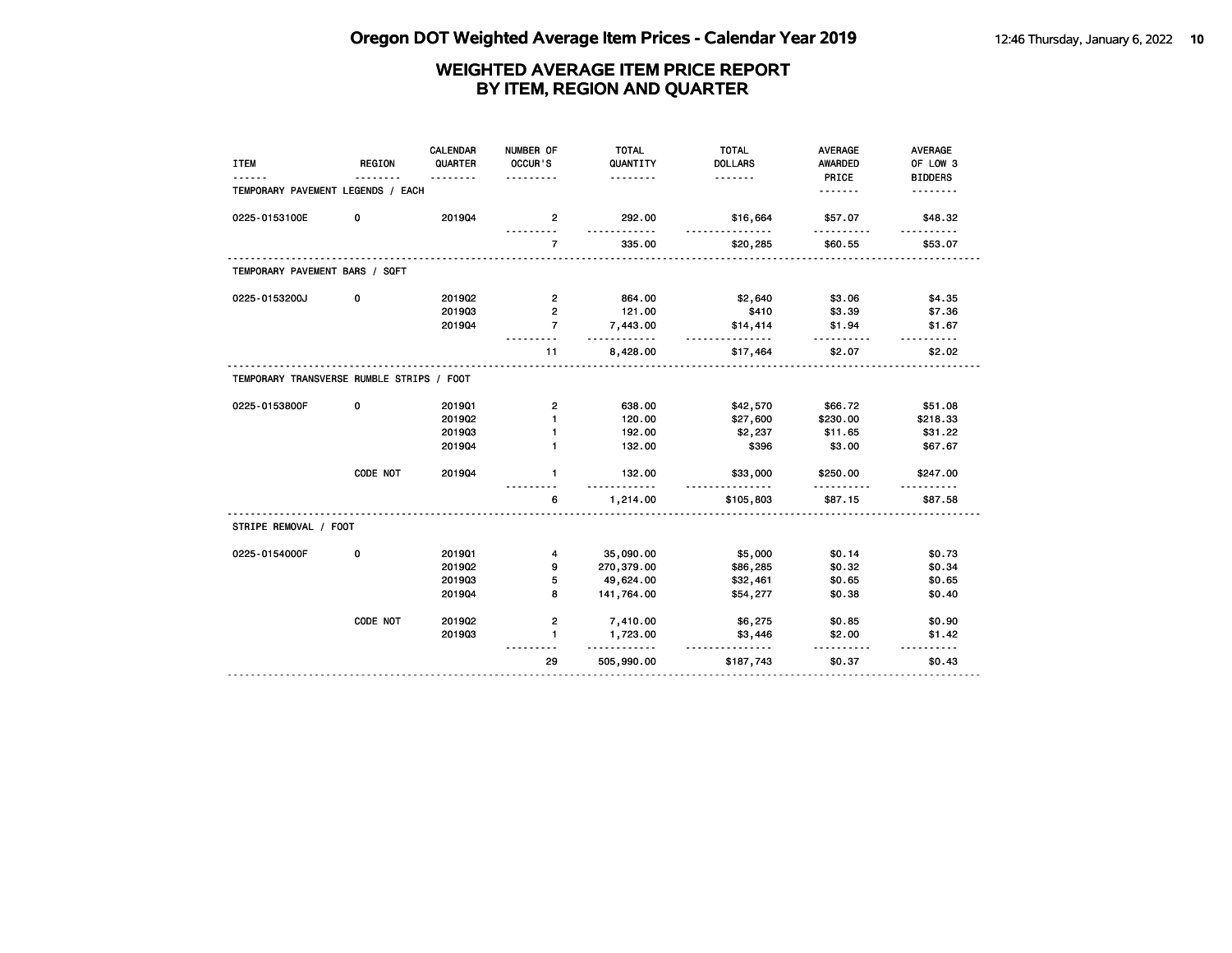# WEIGHTED AVERAGE ITEM PRICE REPORT
# BY ITEM, REGION AND QUARTER

| ITEM | REGION | CALENDAR QUARTER | NUMBER OF OCCUR'S | TOTAL QUANTITY | TOTAL DOLLARS | AVERAGE AWARDED PRICE | AVERAGE OF LOW 3 BIDDERS |
|---|---|---|---|---|---|---|---|
| **TEMPORARY PAVEMENT LEGENDS / EACH** | | | | | | | |
| 0225-0153100E | 0 | 2019Q4 | 2 | 292.00 | $16,664 | $57.07 | $48.32 |
| | | | 7 | 335.00 | $20,285 | $60.55 | $53.07 |
| **TEMPORARY PAVEMENT BARS / SQFT** | | | | | | | |
| 0225-0153200J | 0 | 2019Q2 | 2 | 864.00 | $2,640 | $3.06 | $4.35 |
| | | 2019Q3 | 2 | 121.00 | $410 | $3.39 | $7.36 |
| | | 2019Q4 | 7 | 7,443.00 | $14,414 | $1.94 | $1.67 |
| | | | 11 | 8,428.00 | $17,464 | $2.07 | $2.02 |
| **TEMPORARY TRANSVERSE RUMBLE STRIPS / FOOT** | | | | | | | |
| 0225-0153800F | 0 | 2019Q1 | 2 | 638.00 | $42,570 | $66.72 | $51.08 |
| | | 2019Q2 | 1 | 120.00 | $27,600 | $230.00 | $218.33 |
| | | 2019Q3 | 1 | 192.00 | $2,237 | $11.65 | $31.22 |
| | | 2019Q4 | 1 | 132.00 | $396 | $3.00 | $67.67 |
| | CODE NOT | 2019Q4 | 1 | 132.00 | $33,000 | $250.00 | $247.00 |
| | | | 6 | 1,214.00 | $105,803 | $87.15 | $87.58 |
| **STRIPE REMOVAL / FOOT** | | | | | | | |
| 0225-0154000F | 0 | 2019Q1 | 4 | 35,090.00 | $5,000 | $0.14 | $0.73 |
| | | 2019Q2 | 9 | 270,379.00 | $86,285 | $0.32 | $0.34 |
| | | 2019Q3 | 5 | 49,624.00 | $32,461 | $0.65 | $0.65 |
| | | 2019Q4 | 8 | 141,764.00 | $54,277 | $0.38 | $0.40 |
| | CODE NOT | 2019Q2 | 2 | 7,410.00 | $6,275 | $0.85 | $0.90 |
| | | 2019Q3 | 1 | 1,723.00 | $3,446 | $2.00 | $1.42 |
| | | | 29 | 505,990.00 | $187,743 | $0.37 | $0.43 |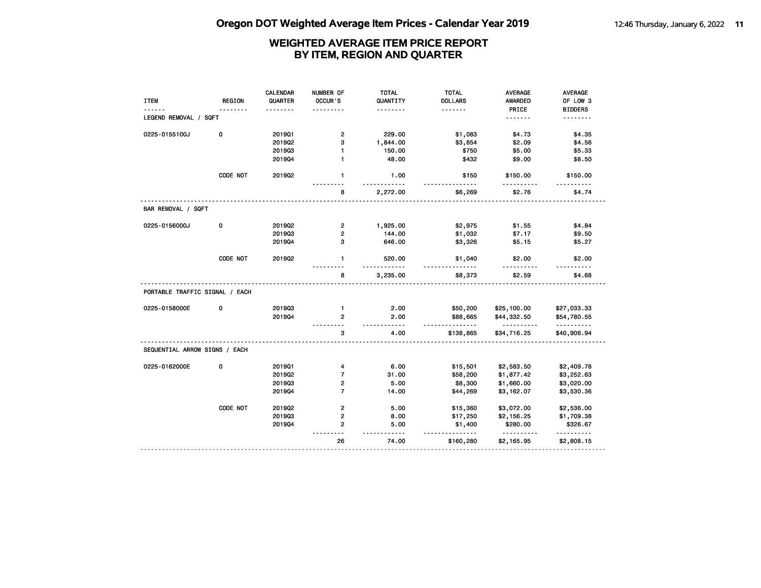## Oregon DOT Weighted Average Item Prices - Calendar Year 2019

### WEIGHTED AVERAGE ITEM PRICE REPORT BY ITEM, REGION AND QUARTER

| ITEM | REGION | CALENDAR QUARTER | NUMBER OF OCCUR'S | TOTAL QUANTITY | TOTAL DOLLARS | AVERAGE AWARDED PRICE | AVERAGE OF LOW 3 BIDDERS |
|---|---|---|---|---|---|---|---|
| LEGEND REMOVAL / SQFT | | | | | | | |
| 0225-0155100J | 0 | 2019Q1 | 2 | 229.00 | $1,083 | $4.73 | $4.35 |
| | | 2019Q2 | 3 | 1,844.00 | $3,854 | $2.09 | $4.56 |
| | | 2019Q3 | 1 | 150.00 | $750 | $5.00 | $5.33 |
| | | 2019Q4 | 1 | 48.00 | $432 | $9.00 | $8.50 |
| | CODE NOT | 2019Q2 | 1 | 1.00 | $150 | $150.00 | $150.00 |
| | | | 8 | 2,272.00 | $6,269 | $2.76 | $4.74 |
| BAR REMOVAL / SQFT | | | | | | | |
| 0225-0156000J | 0 | 2019Q2 | 2 | 1,925.00 | $2,975 | $1.55 | $4.84 |
| | | 2019Q3 | 2 | 144.00 | $1,032 | $7.17 | $9.50 |
| | | 2019Q4 | 3 | 646.00 | $3,326 | $5.15 | $5.27 |
| | CODE NOT | 2019Q2 | 1 | 520.00 | $1,040 | $2.00 | $2.00 |
| | | | 8 | 3,235.00 | $8,373 | $2.59 | $4.68 |
| PORTABLE TRAFFIC SIGNAL / EACH | | | | | | | |
| 0225-0158000E | 0 | 2019Q3 | 1 | 2.00 | $50,200 | $25,100.00 | $27,033.33 |
| | | 2019Q4 | 2 | 2.00 | $88,665 | $44,332.50 | $54,780.55 |
| | | | 3 | 4.00 | $138,865 | $34,716.25 | $40,906.94 |
| SEQUENTIAL ARROW SIGNS / EACH | | | | | | | |
| 0225-0162000E | 0 | 2019Q1 | 4 | 6.00 | $15,501 | $2,583.50 | $2,409.78 |
| | | 2019Q2 | 7 | 31.00 | $58,200 | $1,877.42 | $3,252.63 |
| | | 2019Q3 | 2 | 5.00 | $8,300 | $1,660.00 | $3,020.00 |
| | | 2019Q4 | 7 | 14.00 | $44,269 | $3,162.07 | $3,530.36 |
| | CODE NOT | 2019Q2 | 2 | 5.00 | $15,360 | $3,072.00 | $2,536.00 |
| | | 2019Q3 | 2 | 8.00 | $17,250 | $2,156.25 | $1,709.38 |
| | | 2019Q4 | 2 | 5.00 | $1,400 | $280.00 | $326.67 |
| | | | 26 | 74.00 | $160,280 | $2,165.95 | $2,808.15 |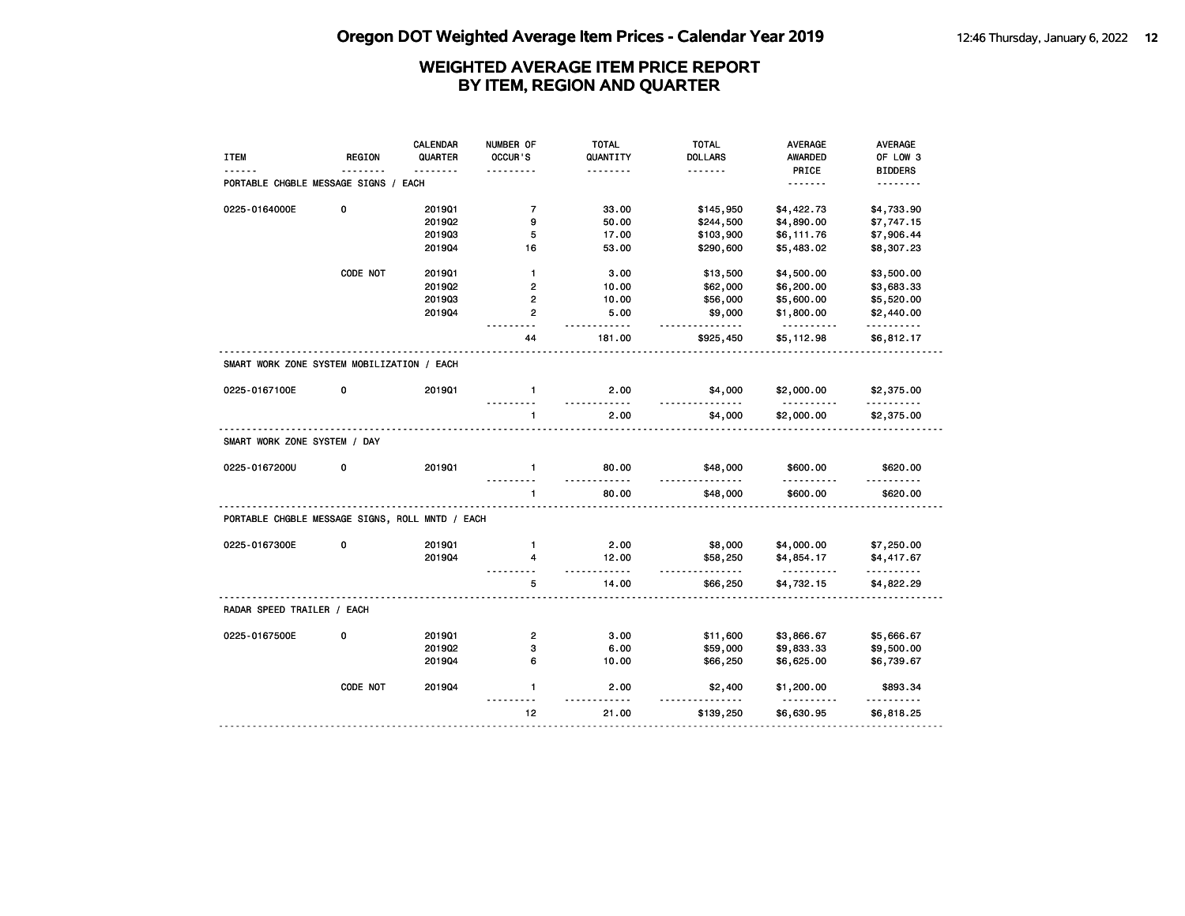# WEIGHTED AVERAGE ITEM PRICE REPORT
## BY ITEM, REGION AND QUARTER

| ITEM | REGION | CALENDAR QUARTER | NUMBER OF OCCUR'S | TOTAL QUANTITY | TOTAL DOLLARS | AVERAGE AWARDED PRICE | AVERAGE OF LOW 3 BIDDERS |
|---|---|---|---|---|---|---|---|
| **PORTABLE CHGBLE MESSAGE SIGNS / EACH** | | | | | | | |
| 0225-0164000E | 0 | 2019Q1 | 7 | 33.00 | $145,950 | $4,422.73 | $4,733.90 |
| | | 2019Q2 | 9 | 50.00 | $244,500 | $4,890.00 | $7,747.15 |
| | | 2019Q3 | 5 | 17.00 | $103,900 | $6,111.76 | $7,906.44 |
| | | 2019Q4 | 16 | 53.00 | $290,600 | $5,483.02 | $8,307.23 |
| | CODE NOT | 2019Q1 | 1 | 3.00 | $13,500 | $4,500.00 | $3,500.00 |
| | | 2019Q2 | 2 | 10.00 | $62,000 | $6,200.00 | $3,683.33 |
| | | 2019Q3 | 2 | 10.00 | $56,000 | $5,600.00 | $5,520.00 |
| | | 2019Q4 | 2 | 5.00 | $9,000 | $1,800.00 | $2,440.00 |
| | | | 44 | 181.00 | $925,450 | $5,112.98 | $6,812.17 |
| **SMART WORK ZONE SYSTEM MOBILIZATION / EACH** | | | | | | | |
| 0225-0167100E | 0 | 2019Q1 | 1 | 2.00 | $4,000 | $2,000.00 | $2,375.00 |
| | | | 1 | 2.00 | $4,000 | $2,000.00 | $2,375.00 |
| **SMART WORK ZONE SYSTEM / DAY** | | | | | | | |
| 0225-0167200U | 0 | 2019Q1 | 1 | 80.00 | $48,000 | $600.00 | $620.00 |
| | | | 1 | 80.00 | $48,000 | $600.00 | $620.00 |
| **PORTABLE CHGBLE MESSAGE SIGNS, ROLL MNTD / EACH** | | | | | | | |
| 0225-0167300E | 0 | 2019Q1 | 1 | 2.00 | $8,000 | $4,000.00 | $7,250.00 |
| | | 2019Q4 | 4 | 12.00 | $58,250 | $4,854.17 | $4,417.67 |
| | | | 5 | 14.00 | $66,250 | $4,732.15 | $4,822.29 |
| **RADAR SPEED TRAILER / EACH** | | | | | | | |
| 0225-0167500E | 0 | 2019Q1 | 2 | 3.00 | $11,600 | $3,866.67 | $5,666.67 |
| | | 2019Q2 | 3 | 6.00 | $59,000 | $9,833.33 | $9,500.00 |
| | | 2019Q4 | 6 | 10.00 | $66,250 | $6,625.00 | $6,739.67 |
| | CODE NOT | 2019Q4 | 1 | 2.00 | $2,400 | $1,200.00 | $893.34 |
| | | | 12 | 21.00 | $139,250 | $6,630.95 | $6,818.25 |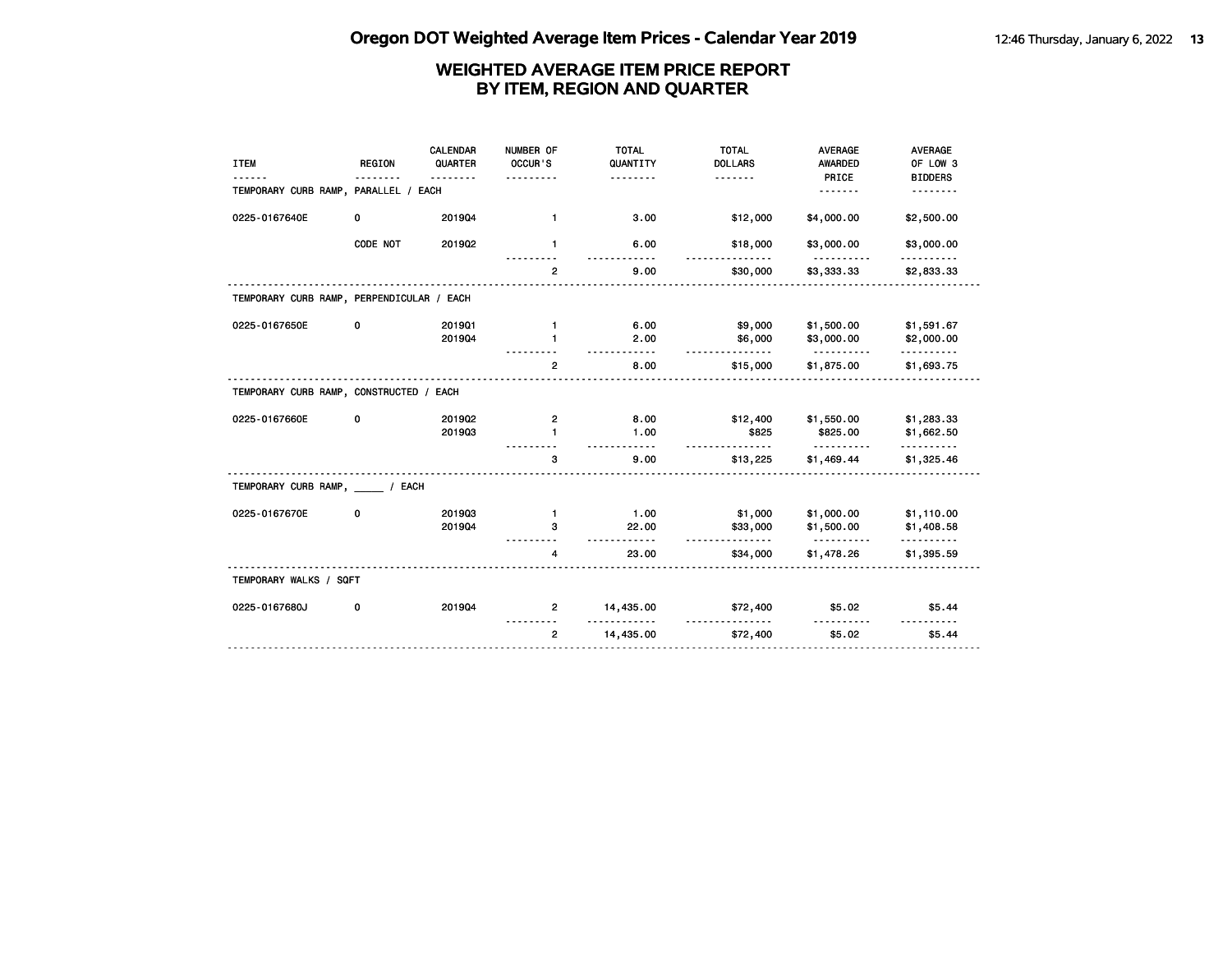# WEIGHTED AVERAGE ITEM PRICE REPORT
## BY ITEM, REGION AND QUARTER

| ITEM | REGION | CALENDAR QUARTER | NUMBER OF OCCUR'S | TOTAL QUANTITY | TOTAL DOLLARS | AVERAGE AWARDED PRICE | AVERAGE OF LOW 3 BIDDERS |
|---|---|---|---|---|---|---|---|
| **TEMPORARY CURB RAMP, PARALLEL / EACH** | | | | | | | |
| 0225-0167640E | 0 | 2019Q4 | 1 | 3.00 | $12,000 | $4,000.00 | $2,500.00 |
| | CODE NOT | 2019Q2 | 1 | 6.00 | $18,000 | $3,000.00 | $3,000.00 |
| | | | 2 | 9.00 | $30,000 | $3,333.33 | $2,833.33 |
| **TEMPORARY CURB RAMP, PERPENDICULAR / EACH** | | | | | | | |
| 0225-0167650E | 0 | 2019Q1 | 1 | 6.00 | $9,000 | $1,500.00 | $1,591.67 |
| | | 2019Q4 | 1 | 2.00 | $6,000 | $3,000.00 | $2,000.00 |
| | | | 2 | 8.00 | $15,000 | $1,875.00 | $1,693.75 |
| **TEMPORARY CURB RAMP, CONSTRUCTED / EACH** | | | | | | | |
| 0225-0167660E | 0 | 2019Q2 | 2 | 8.00 | $12,400 | $1,550.00 | $1,283.33 |
| | | 2019Q3 | 1 | 1.00 | $825 | $825.00 | $1,662.50 |
| | | | 3 | 9.00 | $13,225 | $1,469.44 | $1,325.46 |
| **TEMPORARY CURB RAMP, _____ / EACH** | | | | | | | |
| 0225-0167670E | 0 | 2019Q3 | 1 | 1.00 | $1,000 | $1,000.00 | $1,110.00 |
| | | 2019Q4 | 3 | 22.00 | $33,000 | $1,500.00 | $1,408.58 |
| | | | 4 | 23.00 | $34,000 | $1,478.26 | $1,395.59 |
| **TEMPORARY WALKS / SQFT** | | | | | | | |
| 0225-0167680J | 0 | 2019Q4 | 2 | 14,435.00 | $72,400 | $5.02 | $5.44 |
| | | | 2 | 14,435.00 | $72,400 | $5.02 | $5.44 |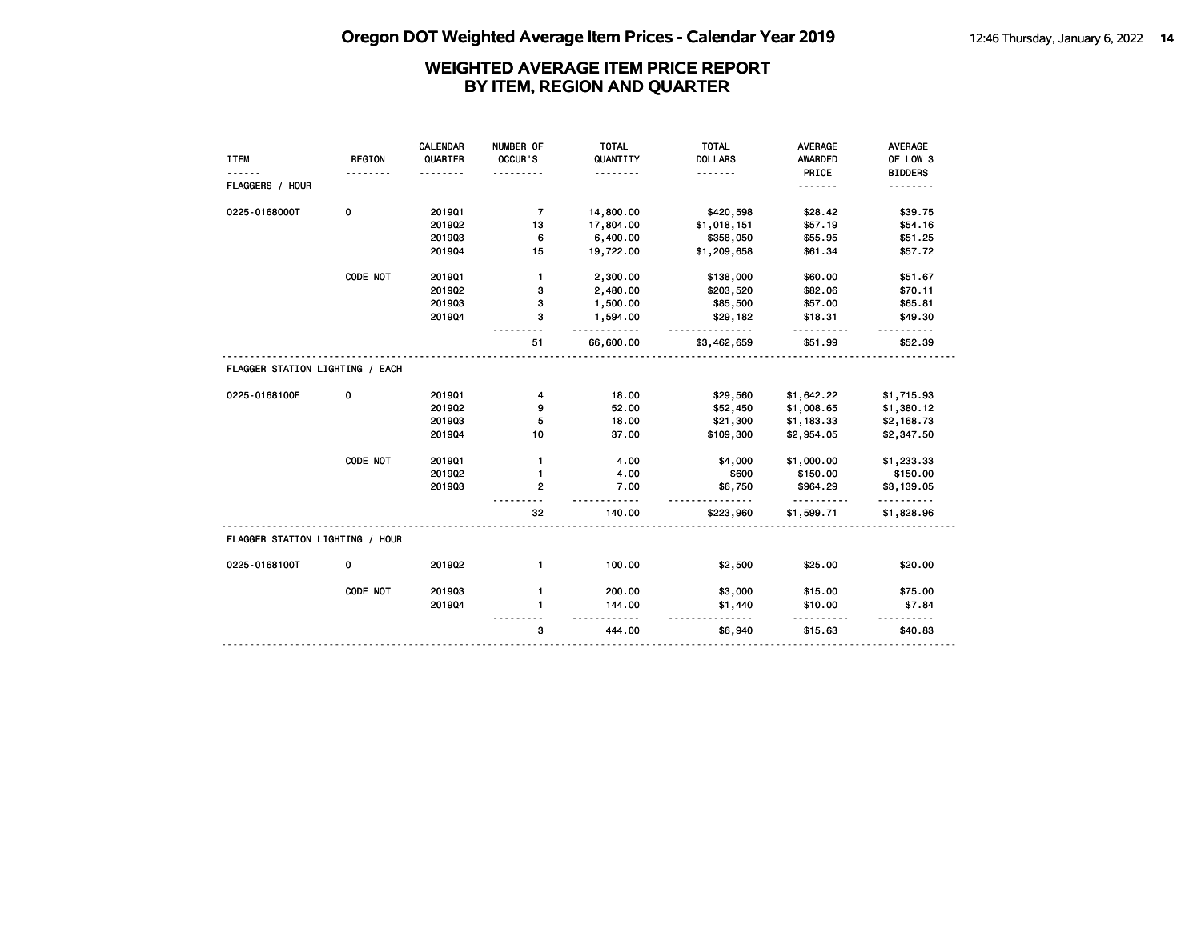## WEIGHTED AVERAGE ITEM PRICE REPORT BY ITEM, REGION AND QUARTER

| ITEM | REGION | CALENDAR QUARTER | NUMBER OF OCCUR'S | TOTAL QUANTITY | TOTAL DOLLARS | AVERAGE AWARDED PRICE | AVERAGE OF LOW 3 BIDDERS |
|---|---|---|---|---|---|---|---|
| **FLAGGERS / HOUR** | | | | | | | |
| 0225-0168000T | 0 | 2019Q1 | 7 | 14,800.00 | $420,598 | $28.42 | $39.75 |
| | | 2019Q2 | 13 | 17,804.00 | $1,018,151 | $57.19 | $54.16 |
| | | 2019Q3 | 6 | 6,400.00 | $358,050 | $55.95 | $51.25 |
| | | 2019Q4 | 15 | 19,722.00 | $1,209,658 | $61.34 | $57.72 |
| | CODE NOT | 2019Q1 | 1 | 2,300.00 | $138,000 | $60.00 | $51.67 |
| | | 2019Q2 | 3 | 2,480.00 | $203,520 | $82.06 | $70.11 |
| | | 2019Q3 | 3 | 1,500.00 | $85,500 | $57.00 | $65.81 |
| | | 2019Q4 | 3 | 1,594.00 | $29,182 | $18.31 | $49.30 |
| | | | 51 | 66,600.00 | $3,462,659 | $51.99 | $52.39 |
| **FLAGGER STATION LIGHTING / EACH** | | | | | | | |
| 0225-0168100E | 0 | 2019Q1 | 4 | 18.00 | $29,560 | $1,642.22 | $1,715.93 |
| | | 2019Q2 | 9 | 52.00 | $52,450 | $1,008.65 | $1,380.12 |
| | | 2019Q3 | 5 | 18.00 | $21,300 | $1,183.33 | $2,168.73 |
| | | 2019Q4 | 10 | 37.00 | $109,300 | $2,954.05 | $2,347.50 |
| | CODE NOT | 2019Q1 | 1 | 4.00 | $4,000 | $1,000.00 | $1,233.33 |
| | | 2019Q2 | 1 | 4.00 | $600 | $150.00 | $150.00 |
| | | 2019Q3 | 2 | 7.00 | $6,750 | $964.29 | $3,139.05 |
| | | | 32 | 140.00 | $223,960 | $1,599.71 | $1,828.96 |
| **FLAGGER STATION LIGHTING / HOUR** | | | | | | | |
| 0225-0168100T | 0 | 2019Q2 | 1 | 100.00 | $2,500 | $25.00 | $20.00 |
| | CODE NOT | 2019Q3 | 1 | 200.00 | $3,000 | $15.00 | $75.00 |
| | | 2019Q4 | 1 | 144.00 | $1,440 | $10.00 | $7.84 |
| | | | 3 | 444.00 | $6,940 | $15.63 | $40.83 |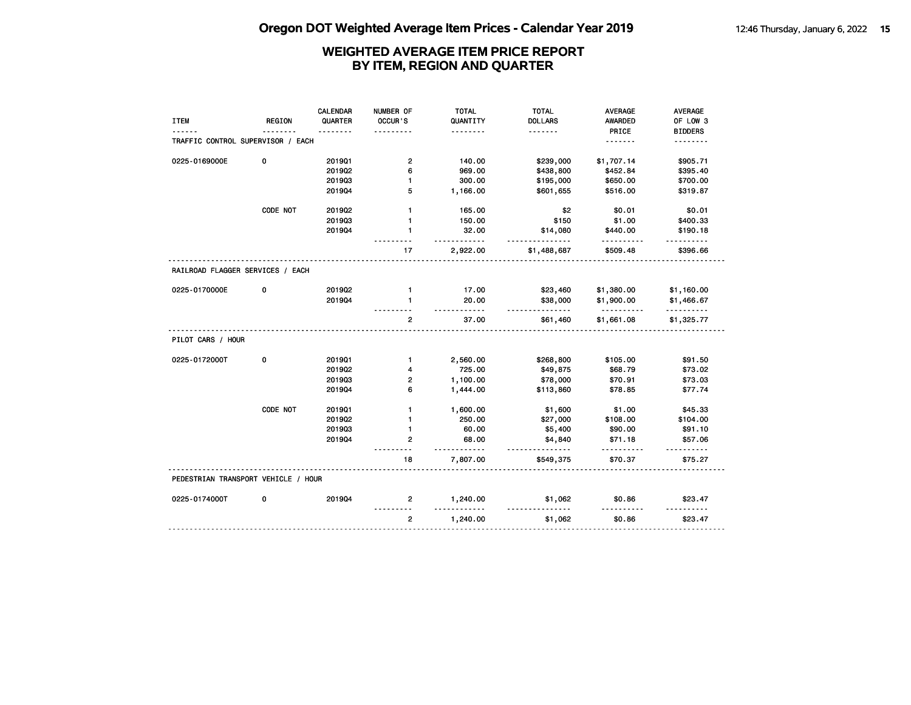# Oregon DOT Weighted Average Item Prices - Calendar Year 2019

## WEIGHTED AVERAGE ITEM PRICE REPORT BY ITEM, REGION AND QUARTER

| ITEM | REGION | CALENDAR QUARTER | NUMBER OF OCCUR'S | TOTAL QUANTITY | TOTAL DOLLARS | AVERAGE AWARDED PRICE | AVERAGE OF LOW 3 BIDDERS |
|---|---|---|---|---|---|---|---|
| **TRAFFIC CONTROL SUPERVISOR / EACH** | | | | | | | |
| 0225-0169000E | 0 | 2019Q1 | 2 | 140.00 | $239,000 | $1,707.14 | $905.71 |
| | | 2019Q2 | 6 | 969.00 | $438,800 | $452.84 | $395.40 |
| | | 2019Q3 | 1 | 300.00 | $195,000 | $650.00 | $700.00 |
| | | 2019Q4 | 5 | 1,166.00 | $601,655 | $516.00 | $319.87 |
| | CODE NOT | 2019Q2 | 1 | 165.00 | $2 | $0.01 | $0.01 |
| | | 2019Q3 | 1 | 150.00 | $150 | $1.00 | $400.33 |
| | | 2019Q4 | 1 | 32.00 | $14,080 | $440.00 | $190.18 |
| | | | 17 | 2,922.00 | $1,488,687 | $509.48 | $396.66 |
| **RAILROAD FLAGGER SERVICES / EACH** | | | | | | | |
| 0225-0170000E | 0 | 2019Q2 | 1 | 17.00 | $23,460 | $1,380.00 | $1,160.00 |
| | | 2019Q4 | 1 | 20.00 | $38,000 | $1,900.00 | $1,466.67 |
| | | | 2 | 37.00 | $61,460 | $1,661.08 | $1,325.77 |
| **PILOT CARS / HOUR** | | | | | | | |
| 0225-0172000T | 0 | 2019Q1 | 1 | 2,560.00 | $268,800 | $105.00 | $91.50 |
| | | 2019Q2 | 4 | 725.00 | $49,875 | $68.79 | $73.02 |
| | | 2019Q3 | 2 | 1,100.00 | $78,000 | $70.91 | $73.03 |
| | | 2019Q4 | 6 | 1,444.00 | $113,860 | $78.85 | $77.74 |
| | CODE NOT | 2019Q1 | 1 | 1,600.00 | $1,600 | $1.00 | $45.33 |
| | | 2019Q2 | 1 | 250.00 | $27,000 | $108.00 | $104.00 |
| | | 2019Q3 | 1 | 60.00 | $5,400 | $90.00 | $91.10 |
| | | 2019Q4 | 2 | 68.00 | $4,840 | $71.18 | $57.06 |
| | | | 18 | 7,807.00 | $549,375 | $70.37 | $75.27 |
| **PEDESTRIAN TRANSPORT VEHICLE / HOUR** | | | | | | | |
| 0225-0174000T | 0 | 2019Q4 | 2 | 1,240.00 | $1,062 | $0.86 | $23.47 |
| | | | 2 | 1,240.00 | $1,062 | $0.86 | $23.47 |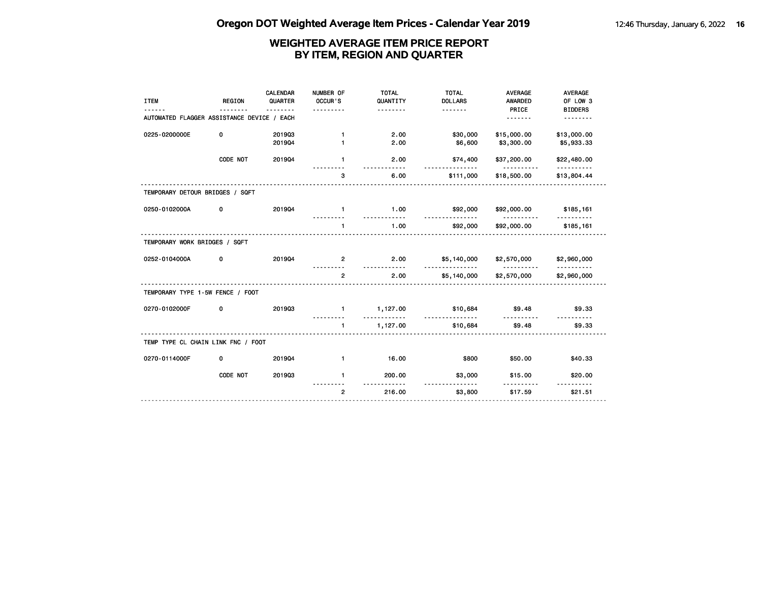# Oregon DOT Weighted Average Item Prices - Calendar Year 2019

## WEIGHTED AVERAGE ITEM PRICE REPORT BY ITEM, REGION AND QUARTER

| ITEM | REGION | CALENDAR QUARTER | NUMBER OF OCCUR'S | TOTAL QUANTITY | TOTAL DOLLARS | AVERAGE AWARDED PRICE | AVERAGE OF LOW 3 BIDDERS |
|---|---|---|---|---|---|---|---|
| AUTOMATED FLAGGER ASSISTANCE DEVICE / EACH | | | | | | | |
| 0225-0200000E | 0 | 2019Q3 | 1 | 2.00 | $30,000 | $15,000.00 | $13,000.00 |
| | | 2019Q4 | 1 | 2.00 | $6,600 | $3,300.00 | $5,933.33 |
| | CODE NOT | 2019Q4 | 1 | 2.00 | $74,400 | $37,200.00 | $22,480.00 |
| | | | 3 | 6.00 | $111,000 | $18,500.00 | $13,804.44 |
| TEMPORARY DETOUR BRIDGES / SQFT | | | | | | | |
| 0250-0102000A | 0 | 2019Q4 | 1 | 1.00 | $92,000 | $92,000.00 | $185,161 |
| | | | 1 | 1.00 | $92,000 | $92,000.00 | $185,161 |
| TEMPORARY WORK BRIDGES / SQFT | | | | | | | |
| 0252-0104000A | 0 | 2019Q4 | 2 | 2.00 | $5,140,000 | $2,570,000 | $2,960,000 |
| | | | 2 | 2.00 | $5,140,000 | $2,570,000 | $2,960,000 |
| TEMPORARY TYPE 1-5W FENCE / FOOT | | | | | | | |
| 0270-0102000F | 0 | 2019Q3 | 1 | 1,127.00 | $10,684 | $9.48 | $9.33 |
| | | | 1 | 1,127.00 | $10,684 | $9.48 | $9.33 |
| TEMP TYPE CL CHAIN LINK FNC / FOOT | | | | | | | |
| 0270-0114000F | 0 | 2019Q4 | 1 | 16.00 | $800 | $50.00 | $40.33 |
| | CODE NOT | 2019Q3 | 1 | 200.00 | $3,000 | $15.00 | $20.00 |
| | | | 2 | 216.00 | $3,800 | $17.59 | $21.51 |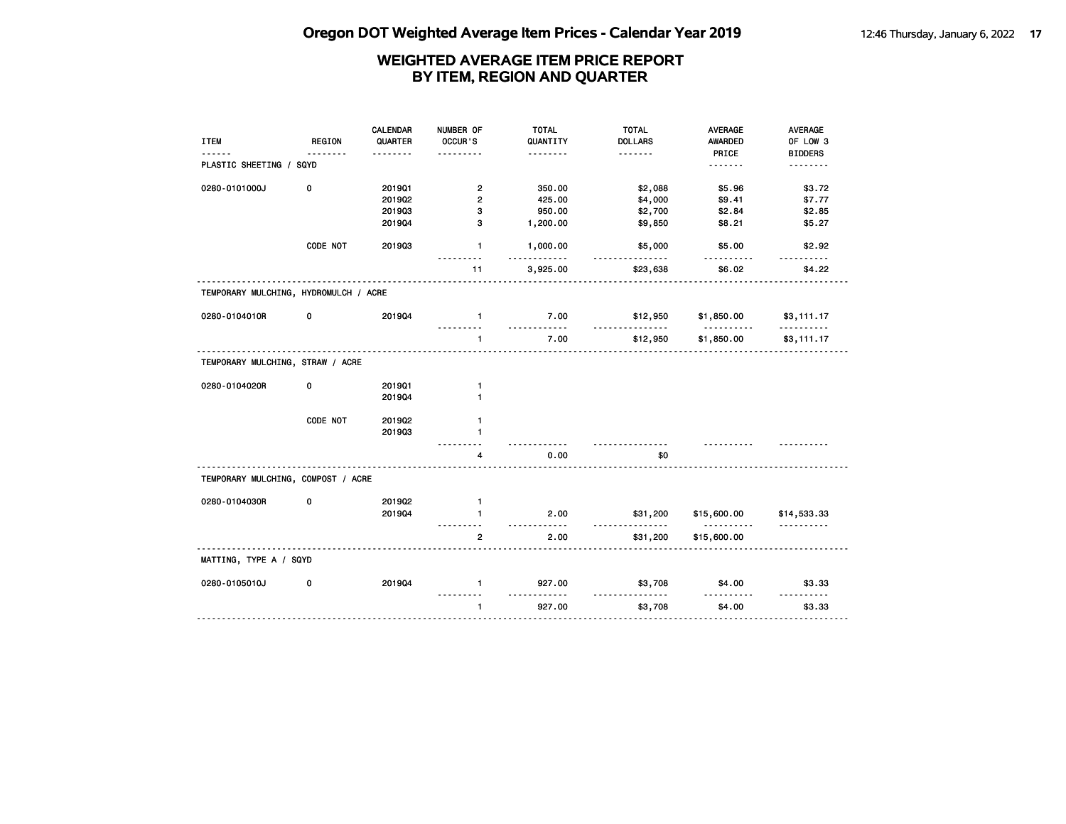# Oregon DOT Weighted Average Item Prices - Calendar Year 2019

## WEIGHTED AVERAGE ITEM PRICE REPORT BY ITEM, REGION AND QUARTER

| ITEM | REGION | CALENDAR QUARTER | NUMBER OF OCCUR'S | TOTAL QUANTITY | TOTAL DOLLARS | AVERAGE AWARDED PRICE | AVERAGE OF LOW 3 BIDDERS |
|---|---|---|---|---|---|---|---|
| **PLASTIC SHEETING / SQYD** | | | | | | | |
| 0280-0101000J | 0 | 2019Q1 | 2 | 350.00 | $2,088 | $5.96 | $3.72 |
| | | 2019Q2 | 2 | 425.00 | $4,000 | $9.41 | $7.77 |
| | | 2019Q3 | 3 | 950.00 | $2,700 | $2.84 | $2.85 |
| | | 2019Q4 | 3 | 1,200.00 | $9,850 | $8.21 | $5.27 |
| | CODE NOT | 2019Q3 | 1 | 1,000.00 | $5,000 | $5.00 | $2.92 |
| | | | 11 | 3,925.00 | $23,638 | $6.02 | $4.22 |
| **TEMPORARY MULCHING, HYDROMULCH / ACRE** | | | | | | | |
| 0280-0104010R | 0 | 2019Q4 | 1 | 7.00 | $12,950 | $1,850.00 | $3,111.17 |
| | | | 1 | 7.00 | $12,950 | $1,850.00 | $3,111.17 |
| **TEMPORARY MULCHING, STRAW / ACRE** | | | | | | | |
| 0280-0104020R | 0 | 2019Q1 | 1 | | | | |
| | | 2019Q4 | 1 | | | | |
| | CODE NOT | 2019Q2 | 1 | | | | |
| | | 2019Q3 | 1 | | | | |
| | | | 4 | 0.00 | $0 | | |
| **TEMPORARY MULCHING, COMPOST / ACRE** | | | | | | | |
| 0280-0104030R | 0 | 2019Q2 | 1 | | | | |
| | | 2019Q4 | 1 | 2.00 | $31,200 | $15,600.00 | $14,533.33 |
| | | | 2 | 2.00 | $31,200 | $15,600.00 | |
| **MATTING, TYPE A / SQYD** | | | | | | | |
| 0280-0105010J | 0 | 2019Q4 | 1 | 927.00 | $3,708 | $4.00 | $3.33 |
| | | | 1 | 927.00 | $3,708 | $4.00 | $3.33 |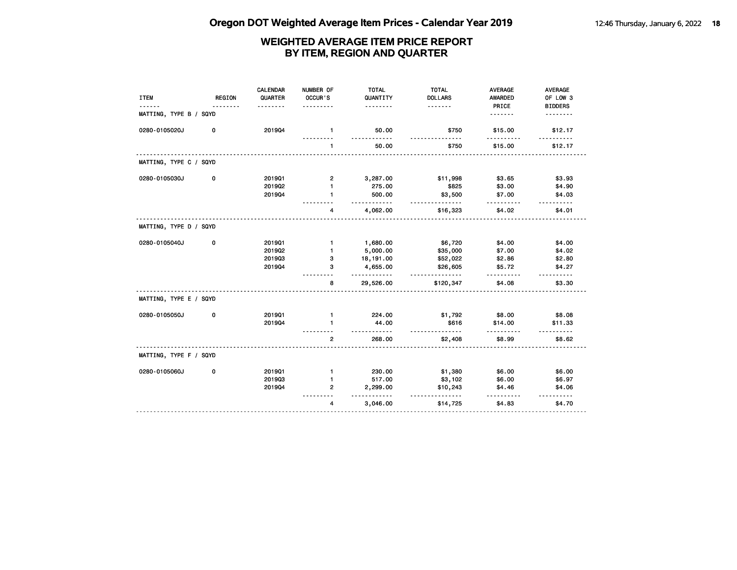# Oregon DOT Weighted Average Item Prices - Calendar Year 2019

## WEIGHTED AVERAGE ITEM PRICE REPORT BY ITEM, REGION AND QUARTER

| ITEM | REGION | CALENDAR QUARTER | NUMBER OF OCCUR'S | TOTAL QUANTITY | TOTAL DOLLARS | AVERAGE AWARDED PRICE | AVERAGE OF LOW 3 BIDDERS |
|---|---|---|---|---|---|---|---|
| MATTING, TYPE B / SQYD | | | | | | | |
| 0280-0105020J | 0 | 2019Q4 | 1 | 50.00 | $750 | $15.00 | $12.17 |
| | | | 1 | 50.00 | $750 | $15.00 | $12.17 |
| MATTING, TYPE C / SQYD | | | | | | | |
| 0280-0105030J | 0 | 2019Q1 | 2 | 3,287.00 | $11,998 | $3.65 | $3.93 |
| | | 2019Q2 | 1 | 275.00 | $825 | $3.00 | $4.90 |
| | | 2019Q4 | 1 | 500.00 | $3,500 | $7.00 | $4.03 |
| | | | 4 | 4,062.00 | $16,323 | $4.02 | $4.01 |
| MATTING, TYPE D / SQYD | | | | | | | |
| 0280-0105040J | 0 | 2019Q1 | 1 | 1,680.00 | $6,720 | $4.00 | $4.00 |
| | | 2019Q2 | 1 | 5,000.00 | $35,000 | $7.00 | $4.02 |
| | | 2019Q3 | 3 | 18,191.00 | $52,022 | $2.86 | $2.80 |
| | | 2019Q4 | 3 | 4,655.00 | $26,605 | $5.72 | $4.27 |
| | | | 8 | 29,526.00 | $120,347 | $4.08 | $3.30 |
| MATTING, TYPE E / SQYD | | | | | | | |
| 0280-0105050J | 0 | 2019Q1 | 1 | 224.00 | $1,792 | $8.00 | $8.08 |
| | | 2019Q4 | 1 | 44.00 | $616 | $14.00 | $11.33 |
| | | | 2 | 268.00 | $2,408 | $8.99 | $8.62 |
| MATTING, TYPE F / SQYD | | | | | | | |
| 0280-0105060J | 0 | 2019Q1 | 1 | 230.00 | $1,380 | $6.00 | $6.00 |
| | | 2019Q3 | 1 | 517.00 | $3,102 | $6.00 | $6.97 |
| | | 2019Q4 | 2 | 2,299.00 | $10,243 | $4.46 | $4.06 |
| | | | 4 | 3,046.00 | $14,725 | $4.83 | $4.70 |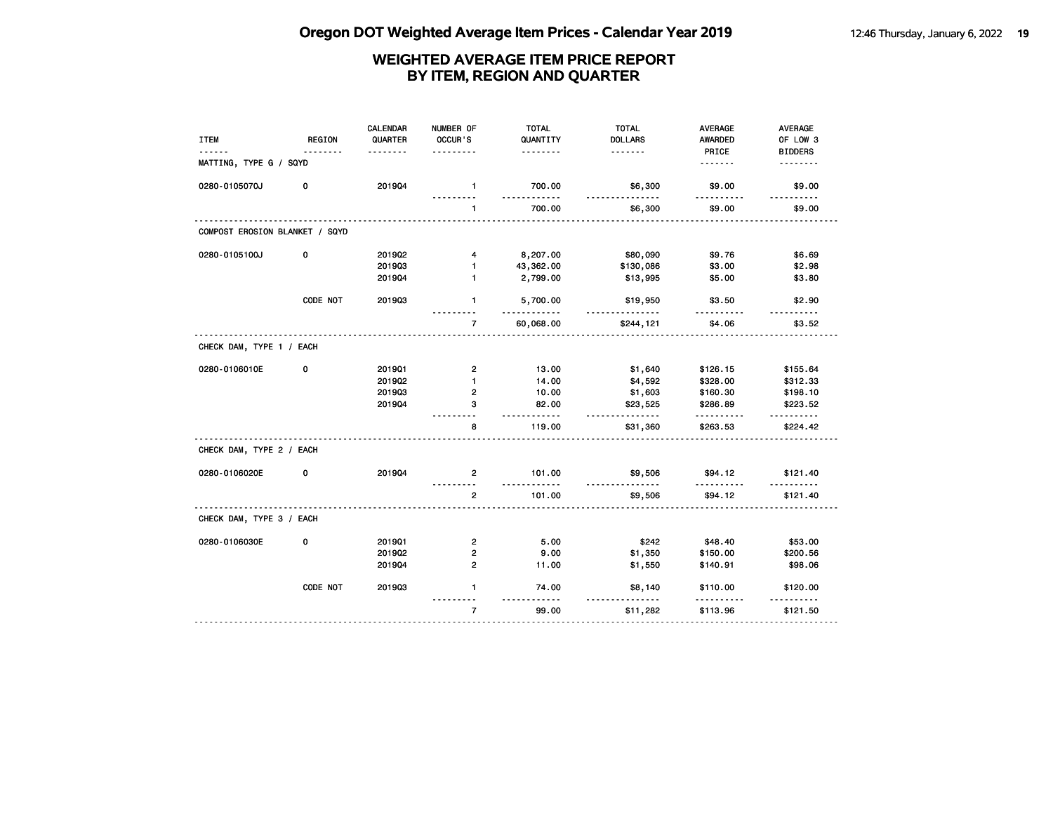# WEIGHTED AVERAGE ITEM PRICE REPORT
# BY ITEM, REGION AND QUARTER

| ITEM | REGION | CALENDAR QUARTER | NUMBER OF OCCUR'S | TOTAL QUANTITY | TOTAL DOLLARS | AVERAGE AWARDED PRICE | AVERAGE OF LOW 3 BIDDERS |
|---|---|---|---|---|---|---|---|
| **MATTING, TYPE G / SQYD** | | | | | | | |
| 0280-0105070J | 0 | 2019Q4 | 1 | 700.00 | $6,300 | $9.00 | $9.00 |
| | | | 1 | 700.00 | $6,300 | $9.00 | $9.00 |
| **COMPOST EROSION BLANKET / SQYD** | | | | | | | |
| 0280-0105100J | 0 | 2019Q2 | 4 | 8,207.00 | $80,090 | $9.76 | $6.69 |
| | | 2019Q3 | 1 | 43,362.00 | $130,086 | $3.00 | $2.98 |
| | | 2019Q4 | 1 | 2,799.00 | $13,995 | $5.00 | $3.80 |
| | CODE NOT | 2019Q3 | 1 | 5,700.00 | $19,950 | $3.50 | $2.90 |
| | | | 7 | 60,068.00 | $244,121 | $4.06 | $3.52 |
| **CHECK DAM, TYPE 1 / EACH** | | | | | | | |
| 0280-0106010E | 0 | 2019Q1 | 2 | 13.00 | $1,640 | $126.15 | $155.64 |
| | | 2019Q2 | 1 | 14.00 | $4,592 | $328.00 | $312.33 |
| | | 2019Q3 | 2 | 10.00 | $1,603 | $160.30 | $198.10 |
| | | 2019Q4 | 3 | 82.00 | $23,525 | $286.89 | $223.52 |
| | | | 8 | 119.00 | $31,360 | $263.53 | $224.42 |
| **CHECK DAM, TYPE 2 / EACH** | | | | | | | |
| 0280-0106020E | 0 | 2019Q4 | 2 | 101.00 | $9,506 | $94.12 | $121.40 |
| | | | 2 | 101.00 | $9,506 | $94.12 | $121.40 |
| **CHECK DAM, TYPE 3 / EACH** | | | | | | | |
| 0280-0106030E | 0 | 2019Q1 | 2 | 5.00 | $242 | $48.40 | $53.00 |
| | | 2019Q2 | 2 | 9.00 | $1,350 | $150.00 | $200.56 |
| | | 2019Q4 | 2 | 11.00 | $1,550 | $140.91 | $98.06 |
| | CODE NOT | 2019Q3 | 1 | 74.00 | $8,140 | $110.00 | $120.00 |
| | | | 7 | 99.00 | $11,282 | $113.96 | $121.50 |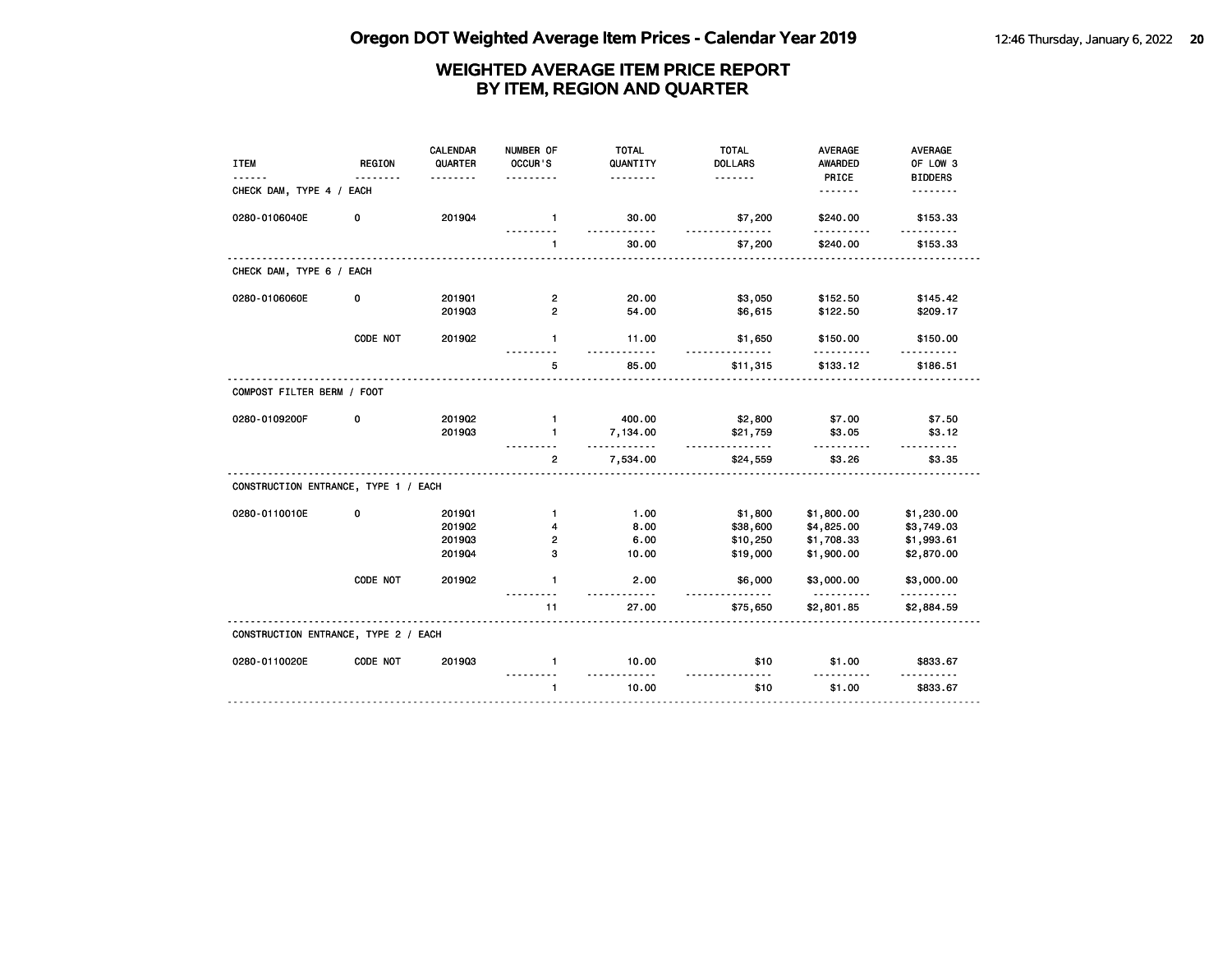# WEIGHTED AVERAGE ITEM PRICE REPORT
## BY ITEM, REGION AND QUARTER

| ITEM | REGION | CALENDAR QUARTER | NUMBER OF OCCUR'S | TOTAL QUANTITY | TOTAL DOLLARS | AVERAGE AWARDED PRICE | AVERAGE OF LOW 3 BIDDERS |
|---|---|---|---|---|---|---|---|
| **CHECK DAM, TYPE 4 / EACH** | | | | | | | |
| 0280-0106040E | 0 | 2019Q4 | 1 | 30.00 | $7,200 | $240.00 | $153.33 |
| | | | 1 | 30.00 | $7,200 | $240.00 | $153.33 |
| **CHECK DAM, TYPE 6 / EACH** | | | | | | | |
| 0280-0106060E | 0 | 2019Q1 | 2 | 20.00 | $3,050 | $152.50 | $145.42 |
| | | 2019Q3 | 2 | 54.00 | $6,615 | $122.50 | $209.17 |
| | CODE NOT | 2019Q2 | 1 | 11.00 | $1,650 | $150.00 | $150.00 |
| | | | 5 | 85.00 | $11,315 | $133.12 | $186.51 |
| **COMPOST FILTER BERM / FOOT** | | | | | | | |
| 0280-0109200F | 0 | 2019Q2 | 1 | 400.00 | $2,800 | $7.00 | $7.50 |
| | | 2019Q3 | 1 | 7,134.00 | $21,759 | $3.05 | $3.12 |
| | | | 2 | 7,534.00 | $24,559 | $3.26 | $3.35 |
| **CONSTRUCTION ENTRANCE, TYPE 1 / EACH** | | | | | | | |
| 0280-0110010E | 0 | 2019Q1 | 1 | 1.00 | $1,800 | $1,800.00 | $1,230.00 |
| | | 2019Q2 | 4 | 8.00 | $38,600 | $4,825.00 | $3,749.03 |
| | | 2019Q3 | 2 | 6.00 | $10,250 | $1,708.33 | $1,993.61 |
| | | 2019Q4 | 3 | 10.00 | $19,000 | $1,900.00 | $2,870.00 |
| | CODE NOT | 2019Q2 | 1 | 2.00 | $6,000 | $3,000.00 | $3,000.00 |
| | | | 11 | 27.00 | $75,650 | $2,801.85 | $2,884.59 |
| **CONSTRUCTION ENTRANCE, TYPE 2 / EACH** | | | | | | | |
| 0280-0110020E | CODE NOT | 2019Q3 | 1 | 10.00 | $10 | $1.00 | $833.67 |
| | | | 1 | 10.00 | $10 | $1.00 | $833.67 |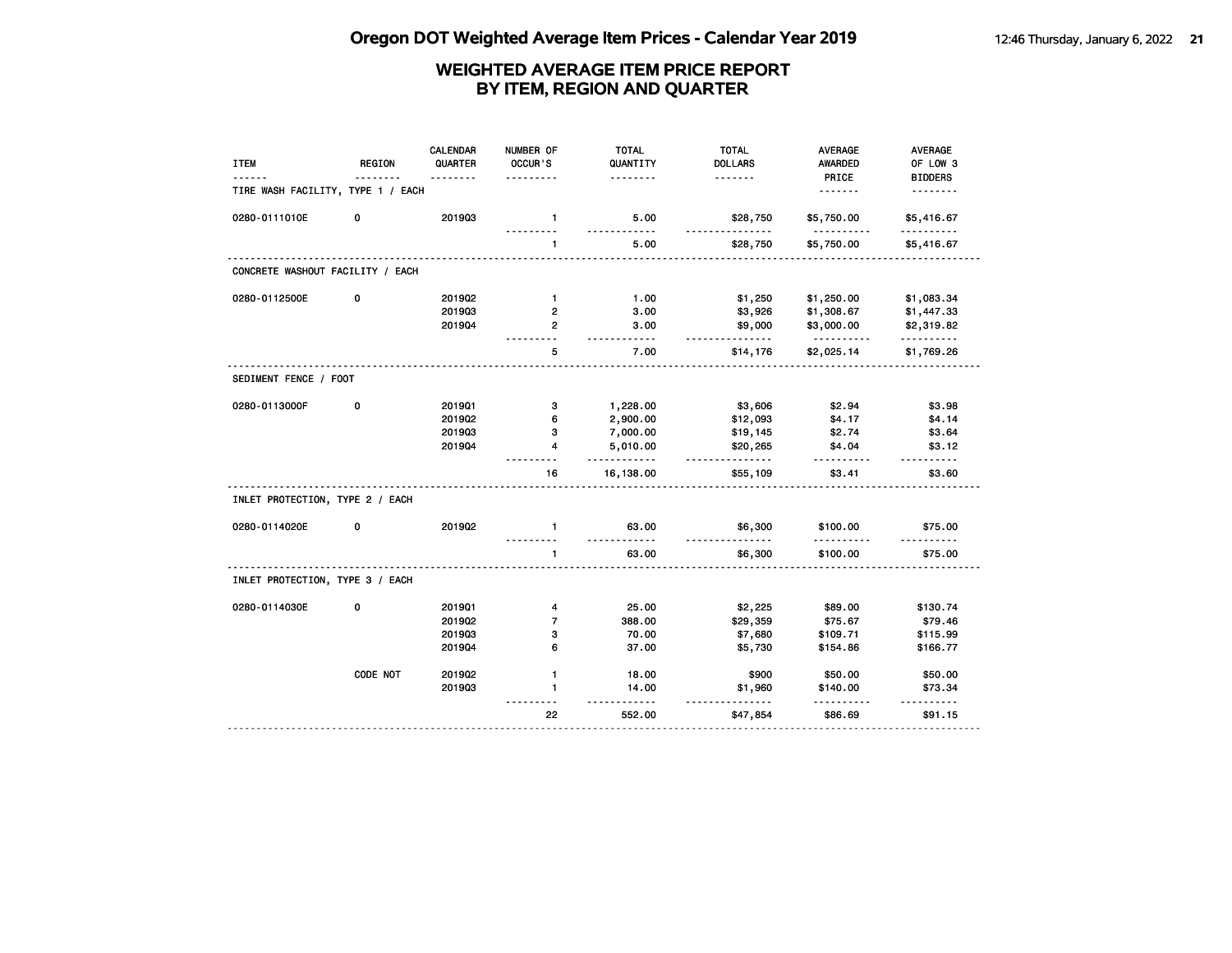# Oregon DOT Weighted Average Item Prices - Calendar Year 2019

## WEIGHTED AVERAGE ITEM PRICE REPORT BY ITEM, REGION AND QUARTER

| ITEM | REGION | CALENDAR QUARTER | NUMBER OF OCCUR'S | TOTAL QUANTITY | TOTAL DOLLARS | AVERAGE AWARDED PRICE | AVERAGE OF LOW 3 BIDDERS |
|---|---|---|---|---|---|---|---|
| **TIRE WASH FACILITY, TYPE 1 / EACH** | | | | | | | |
| 0280-0111010E | 0 | 2019Q3 | 1 | 5.00 | $28,750 | $5,750.00 | $5,416.67 |
| | | | 1 | 5.00 | $28,750 | $5,750.00 | $5,416.67 |
| **CONCRETE WASHOUT FACILITY / EACH** | | | | | | | |
| 0280-0112500E | 0 | 2019Q2 | 1 | 1.00 | $1,250 | $1,250.00 | $1,083.34 |
| | | 2019Q3 | 2 | 3.00 | $3,926 | $1,308.67 | $1,447.33 |
| | | 2019Q4 | 2 | 3.00 | $9,000 | $3,000.00 | $2,319.82 |
| | | | 5 | 7.00 | $14,176 | $2,025.14 | $1,769.26 |
| **SEDIMENT FENCE / FOOT** | | | | | | | |
| 0280-0113000F | 0 | 2019Q1 | 3 | 1,228.00 | $3,606 | $2.94 | $3.98 |
| | | 2019Q2 | 6 | 2,900.00 | $12,093 | $4.17 | $4.14 |
| | | 2019Q3 | 3 | 7,000.00 | $19,145 | $2.74 | $3.64 |
| | | 2019Q4 | 4 | 5,010.00 | $20,265 | $4.04 | $3.12 |
| | | | 16 | 16,138.00 | $55,109 | $3.41 | $3.60 |
| **INLET PROTECTION, TYPE 2 / EACH** | | | | | | | |
| 0280-0114020E | 0 | 2019Q2 | 1 | 63.00 | $6,300 | $100.00 | $75.00 |
| | | | 1 | 63.00 | $6,300 | $100.00 | $75.00 |
| **INLET PROTECTION, TYPE 3 / EACH** | | | | | | | |
| 0280-0114030E | 0 | 2019Q1 | 4 | 25.00 | $2,225 | $89.00 | $130.74 |
| | | 2019Q2 | 7 | 388.00 | $29,359 | $75.67 | $79.46 |
| | | 2019Q3 | 3 | 70.00 | $7,680 | $109.71 | $115.99 |
| | | 2019Q4 | 6 | 37.00 | $5,730 | $154.86 | $166.77 |
| | CODE NOT | 2019Q2 | 1 | 18.00 | $900 | $50.00 | $50.00 |
| | | 2019Q3 | 1 | 14.00 | $1,960 | $140.00 | $73.34 |
| | | | 22 | 552.00 | $47,854 | $86.69 | $91.15 |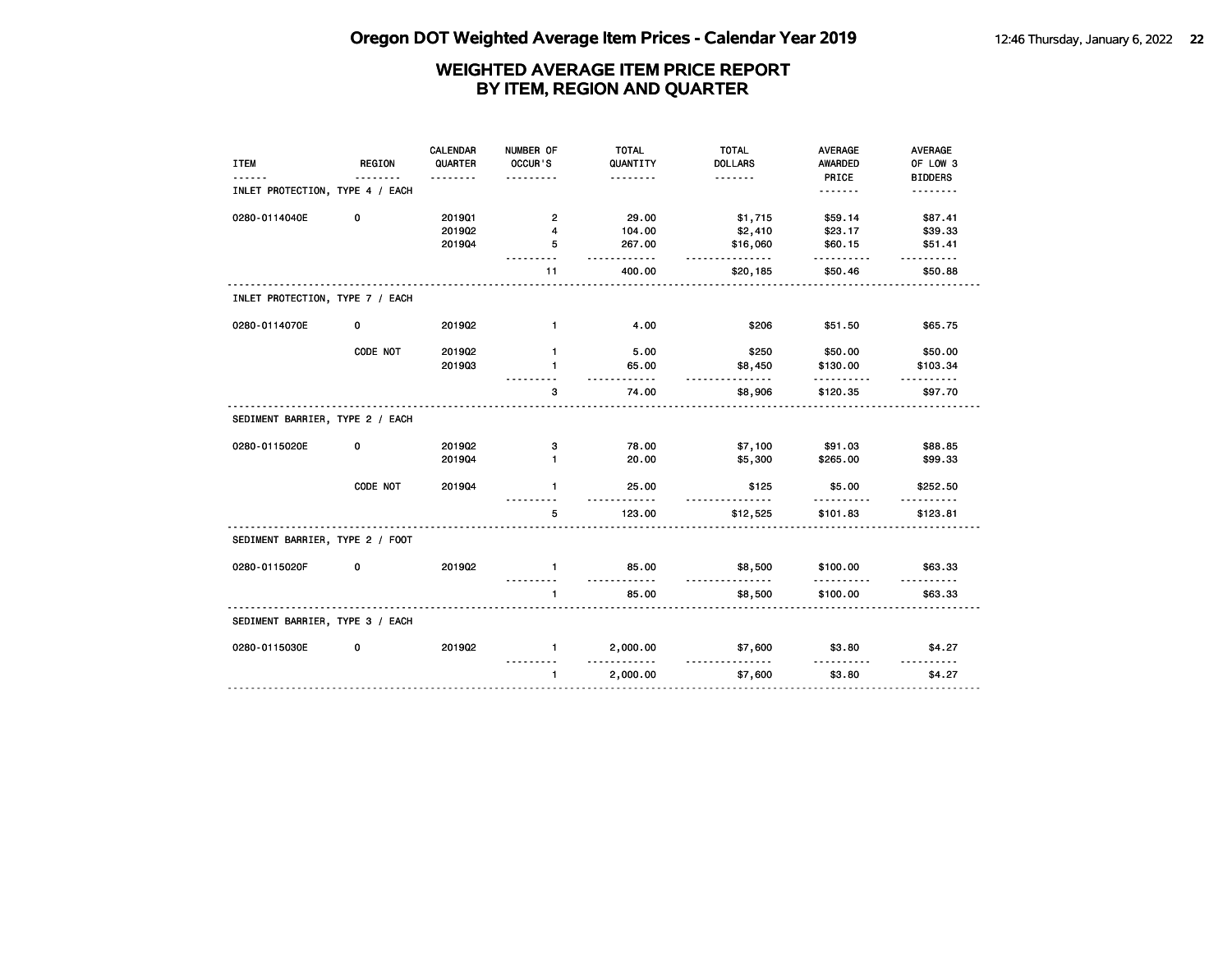# WEIGHTED AVERAGE ITEM PRICE REPORT
## BY ITEM, REGION AND QUARTER

| ITEM | REGION | CALENDAR QUARTER | NUMBER OF OCCUR'S | TOTAL QUANTITY | TOTAL DOLLARS | AVERAGE AWARDED PRICE | AVERAGE OF LOW 3 BIDDERS |
|---|---|---|---|---|---|---|---|
| **INLET PROTECTION, TYPE 4 / EACH** | | | | | | | |
| 0280-0114040E | 0 | 2019Q1 | 2 | 29.00 | $1,715 | $59.14 | $87.41 |
| | | 2019Q2 | 4 | 104.00 | $2,410 | $23.17 | $39.33 |
| | | 2019Q4 | 5 | 267.00 | $16,060 | $60.15 | $51.41 |
| | | | 11 | 400.00 | $20,185 | $50.46 | $50.88 |
| **INLET PROTECTION, TYPE 7 / EACH** | | | | | | | |
| 0280-0114070E | 0 | 2019Q2 | 1 | 4.00 | $206 | $51.50 | $65.75 |
| | CODE NOT | 2019Q2 | 1 | 5.00 | $250 | $50.00 | $50.00 |
| | | 2019Q3 | 1 | 65.00 | $8,450 | $130.00 | $103.34 |
| | | | 3 | 74.00 | $8,906 | $120.35 | $97.70 |
| **SEDIMENT BARRIER, TYPE 2 / EACH** | | | | | | | |
| 0280-0115020E | 0 | 2019Q2 | 3 | 78.00 | $7,100 | $91.03 | $88.85 |
| | | 2019Q4 | 1 | 20.00 | $5,300 | $265.00 | $99.33 |
| | CODE NOT | 2019Q4 | 1 | 25.00 | $125 | $5.00 | $252.50 |
| | | | 5 | 123.00 | $12,525 | $101.83 | $123.81 |
| **SEDIMENT BARRIER, TYPE 2 / FOOT** | | | | | | | |
| 0280-0115020F | 0 | 2019Q2 | 1 | 85.00 | $8,500 | $100.00 | $63.33 |
| | | | 1 | 85.00 | $8,500 | $100.00 | $63.33 |
| **SEDIMENT BARRIER, TYPE 3 / EACH** | | | | | | | |
| 0280-0115030E | 0 | 2019Q2 | 1 | 2,000.00 | $7,600 | $3.80 | $4.27 |
| | | | 1 | 2,000.00 | $7,600 | $3.80 | $4.27 |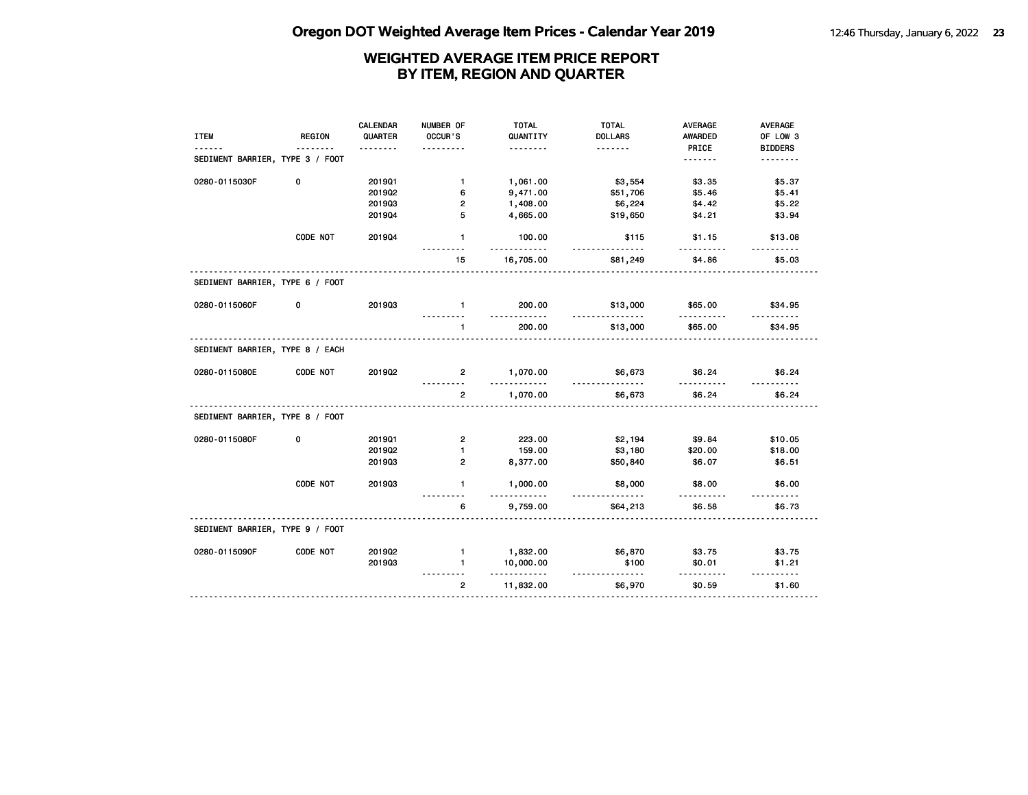# Oregon DOT Weighted Average Item Prices - Calendar Year 2019

## WEIGHTED AVERAGE ITEM PRICE REPORT
## BY ITEM, REGION AND QUARTER

| ITEM | REGION | CALENDAR QUARTER | NUMBER OF OCCUR'S | TOTAL QUANTITY | TOTAL DOLLARS | AVERAGE AWARDED PRICE | AVERAGE OF LOW 3 BIDDERS |
|---|---|---|---|---|---|---|---|
| SEDIMENT BARRIER, TYPE 3 / FOOT | | | | | | | |
| 0280-0115030F | 0 | 2019Q1 | 1 | 1,061.00 | $3,554 | $3.35 | $5.37 |
| | | 2019Q2 | 6 | 9,471.00 | $51,706 | $5.46 | $5.41 |
| | | 2019Q3 | 2 | 1,408.00 | $6,224 | $4.42 | $5.22 |
| | | 2019Q4 | 5 | 4,665.00 | $19,650 | $4.21 | $3.94 |
| | CODE NOT | 2019Q4 | 1 | 100.00 | $115 | $1.15 | $13.08 |
| | | | 15 | 16,705.00 | $81,249 | $4.86 | $5.03 |
| SEDIMENT BARRIER, TYPE 6 / FOOT | | | | | | | |
| 0280-0115060F | 0 | 2019Q3 | 1 | 200.00 | $13,000 | $65.00 | $34.95 |
| | | | 1 | 200.00 | $13,000 | $65.00 | $34.95 |
| SEDIMENT BARRIER, TYPE 8 / EACH | | | | | | | |
| 0280-0115080E | CODE NOT | 2019Q2 | 2 | 1,070.00 | $6,673 | $6.24 | $6.24 |
| | | | 2 | 1,070.00 | $6,673 | $6.24 | $6.24 |
| SEDIMENT BARRIER, TYPE 8 / FOOT | | | | | | | |
| 0280-0115080F | 0 | 2019Q1 | 2 | 223.00 | $2,194 | $9.84 | $10.05 |
| | | 2019Q2 | 1 | 159.00 | $3,180 | $20.00 | $18.00 |
| | | 2019Q3 | 2 | 8,377.00 | $50,840 | $6.07 | $6.51 |
| | CODE NOT | 2019Q3 | 1 | 1,000.00 | $8,000 | $8.00 | $6.00 |
| | | | 6 | 9,759.00 | $64,213 | $6.58 | $6.73 |
| SEDIMENT BARRIER, TYPE 9 / FOOT | | | | | | | |
| 0280-0115090F | CODE NOT | 2019Q2 | 1 | 1,832.00 | $6,870 | $3.75 | $3.75 |
| | | 2019Q3 | 1 | 10,000.00 | $100 | $0.01 | $1.21 |
| | | | 2 | 11,832.00 | $6,970 | $0.59 | $1.60 |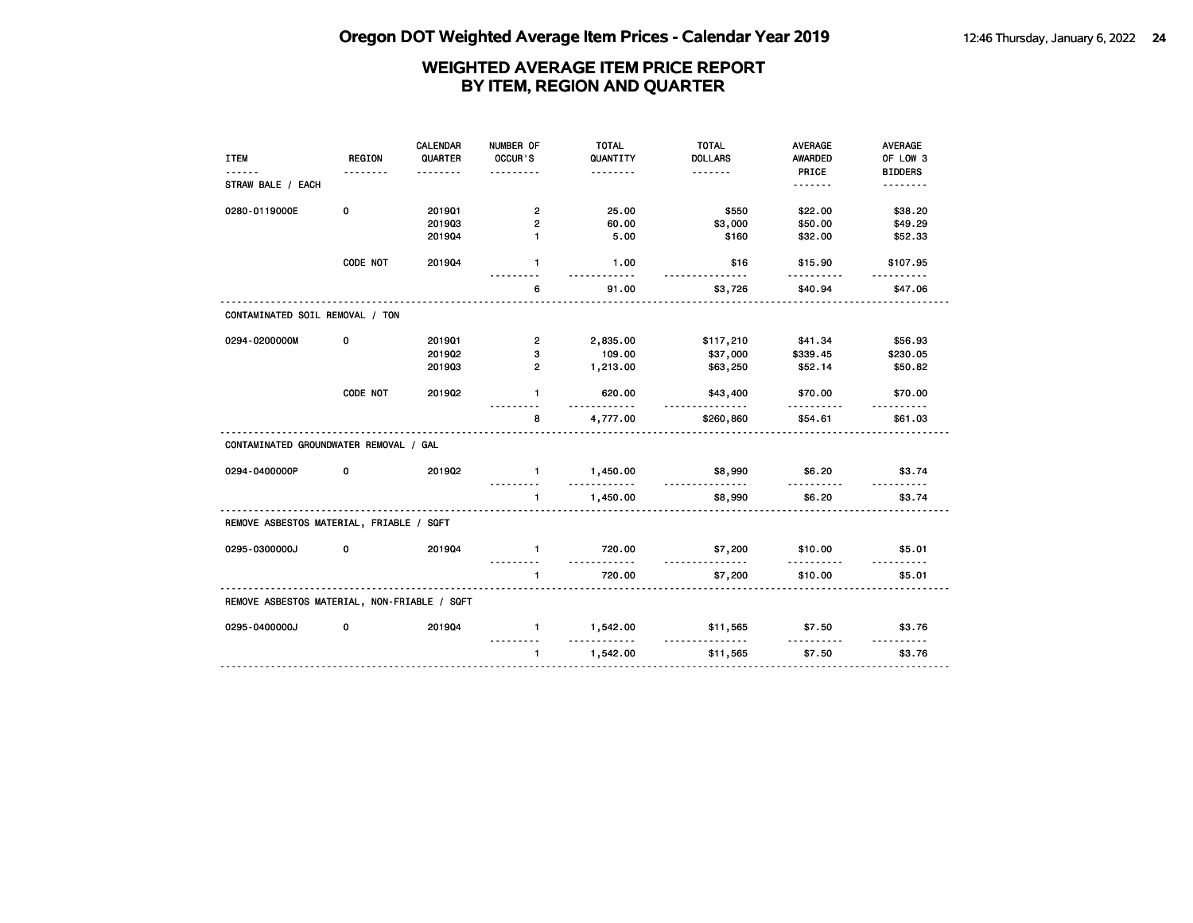## WEIGHTED AVERAGE ITEM PRICE REPORT
## BY ITEM, REGION AND QUARTER

| ITEM | REGION | CALENDAR QUARTER | NUMBER OF OCCUR'S | TOTAL QUANTITY | TOTAL DOLLARS | AVERAGE AWARDED PRICE | AVERAGE OF LOW 3 BIDDERS |
|---|---|---|---|---|---|---|---|
| STRAW BALE / EACH | | | | | | | |
| 0280-0119000E | 0 | 2019Q1 | 2 | 25.00 | $550 | $22.00 | $38.20 |
| | | 2019Q3 | 2 | 60.00 | $3,000 | $50.00 | $49.29 |
| | | 2019Q4 | 1 | 5.00 | $160 | $32.00 | $52.33 |
| | CODE NOT | 2019Q4 | 1 | 1.00 | $16 | $15.90 | $107.95 |
| | | | 6 | 91.00 | $3,726 | $40.94 | $47.06 |
| CONTAMINATED SOIL REMOVAL / TON | | | | | | | |
| 0294-0200000M | 0 | 2019Q1 | 2 | 2,835.00 | $117,210 | $41.34 | $56.93 |
| | | 2019Q2 | 3 | 109.00 | $37,000 | $339.45 | $230.05 |
| | | 2019Q3 | 2 | 1,213.00 | $63,250 | $52.14 | $50.82 |
| | CODE NOT | 2019Q2 | 1 | 620.00 | $43,400 | $70.00 | $70.00 |
| | | | 8 | 4,777.00 | $260,860 | $54.61 | $61.03 |
| CONTAMINATED GROUNDWATER REMOVAL / GAL | | | | | | | |
| 0294-0400000P | 0 | 2019Q2 | 1 | 1,450.00 | $8,990 | $6.20 | $3.74 |
| | | | 1 | 1,450.00 | $8,990 | $6.20 | $3.74 |
| REMOVE ASBESTOS MATERIAL, FRIABLE / SQFT | | | | | | | |
| 0295-0300000J | 0 | 2019Q4 | 1 | 720.00 | $7,200 | $10.00 | $5.01 |
| | | | 1 | 720.00 | $7,200 | $10.00 | $5.01 |
| REMOVE ASBESTOS MATERIAL, NON-FRIABLE / SQFT | | | | | | | |
| 0295-0400000J | 0 | 2019Q4 | 1 | 1,542.00 | $11,565 | $7.50 | $3.76 |
| | | | 1 | 1,542.00 | $11,565 | $7.50 | $3.76 |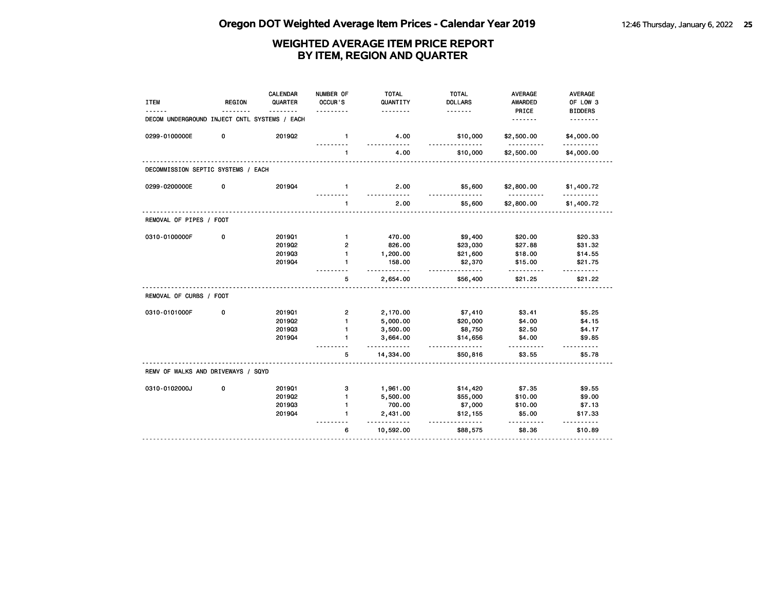# WEIGHTED AVERAGE ITEM PRICE REPORT
## BY ITEM, REGION AND QUARTER

| ITEM | REGION | CALENDAR QUARTER | NUMBER OF OCCUR'S | TOTAL QUANTITY | TOTAL DOLLARS | AVERAGE AWARDED PRICE | AVERAGE OF LOW 3 BIDDERS |
|---|---|---|---|---|---|---|---|
| **DECOM UNDERGROUND INJECT CNTL SYSTEMS / EACH** | | | | | | | |
| 0299-0100000E | 0 | 2019Q2 | 1 | 4.00 | $10,000 | $2,500.00 | $4,000.00 |
| | | | 1 | 4.00 | $10,000 | $2,500.00 | $4,000.00 |
| **DECOMMISSION SEPTIC SYSTEMS / EACH** | | | | | | | |
| 0299-0200000E | 0 | 2019Q4 | 1 | 2.00 | $5,600 | $2,800.00 | $1,400.72 |
| | | | 1 | 2.00 | $5,600 | $2,800.00 | $1,400.72 |
| **REMOVAL OF PIPES / FOOT** | | | | | | | |
| 0310-0100000F | 0 | 2019Q1 | 1 | 470.00 | $9,400 | $20.00 | $20.33 |
| | | 2019Q2 | 2 | 826.00 | $23,030 | $27.88 | $31.32 |
| | | 2019Q3 | 1 | 1,200.00 | $21,600 | $18.00 | $14.55 |
| | | 2019Q4 | 1 | 158.00 | $2,370 | $15.00 | $21.75 |
| | | | 5 | 2,654.00 | $56,400 | $21.25 | $21.22 |
| **REMOVAL OF CURBS / FOOT** | | | | | | | |
| 0310-0101000F | 0 | 2019Q1 | 2 | 2,170.00 | $7,410 | $3.41 | $5.25 |
| | | 2019Q2 | 1 | 5,000.00 | $20,000 | $4.00 | $4.15 |
| | | 2019Q3 | 1 | 3,500.00 | $8,750 | $2.50 | $4.17 |
| | | 2019Q4 | 1 | 3,664.00 | $14,656 | $4.00 | $9.85 |
| | | | 5 | 14,334.00 | $50,816 | $3.55 | $5.78 |
| **REMV OF WALKS AND DRIVEWAYS / SQYD** | | | | | | | |
| 0310-0102000J | 0 | 2019Q1 | 3 | 1,961.00 | $14,420 | $7.35 | $9.55 |
| | | 2019Q2 | 1 | 5,500.00 | $55,000 | $10.00 | $9.00 |
| | | 2019Q3 | 1 | 700.00 | $7,000 | $10.00 | $7.13 |
| | | 2019Q4 | 1 | 2,431.00 | $12,155 | $5.00 | $17.33 |
| | | | 6 | 10,592.00 | $88,575 | $8.36 | $10.89 |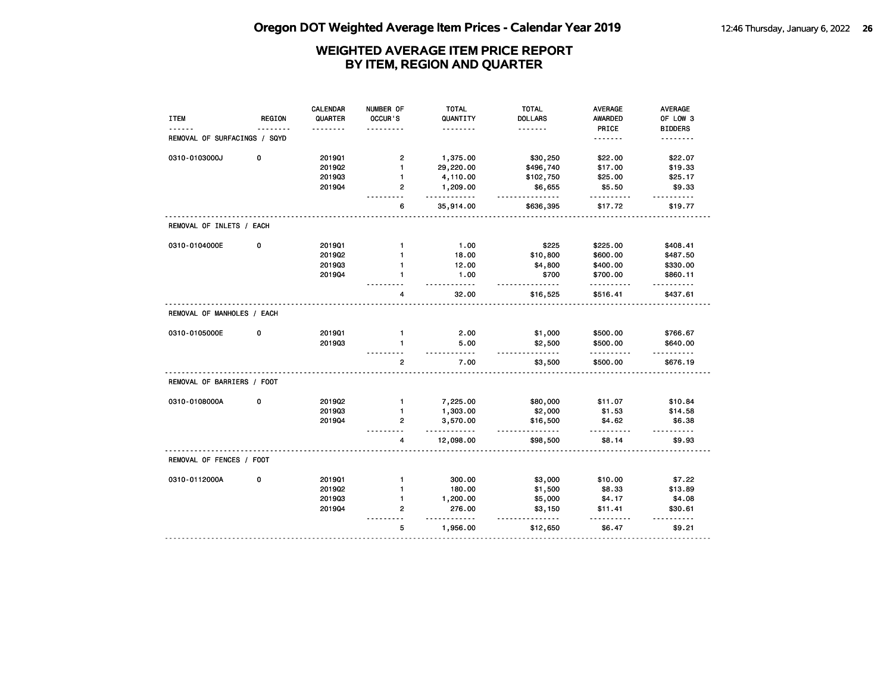# Oregon DOT Weighted Average Item Prices - Calendar Year 2019

## WEIGHTED AVERAGE ITEM PRICE REPORT BY ITEM, REGION AND QUARTER

| ITEM | REGION | CALENDAR QUARTER | NUMBER OF OCCUR'S | TOTAL QUANTITY | TOTAL DOLLARS | AVERAGE AWARDED PRICE | AVERAGE OF LOW 3 BIDDERS |
|---|---|---|---|---|---|---|---|
| **REMOVAL OF SURFACINGS / SQYD** | | | | | | | |
| 0310-0103000J | 0 | 2019Q1 | 2 | 1,375.00 | $30,250 | $22.00 | $22.07 |
| | | 2019Q2 | 1 | 29,220.00 | $496,740 | $17.00 | $19.33 |
| | | 2019Q3 | 1 | 4,110.00 | $102,750 | $25.00 | $25.17 |
| | | 2019Q4 | 2 | 1,209.00 | $6,655 | $5.50 | $9.33 |
| | | | 6 | 35,914.00 | $636,395 | $17.72 | $19.77 |
| **REMOVAL OF INLETS / EACH** | | | | | | | |
| 0310-0104000E | 0 | 2019Q1 | 1 | 1.00 | $225 | $225.00 | $408.41 |
| | | 2019Q2 | 1 | 18.00 | $10,800 | $600.00 | $487.50 |
| | | 2019Q3 | 1 | 12.00 | $4,800 | $400.00 | $330.00 |
| | | 2019Q4 | 1 | 1.00 | $700 | $700.00 | $860.11 |
| | | | 4 | 32.00 | $16,525 | $516.41 | $437.61 |
| **REMOVAL OF MANHOLES / EACH** | | | | | | | |
| 0310-0105000E | 0 | 2019Q1 | 1 | 2.00 | $1,000 | $500.00 | $766.67 |
| | | 2019Q3 | 1 | 5.00 | $2,500 | $500.00 | $640.00 |
| | | | 2 | 7.00 | $3,500 | $500.00 | $676.19 |
| **REMOVAL OF BARRIERS / FOOT** | | | | | | | |
| 0310-0108000A | 0 | 2019Q2 | 1 | 7,225.00 | $80,000 | $11.07 | $10.84 |
| | | 2019Q3 | 1 | 1,303.00 | $2,000 | $1.53 | $14.58 |
| | | 2019Q4 | 2 | 3,570.00 | $16,500 | $4.62 | $6.38 |
| | | | 4 | 12,098.00 | $98,500 | $8.14 | $9.93 |
| **REMOVAL OF FENCES / FOOT** | | | | | | | |
| 0310-0112000A | 0 | 2019Q1 | 1 | 300.00 | $3,000 | $10.00 | $7.22 |
| | | 2019Q2 | 1 | 180.00 | $1,500 | $8.33 | $13.89 |
| | | 2019Q3 | 1 | 1,200.00 | $5,000 | $4.17 | $4.08 |
| | | 2019Q4 | 2 | 276.00 | $3,150 | $11.41 | $30.61 |
| | | | 5 | 1,956.00 | $12,650 | $6.47 | $9.21 |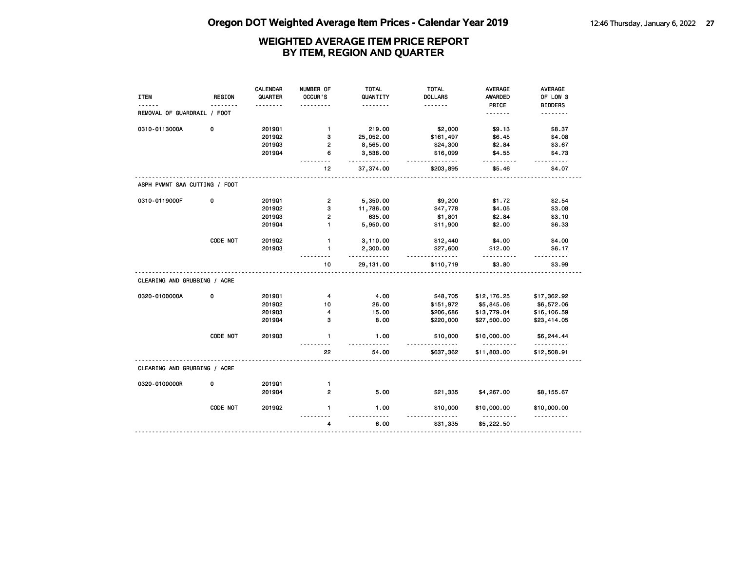# Oregon DOT Weighted Average Item Prices - Calendar Year 2019

## WEIGHTED AVERAGE ITEM PRICE REPORT BY ITEM, REGION AND QUARTER

| ITEM | REGION | CALENDAR QUARTER | NUMBER OF OCCUR'S | TOTAL QUANTITY | TOTAL DOLLARS | AVERAGE AWARDED PRICE | AVERAGE OF LOW 3 BIDDERS |
|---|---|---|---|---|---|---|---|
| **REMOVAL OF GUARDRAIL / FOOT** | | | | | | | |
| 0310-0113000A | 0 | 2019Q1 | 1 | 219.00 | $2,000 | $9.13 | $8.37 |
| | | 2019Q2 | 3 | 25,052.00 | $161,497 | $6.45 | $4.08 |
| | | 2019Q3 | 2 | 8,565.00 | $24,300 | $2.84 | $3.67 |
| | | 2019Q4 | 6 | 3,538.00 | $16,099 | $4.55 | $4.73 |
| | | | 12 | 37,374.00 | $203,895 | $5.46 | $4.07 |
| **ASPH PVMNT SAW CUTTING / FOOT** | | | | | | | |
| 0310-0119000F | 0 | 2019Q1 | 2 | 5,350.00 | $9,200 | $1.72 | $2.54 |
| | | 2019Q2 | 3 | 11,786.00 | $47,778 | $4.05 | $3.08 |
| | | 2019Q3 | 2 | 635.00 | $1,801 | $2.84 | $3.10 |
| | | 2019Q4 | 1 | 5,950.00 | $11,900 | $2.00 | $6.33 |
| | CODE NOT | 2019Q2 | 1 | 3,110.00 | $12,440 | $4.00 | $4.00 |
| | | 2019Q3 | 1 | 2,300.00 | $27,600 | $12.00 | $6.17 |
| | | | 10 | 29,131.00 | $110,719 | $3.80 | $3.99 |
| **CLEARING AND GRUBBING / ACRE** | | | | | | | |
| 0320-0100000A | 0 | 2019Q1 | 4 | 4.00 | $48,705 | $12,176.25 | $17,362.92 |
| | | 2019Q2 | 10 | 26.00 | $151,972 | $5,845.06 | $6,572.06 |
| | | 2019Q3 | 4 | 15.00 | $206,686 | $13,779.04 | $16,106.59 |
| | | 2019Q4 | 3 | 8.00 | $220,000 | $27,500.00 | $23,414.05 |
| | CODE NOT | 2019Q3 | 1 | 1.00 | $10,000 | $10,000.00 | $6,244.44 |
| | | | 22 | 54.00 | $637,362 | $11,803.00 | $12,508.91 |
| **CLEARING AND GRUBBING / ACRE** | | | | | | | |
| 0320-0100000R | 0 | 2019Q1 | 1 | | | | |
| | | 2019Q4 | 2 | 5.00 | $21,335 | $4,267.00 | $8,155.67 |
| | CODE NOT | 2019Q2 | 1 | 1.00 | $10,000 | $10,000.00 | $10,000.00 |
| | | | 4 | 6.00 | $31,335 | $5,222.50 | |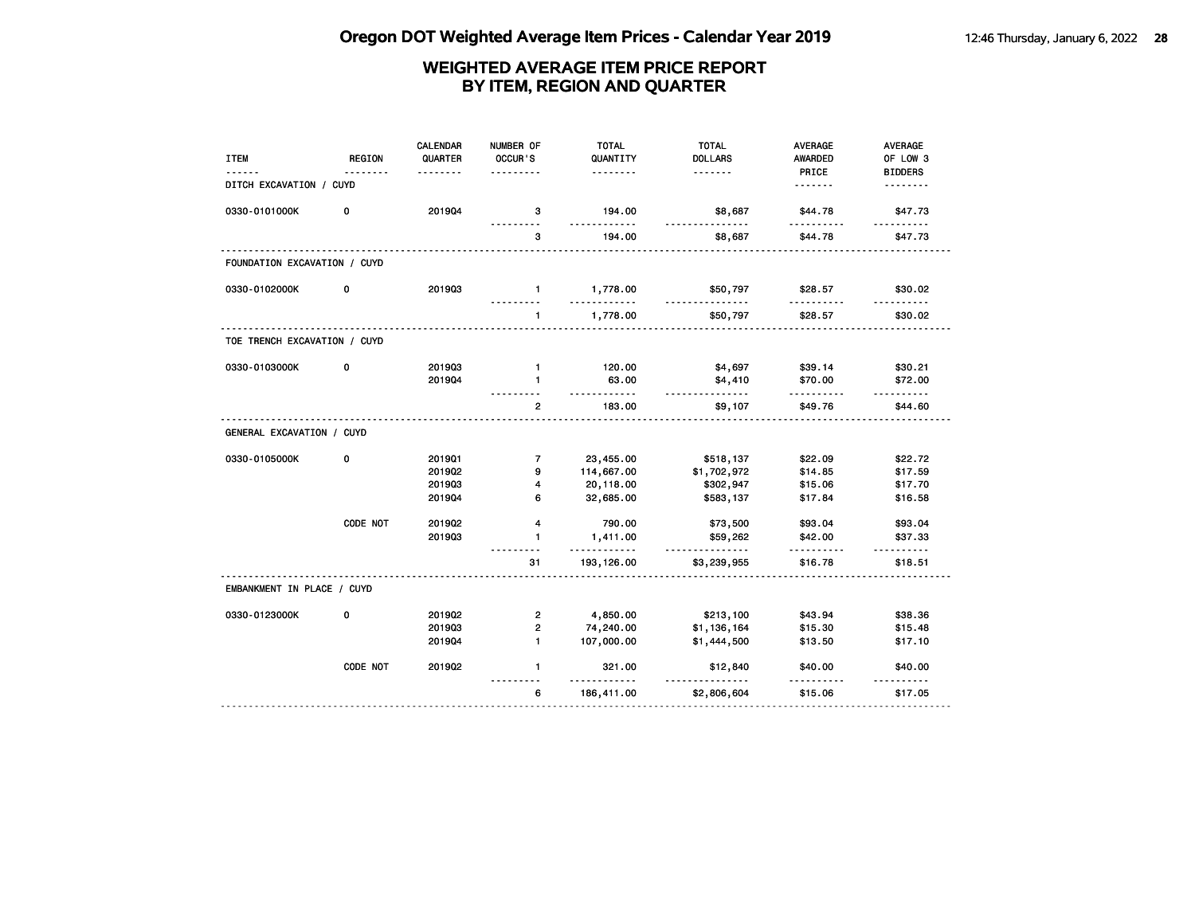# Oregon DOT Weighted Average Item Prices - Calendar Year 2019

## WEIGHTED AVERAGE ITEM PRICE REPORT BY ITEM, REGION AND QUARTER

| ITEM | REGION | CALENDAR QUARTER | NUMBER OF OCCUR'S | TOTAL QUANTITY | TOTAL DOLLARS | AVERAGE AWARDED PRICE | AVERAGE OF LOW 3 BIDDERS |
|---|---|---|---|---|---|---|---|
| DITCH EXCAVATION / CUYD | | | | | | | |
| 0330-0101000K | 0 | 2019Q4 | 3 | 194.00 | $8,687 | $44.78 | $47.73 |
| | | | 3 | 194.00 | $8,687 | $44.78 | $47.73 |
| FOUNDATION EXCAVATION / CUYD | | | | | | | |
| 0330-0102000K | 0 | 2019Q3 | 1 | 1,778.00 | $50,797 | $28.57 | $30.02 |
| | | | 1 | 1,778.00 | $50,797 | $28.57 | $30.02 |
| TOE TRENCH EXCAVATION / CUYD | | | | | | | |
| 0330-0103000K | 0 | 2019Q3 | 1 | 120.00 | $4,697 | $39.14 | $30.21 |
| | | 2019Q4 | 1 | 63.00 | $4,410 | $70.00 | $72.00 |
| | | | 2 | 183.00 | $9,107 | $49.76 | $44.60 |
| GENERAL EXCAVATION / CUYD | | | | | | | |
| 0330-0105000K | 0 | 2019Q1 | 7 | 23,455.00 | $518,137 | $22.09 | $22.72 |
| | | 2019Q2 | 9 | 114,667.00 | $1,702,972 | $14.85 | $17.59 |
| | | 2019Q3 | 4 | 20,118.00 | $302,947 | $15.06 | $17.70 |
| | | 2019Q4 | 6 | 32,685.00 | $583,137 | $17.84 | $16.58 |
| | CODE NOT | 2019Q2 | 4 | 790.00 | $73,500 | $93.04 | $93.04 |
| | | 2019Q3 | 1 | 1,411.00 | $59,262 | $42.00 | $37.33 |
| | | | 31 | 193,126.00 | $3,239,955 | $16.78 | $18.51 |
| EMBANKMENT IN PLACE / CUYD | | | | | | | |
| 0330-0123000K | 0 | 2019Q2 | 2 | 4,850.00 | $213,100 | $43.94 | $38.36 |
| | | 2019Q3 | 2 | 74,240.00 | $1,136,164 | $15.30 | $15.48 |
| | | 2019Q4 | 1 | 107,000.00 | $1,444,500 | $13.50 | $17.10 |
| | CODE NOT | 2019Q2 | 1 | 321.00 | $12,840 | $40.00 | $40.00 |
| | | | 6 | 186,411.00 | $2,806,604 | $15.06 | $17.05 |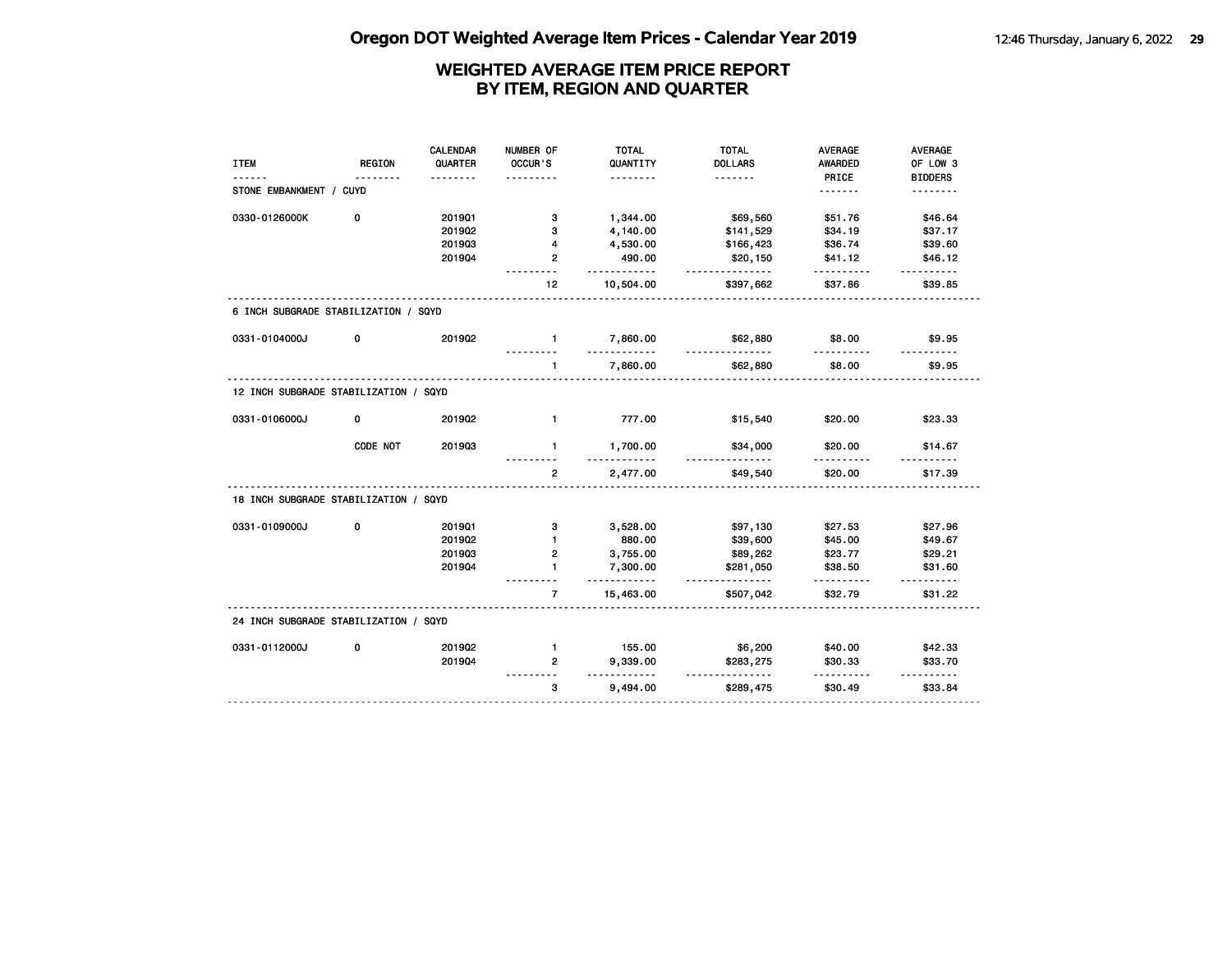# Oregon DOT Weighted Average Item Prices - Calendar Year 2019

## WEIGHTED AVERAGE ITEM PRICE REPORT BY ITEM, REGION AND QUARTER

| ITEM | REGION | CALENDAR QUARTER | NUMBER OF OCCUR'S | TOTAL QUANTITY | TOTAL DOLLARS | AVERAGE AWARDED PRICE | AVERAGE OF LOW 3 BIDDERS |
|---|---|---|---|---|---|---|---|
| **STONE EMBANKMENT / CUYD** | | | | | | | |
| 0330-0126000K | 0 | 2019Q1 | 3 | 1,344.00 | $69,560 | $51.76 | $46.64 |
| | | 2019Q2 | 3 | 4,140.00 | $141,529 | $34.19 | $37.17 |
| | | 2019Q3 | 4 | 4,530.00 | $166,423 | $36.74 | $39.60 |
| | | 2019Q4 | 2 | 490.00 | $20,150 | $41.12 | $46.12 |
| | | | 12 | 10,504.00 | $397,662 | $37.86 | $39.85 |
| **6 INCH SUBGRADE STABILIZATION / SQYD** | | | | | | | |
| 0331-0104000J | 0 | 2019Q2 | 1 | 7,860.00 | $62,880 | $8.00 | $9.95 |
| | | | 1 | 7,860.00 | $62,880 | $8.00 | $9.95 |
| **12 INCH SUBGRADE STABILIZATION / SQYD** | | | | | | | |
| 0331-0106000J | 0 | 2019Q2 | 1 | 777.00 | $15,540 | $20.00 | $23.33 |
| | CODE NOT | 2019Q3 | 1 | 1,700.00 | $34,000 | $20.00 | $14.67 |
| | | | 2 | 2,477.00 | $49,540 | $20.00 | $17.39 |
| **18 INCH SUBGRADE STABILIZATION / SQYD** | | | | | | | |
| 0331-0109000J | 0 | 2019Q1 | 3 | 3,528.00 | $97,130 | $27.53 | $27.96 |
| | | 2019Q2 | 1 | 880.00 | $39,600 | $45.00 | $49.67 |
| | | 2019Q3 | 2 | 3,755.00 | $89,262 | $23.77 | $29.21 |
| | | 2019Q4 | 1 | 7,300.00 | $281,050 | $38.50 | $31.60 |
| | | | 7 | 15,463.00 | $507,042 | $32.79 | $31.22 |
| **24 INCH SUBGRADE STABILIZATION / SQYD** | | | | | | | |
| 0331-0112000J | 0 | 2019Q2 | 1 | 155.00 | $6,200 | $40.00 | $42.33 |
| | | 2019Q4 | 2 | 9,339.00 | $283,275 | $30.33 | $33.70 |
| | | | 3 | 9,494.00 | $289,475 | $30.49 | $33.84 |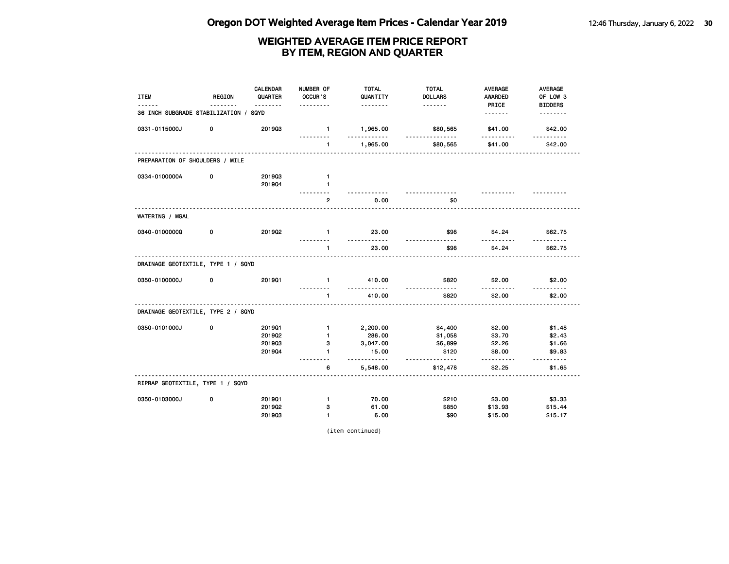# Oregon DOT Weighted Average Item Prices - Calendar Year 2019

## WEIGHTED AVERAGE ITEM PRICE REPORT BY ITEM, REGION AND QUARTER

| ITEM | REGION | CALENDAR QUARTER | NUMBER OF OCCUR'S | TOTAL QUANTITY | TOTAL DOLLARS | AVERAGE AWARDED PRICE | AVERAGE OF LOW 3 BIDDERS |
|---|---|---|---|---|---|---|---|
| **36 INCH SUBGRADE STABILIZATION / SQYD** | | | | | | | |
| 0331-0115000J | 0 | 2019Q3 | 1 | 1,965.00 | $80,565 | $41.00 | $42.00 |
| | | | 1 | 1,965.00 | $80,565 | $41.00 | $42.00 |
| **PREPARATION OF SHOULDERS / MILE** | | | | | | | |
| 0334-0100000A | 0 | 2019Q3 | 1 | | | | |
| | | 2019Q4 | 1 | | | | |
| | | | 2 | 0.00 | $0 | | |
| **WATERING / MGAL** | | | | | | | |
| 0340-0100000Q | 0 | 2019Q2 | 1 | 23.00 | $98 | $4.24 | $62.75 |
| | | | 1 | 23.00 | $98 | $4.24 | $62.75 |
| **DRAINAGE GEOTEXTILE, TYPE 1 / SQYD** | | | | | | | |
| 0350-0100000J | 0 | 2019Q1 | 1 | 410.00 | $820 | $2.00 | $2.00 |
| | | | 1 | 410.00 | $820 | $2.00 | $2.00 |
| **DRAINAGE GEOTEXTILE, TYPE 2 / SQYD** | | | | | | | |
| 0350-0101000J | 0 | 2019Q1 | 1 | 2,200.00 | $4,400 | $2.00 | $1.48 |
| | | 2019Q2 | 1 | 286.00 | $1,058 | $3.70 | $2.43 |
| | | 2019Q3 | 3 | 3,047.00 | $6,899 | $2.26 | $1.66 |
| | | 2019Q4 | 1 | 15.00 | $120 | $8.00 | $9.83 |
| | | | 6 | 5,548.00 | $12,478 | $2.25 | $1.65 |
| **RIPRAP GEOTEXTILE, TYPE 1 / SQYD** | | | | | | | |
| 0350-0103000J | 0 | 2019Q1 | 1 | 70.00 | $210 | $3.00 | $3.33 |
| | | 2019Q2 | 3 | 61.00 | $850 | $13.93 | $15.44 |
| | | 2019Q3 | 1 | 6.00 | $90 | $15.00 | $15.17 |

(item continued)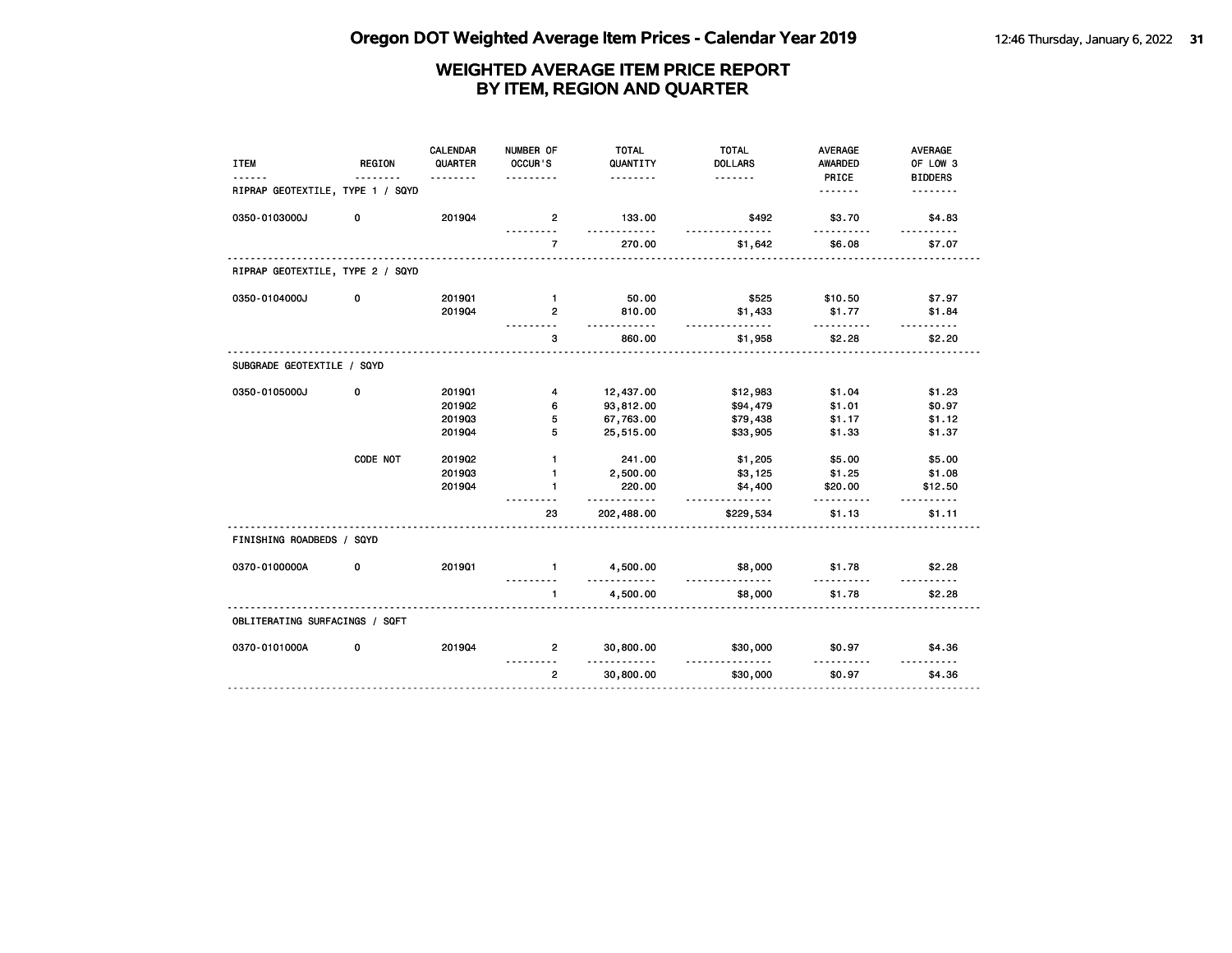## Oregon DOT Weighted Average Item Prices - Calendar Year 2019

### WEIGHTED AVERAGE ITEM PRICE REPORT BY ITEM, REGION AND QUARTER

| ITEM | REGION | CALENDAR QUARTER | NUMBER OF OCCUR'S | TOTAL QUANTITY | TOTAL DOLLARS | AVERAGE AWARDED PRICE | AVERAGE OF LOW 3 BIDDERS |
|---|---|---|---|---|---|---|---|
| RIPRAP GEOTEXTILE, TYPE 1 / SQYD | | | | | | | |
| 0350-0103000J | 0 | 2019Q4 | 2 | 133.00 | $492 | $3.70 | $4.83 |
| | | | 7 | 270.00 | $1,642 | $6.08 | $7.07 |
| RIPRAP GEOTEXTILE, TYPE 2 / SQYD | | | | | | | |
| 0350-0104000J | 0 | 2019Q1 | 1 | 50.00 | $525 | $10.50 | $7.97 |
| | | 2019Q4 | 2 | 810.00 | $1,433 | $1.77 | $1.84 |
| | | | 3 | 860.00 | $1,958 | $2.28 | $2.20 |
| SUBGRADE GEOTEXTILE / SQYD | | | | | | | |
| 0350-0105000J | 0 | 2019Q1 | 4 | 12,437.00 | $12,983 | $1.04 | $1.23 |
| | | 2019Q2 | 6 | 93,812.00 | $94,479 | $1.01 | $0.97 |
| | | 2019Q3 | 5 | 67,763.00 | $79,438 | $1.17 | $1.12 |
| | | 2019Q4 | 5 | 25,515.00 | $33,905 | $1.33 | $1.37 |
| | CODE NOT | 2019Q2 | 1 | 241.00 | $1,205 | $5.00 | $5.00 |
| | | 2019Q3 | 1 | 2,500.00 | $3,125 | $1.25 | $1.08 |
| | | 2019Q4 | 1 | 220.00 | $4,400 | $20.00 | $12.50 |
| | | | 23 | 202,488.00 | $229,534 | $1.13 | $1.11 |
| FINISHING ROADBEDS / SQYD | | | | | | | |
| 0370-0100000A | 0 | 2019Q1 | 1 | 4,500.00 | $8,000 | $1.78 | $2.28 |
| | | | 1 | 4,500.00 | $8,000 | $1.78 | $2.28 |
| OBLITERATING SURFACINGS / SQFT | | | | | | | |
| 0370-0101000A | 0 | 2019Q4 | 2 | 30,800.00 | $30,000 | $0.97 | $4.36 |
| | | | 2 | 30,800.00 | $30,000 | $0.97 | $4.36 |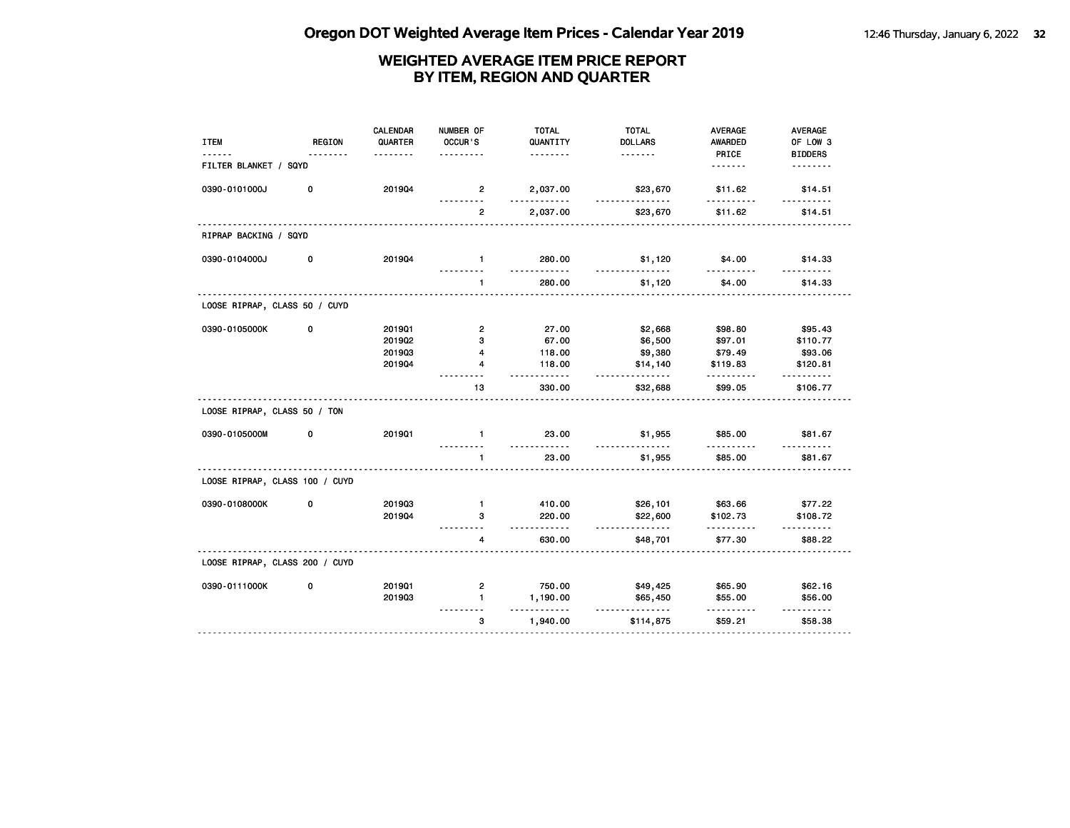# WEIGHTED AVERAGE ITEM PRICE REPORT BY ITEM, REGION AND QUARTER

| ITEM | REGION | CALENDAR QUARTER | NUMBER OF OCCUR'S | TOTAL QUANTITY | TOTAL DOLLARS | AVERAGE AWARDED PRICE | AVERAGE OF LOW 3 BIDDERS |
|---|---|---|---|---|---|---|---|
| FILTER BLANKET / SQYD | | | | | | | |
| 0390-0101000J | 0 | 2019Q4 | 2 | 2,037.00 | $23,670 | $11.62 | $14.51 |
| | | | 2 | 2,037.00 | $23,670 | $11.62 | $14.51 |
| RIPRAP BACKING / SQYD | | | | | | | |
| 0390-0104000J | 0 | 2019Q4 | 1 | 280.00 | $1,120 | $4.00 | $14.33 |
| | | | 1 | 280.00 | $1,120 | $4.00 | $14.33 |
| LOOSE RIPRAP, CLASS 50 / CUYD | | | | | | | |
| 0390-0105000K | 0 | 2019Q1 | 2 | 27.00 | $2,668 | $98.80 | $95.43 |
| | | 2019Q2 | 3 | 67.00 | $6,500 | $97.01 | $110.77 |
| | | 2019Q3 | 4 | 118.00 | $9,380 | $79.49 | $93.06 |
| | | 2019Q4 | 4 | 118.00 | $14,140 | $119.83 | $120.81 |
| | | | 13 | 330.00 | $32,688 | $99.05 | $106.77 |
| LOOSE RIPRAP, CLASS 50 / TON | | | | | | | |
| 0390-0105000M | 0 | 2019Q1 | 1 | 23.00 | $1,955 | $85.00 | $81.67 |
| | | | 1 | 23.00 | $1,955 | $85.00 | $81.67 |
| LOOSE RIPRAP, CLASS 100 / CUYD | | | | | | | |
| 0390-0108000K | 0 | 2019Q3 | 1 | 410.00 | $26,101 | $63.66 | $77.22 |
| | | 2019Q4 | 3 | 220.00 | $22,600 | $102.73 | $108.72 |
| | | | 4 | 630.00 | $48,701 | $77.30 | $88.22 |
| LOOSE RIPRAP, CLASS 200 / CUYD | | | | | | | |
| 0390-0111000K | 0 | 2019Q1 | 2 | 750.00 | $49,425 | $65.90 | $62.16 |
| | | 2019Q3 | 1 | 1,190.00 | $65,450 | $55.00 | $56.00 |
| | | | 3 | 1,940.00 | $114,875 | $59.21 | $58.38 |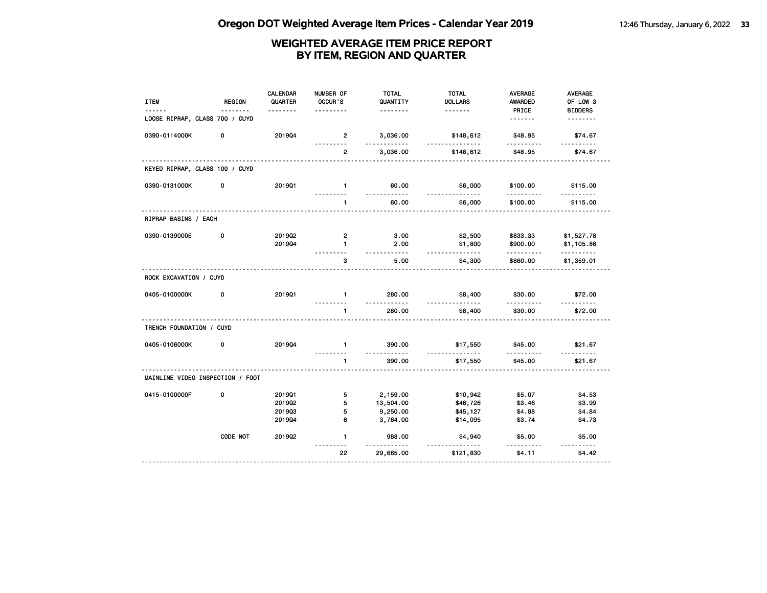## WEIGHTED AVERAGE ITEM PRICE REPORT
## BY ITEM, REGION AND QUARTER

| ITEM | REGION | CALENDAR QUARTER | NUMBER OF OCCUR'S | TOTAL QUANTITY | TOTAL DOLLARS | AVERAGE AWARDED PRICE | AVERAGE OF LOW 3 BIDDERS |
|---|---|---|---|---|---|---|---|
| LOOSE RIPRAP, CLASS 700 / CUYD | | | | | | | |
| 0390-0114000K | 0 | 2019Q4 | 2 | 3,036.00 | $148,612 | $48.95 | $74.67 |
| | | | 2 | 3,036.00 | $148,612 | $48.95 | $74.67 |
| KEYED RIPRAP, CLASS 100 / CUYD | | | | | | | |
| 0390-0131000K | 0 | 2019Q1 | 1 | 60.00 | $6,000 | $100.00 | $115.00 |
| | | | 1 | 60.00 | $6,000 | $100.00 | $115.00 |
| RIPRAP BASINS / EACH | | | | | | | |
| 0390-0139000E | 0 | 2019Q2 | 2 | 3.00 | $2,500 | $833.33 | $1,527.78 |
| | | 2019Q4 | 1 | 2.00 | $1,800 | $900.00 | $1,105.86 |
| | | | 3 | 5.00 | $4,300 | $860.00 | $1,359.01 |
| ROCK EXCAVATION / CUYD | | | | | | | |
| 0405-0100000K | 0 | 2019Q1 | 1 | 280.00 | $8,400 | $30.00 | $72.00 |
| | | | 1 | 280.00 | $8,400 | $30.00 | $72.00 |
| TRENCH FOUNDATION / CUYD | | | | | | | |
| 0405-0106000K | 0 | 2019Q4 | 1 | 390.00 | $17,550 | $45.00 | $21.67 |
| | | | 1 | 390.00 | $17,550 | $45.00 | $21.67 |
| MAINLINE VIDEO INSPECTION / FOOT | | | | | | | |
| 0415-0100000F | 0 | 2019Q1 | 5 | 2,159.00 | $10,942 | $5.07 | $4.53 |
| | | 2019Q2 | 5 | 13,504.00 | $46,726 | $3.46 | $3.99 |
| | | 2019Q3 | 5 | 9,250.00 | $45,127 | $4.88 | $4.84 |
| | | 2019Q4 | 6 | 3,764.00 | $14,095 | $3.74 | $4.73 |
| | CODE NOT | 2019Q2 | 1 | 988.00 | $4,940 | $5.00 | $5.00 |
| | | | 22 | 29,665.00 | $121,830 | $4.11 | $4.42 |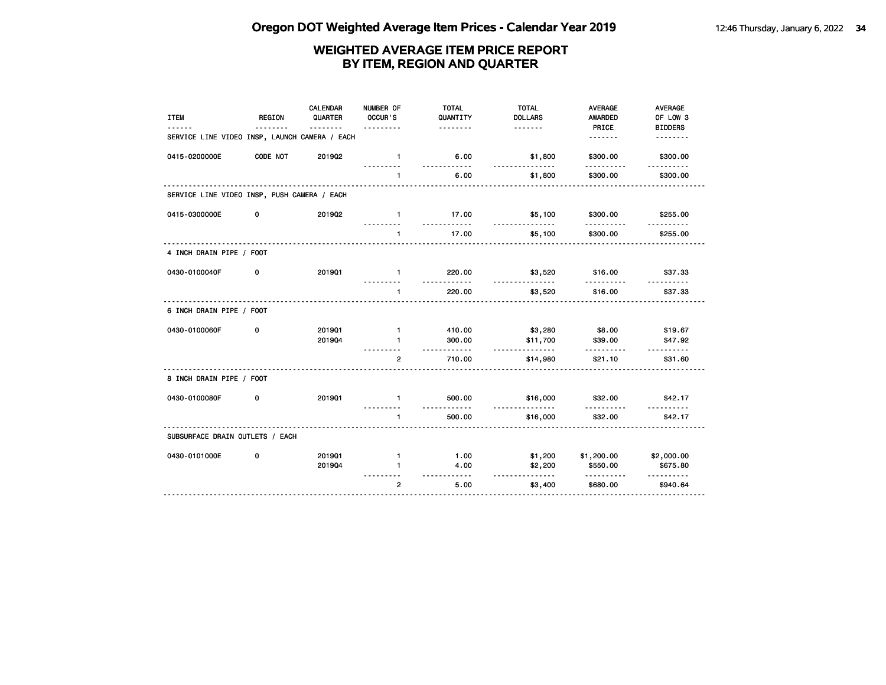## WEIGHTED AVERAGE ITEM PRICE REPORT
## BY ITEM, REGION AND QUARTER

| ITEM | REGION | CALENDAR QUARTER | NUMBER OF OCCUR'S | TOTAL QUANTITY | TOTAL DOLLARS | AVERAGE AWARDED PRICE | AVERAGE OF LOW 3 BIDDERS |
|---|---|---|---|---|---|---|---|
| **SERVICE LINE VIDEO INSP, LAUNCH CAMERA / EACH** | | | | | | | |
| 0415-0200000E | CODE NOT | 2019Q2 | 1 | 6.00 | $1,800 | $300.00 | $300.00 |
| | | | 1 | 6.00 | $1,800 | $300.00 | $300.00 |
| **SERVICE LINE VIDEO INSP, PUSH CAMERA / EACH** | | | | | | | |
| 0415-0300000E | 0 | 2019Q2 | 1 | 17.00 | $5,100 | $300.00 | $255.00 |
| | | | 1 | 17.00 | $5,100 | $300.00 | $255.00 |
| **4 INCH DRAIN PIPE / FOOT** | | | | | | | |
| 0430-0100040F | 0 | 2019Q1 | 1 | 220.00 | $3,520 | $16.00 | $37.33 |
| | | | 1 | 220.00 | $3,520 | $16.00 | $37.33 |
| **6 INCH DRAIN PIPE / FOOT** | | | | | | | |
| 0430-0100060F | 0 | 2019Q1 | 1 | 410.00 | $3,280 | $8.00 | $19.67 |
| | | 2019Q4 | 1 | 300.00 | $11,700 | $39.00 | $47.92 |
| | | | 2 | 710.00 | $14,980 | $21.10 | $31.60 |
| **8 INCH DRAIN PIPE / FOOT** | | | | | | | |
| 0430-0100080F | 0 | 2019Q1 | 1 | 500.00 | $16,000 | $32.00 | $42.17 |
| | | | 1 | 500.00 | $16,000 | $32.00 | $42.17 |
| **SUBSURFACE DRAIN OUTLETS / EACH** | | | | | | | |
| 0430-0101000E | 0 | 2019Q1 | 1 | 1.00 | $1,200 | $1,200.00 | $2,000.00 |
| | | 2019Q4 | 1 | 4.00 | $2,200 | $550.00 | $675.80 |
| | | | 2 | 5.00 | $3,400 | $680.00 | $940.64 |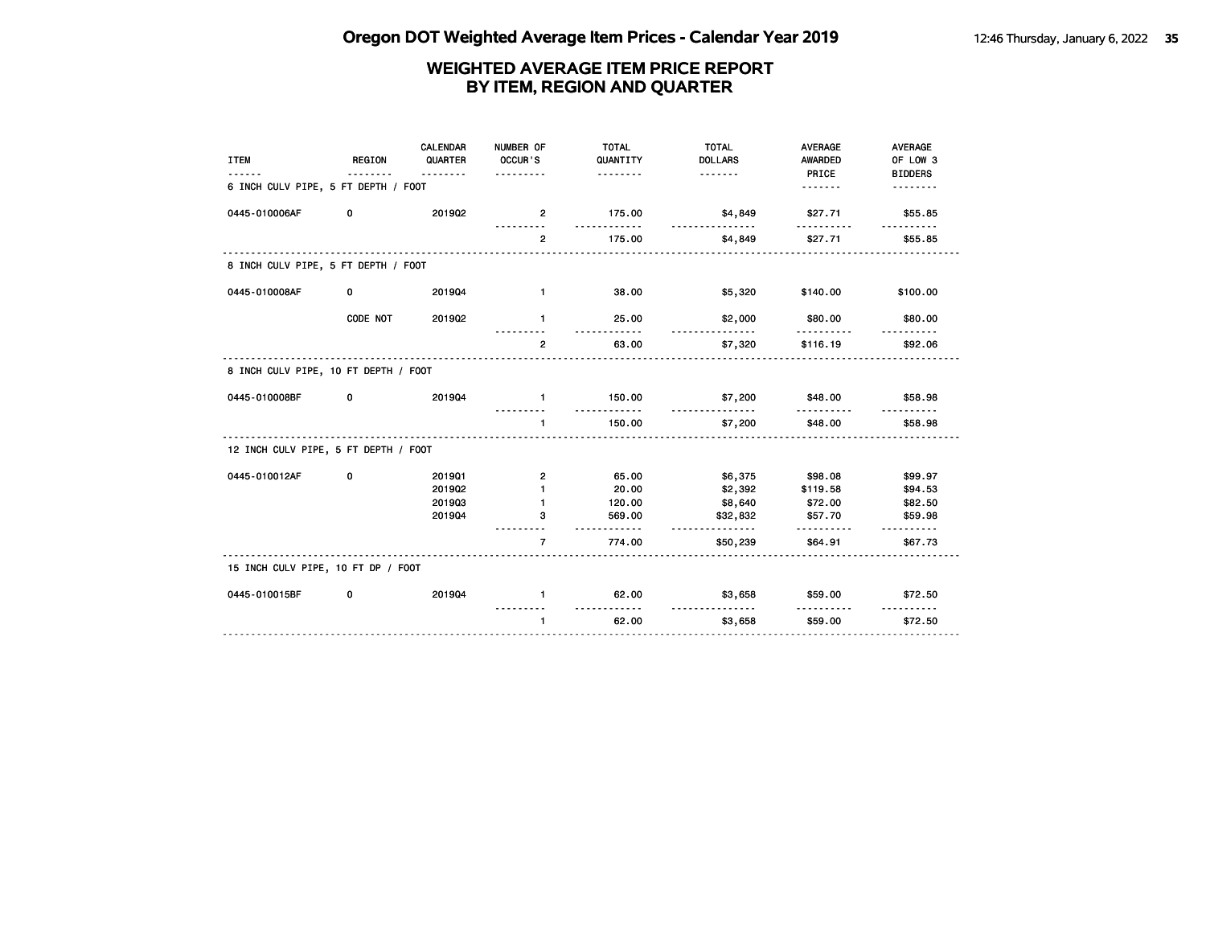# WEIGHTED AVERAGE ITEM PRICE REPORT
## BY ITEM, REGION AND QUARTER

| ITEM | REGION | CALENDAR QUARTER | NUMBER OF OCCUR'S | TOTAL QUANTITY | TOTAL DOLLARS | AVERAGE AWARDED PRICE | AVERAGE OF LOW 3 BIDDERS |
|---|---|---|---|---|---|---|---|
| **6 INCH CULV PIPE, 5 FT DEPTH / FOOT** | | | | | | | |
| 0445-010006AF | 0 | 2019Q2 | 2 | 175.00 | $4,849 | $27.71 | $55.85 |
| | | | 2 | 175.00 | $4,849 | $27.71 | $55.85 |
| **8 INCH CULV PIPE, 5 FT DEPTH / FOOT** | | | | | | | |
| 0445-010008AF | 0 | 2019Q4 | 1 | 38.00 | $5,320 | $140.00 | $100.00 |
| | CODE NOT | 2019Q2 | 1 | 25.00 | $2,000 | $80.00 | $80.00 |
| | | | 2 | 63.00 | $7,320 | $116.19 | $92.06 |
| **8 INCH CULV PIPE, 10 FT DEPTH / FOOT** | | | | | | | |
| 0445-010008BF | 0 | 2019Q4 | 1 | 150.00 | $7,200 | $48.00 | $58.98 |
| | | | 1 | 150.00 | $7,200 | $48.00 | $58.98 |
| **12 INCH CULV PIPE, 5 FT DEPTH / FOOT** | | | | | | | |
| 0445-010012AF | 0 | 2019Q1 | 2 | 65.00 | $6,375 | $98.08 | $99.97 |
| | | 2019Q2 | 1 | 20.00 | $2,392 | $119.58 | $94.53 |
| | | 2019Q3 | 1 | 120.00 | $8,640 | $72.00 | $82.50 |
| | | 2019Q4 | 3 | 569.00 | $32,832 | $57.70 | $59.98 |
| | | | 7 | 774.00 | $50,239 | $64.91 | $67.73 |
| **15 INCH CULV PIPE, 10 FT DP / FOOT** | | | | | | | |
| 0445-010015BF | 0 | 2019Q4 | 1 | 62.00 | $3,658 | $59.00 | $72.50 |
| | | | 1 | 62.00 | $3,658 | $59.00 | $72.50 |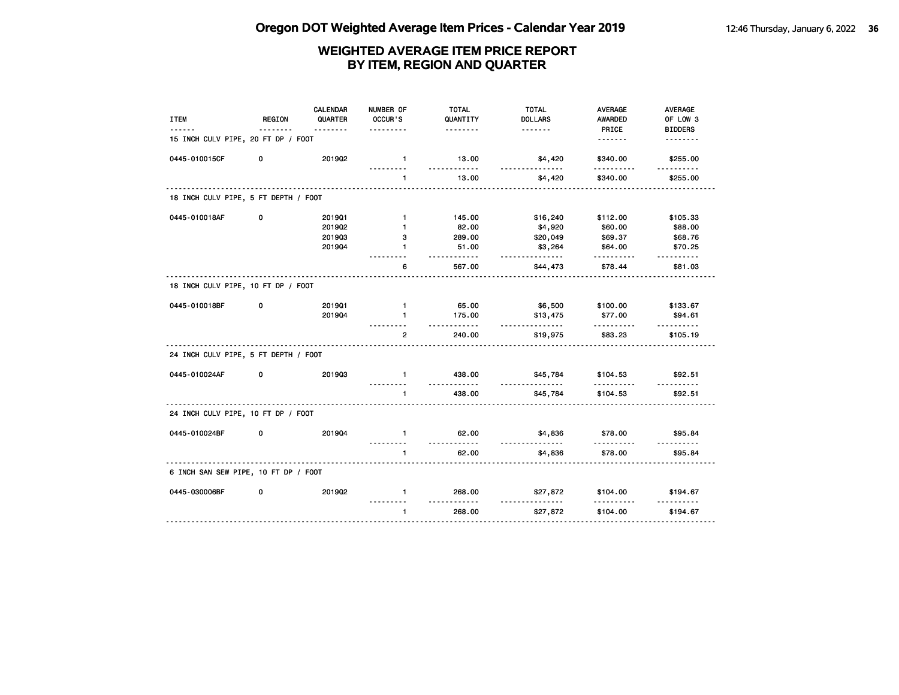# Oregon DOT Weighted Average Item Prices - Calendar Year 2019

## WEIGHTED AVERAGE ITEM PRICE REPORT BY ITEM, REGION AND QUARTER

| ITEM | REGION | CALENDAR QUARTER | NUMBER OF OCCUR'S | TOTAL QUANTITY | TOTAL DOLLARS | AVERAGE AWARDED PRICE | AVERAGE OF LOW 3 BIDDERS |
|---|---|---|---|---|---|---|---|
| **15 INCH CULV PIPE, 20 FT DP / FOOT** | | | | | | | |
| 0445-010015CF | 0 | 2019Q2 | 1 | 13.00 | $4,420 | $340.00 | $255.00 |
| | | | 1 | 13.00 | $4,420 | $340.00 | $255.00 |
| **18 INCH CULV PIPE, 5 FT DEPTH / FOOT** | | | | | | | |
| 0445-010018AF | 0 | 2019Q1 | 1 | 145.00 | $16,240 | $112.00 | $105.33 |
| | | 2019Q2 | 1 | 82.00 | $4,920 | $60.00 | $88.00 |
| | | 2019Q3 | 3 | 289.00 | $20,049 | $69.37 | $68.76 |
| | | 2019Q4 | 1 | 51.00 | $3,264 | $64.00 | $70.25 |
| | | | 6 | 567.00 | $44,473 | $78.44 | $81.03 |
| **18 INCH CULV PIPE, 10 FT DP / FOOT** | | | | | | | |
| 0445-010018BF | 0 | 2019Q1 | 1 | 65.00 | $6,500 | $100.00 | $133.67 |
| | | 2019Q4 | 1 | 175.00 | $13,475 | $77.00 | $94.61 |
| | | | 2 | 240.00 | $19,975 | $83.23 | $105.19 |
| **24 INCH CULV PIPE, 5 FT DEPTH / FOOT** | | | | | | | |
| 0445-010024AF | 0 | 2019Q3 | 1 | 438.00 | $45,784 | $104.53 | $92.51 |
| | | | 1 | 438.00 | $45,784 | $104.53 | $92.51 |
| **24 INCH CULV PIPE, 10 FT DP / FOOT** | | | | | | | |
| 0445-010024BF | 0 | 2019Q4 | 1 | 62.00 | $4,836 | $78.00 | $95.84 |
| | | | 1 | 62.00 | $4,836 | $78.00 | $95.84 |
| **6 INCH SAN SEW PIPE, 10 FT DP / FOOT** | | | | | | | |
| 0445-030006BF | 0 | 2019Q2 | 1 | 268.00 | $27,872 | $104.00 | $194.67 |
| | | | 1 | 268.00 | $27,872 | $104.00 | $194.67 |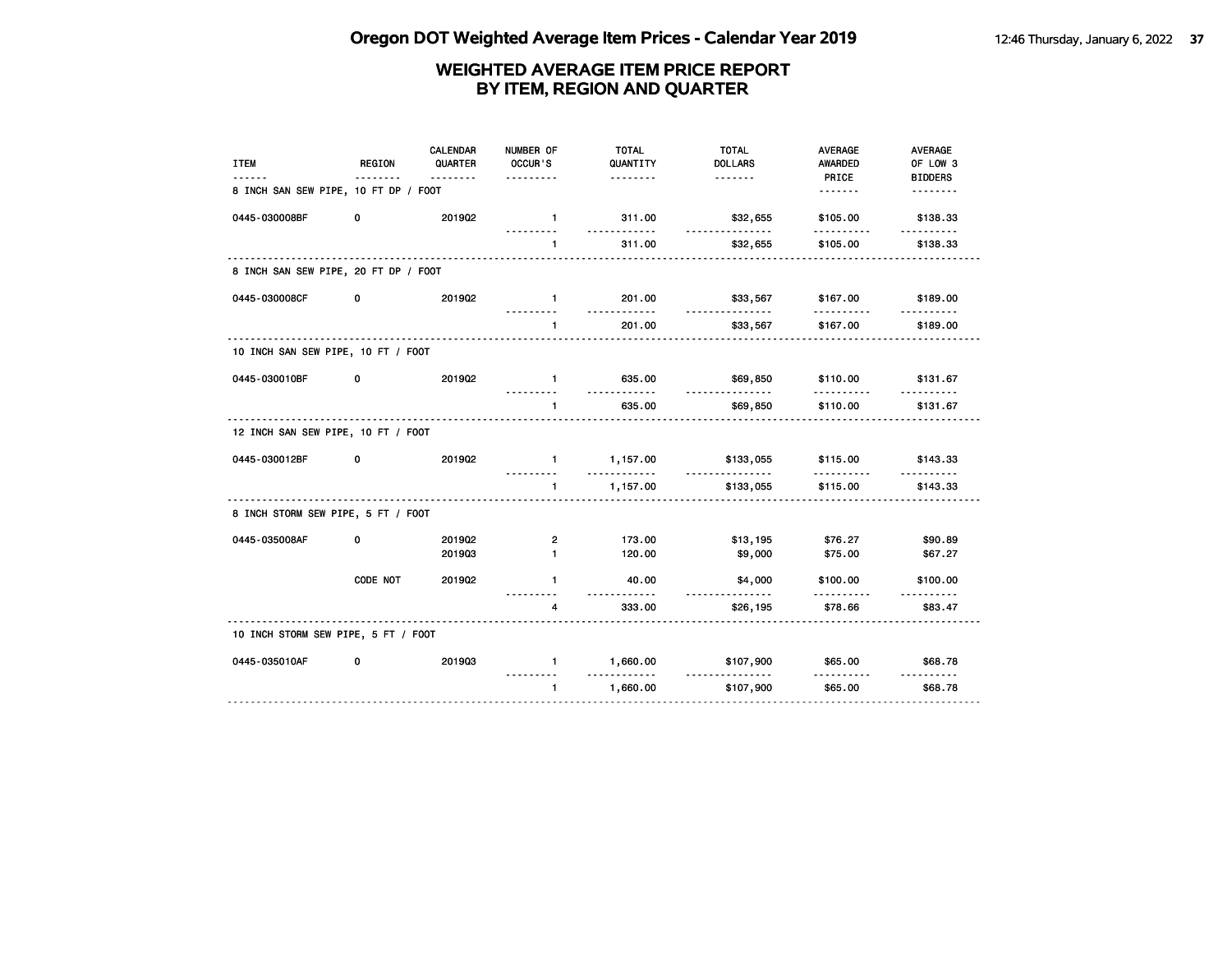# Oregon DOT Weighted Average Item Prices - Calendar Year 2019

## WEIGHTED AVERAGE ITEM PRICE REPORT BY ITEM, REGION AND QUARTER

| ITEM | REGION | CALENDAR QUARTER | NUMBER OF OCCUR'S | TOTAL QUANTITY | TOTAL DOLLARS | AVERAGE AWARDED PRICE | AVERAGE OF LOW 3 BIDDERS |
|---|---|---|---|---|---|---|---|
| **8 INCH SAN SEW PIPE, 10 FT DP / FOOT** | | | | | | | |
| 0445-030008BF | 0 | 2019Q2 | 1 | 311.00 | $32,655 | $105.00 | $138.33 |
| | | | 1 | 311.00 | $32,655 | $105.00 | $138.33 |
| **8 INCH SAN SEW PIPE, 20 FT DP / FOOT** | | | | | | | |
| 0445-030008CF | 0 | 2019Q2 | 1 | 201.00 | $33,567 | $167.00 | $189.00 |
| | | | 1 | 201.00 | $33,567 | $167.00 | $189.00 |
| **10 INCH SAN SEW PIPE, 10 FT / FOOT** | | | | | | | |
| 0445-030010BF | 0 | 2019Q2 | 1 | 635.00 | $69,850 | $110.00 | $131.67 |
| | | | 1 | 635.00 | $69,850 | $110.00 | $131.67 |
| **12 INCH SAN SEW PIPE, 10 FT / FOOT** | | | | | | | |
| 0445-030012BF | 0 | 2019Q2 | 1 | 1,157.00 | $133,055 | $115.00 | $143.33 |
| | | | 1 | 1,157.00 | $133,055 | $115.00 | $143.33 |
| **8 INCH STORM SEW PIPE, 5 FT / FOOT** | | | | | | | |
| 0445-035008AF | 0 | 2019Q2 | 2 | 173.00 | $13,195 | $76.27 | $90.89 |
| | | 2019Q3 | 1 | 120.00 | $9,000 | $75.00 | $67.27 |
| | CODE NOT | 2019Q2 | 1 | 40.00 | $4,000 | $100.00 | $100.00 |
| | | | 4 | 333.00 | $26,195 | $78.66 | $83.47 |
| **10 INCH STORM SEW PIPE, 5 FT / FOOT** | | | | | | | |
| 0445-035010AF | 0 | 2019Q3 | 1 | 1,660.00 | $107,900 | $65.00 | $68.78 |
| | | | 1 | 1,660.00 | $107,900 | $65.00 | $68.78 |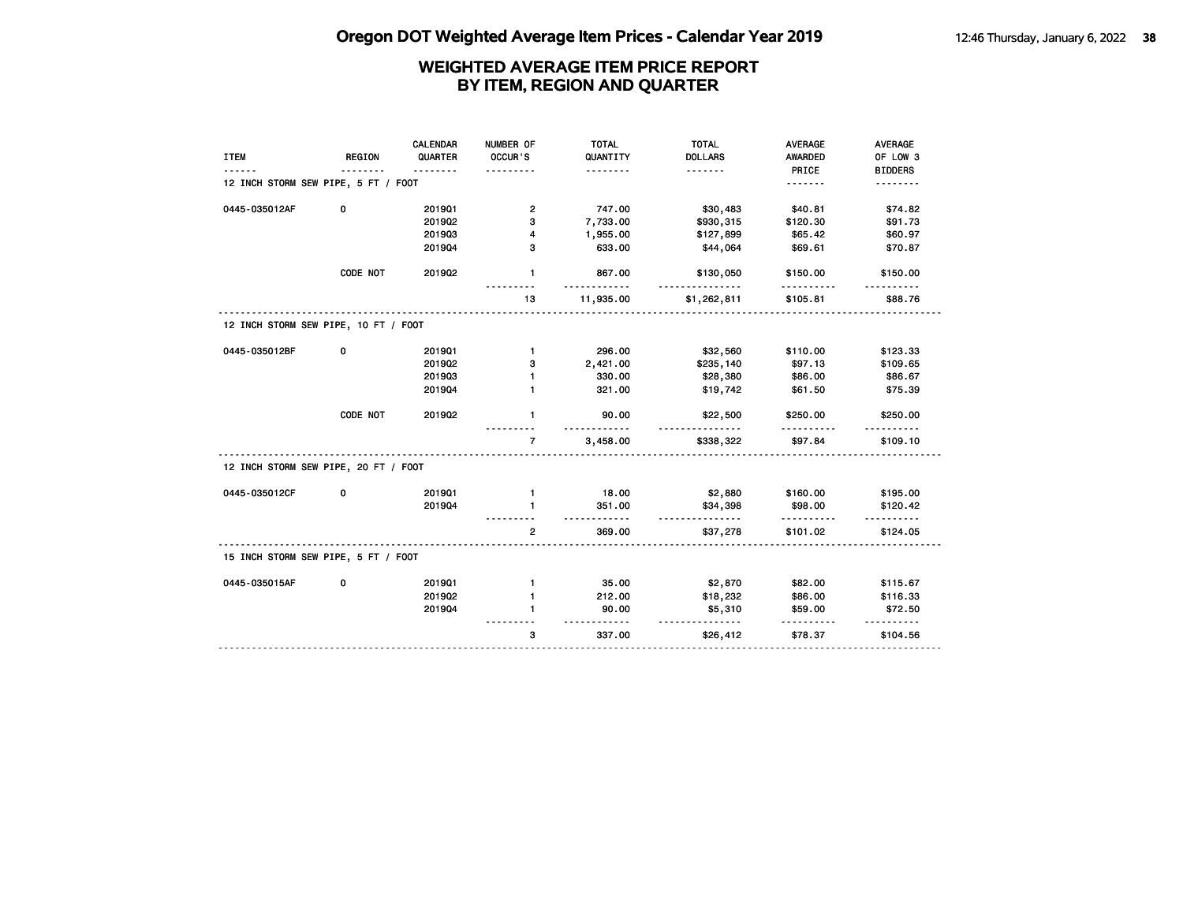# Oregon DOT Weighted Average Item Prices - Calendar Year 2019

## WEIGHTED AVERAGE ITEM PRICE REPORT BY ITEM, REGION AND QUARTER

| ITEM | REGION | CALENDAR QUARTER | NUMBER OF OCCUR'S | TOTAL QUANTITY | TOTAL DOLLARS | AVERAGE AWARDED PRICE | AVERAGE OF LOW 3 BIDDERS |
|---|---|---|---|---|---|---|---|
| **12 INCH STORM SEW PIPE, 5 FT / FOOT** | | | | | | | |
| 0445-035012AF | 0 | 2019Q1 | 2 | 747.00 | $30,483 | $40.81 | $74.82 |
| | | 2019Q2 | 3 | 7,733.00 | $930,315 | $120.30 | $91.73 |
| | | 2019Q3 | 4 | 1,955.00 | $127,899 | $65.42 | $60.97 |
| | | 2019Q4 | 3 | 633.00 | $44,064 | $69.61 | $70.87 |
| | CODE NOT | 2019Q2 | 1 | 867.00 | $130,050 | $150.00 | $150.00 |
| | | | 13 | 11,935.00 | $1,262,811 | $105.81 | $88.76 |
| **12 INCH STORM SEW PIPE, 10 FT / FOOT** | | | | | | | |
| 0445-035012BF | 0 | 2019Q1 | 1 | 296.00 | $32,560 | $110.00 | $123.33 |
| | | 2019Q2 | 3 | 2,421.00 | $235,140 | $97.13 | $109.65 |
| | | 2019Q3 | 1 | 330.00 | $28,380 | $86.00 | $86.67 |
| | | 2019Q4 | 1 | 321.00 | $19,742 | $61.50 | $75.39 |
| | CODE NOT | 2019Q2 | 1 | 90.00 | $22,500 | $250.00 | $250.00 |
| | | | 7 | 3,458.00 | $338,322 | $97.84 | $109.10 |
| **12 INCH STORM SEW PIPE, 20 FT / FOOT** | | | | | | | |
| 0445-035012CF | 0 | 2019Q1 | 1 | 18.00 | $2,880 | $160.00 | $195.00 |
| | | 2019Q4 | 1 | 351.00 | $34,398 | $98.00 | $120.42 |
| | | | 2 | 369.00 | $37,278 | $101.02 | $124.05 |
| **15 INCH STORM SEW PIPE, 5 FT / FOOT** | | | | | | | |
| 0445-035015AF | 0 | 2019Q1 | 1 | 35.00 | $2,870 | $82.00 | $115.67 |
| | | 2019Q2 | 1 | 212.00 | $18,232 | $86.00 | $116.33 |
| | | 2019Q4 | 1 | 90.00 | $5,310 | $59.00 | $72.50 |
| | | | 3 | 337.00 | $26,412 | $78.37 | $104.56 |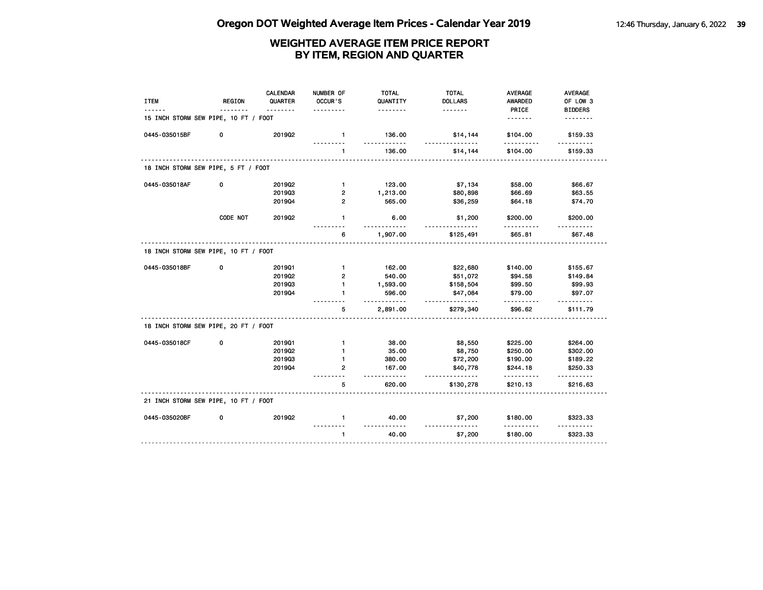# Oregon DOT Weighted Average Item Prices - Calendar Year 2019

## WEIGHTED AVERAGE ITEM PRICE REPORT BY ITEM, REGION AND QUARTER

| ITEM | REGION | CALENDAR QUARTER | NUMBER OF OCCUR'S | TOTAL QUANTITY | TOTAL DOLLARS | AVERAGE AWARDED PRICE | AVERAGE OF LOW 3 BIDDERS |
|---|---|---|---|---|---|---|---|
| **15 INCH STORM SEW PIPE, 10 FT / FOOT** | | | | | | | |
| 0445-035015BF | 0 | 2019Q2 | 1 | 136.00 | $14,144 | $104.00 | $159.33 |
| | | | 1 | 136.00 | $14,144 | $104.00 | $159.33 |
| **18 INCH STORM SEW PIPE, 5 FT / FOOT** | | | | | | | |
| 0445-035018AF | 0 | 2019Q2 | 1 | 123.00 | $7,134 | $58.00 | $66.67 |
| | | 2019Q3 | 2 | 1,213.00 | $80,898 | $66.69 | $63.55 |
| | | 2019Q4 | 2 | 565.00 | $36,259 | $64.18 | $74.70 |
| | CODE NOT | 2019Q2 | 1 | 6.00 | $1,200 | $200.00 | $200.00 |
| | | | 6 | 1,907.00 | $125,491 | $65.81 | $67.48 |
| **18 INCH STORM SEW PIPE, 10 FT / FOOT** | | | | | | | |
| 0445-035018BF | 0 | 2019Q1 | 1 | 162.00 | $22,680 | $140.00 | $155.67 |
| | | 2019Q2 | 2 | 540.00 | $51,072 | $94.58 | $149.84 |
| | | 2019Q3 | 1 | 1,593.00 | $158,504 | $99.50 | $99.93 |
| | | 2019Q4 | 1 | 596.00 | $47,084 | $79.00 | $97.07 |
| | | | 5 | 2,891.00 | $279,340 | $96.62 | $111.79 |
| **18 INCH STORM SEW PIPE, 20 FT / FOOT** | | | | | | | |
| 0445-035018CF | 0 | 2019Q1 | 1 | 38.00 | $8,550 | $225.00 | $264.00 |
| | | 2019Q2 | 1 | 35.00 | $8,750 | $250.00 | $302.00 |
| | | 2019Q3 | 1 | 380.00 | $72,200 | $190.00 | $189.22 |
| | | 2019Q4 | 2 | 167.00 | $40,778 | $244.18 | $250.33 |
| | | | 5 | 620.00 | $130,278 | $210.13 | $216.63 |
| **21 INCH STORM SEW PIPE, 10 FT / FOOT** | | | | | | | |
| 0445-035020BF | 0 | 2019Q2 | 1 | 40.00 | $7,200 | $180.00 | $323.33 |
| | | | 1 | 40.00 | $7,200 | $180.00 | $323.33 |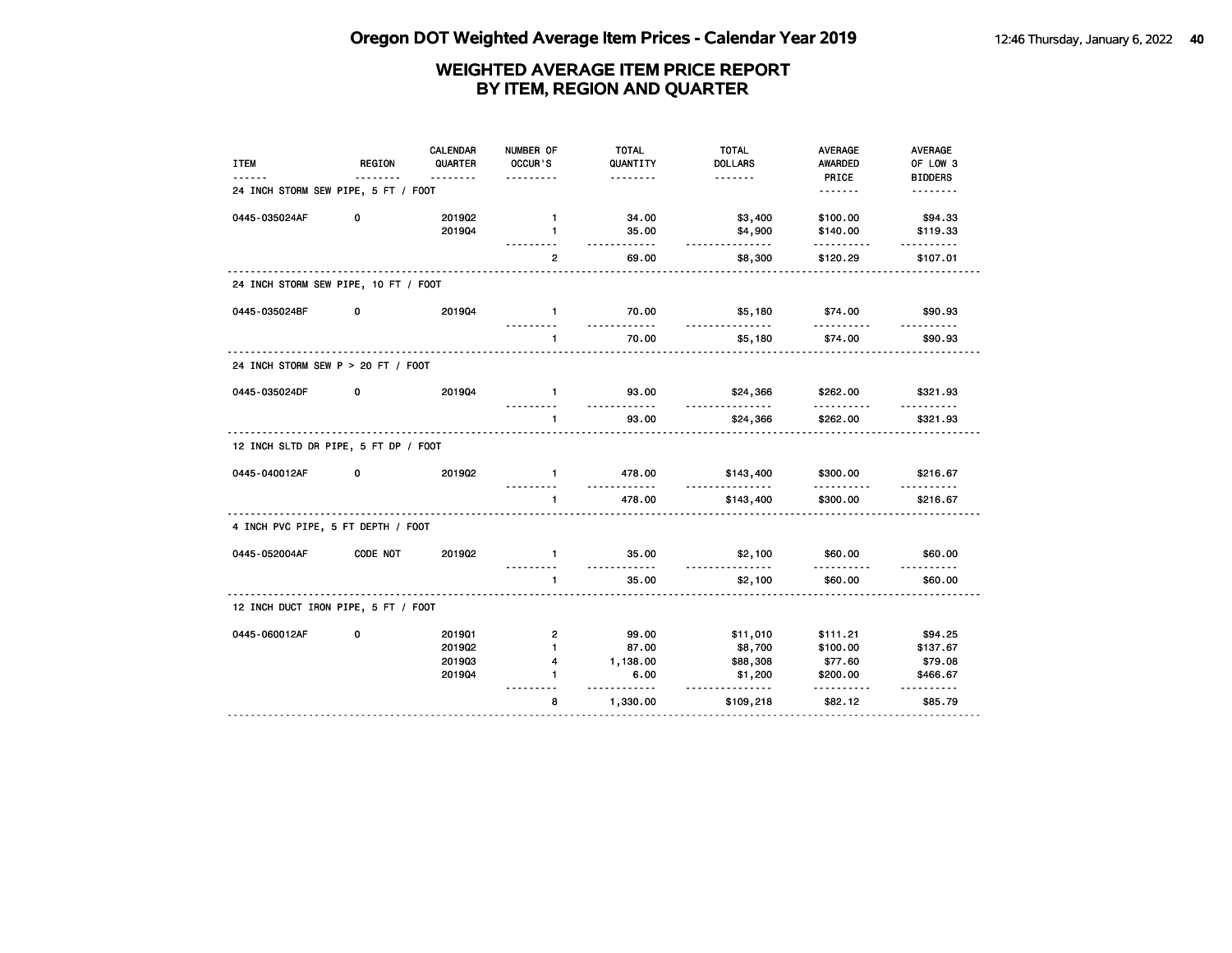# Oregon DOT Weighted Average Item Prices - Calendar Year 2019

## WEIGHTED AVERAGE ITEM PRICE REPORT BY ITEM, REGION AND QUARTER

| ITEM | REGION | CALENDAR QUARTER | NUMBER OF OCCUR'S | TOTAL QUANTITY | TOTAL DOLLARS | AVERAGE AWARDED PRICE | AVERAGE OF LOW 3 BIDDERS |
|---|---|---|---|---|---|---|---|
| **24 INCH STORM SEW PIPE, 5 FT / FOOT** | | | | | | | |
| 0445-035024AF | 0 | 2019Q2 | 1 | 34.00 | $3,400 | $100.00 | $94.33 |
| | | 2019Q4 | 1 | 35.00 | $4,900 | $140.00 | $119.33 |
| | | | 2 | 69.00 | $8,300 | $120.29 | $107.01 |
| **24 INCH STORM SEW PIPE, 10 FT / FOOT** | | | | | | | |
| 0445-035024BF | 0 | 2019Q4 | 1 | 70.00 | $5,180 | $74.00 | $90.93 |
| | | | 1 | 70.00 | $5,180 | $74.00 | $90.93 |
| **24 INCH STORM SEW P > 20 FT / FOOT** | | | | | | | |
| 0445-035024DF | 0 | 2019Q4 | 1 | 93.00 | $24,366 | $262.00 | $321.93 |
| | | | 1 | 93.00 | $24,366 | $262.00 | $321.93 |
| **12 INCH SLTD DR PIPE, 5 FT DP / FOOT** | | | | | | | |
| 0445-040012AF | 0 | 2019Q2 | 1 | 478.00 | $143,400 | $300.00 | $216.67 |
| | | | 1 | 478.00 | $143,400 | $300.00 | $216.67 |
| **4 INCH PVC PIPE, 5 FT DEPTH / FOOT** | | | | | | | |
| 0445-052004AF | CODE NOT | 2019Q2 | 1 | 35.00 | $2,100 | $60.00 | $60.00 |
| | | | 1 | 35.00 | $2,100 | $60.00 | $60.00 |
| **12 INCH DUCT IRON PIPE, 5 FT / FOOT** | | | | | | | |
| 0445-060012AF | 0 | 2019Q1 | 2 | 99.00 | $11,010 | $111.21 | $94.25 |
| | | 2019Q2 | 1 | 87.00 | $8,700 | $100.00 | $137.67 |
| | | 2019Q3 | 4 | 1,138.00 | $88,308 | $77.60 | $79.08 |
| | | 2019Q4 | 1 | 6.00 | $1,200 | $200.00 | $466.67 |
| | | | 8 | 1,330.00 | $109,218 | $82.12 | $85.79 |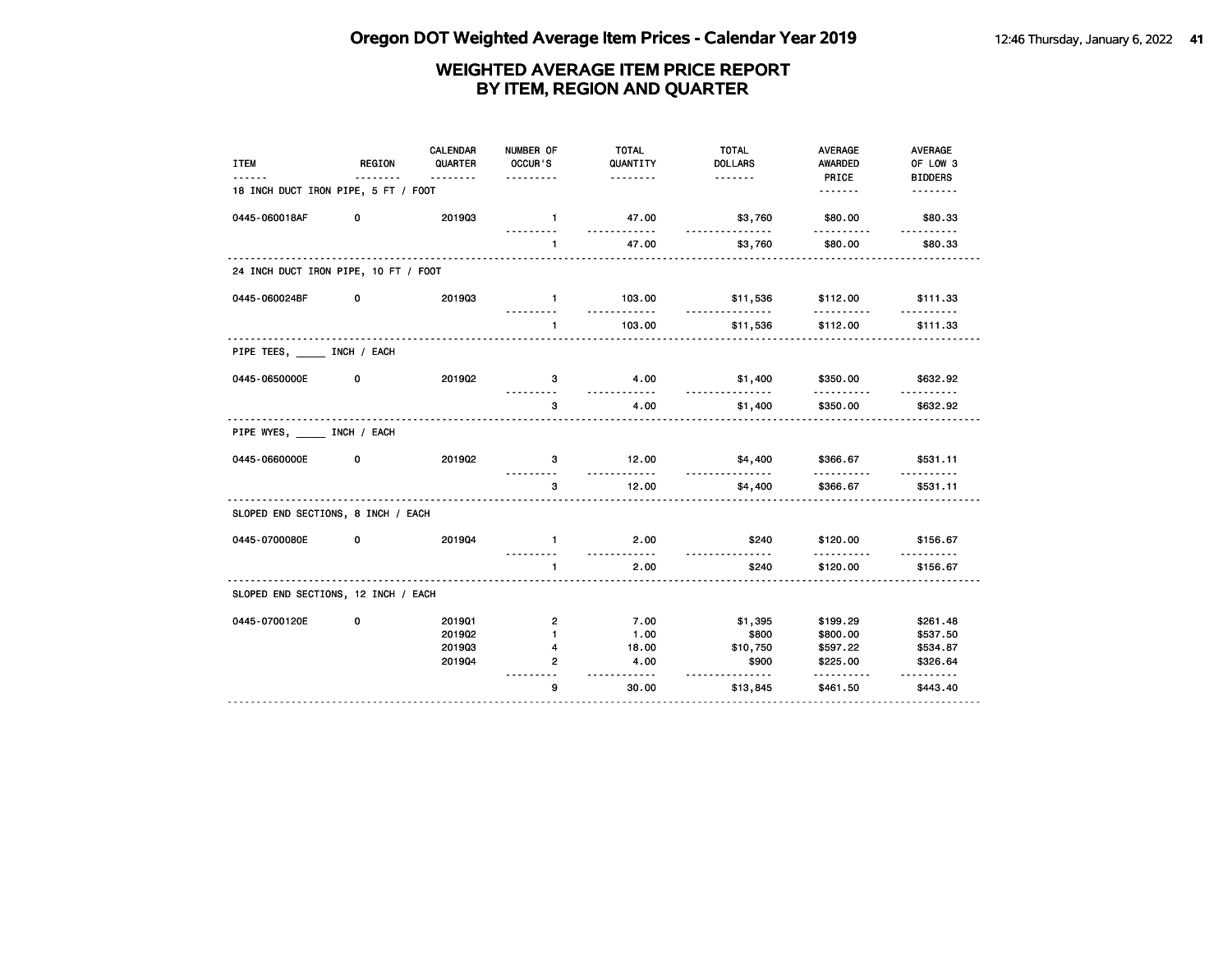# Oregon DOT Weighted Average Item Prices - Calendar Year 2019

## WEIGHTED AVERAGE ITEM PRICE REPORT BY ITEM, REGION AND QUARTER

| ITEM | REGION | CALENDAR QUARTER | NUMBER OF OCCUR'S | TOTAL QUANTITY | TOTAL DOLLARS | AVERAGE AWARDED PRICE | AVERAGE OF LOW 3 BIDDERS |
|---|---|---|---|---|---|---|---|
| **18 INCH DUCT IRON PIPE, 5 FT / FOOT** | | | | | | | |
| 0445-060018AF | 0 | 2019Q3 | 1 | 47.00 | $3,760 | $80.00 | $80.33 |
| | | | 1 | 47.00 | $3,760 | $80.00 | $80.33 |
| **24 INCH DUCT IRON PIPE, 10 FT / FOOT** | | | | | | | |
| 0445-060024BF | 0 | 2019Q3 | 1 | 103.00 | $11,536 | $112.00 | $111.33 |
| | | | 1 | 103.00 | $11,536 | $112.00 | $111.33 |
| **PIPE TEES, _____ INCH / EACH** | | | | | | | |
| 0445-0650000E | 0 | 2019Q2 | 3 | 4.00 | $1,400 | $350.00 | $632.92 |
| | | | 3 | 4.00 | $1,400 | $350.00 | $632.92 |
| **PIPE WYES, _____ INCH / EACH** | | | | | | | |
| 0445-0660000E | 0 | 2019Q2 | 3 | 12.00 | $4,400 | $366.67 | $531.11 |
| | | | 3 | 12.00 | $4,400 | $366.67 | $531.11 |
| **SLOPED END SECTIONS, 8 INCH / EACH** | | | | | | | |
| 0445-0700080E | 0 | 2019Q4 | 1 | 2.00 | $240 | $120.00 | $156.67 |
| | | | 1 | 2.00 | $240 | $120.00 | $156.67 |
| **SLOPED END SECTIONS, 12 INCH / EACH** | | | | | | | |
| 0445-0700120E | 0 | 2019Q1 | 2 | 7.00 | $1,395 | $199.29 | $261.48 |
| | | 2019Q2 | 1 | 1.00 | $800 | $800.00 | $537.50 |
| | | 2019Q3 | 4 | 18.00 | $10,750 | $597.22 | $534.87 |
| | | 2019Q4 | 2 | 4.00 | $900 | $225.00 | $326.64 |
| | | | 9 | 30.00 | $13,845 | $461.50 | $443.40 |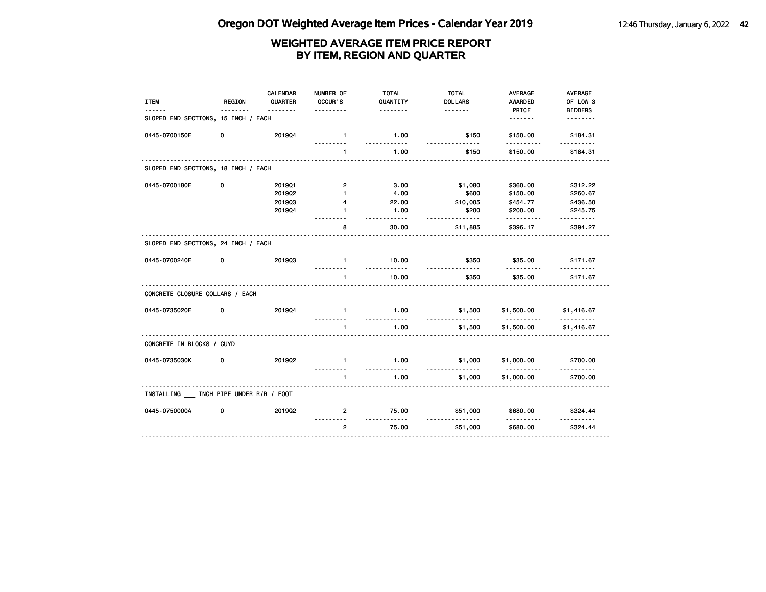# Oregon DOT Weighted Average Item Prices - Calendar Year 2019

## WEIGHTED AVERAGE ITEM PRICE REPORT BY ITEM, REGION AND QUARTER

| ITEM | REGION | CALENDAR QUARTER | NUMBER OF OCCUR'S | TOTAL QUANTITY | TOTAL DOLLARS | AVERAGE AWARDED PRICE | AVERAGE OF LOW 3 BIDDERS |
|---|---|---|---|---|---|---|---|
| **SLOPED END SECTIONS, 15 INCH / EACH** | | | | | | | |
| 0445-0700150E | 0 | 2019Q4 | 1 | 1.00 | $150 | $150.00 | $184.31 |
| | | | 1 | 1.00 | $150 | $150.00 | $184.31 |
| **SLOPED END SECTIONS, 18 INCH / EACH** | | | | | | | |
| 0445-0700180E | 0 | 2019Q1 | 2 | 3.00 | $1,080 | $360.00 | $312.22 |
| | | 2019Q2 | 1 | 4.00 | $600 | $150.00 | $260.67 |
| | | 2019Q3 | 4 | 22.00 | $10,005 | $454.77 | $436.50 |
| | | 2019Q4 | 1 | 1.00 | $200 | $200.00 | $245.75 |
| | | | 8 | 30.00 | $11,885 | $396.17 | $394.27 |
| **SLOPED END SECTIONS, 24 INCH / EACH** | | | | | | | |
| 0445-0700240E | 0 | 2019Q3 | 1 | 10.00 | $350 | $35.00 | $171.67 |
| | | | 1 | 10.00 | $350 | $35.00 | $171.67 |
| **CONCRETE CLOSURE COLLARS / EACH** | | | | | | | |
| 0445-0735020E | 0 | 2019Q4 | 1 | 1.00 | $1,500 | $1,500.00 | $1,416.67 |
| | | | 1 | 1.00 | $1,500 | $1,500.00 | $1,416.67 |
| **CONCRETE IN BLOCKS / CUYD** | | | | | | | |
| 0445-0735030K | 0 | 2019Q2 | 1 | 1.00 | $1,000 | $1,000.00 | $700.00 |
| | | | 1 | 1.00 | $1,000 | $1,000.00 | $700.00 |
| **INSTALLING ___ INCH PIPE UNDER R/R / FOOT** | | | | | | | |
| 0445-0750000A | 0 | 2019Q2 | 2 | 75.00 | $51,000 | $680.00 | $324.44 |
| | | | 2 | 75.00 | $51,000 | $680.00 | $324.44 |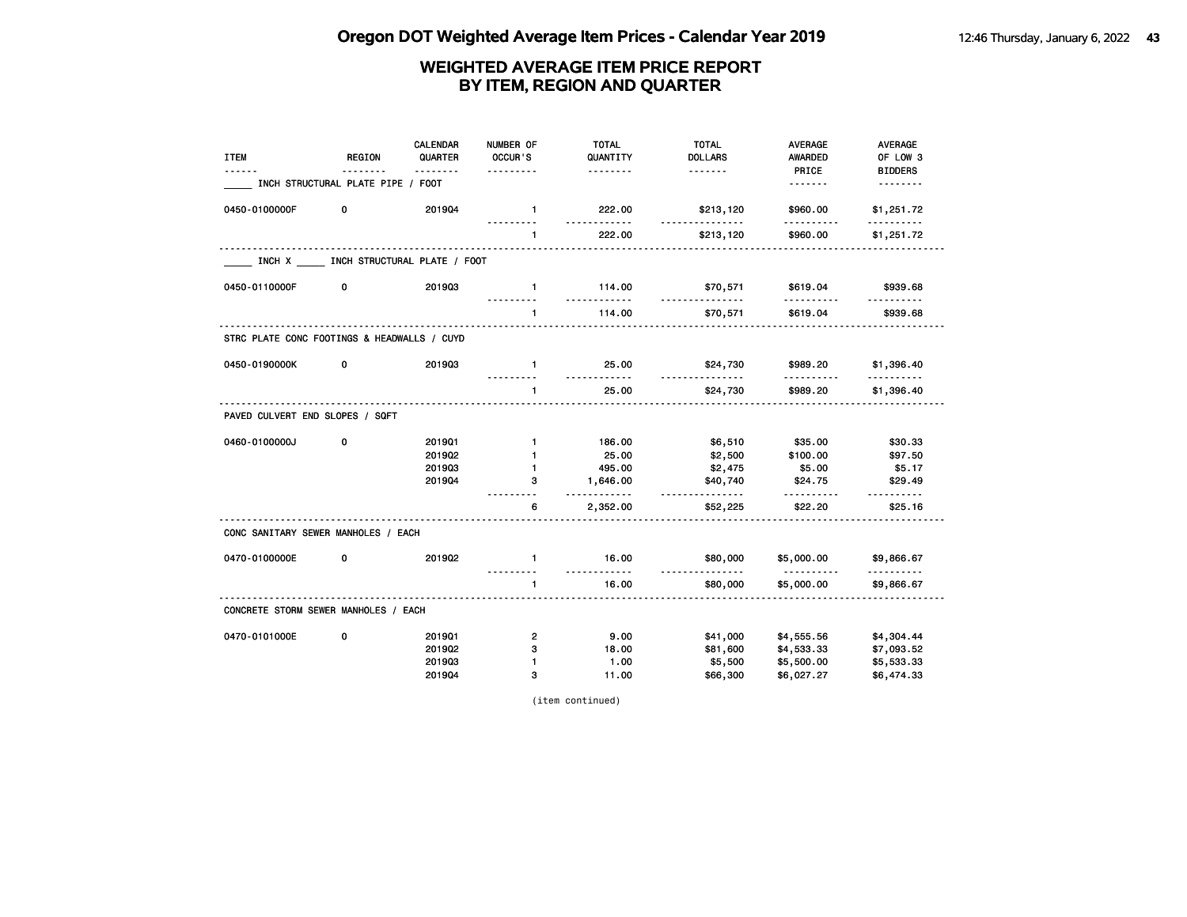# Oregon DOT Weighted Average Item Prices - Calendar Year 2019

## WEIGHTED AVERAGE ITEM PRICE REPORT BY ITEM, REGION AND QUARTER

| ITEM | REGION | CALENDAR QUARTER | NUMBER OF OCCUR'S | TOTAL QUANTITY | TOTAL DOLLARS | AVERAGE AWARDED PRICE | AVERAGE OF LOW 3 BIDDERS |
|---|---|---|---|---|---|---|---|
| _____ INCH STRUCTURAL PLATE PIPE / FOOT | | | | | | | |
| 0450-0100000F | 0 | 2019Q4 | 1 | 222.00 | $213,120 | $960.00 | $1,251.72 |
| | | | 1 | 222.00 | $213,120 | $960.00 | $1,251.72 |
| _____ INCH X _____ INCH STRUCTURAL PLATE / FOOT | | | | | | | |
| 0450-0110000F | 0 | 2019Q3 | 1 | 114.00 | $70,571 | $619.04 | $939.68 |
| | | | 1 | 114.00 | $70,571 | $619.04 | $939.68 |
| STRC PLATE CONC FOOTINGS & HEADWALLS / CUYD | | | | | | | |
| 0450-0190000K | 0 | 2019Q3 | 1 | 25.00 | $24,730 | $989.20 | $1,396.40 |
| | | | 1 | 25.00 | $24,730 | $989.20 | $1,396.40 |
| PAVED CULVERT END SLOPES / SQFT | | | | | | | |
| 0460-0100000J | 0 | 2019Q1 | 1 | 186.00 | $6,510 | $35.00 | $30.33 |
| | | 2019Q2 | 1 | 25.00 | $2,500 | $100.00 | $97.50 |
| | | 2019Q3 | 1 | 495.00 | $2,475 | $5.00 | $5.17 |
| | | 2019Q4 | 3 | 1,646.00 | $40,740 | $24.75 | $29.49 |
| | | | 6 | 2,352.00 | $52,225 | $22.20 | $25.16 |
| CONC SANITARY SEWER MANHOLES / EACH | | | | | | | |
| 0470-0100000E | 0 | 2019Q2 | 1 | 16.00 | $80,000 | $5,000.00 | $9,866.67 |
| | | | 1 | 16.00 | $80,000 | $5,000.00 | $9,866.67 |
| CONCRETE STORM SEWER MANHOLES / EACH | | | | | | | |
| 0470-0101000E | 0 | 2019Q1 | 2 | 9.00 | $41,000 | $4,555.56 | $4,304.44 |
| | | 2019Q2 | 3 | 18.00 | $81,600 | $4,533.33 | $7,093.52 |
| | | 2019Q3 | 1 | 1.00 | $5,500 | $5,500.00 | $5,533.33 |
| | | 2019Q4 | 3 | 11.00 | $66,300 | $6,027.27 | $6,474.33 |

(item continued)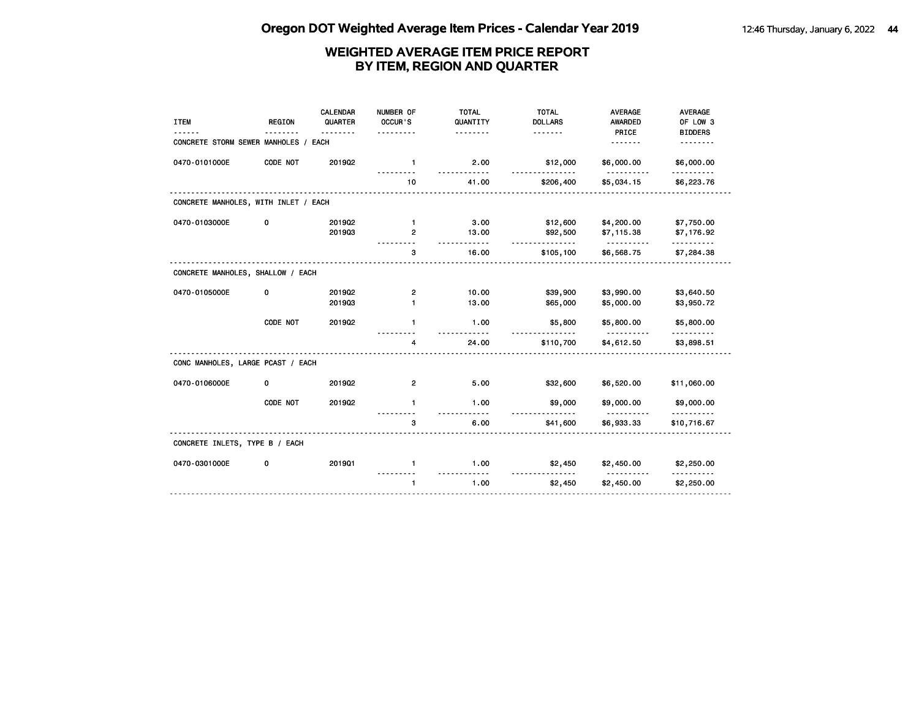# Oregon DOT Weighted Average Item Prices - Calendar Year 2019

## WEIGHTED AVERAGE ITEM PRICE REPORT BY ITEM, REGION AND QUARTER

| ITEM | REGION | CALENDAR QUARTER | NUMBER OF OCCUR'S | TOTAL QUANTITY | TOTAL DOLLARS | AVERAGE AWARDED PRICE | AVERAGE OF LOW 3 BIDDERS |
|---|---|---|---|---|---|---|---|
| CONCRETE STORM SEWER MANHOLES / EACH | | | | | | | |
| 0470-0101000E | CODE NOT | 2019Q2 | 1 | 2.00 | $12,000 | $6,000.00 | $6,000.00 |
| | | | 10 | 41.00 | $206,400 | $5,034.15 | $6,223.76 |
| CONCRETE MANHOLES, WITH INLET / EACH | | | | | | | |
| 0470-0103000E | 0 | 2019Q2 | 1 | 3.00 | $12,600 | $4,200.00 | $7,750.00 |
| | | 2019Q3 | 2 | 13.00 | $92,500 | $7,115.38 | $7,176.92 |
| | | | 3 | 16.00 | $105,100 | $6,568.75 | $7,284.38 |
| CONCRETE MANHOLES, SHALLOW / EACH | | | | | | | |
| 0470-0105000E | 0 | 2019Q2 | 2 | 10.00 | $39,900 | $3,990.00 | $3,640.50 |
| | | 2019Q3 | 1 | 13.00 | $65,000 | $5,000.00 | $3,950.72 |
| | CODE NOT | 2019Q2 | 1 | 1.00 | $5,800 | $5,800.00 | $5,800.00 |
| | | | 4 | 24.00 | $110,700 | $4,612.50 | $3,898.51 |
| CONC MANHOLES, LARGE PCAST / EACH | | | | | | | |
| 0470-0106000E | 0 | 2019Q2 | 2 | 5.00 | $32,600 | $6,520.00 | $11,060.00 |
| | CODE NOT | 2019Q2 | 1 | 1.00 | $9,000 | $9,000.00 | $9,000.00 |
| | | | 3 | 6.00 | $41,600 | $6,933.33 | $10,716.67 |
| CONCRETE INLETS, TYPE B / EACH | | | | | | | |
| 0470-0301000E | 0 | 2019Q1 | 1 | 1.00 | $2,450 | $2,450.00 | $2,250.00 |
| | | | 1 | 1.00 | $2,450 | $2,450.00 | $2,250.00 |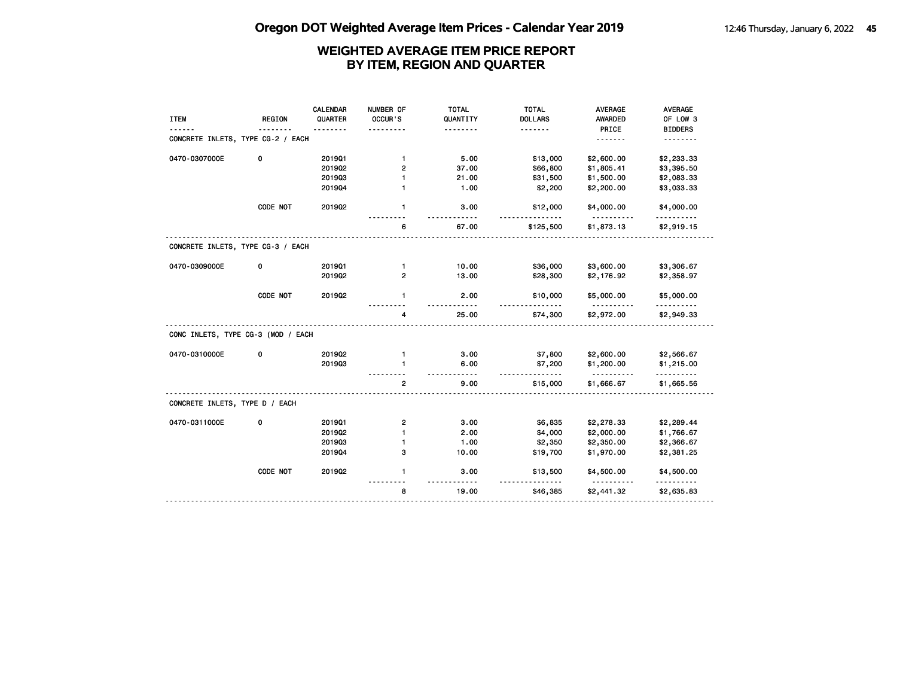# Oregon DOT Weighted Average Item Prices - Calendar Year 2019

## WEIGHTED AVERAGE ITEM PRICE REPORT BY ITEM, REGION AND QUARTER

| ITEM | REGION | CALENDAR QUARTER | NUMBER OF OCCUR'S | TOTAL QUANTITY | TOTAL DOLLARS | AVERAGE AWARDED PRICE | AVERAGE OF LOW 3 BIDDERS |
|---|---|---|---|---|---|---|---|
| CONCRETE INLETS, TYPE CG-2 / EACH | | | | | | | |
| 0470-0307000E | 0 | 2019Q1 | 1 | 5.00 | $13,000 | $2,600.00 | $2,233.33 |
| | | 2019Q2 | 2 | 37.00 | $66,800 | $1,805.41 | $3,395.50 |
| | | 2019Q3 | 1 | 21.00 | $31,500 | $1,500.00 | $2,083.33 |
| | | 2019Q4 | 1 | 1.00 | $2,200 | $2,200.00 | $3,033.33 |
| | CODE NOT | 2019Q2 | 1 | 3.00 | $12,000 | $4,000.00 | $4,000.00 |
| | | | 6 | 67.00 | $125,500 | $1,873.13 | $2,919.15 |
| CONCRETE INLETS, TYPE CG-3 / EACH | | | | | | | |
| 0470-0309000E | 0 | 2019Q1 | 1 | 10.00 | $36,000 | $3,600.00 | $3,306.67 |
| | | 2019Q2 | 2 | 13.00 | $28,300 | $2,176.92 | $2,358.97 |
| | CODE NOT | 2019Q2 | 1 | 2.00 | $10,000 | $5,000.00 | $5,000.00 |
| | | | 4 | 25.00 | $74,300 | $2,972.00 | $2,949.33 |
| CONC INLETS, TYPE CG-3 (MOD / EACH | | | | | | | |
| 0470-0310000E | 0 | 2019Q2 | 1 | 3.00 | $7,800 | $2,600.00 | $2,566.67 |
| | | 2019Q3 | 1 | 6.00 | $7,200 | $1,200.00 | $1,215.00 |
| | | | 2 | 9.00 | $15,000 | $1,666.67 | $1,665.56 |
| CONCRETE INLETS, TYPE D / EACH | | | | | | | |
| 0470-0311000E | 0 | 2019Q1 | 2 | 3.00 | $6,835 | $2,278.33 | $2,289.44 |
| | | 2019Q2 | 1 | 2.00 | $4,000 | $2,000.00 | $1,766.67 |
| | | 2019Q3 | 1 | 1.00 | $2,350 | $2,350.00 | $2,366.67 |
| | | 2019Q4 | 3 | 10.00 | $19,700 | $1,970.00 | $2,381.25 |
| | CODE NOT | 2019Q2 | 1 | 3.00 | $13,500 | $4,500.00 | $4,500.00 |
| | | | 8 | 19.00 | $46,385 | $2,441.32 | $2,635.83 |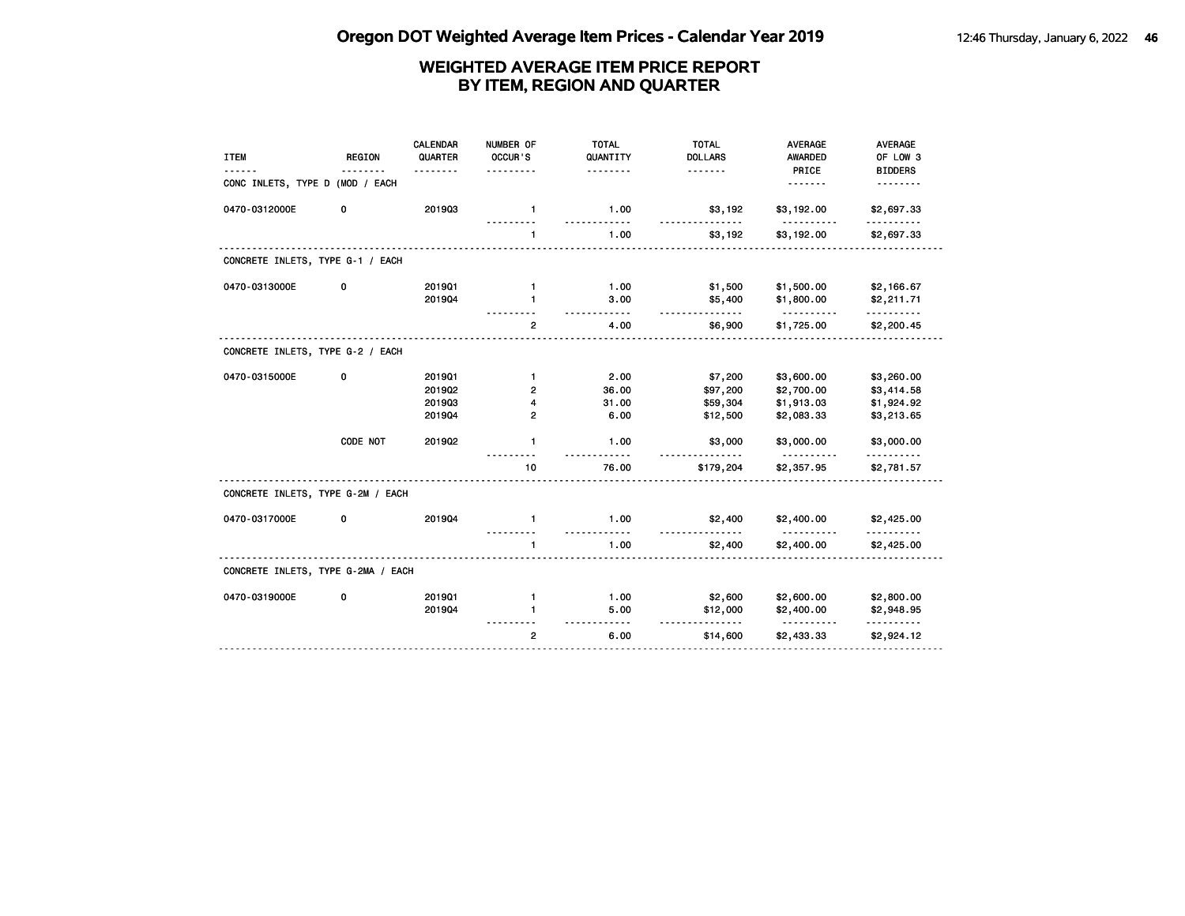# Oregon DOT Weighted Average Item Prices - Calendar Year 2019

## WEIGHTED AVERAGE ITEM PRICE REPORT BY ITEM, REGION AND QUARTER

| ITEM | REGION | CALENDAR QUARTER | NUMBER OF OCCUR'S | TOTAL QUANTITY | TOTAL DOLLARS | AVERAGE AWARDED PRICE | AVERAGE OF LOW 3 BIDDERS |
|---|---|---|---|---|---|---|---|
| **CONC INLETS, TYPE D (MOD / EACH** | | | | | | | |
| 0470-0312000E | 0 | 2019Q3 | 1 | 1.00 | $3,192 | $3,192.00 | $2,697.33 |
| | | | 1 | 1.00 | $3,192 | $3,192.00 | $2,697.33 |
| **CONCRETE INLETS, TYPE G-1 / EACH** | | | | | | | |
| 0470-0313000E | 0 | 2019Q1 | 1 | 1.00 | $1,500 | $1,500.00 | $2,166.67 |
| | | 2019Q4 | 1 | 3.00 | $5,400 | $1,800.00 | $2,211.71 |
| | | | 2 | 4.00 | $6,900 | $1,725.00 | $2,200.45 |
| **CONCRETE INLETS, TYPE G-2 / EACH** | | | | | | | |
| 0470-0315000E | 0 | 2019Q1 | 1 | 2.00 | $7,200 | $3,600.00 | $3,260.00 |
| | | 2019Q2 | 2 | 36.00 | $97,200 | $2,700.00 | $3,414.58 |
| | | 2019Q3 | 4 | 31.00 | $59,304 | $1,913.03 | $1,924.92 |
| | | 2019Q4 | 2 | 6.00 | $12,500 | $2,083.33 | $3,213.65 |
| | CODE NOT | 2019Q2 | 1 | 1.00 | $3,000 | $3,000.00 | $3,000.00 |
| | | | 10 | 76.00 | $179,204 | $2,357.95 | $2,781.57 |
| **CONCRETE INLETS, TYPE G-2M / EACH** | | | | | | | |
| 0470-0317000E | 0 | 2019Q4 | 1 | 1.00 | $2,400 | $2,400.00 | $2,425.00 |
| | | | 1 | 1.00 | $2,400 | $2,400.00 | $2,425.00 |
| **CONCRETE INLETS, TYPE G-2MA / EACH** | | | | | | | |
| 0470-0319000E | 0 | 2019Q1 | 1 | 1.00 | $2,600 | $2,600.00 | $2,800.00 |
| | | 2019Q4 | 1 | 5.00 | $12,000 | $2,400.00 | $2,948.95 |
| | | | 2 | 6.00 | $14,600 | $2,433.33 | $2,924.12 |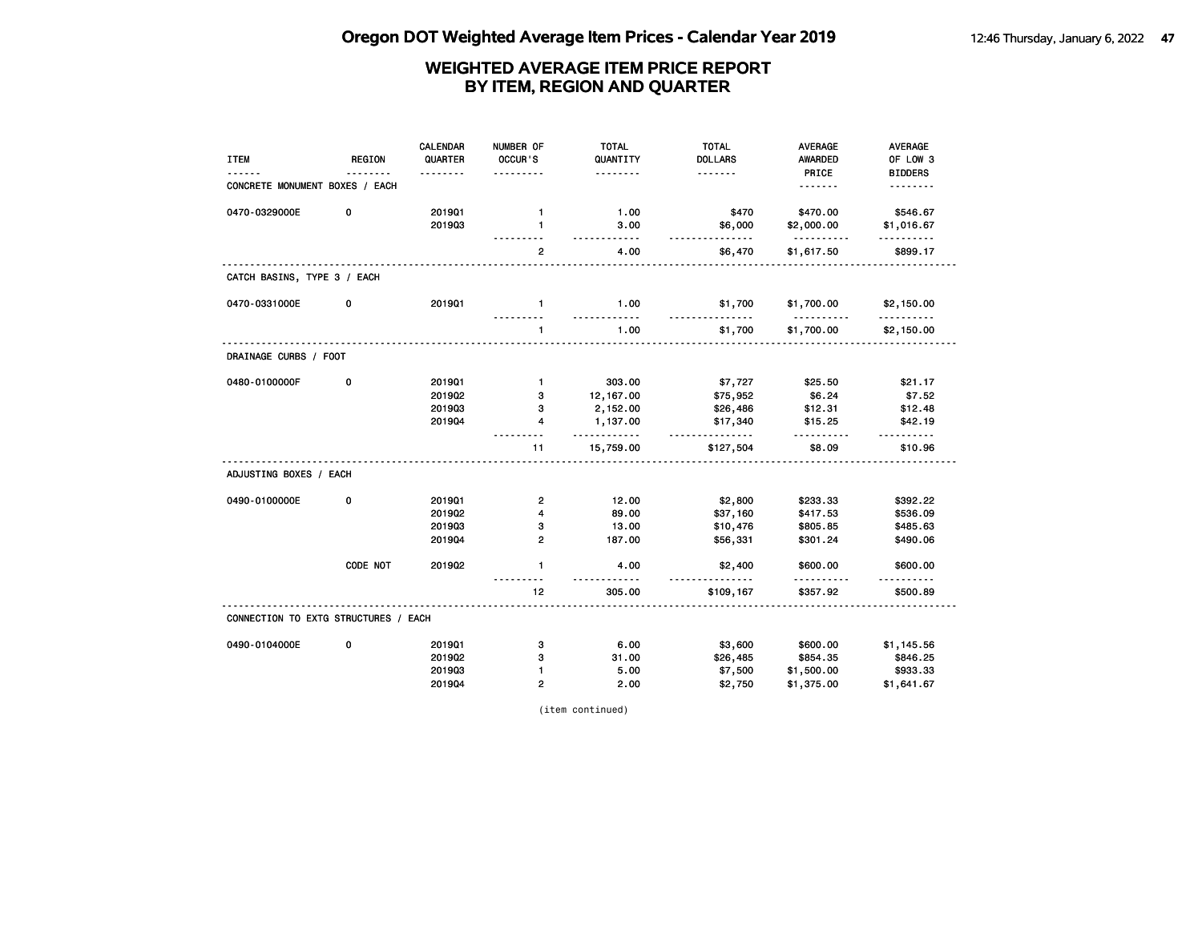# Oregon DOT Weighted Average Item Prices - Calendar Year 2019

## WEIGHTED AVERAGE ITEM PRICE REPORT BY ITEM, REGION AND QUARTER

| ITEM | REGION | CALENDAR QUARTER | NUMBER OF OCCUR'S | TOTAL QUANTITY | TOTAL DOLLARS | AVERAGE AWARDED PRICE | AVERAGE OF LOW 3 BIDDERS |
|---|---|---|---|---|---|---|---|
| **CONCRETE MONUMENT BOXES / EACH** | | | | | | | |
| 0470-0329000E | 0 | 2019Q1 | 1 | 1.00 | $470 | $470.00 | $546.67 |
| | | 2019Q3 | 1 | 3.00 | $6,000 | $2,000.00 | $1,016.67 |
| | | | 2 | 4.00 | $6,470 | $1,617.50 | $899.17 |
| **CATCH BASINS, TYPE 3 / EACH** | | | | | | | |
| 0470-0331000E | 0 | 2019Q1 | 1 | 1.00 | $1,700 | $1,700.00 | $2,150.00 |
| | | | 1 | 1.00 | $1,700 | $1,700.00 | $2,150.00 |
| **DRAINAGE CURBS / FOOT** | | | | | | | |
| 0480-0100000F | 0 | 2019Q1 | 1 | 303.00 | $7,727 | $25.50 | $21.17 |
| | | 2019Q2 | 3 | 12,167.00 | $75,952 | $6.24 | $7.52 |
| | | 2019Q3 | 3 | 2,152.00 | $26,486 | $12.31 | $12.48 |
| | | 2019Q4 | 4 | 1,137.00 | $17,340 | $15.25 | $42.19 |
| | | | 11 | 15,759.00 | $127,504 | $8.09 | $10.96 |
| **ADJUSTING BOXES / EACH** | | | | | | | |
| 0490-0100000E | 0 | 2019Q1 | 2 | 12.00 | $2,800 | $233.33 | $392.22 |
| | | 2019Q2 | 4 | 89.00 | $37,160 | $417.53 | $536.09 |
| | | 2019Q3 | 3 | 13.00 | $10,476 | $805.85 | $485.63 |
| | | 2019Q4 | 2 | 187.00 | $56,331 | $301.24 | $490.06 |
| | CODE NOT | 2019Q2 | 1 | 4.00 | $2,400 | $600.00 | $600.00 |
| | | | 12 | 305.00 | $109,167 | $357.92 | $500.89 |
| **CONNECTION TO EXTG STRUCTURES / EACH** | | | | | | | |
| 0490-0104000E | 0 | 2019Q1 | 3 | 6.00 | $3,600 | $600.00 | $1,145.56 |
| | | 2019Q2 | 3 | 31.00 | $26,485 | $854.35 | $846.25 |
| | | 2019Q3 | 1 | 5.00 | $7,500 | $1,500.00 | $933.33 |
| | | 2019Q4 | 2 | 2.00 | $2,750 | $1,375.00 | $1,641.67 |

(item continued)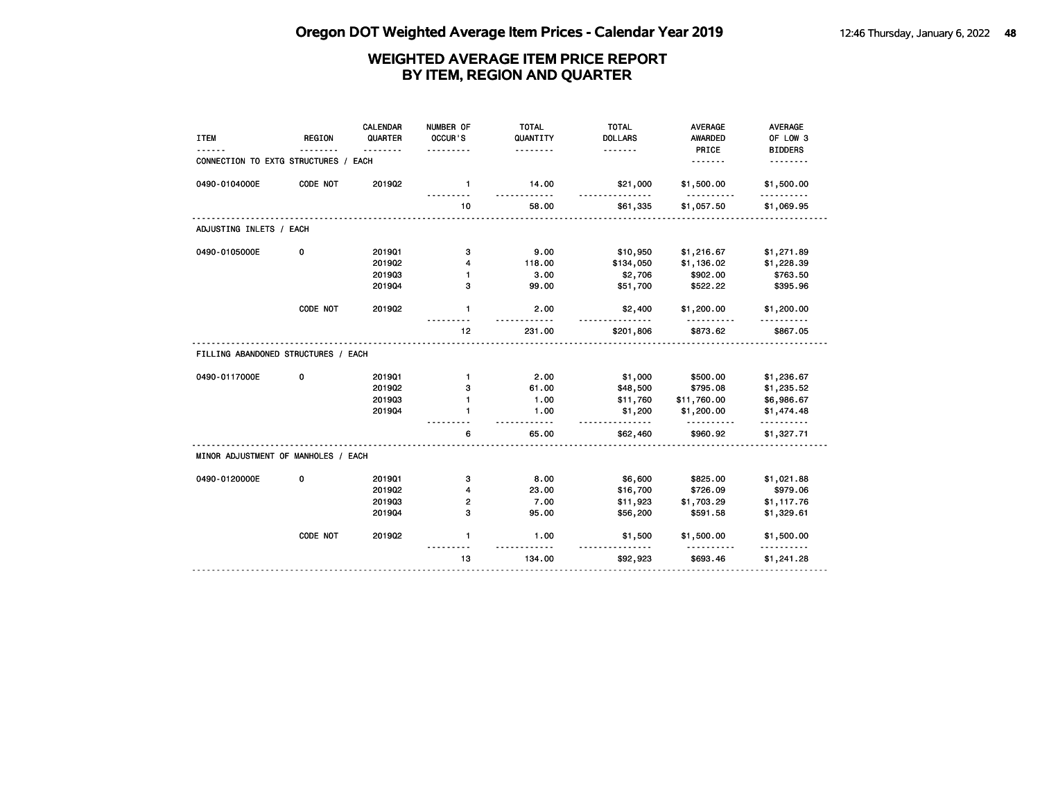## WEIGHTED AVERAGE ITEM PRICE REPORT BY ITEM, REGION AND QUARTER

| ITEM | REGION | CALENDAR QUARTER | NUMBER OF OCCUR'S | TOTAL QUANTITY | TOTAL DOLLARS | AVERAGE AWARDED PRICE | AVERAGE OF LOW 3 BIDDERS |
|---|---|---|---|---|---|---|---|
| **CONNECTION TO EXTG STRUCTURES / EACH** | | | | | | | |
| 0490-0104000E | CODE NOT | 2019Q2 | 1 | 14.00 | $21,000 | $1,500.00 | $1,500.00 |
| | | | 10 | 58.00 | $61,335 | $1,057.50 | $1,069.95 |
| **ADJUSTING INLETS / EACH** | | | | | | | |
| 0490-0105000E | 0 | 2019Q1 | 3 | 9.00 | $10,950 | $1,216.67 | $1,271.89 |
| | | 2019Q2 | 4 | 118.00 | $134,050 | $1,136.02 | $1,228.39 |
| | | 2019Q3 | 1 | 3.00 | $2,706 | $902.00 | $763.50 |
| | | 2019Q4 | 3 | 99.00 | $51,700 | $522.22 | $395.96 |
| | CODE NOT | 2019Q2 | 1 | 2.00 | $2,400 | $1,200.00 | $1,200.00 |
| | | | 12 | 231.00 | $201,806 | $873.62 | $867.05 |
| **FILLING ABANDONED STRUCTURES / EACH** | | | | | | | |
| 0490-0117000E | 0 | 2019Q1 | 1 | 2.00 | $1,000 | $500.00 | $1,236.67 |
| | | 2019Q2 | 3 | 61.00 | $48,500 | $795.08 | $1,235.52 |
| | | 2019Q3 | 1 | 1.00 | $11,760 | $11,760.00 | $6,986.67 |
| | | 2019Q4 | 1 | 1.00 | $1,200 | $1,200.00 | $1,474.48 |
| | | | 6 | 65.00 | $62,460 | $960.92 | $1,327.71 |
| **MINOR ADJUSTMENT OF MANHOLES / EACH** | | | | | | | |
| 0490-0120000E | 0 | 2019Q1 | 3 | 8.00 | $6,600 | $825.00 | $1,021.88 |
| | | 2019Q2 | 4 | 23.00 | $16,700 | $726.09 | $979.06 |
| | | 2019Q3 | 2 | 7.00 | $11,923 | $1,703.29 | $1,117.76 |
| | | 2019Q4 | 3 | 95.00 | $56,200 | $591.58 | $1,329.61 |
| | CODE NOT | 2019Q2 | 1 | 1.00 | $1,500 | $1,500.00 | $1,500.00 |
| | | | 13 | 134.00 | $92,923 | $693.46 | $1,241.28 |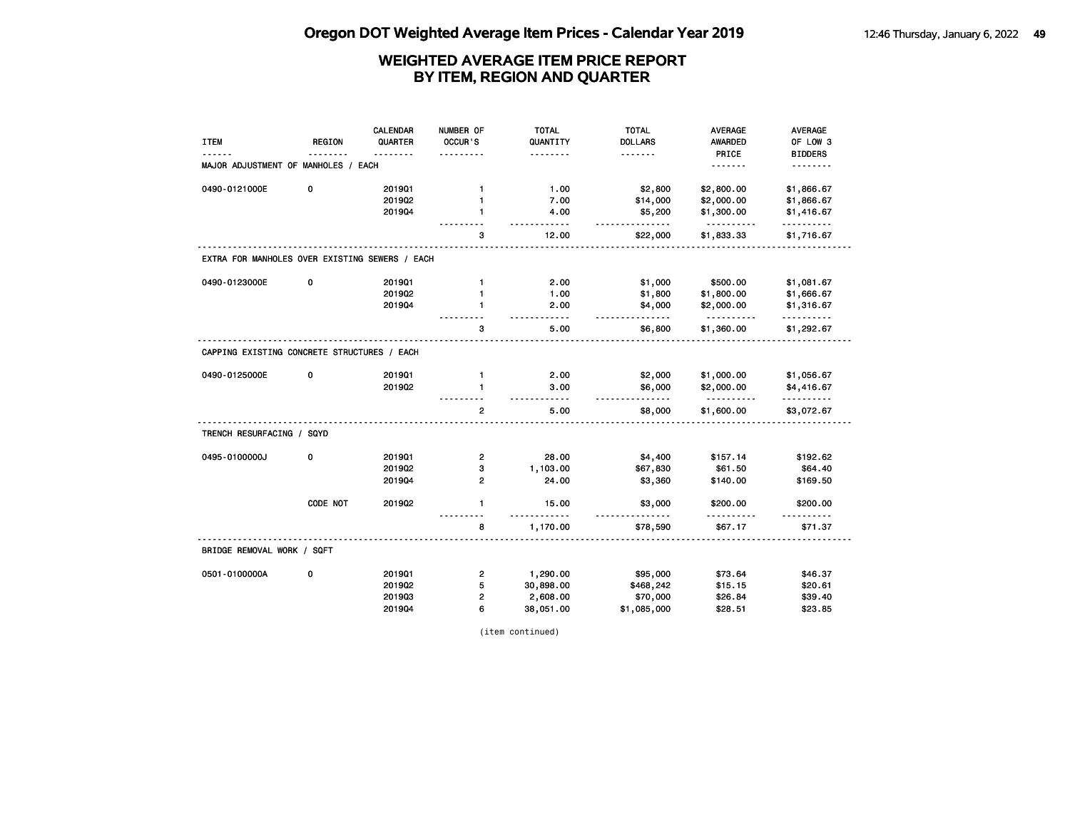# Oregon DOT Weighted Average Item Prices - Calendar Year 2019

## WEIGHTED AVERAGE ITEM PRICE REPORT BY ITEM, REGION AND QUARTER

| ITEM | REGION | CALENDAR QUARTER | NUMBER OF OCCUR'S | TOTAL QUANTITY | TOTAL DOLLARS | AVERAGE AWARDED PRICE | AVERAGE OF LOW 3 BIDDERS |
|---|---|---|---|---|---|---|---|
| **MAJOR ADJUSTMENT OF MANHOLES / EACH** | | | | | | | |
| 0490-0121000E | 0 | 2019Q1 | 1 | 1.00 | $2,800 | $2,800.00 | $1,866.67 |
| | | 2019Q2 | 1 | 7.00 | $14,000 | $2,000.00 | $1,866.67 |
| | | 2019Q4 | 1 | 4.00 | $5,200 | $1,300.00 | $1,416.67 |
| | | | 3 | 12.00 | $22,000 | $1,833.33 | $1,716.67 |
| **EXTRA FOR MANHOLES OVER EXISTING SEWERS / EACH** | | | | | | | |
| 0490-0123000E | 0 | 2019Q1 | 1 | 2.00 | $1,000 | $500.00 | $1,081.67 |
| | | 2019Q2 | 1 | 1.00 | $1,800 | $1,800.00 | $1,666.67 |
| | | 2019Q4 | 1 | 2.00 | $4,000 | $2,000.00 | $1,316.67 |
| | | | 3 | 5.00 | $6,800 | $1,360.00 | $1,292.67 |
| **CAPPING EXISTING CONCRETE STRUCTURES / EACH** | | | | | | | |
| 0490-0125000E | 0 | 2019Q1 | 1 | 2.00 | $2,000 | $1,000.00 | $1,056.67 |
| | | 2019Q2 | 1 | 3.00 | $6,000 | $2,000.00 | $4,416.67 |
| | | | 2 | 5.00 | $8,000 | $1,600.00 | $3,072.67 |
| **TRENCH RESURFACING / SQYD** | | | | | | | |
| 0495-0100000J | 0 | 2019Q1 | 2 | 28.00 | $4,400 | $157.14 | $192.62 |
| | | 2019Q2 | 3 | 1,103.00 | $67,830 | $61.50 | $64.40 |
| | | 2019Q4 | 2 | 24.00 | $3,360 | $140.00 | $169.50 |
| | CODE NOT | 2019Q2 | 1 | 15.00 | $3,000 | $200.00 | $200.00 |
| | | | 8 | 1,170.00 | $78,590 | $67.17 | $71.37 |
| **BRIDGE REMOVAL WORK / SQFT** | | | | | | | |
| 0501-0100000A | 0 | 2019Q1 | 2 | 1,290.00 | $95,000 | $73.64 | $46.37 |
| | | 2019Q2 | 5 | 30,898.00 | $468,242 | $15.15 | $20.61 |
| | | 2019Q3 | 2 | 2,608.00 | $70,000 | $26.84 | $39.40 |
| | | 2019Q4 | 6 | 38,051.00 | $1,085,000 | $28.51 | $23.85 |

(item continued)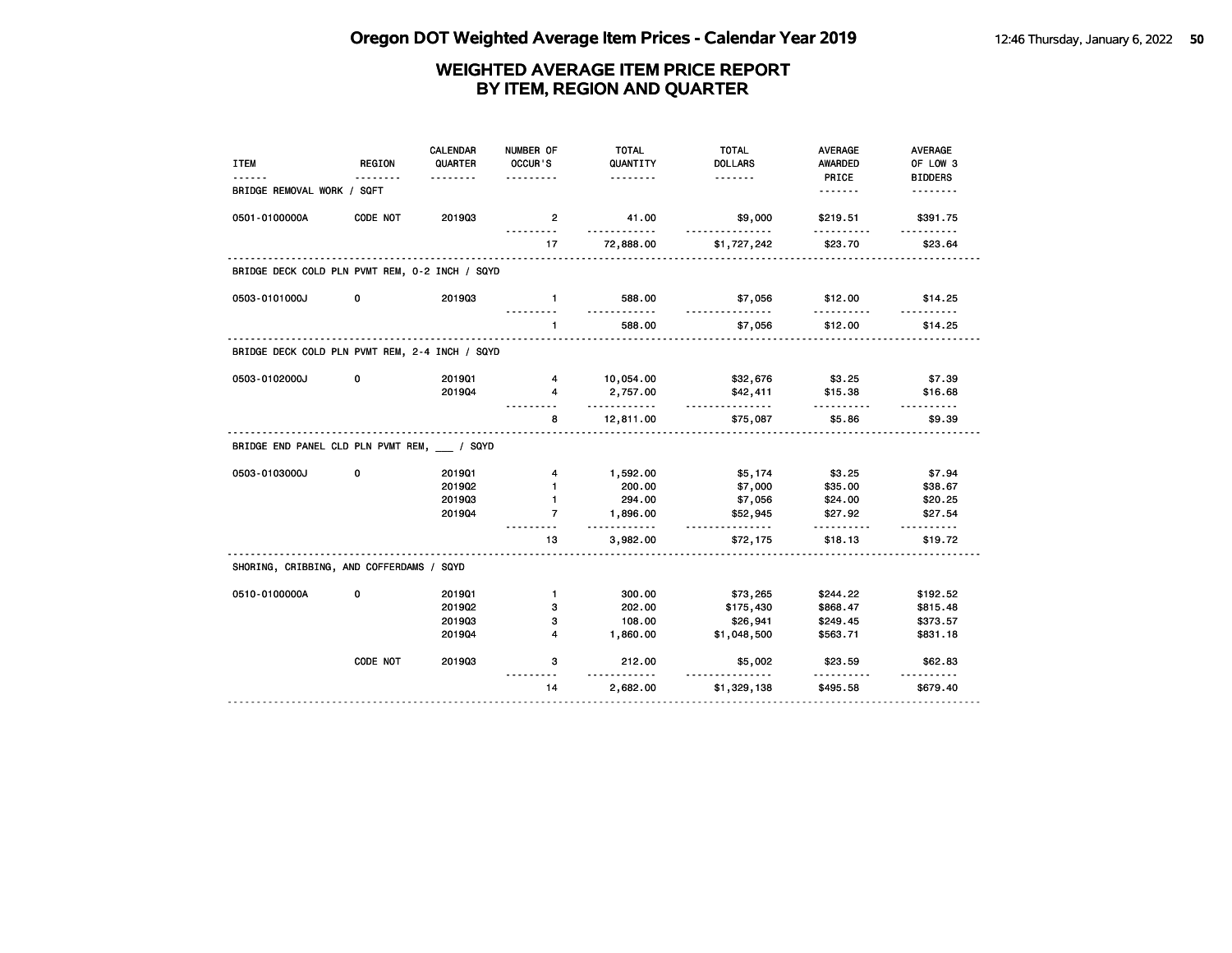# Oregon DOT Weighted Average Item Prices - Calendar Year 2019

## WEIGHTED AVERAGE ITEM PRICE REPORT BY ITEM, REGION AND QUARTER

| ITEM | REGION | CALENDAR QUARTER | NUMBER OF OCCUR'S | TOTAL QUANTITY | TOTAL DOLLARS | AVERAGE AWARDED PRICE | AVERAGE OF LOW 3 BIDDERS |
|---|---|---|---|---|---|---|---|
| BRIDGE REMOVAL WORK / SQFT | | | | | | | |
| 0501-0100000A | CODE NOT | 2019Q3 | 2 | 41.00 | $9,000 | $219.51 | $391.75 |
| | | | 17 | 72,888.00 | $1,727,242 | $23.70 | $23.64 |
| BRIDGE DECK COLD PLN PVMT REM, 0-2 INCH / SQYD | | | | | | | |
| 0503-0101000J | 0 | 2019Q3 | 1 | 588.00 | $7,056 | $12.00 | $14.25 |
| | | | 1 | 588.00 | $7,056 | $12.00 | $14.25 |
| BRIDGE DECK COLD PLN PVMT REM, 2-4 INCH / SQYD | | | | | | | |
| 0503-0102000J | 0 | 2019Q1 | 4 | 10,054.00 | $32,676 | $3.25 | $7.39 |
| | | 2019Q4 | 4 | 2,757.00 | $42,411 | $15.38 | $16.68 |
| | | | 8 | 12,811.00 | $75,087 | $5.86 | $9.39 |
| BRIDGE END PANEL CLD PLN PVMT REM, ___ / SQYD | | | | | | | |
| 0503-0103000J | 0 | 2019Q1 | 4 | 1,592.00 | $5,174 | $3.25 | $7.94 |
| | | 2019Q2 | 1 | 200.00 | $7,000 | $35.00 | $38.67 |
| | | 2019Q3 | 1 | 294.00 | $7,056 | $24.00 | $20.25 |
| | | 2019Q4 | 7 | 1,896.00 | $52,945 | $27.92 | $27.54 |
| | | | 13 | 3,982.00 | $72,175 | $18.13 | $19.72 |
| SHORING, CRIBBING, AND COFFERDAMS / SQYD | | | | | | | |
| 0510-0100000A | 0 | 2019Q1 | 1 | 300.00 | $73,265 | $244.22 | $192.52 |
| | | 2019Q2 | 3 | 202.00 | $175,430 | $868.47 | $815.48 |
| | | 2019Q3 | 3 | 108.00 | $26,941 | $249.45 | $373.57 |
| | | 2019Q4 | 4 | 1,860.00 | $1,048,500 | $563.71 | $831.18 |
| | CODE NOT | 2019Q3 | 3 | 212.00 | $5,002 | $23.59 | $62.83 |
| | | | 14 | 2,682.00 | $1,329,138 | $495.58 | $679.40 |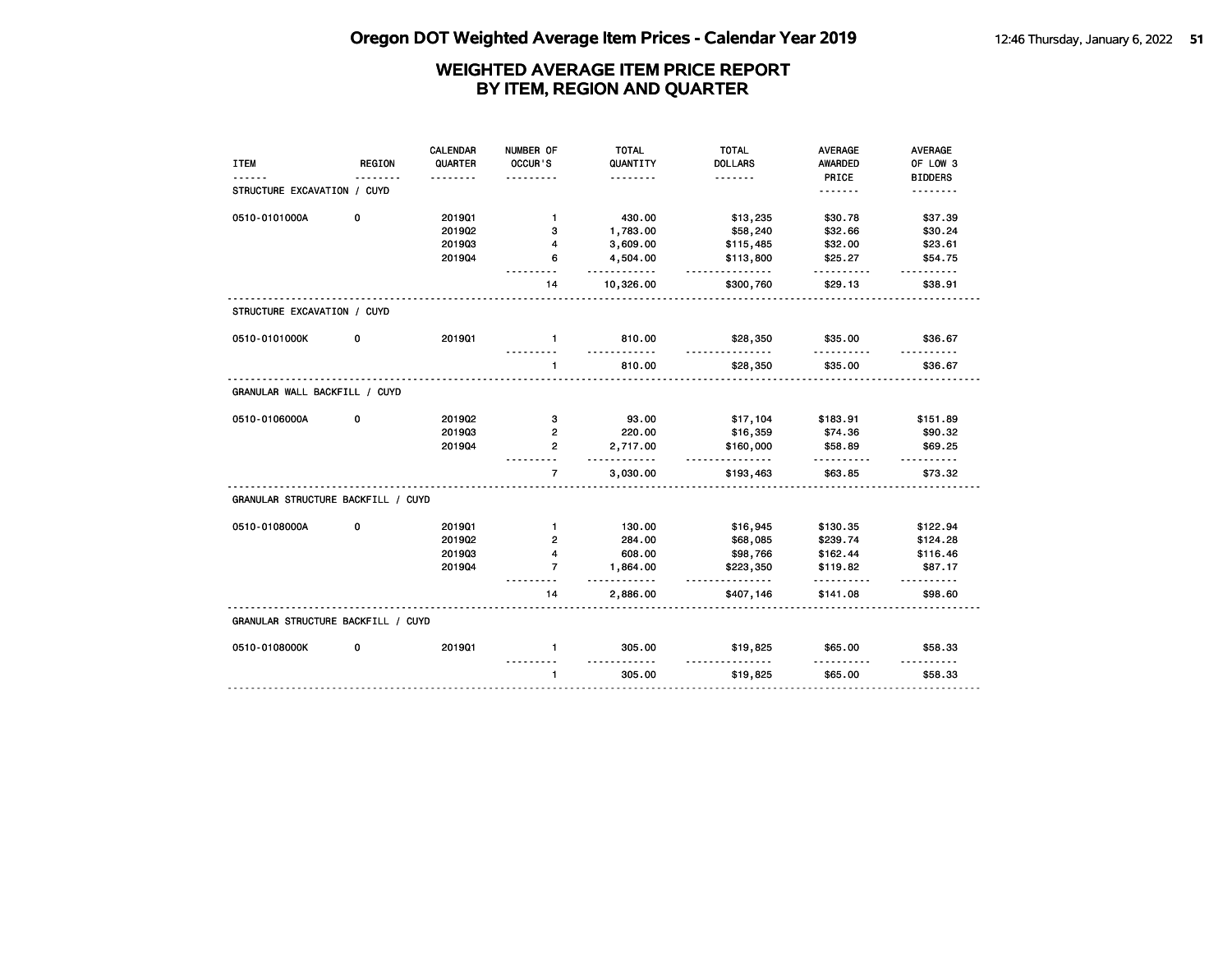# Oregon DOT Weighted Average Item Prices - Calendar Year 2019

## WEIGHTED AVERAGE ITEM PRICE REPORT BY ITEM, REGION AND QUARTER

| ITEM | REGION | CALENDAR QUARTER | NUMBER OF OCCUR'S | TOTAL QUANTITY | TOTAL DOLLARS | AVERAGE AWARDED PRICE | AVERAGE OF LOW 3 BIDDERS |
|---|---|---|---|---|---|---|---|
| STRUCTURE EXCAVATION / CUYD | | | | | | | |
| 0510-0101000A | 0 | 2019Q1 | 1 | 430.00 | $13,235 | $30.78 | $37.39 |
| | | 2019Q2 | 3 | 1,783.00 | $58,240 | $32.66 | $30.24 |
| | | 2019Q3 | 4 | 3,609.00 | $115,485 | $32.00 | $23.61 |
| | | 2019Q4 | 6 | 4,504.00 | $113,800 | $25.27 | $54.75 |
| | | | 14 | 10,326.00 | $300,760 | $29.13 | $38.91 |
| STRUCTURE EXCAVATION / CUYD | | | | | | | |
| 0510-0101000K | 0 | 2019Q1 | 1 | 810.00 | $28,350 | $35.00 | $36.67 |
| | | | 1 | 810.00 | $28,350 | $35.00 | $36.67 |
| GRANULAR WALL BACKFILL / CUYD | | | | | | | |
| 0510-0106000A | 0 | 2019Q2 | 3 | 93.00 | $17,104 | $183.91 | $151.89 |
| | | 2019Q3 | 2 | 220.00 | $16,359 | $74.36 | $90.32 |
| | | 2019Q4 | 2 | 2,717.00 | $160,000 | $58.89 | $69.25 |
| | | | 7 | 3,030.00 | $193,463 | $63.85 | $73.32 |
| GRANULAR STRUCTURE BACKFILL / CUYD | | | | | | | |
| 0510-0108000A | 0 | 2019Q1 | 1 | 130.00 | $16,945 | $130.35 | $122.94 |
| | | 2019Q2 | 2 | 284.00 | $68,085 | $239.74 | $124.28 |
| | | 2019Q3 | 4 | 608.00 | $98,766 | $162.44 | $116.46 |
| | | 2019Q4 | 7 | 1,864.00 | $223,350 | $119.82 | $87.17 |
| | | | 14 | 2,886.00 | $407,146 | $141.08 | $98.60 |
| GRANULAR STRUCTURE BACKFILL / CUYD | | | | | | | |
| 0510-0108000K | 0 | 2019Q1 | 1 | 305.00 | $19,825 | $65.00 | $58.33 |
| | | | 1 | 305.00 | $19,825 | $65.00 | $58.33 |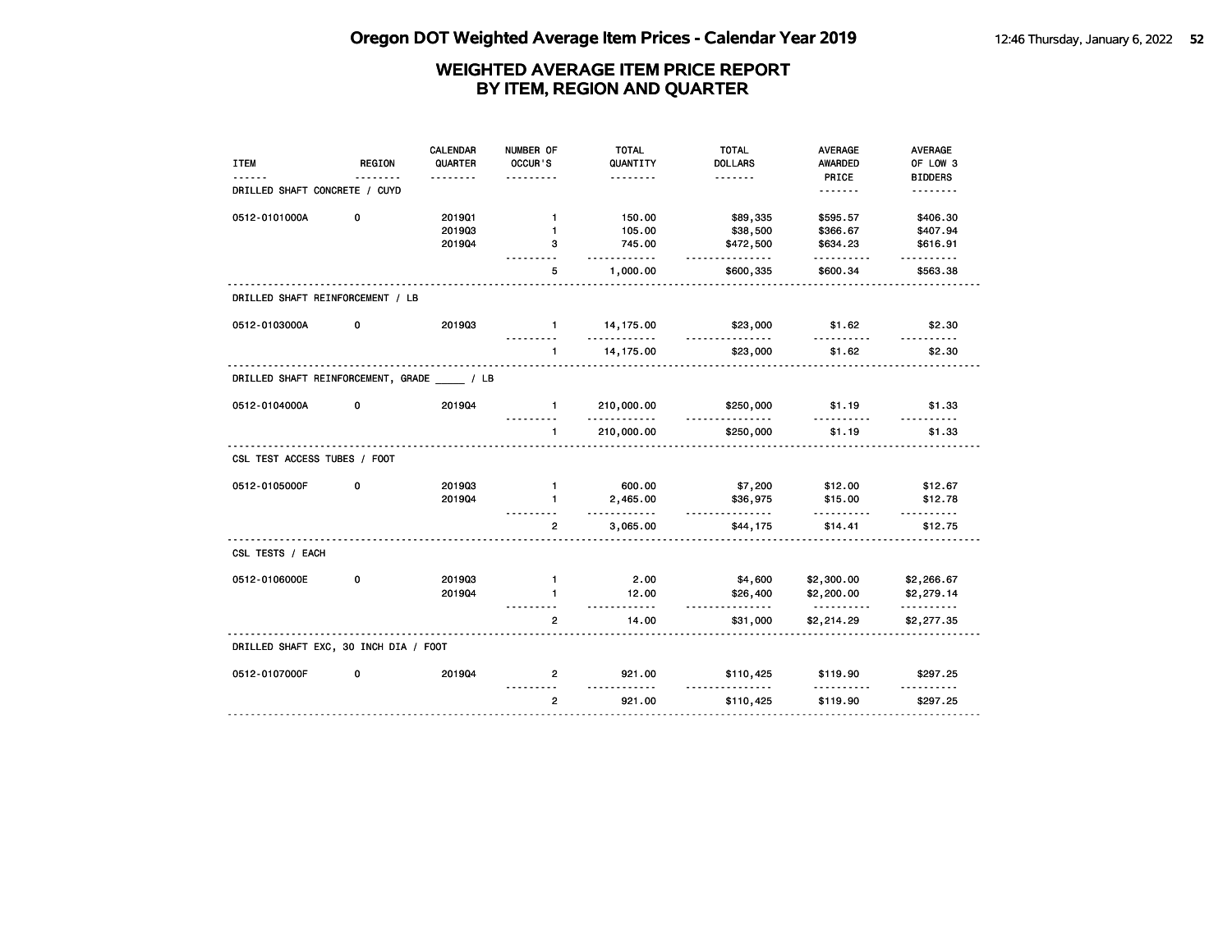# Oregon DOT Weighted Average Item Prices - Calendar Year 2019

## WEIGHTED AVERAGE ITEM PRICE REPORT BY ITEM, REGION AND QUARTER

| ITEM | REGION | CALENDAR QUARTER | NUMBER OF OCCUR'S | TOTAL QUANTITY | TOTAL DOLLARS | AVERAGE AWARDED PRICE | AVERAGE OF LOW 3 BIDDERS |
|---|---|---|---|---|---|---|---|
| **DRILLED SHAFT CONCRETE / CUYD** | | | | | | | |
| 0512-0101000A | 0 | 2019Q1 | 1 | 150.00 | $89,335 | $595.57 | $406.30 |
| | | 2019Q3 | 1 | 105.00 | $38,500 | $366.67 | $407.94 |
| | | 2019Q4 | 3 | 745.00 | $472,500 | $634.23 | $616.91 |
| | | | 5 | 1,000.00 | $600,335 | $600.34 | $563.38 |
| **DRILLED SHAFT REINFORCEMENT / LB** | | | | | | | |
| 0512-0103000A | 0 | 2019Q3 | 1 | 14,175.00 | $23,000 | $1.62 | $2.30 |
| | | | 1 | 14,175.00 | $23,000 | $1.62 | $2.30 |
| **DRILLED SHAFT REINFORCEMENT, GRADE _____ / LB** | | | | | | | |
| 0512-0104000A | 0 | 2019Q4 | 1 | 210,000.00 | $250,000 | $1.19 | $1.33 |
| | | | 1 | 210,000.00 | $250,000 | $1.19 | $1.33 |
| **CSL TEST ACCESS TUBES / FOOT** | | | | | | | |
| 0512-0105000F | 0 | 2019Q3 | 1 | 600.00 | $7,200 | $12.00 | $12.67 |
| | | 2019Q4 | 1 | 2,465.00 | $36,975 | $15.00 | $12.78 |
| | | | 2 | 3,065.00 | $44,175 | $14.41 | $12.75 |
| **CSL TESTS / EACH** | | | | | | | |
| 0512-0106000E | 0 | 2019Q3 | 1 | 2.00 | $4,600 | $2,300.00 | $2,266.67 |
| | | 2019Q4 | 1 | 12.00 | $26,400 | $2,200.00 | $2,279.14 |
| | | | 2 | 14.00 | $31,000 | $2,214.29 | $2,277.35 |
| **DRILLED SHAFT EXC, 30 INCH DIA / FOOT** | | | | | | | |
| 0512-0107000F | 0 | 2019Q4 | 2 | 921.00 | $110,425 | $119.90 | $297.25 |
| | | | 2 | 921.00 | $110,425 | $119.90 | $297.25 |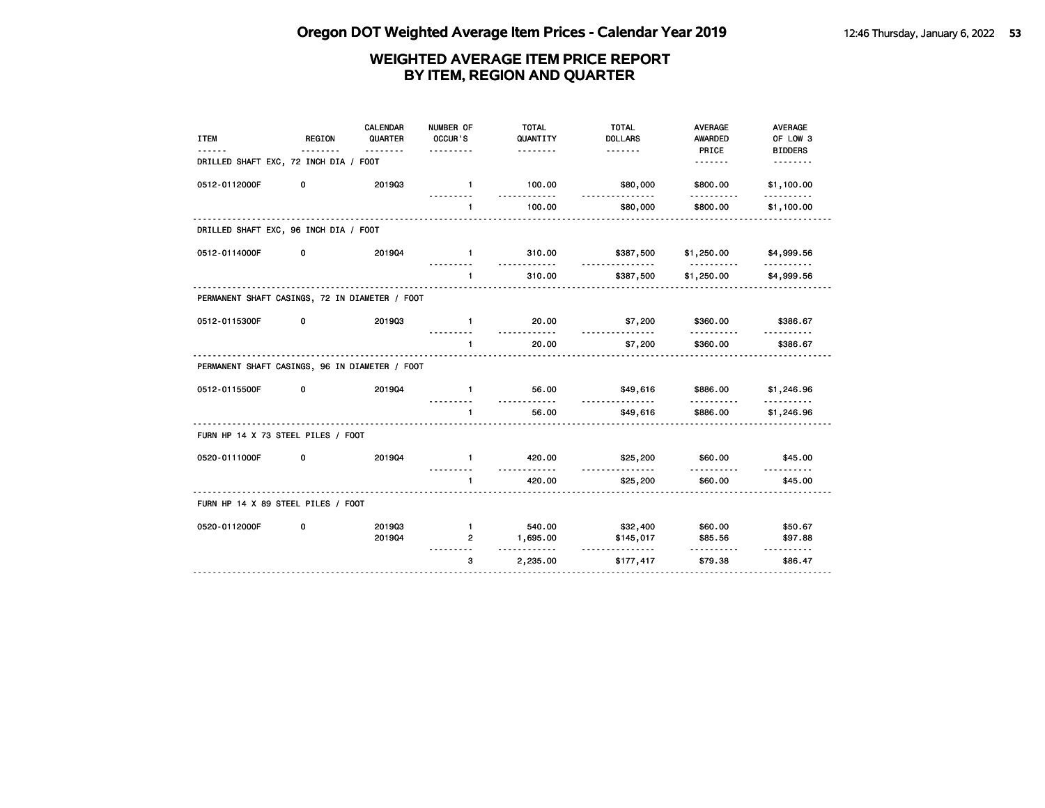# Oregon DOT Weighted Average Item Prices - Calendar Year 2019

## WEIGHTED AVERAGE ITEM PRICE REPORT BY ITEM, REGION AND QUARTER

| ITEM | REGION | CALENDAR QUARTER | NUMBER OF OCCUR'S | TOTAL QUANTITY | TOTAL DOLLARS | AVERAGE AWARDED PRICE | AVERAGE OF LOW 3 BIDDERS |
|---|---|---|---|---|---|---|---|
| **DRILLED SHAFT EXC, 72 INCH DIA / FOOT** | | | | | | | |
| 0512-0112000F | 0 | 2019Q3 | 1 | 100.00 | $80,000 | $800.00 | $1,100.00 |
| | | | 1 | 100.00 | $80,000 | $800.00 | $1,100.00 |
| **DRILLED SHAFT EXC, 96 INCH DIA / FOOT** | | | | | | | |
| 0512-0114000F | 0 | 2019Q4 | 1 | 310.00 | $387,500 | $1,250.00 | $4,999.56 |
| | | | 1 | 310.00 | $387,500 | $1,250.00 | $4,999.56 |
| **PERMANENT SHAFT CASINGS, 72 IN DIAMETER / FOOT** | | | | | | | |
| 0512-0115300F | 0 | 2019Q3 | 1 | 20.00 | $7,200 | $360.00 | $386.67 |
| | | | 1 | 20.00 | $7,200 | $360.00 | $386.67 |
| **PERMANENT SHAFT CASINGS, 96 IN DIAMETER / FOOT** | | | | | | | |
| 0512-0115500F | 0 | 2019Q4 | 1 | 56.00 | $49,616 | $886.00 | $1,246.96 |
| | | | 1 | 56.00 | $49,616 | $886.00 | $1,246.96 |
| **FURN HP 14 X 73 STEEL PILES / FOOT** | | | | | | | |
| 0520-0111000F | 0 | 2019Q4 | 1 | 420.00 | $25,200 | $60.00 | $45.00 |
| | | | 1 | 420.00 | $25,200 | $60.00 | $45.00 |
| **FURN HP 14 X 89 STEEL PILES / FOOT** | | | | | | | |
| 0520-0112000F | 0 | 2019Q3 | 1 | 540.00 | $32,400 | $60.00 | $50.67 |
| | | 2019Q4 | 2 | 1,695.00 | $145,017 | $85.56 | $97.88 |
| | | | 3 | 2,235.00 | $177,417 | $79.38 | $86.47 |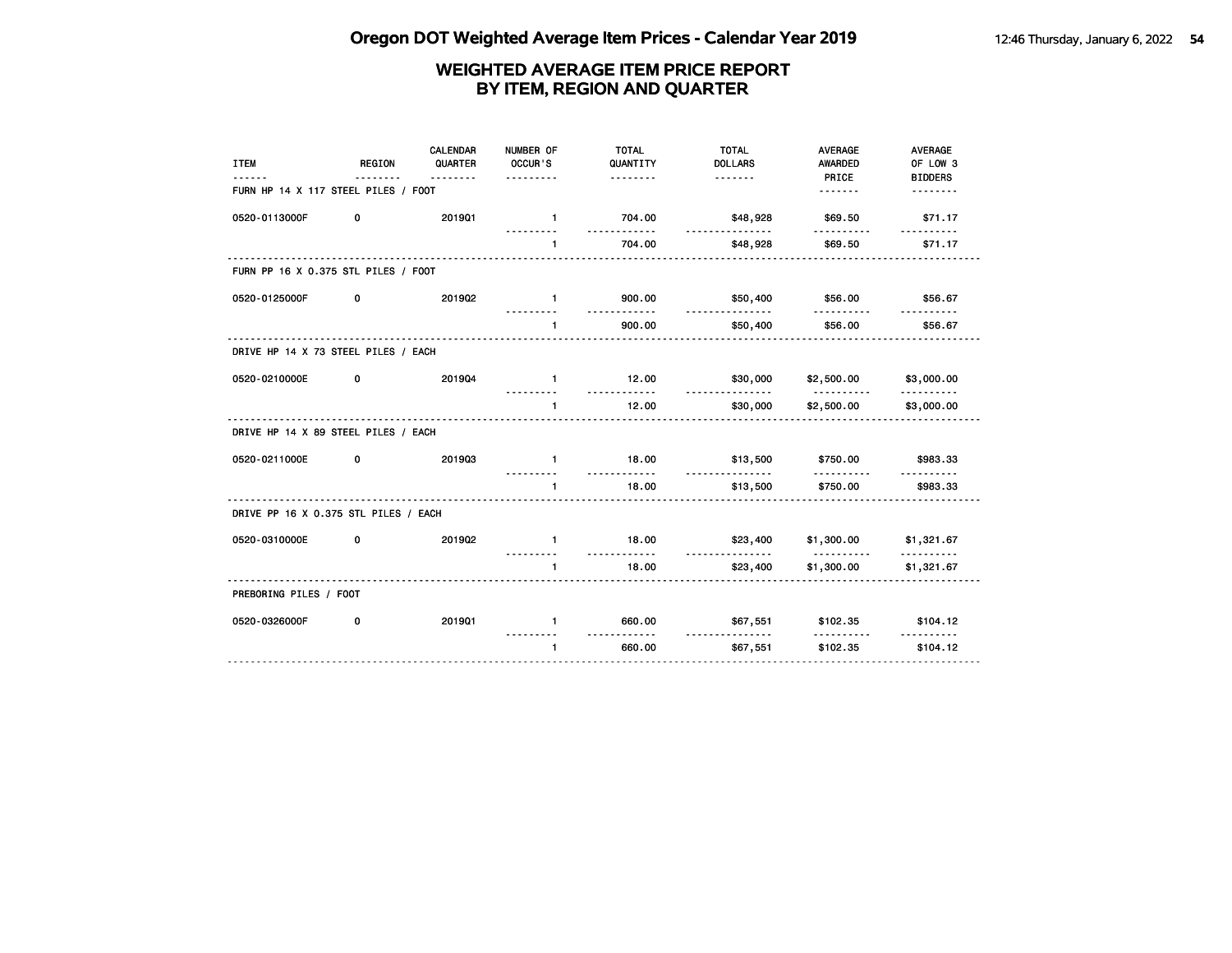# Oregon DOT Weighted Average Item Prices - Calendar Year 2019

## WEIGHTED AVERAGE ITEM PRICE REPORT BY ITEM, REGION AND QUARTER

| ITEM | REGION | CALENDAR QUARTER | NUMBER OF OCCUR'S | TOTAL QUANTITY | TOTAL DOLLARS | AVERAGE AWARDED PRICE | AVERAGE OF LOW 3 BIDDERS |
|---|---|---|---|---|---|---|---|
| **FURN HP 14 X 117 STEEL PILES / FOOT** | | | | | | | |
| 0520-0113000F | 0 | 2019Q1 | 1 | 704.00 | $48,928 | $69.50 | $71.17 |
| | | | 1 | 704.00 | $48,928 | $69.50 | $71.17 |
| **FURN PP 16 X 0.375 STL PILES / FOOT** | | | | | | | |
| 0520-0125000F | 0 | 2019Q2 | 1 | 900.00 | $50,400 | $56.00 | $56.67 |
| | | | 1 | 900.00 | $50,400 | $56.00 | $56.67 |
| **DRIVE HP 14 X 73 STEEL PILES / EACH** | | | | | | | |
| 0520-0210000E | 0 | 2019Q4 | 1 | 12.00 | $30,000 | $2,500.00 | $3,000.00 |
| | | | 1 | 12.00 | $30,000 | $2,500.00 | $3,000.00 |
| **DRIVE HP 14 X 89 STEEL PILES / EACH** | | | | | | | |
| 0520-0211000E | 0 | 2019Q3 | 1 | 18.00 | $13,500 | $750.00 | $983.33 |
| | | | 1 | 18.00 | $13,500 | $750.00 | $983.33 |
| **DRIVE PP 16 X 0.375 STL PILES / EACH** | | | | | | | |
| 0520-0310000E | 0 | 2019Q2 | 1 | 18.00 | $23,400 | $1,300.00 | $1,321.67 |
| | | | 1 | 18.00 | $23,400 | $1,300.00 | $1,321.67 |
| **PREBORING PILES / FOOT** | | | | | | | |
| 0520-0326000F | 0 | 2019Q1 | 1 | 660.00 | $67,551 | $102.35 | $104.12 |
| | | | 1 | 660.00 | $67,551 | $102.35 | $104.12 |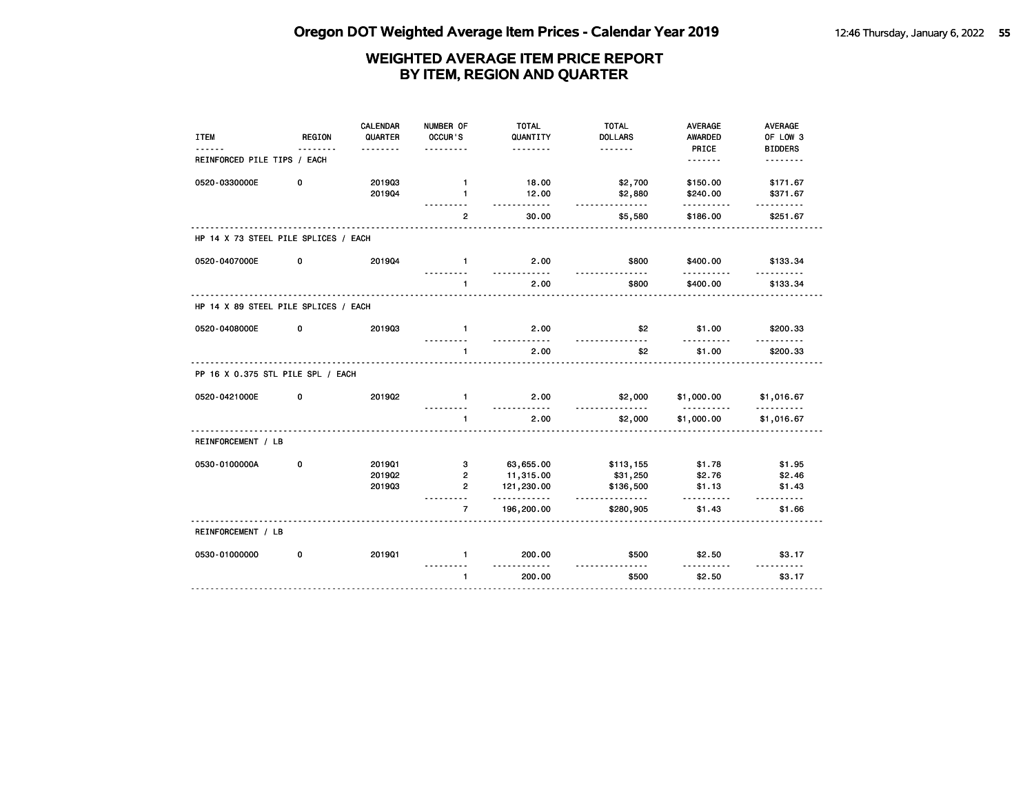# Oregon DOT Weighted Average Item Prices - Calendar Year 2019

## WEIGHTED AVERAGE ITEM PRICE REPORT BY ITEM, REGION AND QUARTER

| ITEM | REGION | CALENDAR QUARTER | NUMBER OF OCCUR'S | TOTAL QUANTITY | TOTAL DOLLARS | AVERAGE AWARDED PRICE | AVERAGE OF LOW 3 BIDDERS |
|---|---|---|---|---|---|---|---|
| **REINFORCED PILE TIPS / EACH** | | | | | | | |
| 0520-0330000E | 0 | 2019Q3 | 1 | 18.00 | $2,700 | $150.00 | $171.67 |
| | | 2019Q4 | 1 | 12.00 | $2,880 | $240.00 | $371.67 |
| | | | 2 | 30.00 | $5,580 | $186.00 | $251.67 |
| **HP 14 X 73 STEEL PILE SPLICES / EACH** | | | | | | | |
| 0520-0407000E | 0 | 2019Q4 | 1 | 2.00 | $800 | $400.00 | $133.34 |
| | | | 1 | 2.00 | $800 | $400.00 | $133.34 |
| **HP 14 X 89 STEEL PILE SPLICES / EACH** | | | | | | | |
| 0520-0408000E | 0 | 2019Q3 | 1 | 2.00 | $2 | $1.00 | $200.33 |
| | | | 1 | 2.00 | $2 | $1.00 | $200.33 |
| **PP 16 X 0.375 STL PILE SPL / EACH** | | | | | | | |
| 0520-0421000E | 0 | 2019Q2 | 1 | 2.00 | $2,000 | $1,000.00 | $1,016.67 |
| | | | 1 | 2.00 | $2,000 | $1,000.00 | $1,016.67 |
| **REINFORCEMENT / LB** | | | | | | | |
| 0530-0100000A | 0 | 2019Q1 | 3 | 63,655.00 | $113,155 | $1.78 | $1.95 |
| | | 2019Q2 | 2 | 11,315.00 | $31,250 | $2.76 | $2.46 |
| | | 2019Q3 | 2 | 121,230.00 | $136,500 | $1.13 | $1.43 |
| | | | 7 | 196,200.00 | $280,905 | $1.43 | $1.66 |
| **REINFORCEMENT / LB** | | | | | | | |
| 0530-01000000 | 0 | 2019Q1 | 1 | 200.00 | $500 | $2.50 | $3.17 |
| | | | 1 | 200.00 | $500 | $2.50 | $3.17 |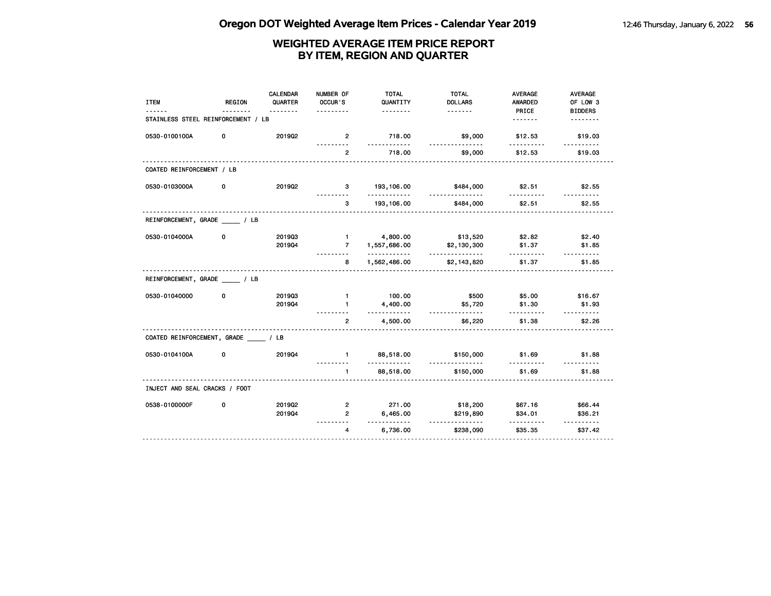# WEIGHTED AVERAGE ITEM PRICE REPORT BY ITEM, REGION AND QUARTER

| ITEM | REGION | CALENDAR QUARTER | NUMBER OF OCCUR'S | TOTAL QUANTITY | TOTAL DOLLARS | AVERAGE AWARDED PRICE | AVERAGE OF LOW 3 BIDDERS |
|---|---|---|---|---|---|---|---|
| **STAINLESS STEEL REINFORCEMENT / LB** | | | | | | | |
| 0530-0100100A | 0 | 2019Q2 | 2 | 718.00 | $9,000 | $12.53 | $19.03 |
| | | | 2 | 718.00 | $9,000 | $12.53 | $19.03 |
| **COATED REINFORCEMENT / LB** | | | | | | | |
| 0530-0103000A | 0 | 2019Q2 | 3 | 193,106.00 | $484,000 | $2.51 | $2.55 |
| | | | 3 | 193,106.00 | $484,000 | $2.51 | $2.55 |
| **REINFORCEMENT, GRADE _____ / LB** | | | | | | | |
| 0530-0104000A | 0 | 2019Q3 | 1 | 4,800.00 | $13,520 | $2.82 | $2.40 |
| | | 2019Q4 | 7 | 1,557,686.00 | $2,130,300 | $1.37 | $1.85 |
| | | | 8 | 1,562,486.00 | $2,143,820 | $1.37 | $1.85 |
| **REINFORCEMENT, GRADE _____ / LB** | | | | | | | |
| 0530-01040000 | 0 | 2019Q3 | 1 | 100.00 | $500 | $5.00 | $16.67 |
| | | 2019Q4 | 1 | 4,400.00 | $5,720 | $1.30 | $1.93 |
| | | | 2 | 4,500.00 | $6,220 | $1.38 | $2.26 |
| **COATED REINFORCEMENT, GRADE _____ / LB** | | | | | | | |
| 0530-0104100A | 0 | 2019Q4 | 1 | 88,518.00 | $150,000 | $1.69 | $1.88 |
| | | | 1 | 88,518.00 | $150,000 | $1.69 | $1.88 |
| **INJECT AND SEAL CRACKS / FOOT** | | | | | | | |
| 0538-0100000F | 0 | 2019Q2 | 2 | 271.00 | $18,200 | $67.16 | $66.44 |
| | | 2019Q4 | 2 | 6,465.00 | $219,890 | $34.01 | $36.21 |
| | | | 4 | 6,736.00 | $238,090 | $35.35 | $37.42 |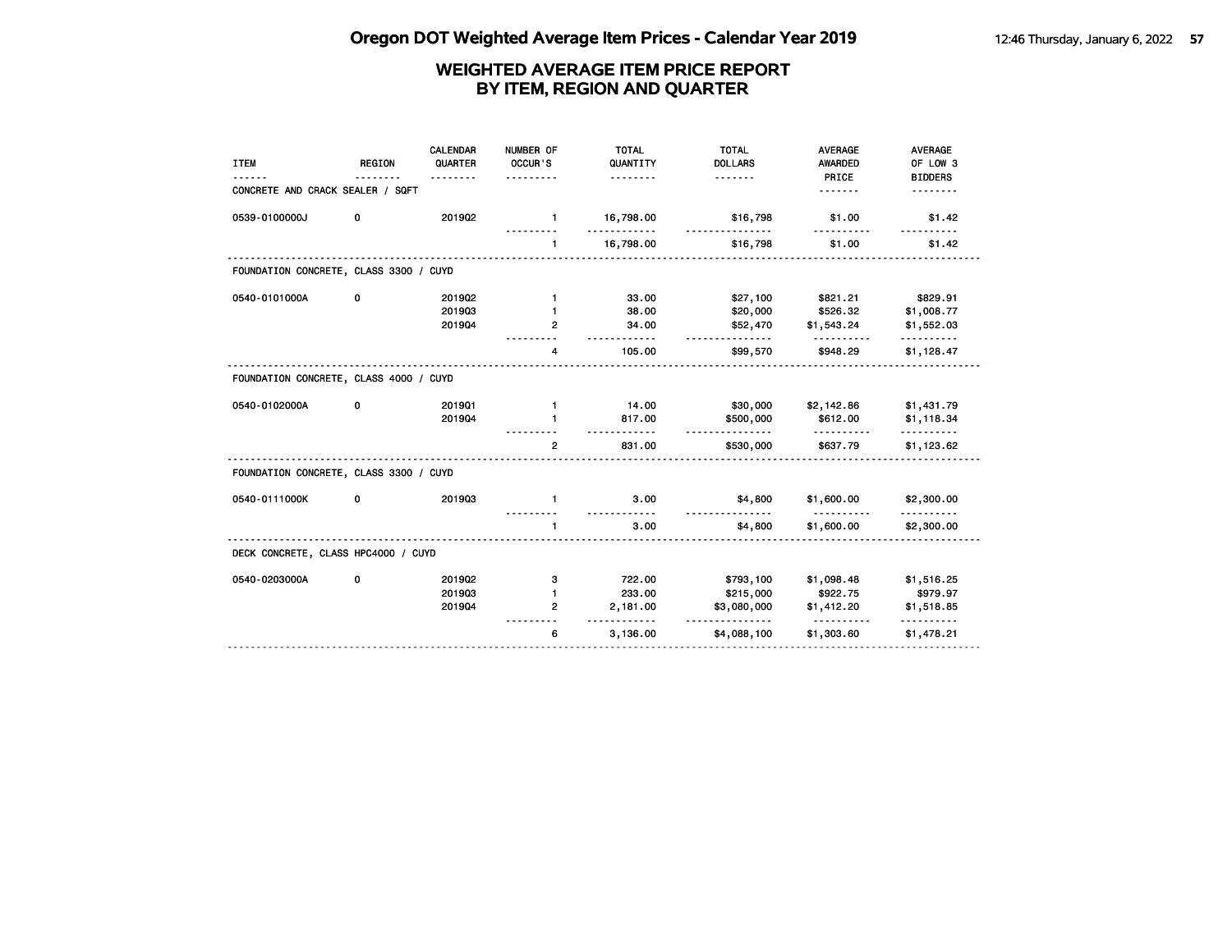## WEIGHTED AVERAGE ITEM PRICE REPORT
## BY ITEM, REGION AND QUARTER

| ITEM | REGION | CALENDAR QUARTER | NUMBER OF OCCUR'S | TOTAL QUANTITY | TOTAL DOLLARS | AVERAGE AWARDED PRICE | AVERAGE OF LOW 3 BIDDERS |
|---|---|---|---|---|---|---|---|
| **CONCRETE AND CRACK SEALER / SQFT** | | | | | | | |
| 0539-0100000J | 0 | 2019Q2 | 1 | 16,798.00 | $16,798 | $1.00 | $1.42 |
| | | | 1 | 16,798.00 | $16,798 | $1.00 | $1.42 |
| **FOUNDATION CONCRETE, CLASS 3300 / CUYD** | | | | | | | |
| 0540-0101000A | 0 | 2019Q2 | 1 | 33.00 | $27,100 | $821.21 | $829.91 |
| | | 2019Q3 | 1 | 38.00 | $20,000 | $526.32 | $1,008.77 |
| | | 2019Q4 | 2 | 34.00 | $52,470 | $1,543.24 | $1,552.03 |
| | | | 4 | 105.00 | $99,570 | $948.29 | $1,128.47 |
| **FOUNDATION CONCRETE, CLASS 4000 / CUYD** | | | | | | | |
| 0540-0102000A | 0 | 2019Q1 | 1 | 14.00 | $30,000 | $2,142.86 | $1,431.79 |
| | | 2019Q4 | 1 | 817.00 | $500,000 | $612.00 | $1,118.34 |
| | | | 2 | 831.00 | $530,000 | $637.79 | $1,123.62 |
| **FOUNDATION CONCRETE, CLASS 3300 / CUYD** | | | | | | | |
| 0540-0111000K | 0 | 2019Q3 | 1 | 3.00 | $4,800 | $1,600.00 | $2,300.00 |
| | | | 1 | 3.00 | $4,800 | $1,600.00 | $2,300.00 |
| **DECK CONCRETE, CLASS HPC4000 / CUYD** | | | | | | | |
| 0540-0203000A | 0 | 2019Q2 | 3 | 722.00 | $793,100 | $1,098.48 | $1,516.25 |
| | | 2019Q3 | 1 | 233.00 | $215,000 | $922.75 | $979.97 |
| | | 2019Q4 | 2 | 2,181.00 | $3,080,000 | $1,412.20 | $1,518.85 |
| | | | 6 | 3,136.00 | $4,088,100 | $1,303.60 | $1,478.21 |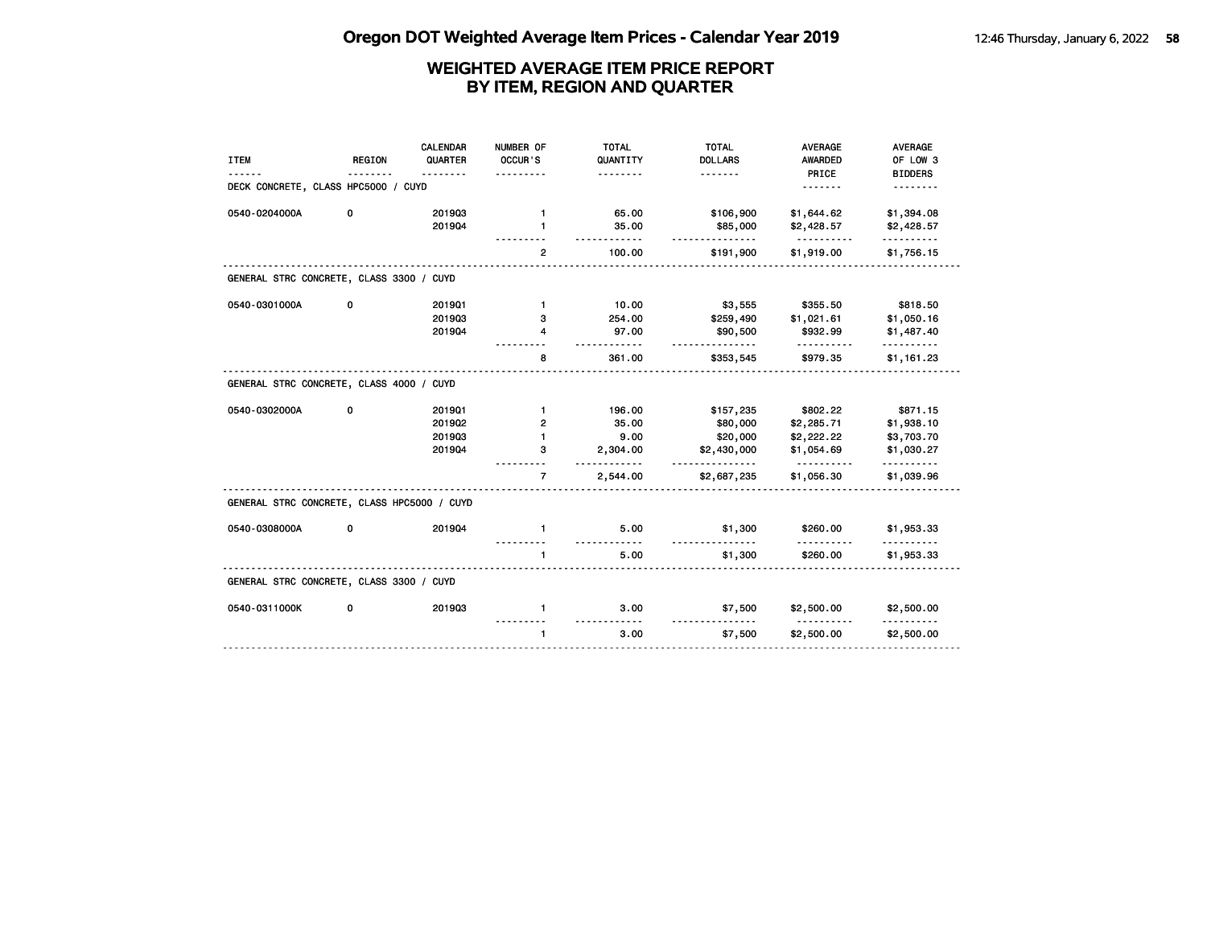# WEIGHTED AVERAGE ITEM PRICE REPORT
# BY ITEM, REGION AND QUARTER

| ITEM | REGION | CALENDAR QUARTER | NUMBER OF OCCUR'S | TOTAL QUANTITY | TOTAL DOLLARS | AVERAGE AWARDED PRICE | AVERAGE OF LOW 3 BIDDERS |
|---|---|---|---|---|---|---|---|
| **DECK CONCRETE, CLASS HPC5000 / CUYD** | | | | | | | |
| 0540-0204000A | 0 | 2019Q3 | 1 | 65.00 | $106,900 | $1,644.62 | $1,394.08 |
| | | 2019Q4 | 1 | 35.00 | $85,000 | $2,428.57 | $2,428.57 |
| | | | 2 | 100.00 | $191,900 | $1,919.00 | $1,756.15 |
| **GENERAL STRC CONCRETE, CLASS 3300 / CUYD** | | | | | | | |
| 0540-0301000A | 0 | 2019Q1 | 1 | 10.00 | $3,555 | $355.50 | $818.50 |
| | | 2019Q3 | 3 | 254.00 | $259,490 | $1,021.61 | $1,050.16 |
| | | 2019Q4 | 4 | 97.00 | $90,500 | $932.99 | $1,487.40 |
| | | | 8 | 361.00 | $353,545 | $979.35 | $1,161.23 |
| **GENERAL STRC CONCRETE, CLASS 4000 / CUYD** | | | | | | | |
| 0540-0302000A | 0 | 2019Q1 | 1 | 196.00 | $157,235 | $802.22 | $871.15 |
| | | 2019Q2 | 2 | 35.00 | $80,000 | $2,285.71 | $1,938.10 |
| | | 2019Q3 | 1 | 9.00 | $20,000 | $2,222.22 | $3,703.70 |
| | | 2019Q4 | 3 | 2,304.00 | $2,430,000 | $1,054.69 | $1,030.27 |
| | | | 7 | 2,544.00 | $2,687,235 | $1,056.30 | $1,039.96 |
| **GENERAL STRC CONCRETE, CLASS HPC5000 / CUYD** | | | | | | | |
| 0540-0308000A | 0 | 2019Q4 | 1 | 5.00 | $1,300 | $260.00 | $1,953.33 |
| | | | 1 | 5.00 | $1,300 | $260.00 | $1,953.33 |
| **GENERAL STRC CONCRETE, CLASS 3300 / CUYD** | | | | | | | |
| 0540-0311000K | 0 | 2019Q3 | 1 | 3.00 | $7,500 | $2,500.00 | $2,500.00 |
| | | | 1 | 3.00 | $7,500 | $2,500.00 | $2,500.00 |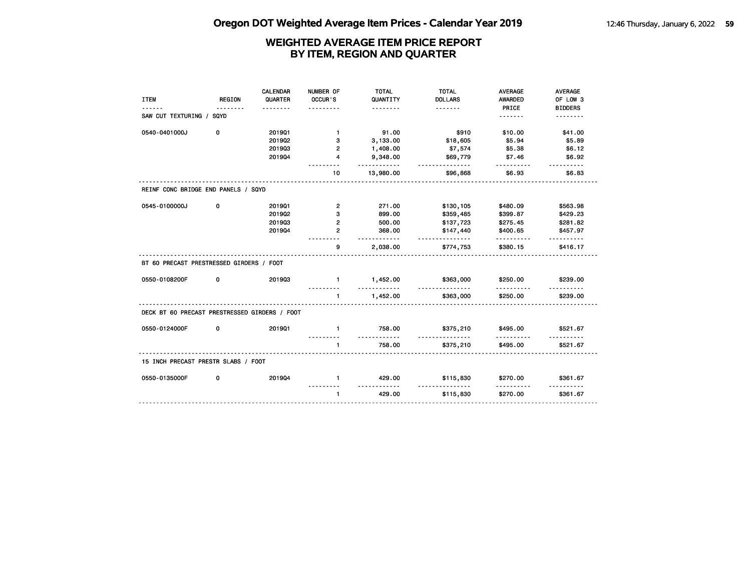# Oregon DOT Weighted Average Item Prices - Calendar Year 2019

## WEIGHTED AVERAGE ITEM PRICE REPORT BY ITEM, REGION AND QUARTER

| ITEM | REGION | CALENDAR QUARTER | NUMBER OF OCCUR'S | TOTAL QUANTITY | TOTAL DOLLARS | AVERAGE AWARDED PRICE | AVERAGE OF LOW 3 BIDDERS |
|---|---|---|---|---|---|---|---|
| **SAW CUT TEXTURING / SQYD** | | | | | | | |
| 0540-0401000J | 0 | 2019Q1 | 1 | 91.00 | $910 | $10.00 | $41.00 |
| | | 2019Q2 | 3 | 3,133.00 | $18,605 | $5.94 | $5.89 |
| | | 2019Q3 | 2 | 1,408.00 | $7,574 | $5.38 | $6.12 |
| | | 2019Q4 | 4 | 9,348.00 | $69,779 | $7.46 | $6.92 |
| | | | 10 | 13,980.00 | $96,868 | $6.93 | $6.83 |
| **REINF CONC BRIDGE END PANELS / SQYD** | | | | | | | |
| 0545-0100000J | 0 | 2019Q1 | 2 | 271.00 | $130,105 | $480.09 | $563.98 |
| | | 2019Q2 | 3 | 899.00 | $359,485 | $399.87 | $429.23 |
| | | 2019Q3 | 2 | 500.00 | $137,723 | $275.45 | $281.82 |
| | | 2019Q4 | 2 | 368.00 | $147,440 | $400.65 | $457.97 |
| | | | 9 | 2,038.00 | $774,753 | $380.15 | $416.17 |
| **BT 60 PRECAST PRESTRESSED GIRDERS / FOOT** | | | | | | | |
| 0550-0108200F | 0 | 2019Q3 | 1 | 1,452.00 | $363,000 | $250.00 | $239.00 |
| | | | 1 | 1,452.00 | $363,000 | $250.00 | $239.00 |
| **DECK BT 60 PRECAST PRESTRESSED GIRDERS / FOOT** | | | | | | | |
| 0550-0124000F | 0 | 2019Q1 | 1 | 758.00 | $375,210 | $495.00 | $521.67 |
| | | | 1 | 758.00 | $375,210 | $495.00 | $521.67 |
| **15 INCH PRECAST PRESTR SLABS / FOOT** | | | | | | | |
| 0550-0135000F | 0 | 2019Q4 | 1 | 429.00 | $115,830 | $270.00 | $361.67 |
| | | | 1 | 429.00 | $115,830 | $270.00 | $361.67 |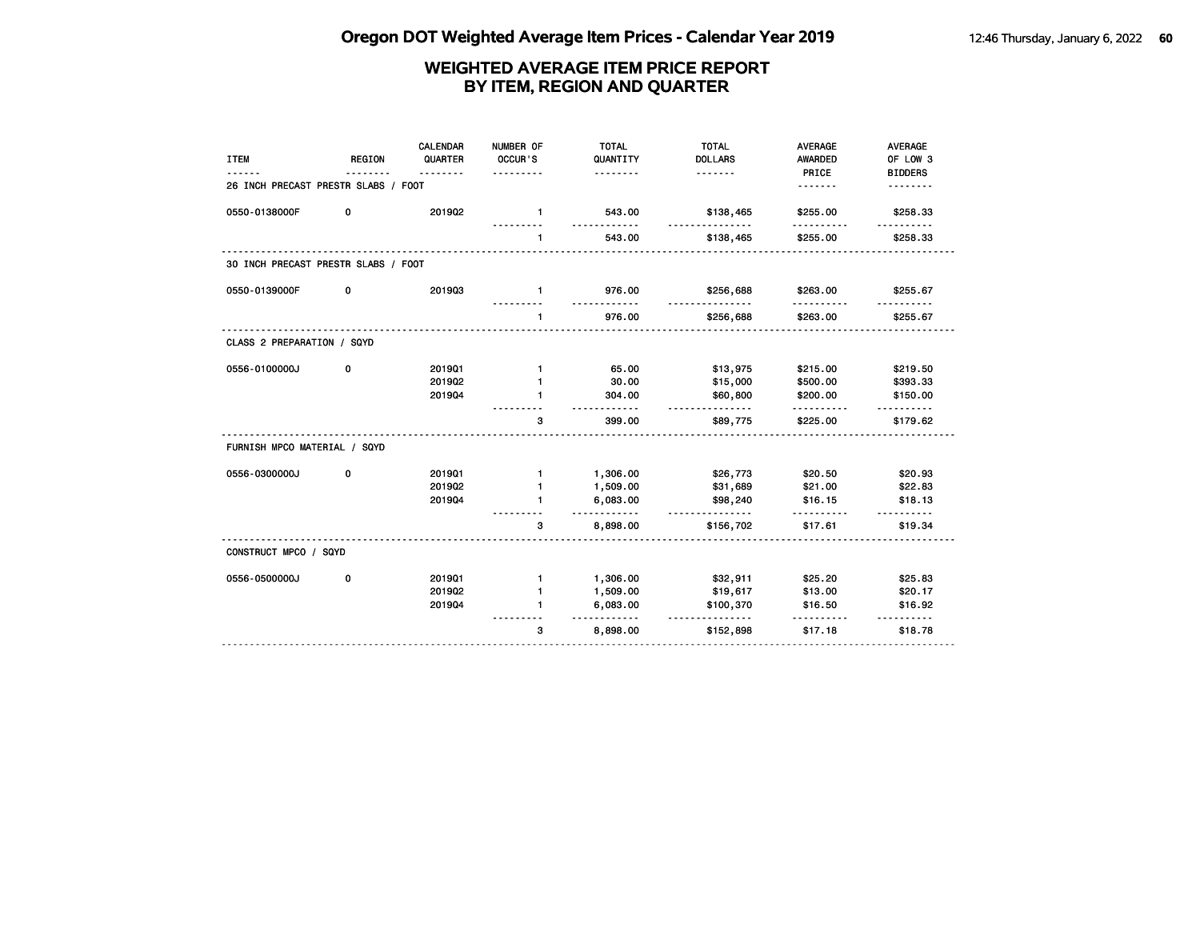# Oregon DOT Weighted Average Item Prices - Calendar Year 2019

## WEIGHTED AVERAGE ITEM PRICE REPORT BY ITEM, REGION AND QUARTER

| ITEM | REGION | CALENDAR QUARTER | NUMBER OF OCCUR'S | TOTAL QUANTITY | TOTAL DOLLARS | AVERAGE AWARDED PRICE | AVERAGE OF LOW 3 BIDDERS |
|---|---|---|---|---|---|---|---|
| **26 INCH PRECAST PRESTR SLABS / FOOT** | | | | | | | |
| 0550-0138000F | 0 | 2019Q2 | 1 | 543.00 | $138,465 | $255.00 | $258.33 |
| | | | 1 | 543.00 | $138,465 | $255.00 | $258.33 |
| **30 INCH PRECAST PRESTR SLABS / FOOT** | | | | | | | |
| 0550-0139000F | 0 | 2019Q3 | 1 | 976.00 | $256,688 | $263.00 | $255.67 |
| | | | 1 | 976.00 | $256,688 | $263.00 | $255.67 |
| **CLASS 2 PREPARATION / SQYD** | | | | | | | |
| 0556-0100000J | 0 | 2019Q1 | 1 | 65.00 | $13,975 | $215.00 | $219.50 |
| | | 2019Q2 | 1 | 30.00 | $15,000 | $500.00 | $393.33 |
| | | 2019Q4 | 1 | 304.00 | $60,800 | $200.00 | $150.00 |
| | | | 3 | 399.00 | $89,775 | $225.00 | $179.62 |
| **FURNISH MPCO MATERIAL / SQYD** | | | | | | | |
| 0556-0300000J | 0 | 2019Q1 | 1 | 1,306.00 | $26,773 | $20.50 | $20.93 |
| | | 2019Q2 | 1 | 1,509.00 | $31,689 | $21.00 | $22.83 |
| | | 2019Q4 | 1 | 6,083.00 | $98,240 | $16.15 | $18.13 |
| | | | 3 | 8,898.00 | $156,702 | $17.61 | $19.34 |
| **CONSTRUCT MPCO / SQYD** | | | | | | | |
| 0556-0500000J | 0 | 2019Q1 | 1 | 1,306.00 | $32,911 | $25.20 | $25.83 |
| | | 2019Q2 | 1 | 1,509.00 | $19,617 | $13.00 | $20.17 |
| | | 2019Q4 | 1 | 6,083.00 | $100,370 | $16.50 | $16.92 |
| | | | 3 | 8,898.00 | $152,898 | $17.18 | $18.78 |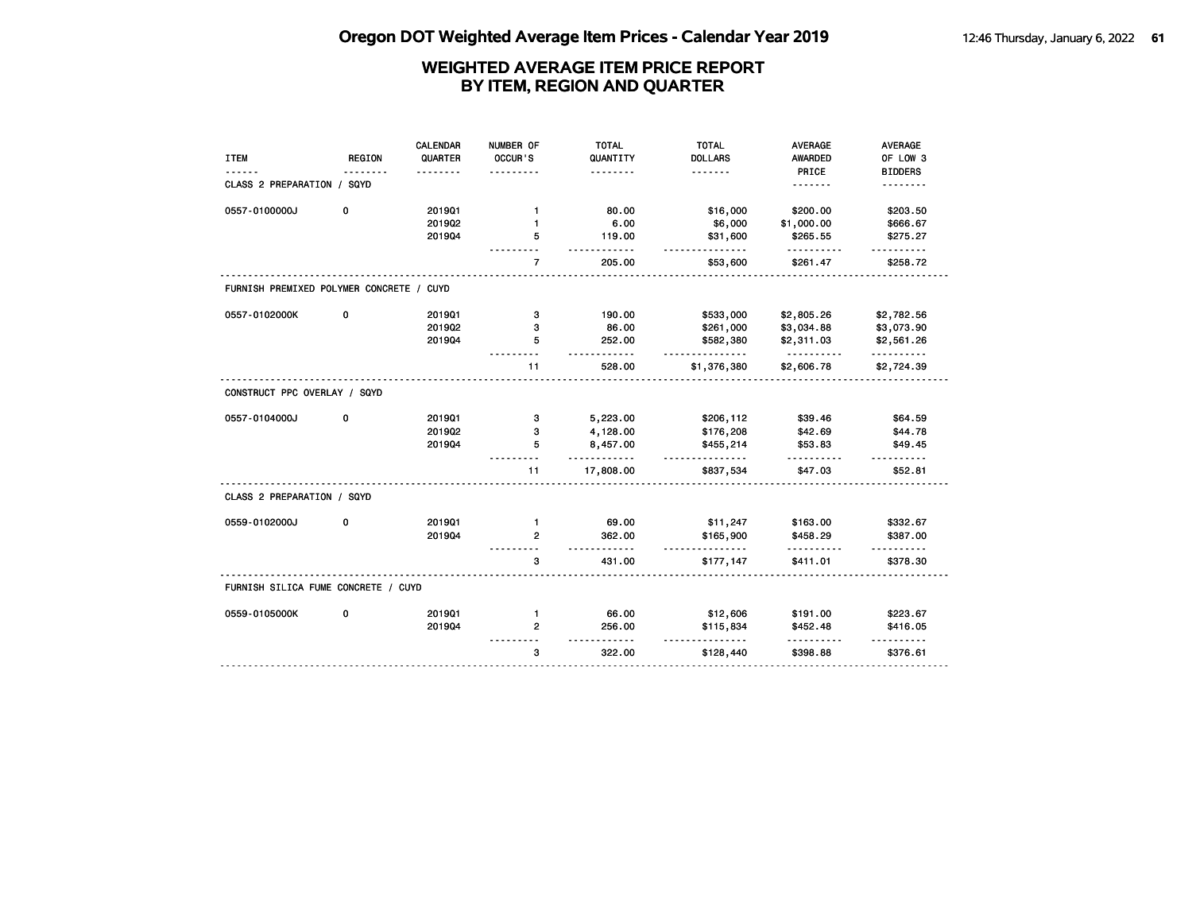# WEIGHTED AVERAGE ITEM PRICE REPORT
## BY ITEM, REGION AND QUARTER

| ITEM | REGION | CALENDAR QUARTER | NUMBER OF OCCUR'S | TOTAL QUANTITY | TOTAL DOLLARS | AVERAGE AWARDED PRICE | AVERAGE OF LOW 3 BIDDERS |
|---|---|---|---|---|---|---|---|
| CLASS 2 PREPARATION / SQYD | | | | | | | |
| 0557-0100000J | 0 | 2019Q1 | 1 | 80.00 | $16,000 | $200.00 | $203.50 |
| | | 2019Q2 | 1 | 6.00 | $6,000 | $1,000.00 | $666.67 |
| | | 2019Q4 | 5 | 119.00 | $31,600 | $265.55 | $275.27 |
| | | | 7 | 205.00 | $53,600 | $261.47 | $258.72 |
| FURNISH PREMIXED POLYMER CONCRETE / CUYD | | | | | | | |
| 0557-0102000K | 0 | 2019Q1 | 3 | 190.00 | $533,000 | $2,805.26 | $2,782.56 |
| | | 2019Q2 | 3 | 86.00 | $261,000 | $3,034.88 | $3,073.90 |
| | | 2019Q4 | 5 | 252.00 | $582,380 | $2,311.03 | $2,561.26 |
| | | | 11 | 528.00 | $1,376,380 | $2,606.78 | $2,724.39 |
| CONSTRUCT PPC OVERLAY / SQYD | | | | | | | |
| 0557-0104000J | 0 | 2019Q1 | 3 | 5,223.00 | $206,112 | $39.46 | $64.59 |
| | | 2019Q2 | 3 | 4,128.00 | $176,208 | $42.69 | $44.78 |
| | | 2019Q4 | 5 | 8,457.00 | $455,214 | $53.83 | $49.45 |
| | | | 11 | 17,808.00 | $837,534 | $47.03 | $52.81 |
| CLASS 2 PREPARATION / SQYD | | | | | | | |
| 0559-0102000J | 0 | 2019Q1 | 1 | 69.00 | $11,247 | $163.00 | $332.67 |
| | | 2019Q4 | 2 | 362.00 | $165,900 | $458.29 | $387.00 |
| | | | 3 | 431.00 | $177,147 | $411.01 | $378.30 |
| FURNISH SILICA FUME CONCRETE / CUYD | | | | | | | |
| 0559-0105000K | 0 | 2019Q1 | 1 | 66.00 | $12,606 | $191.00 | $223.67 |
| | | 2019Q4 | 2 | 256.00 | $115,834 | $452.48 | $416.05 |
| | | | 3 | 322.00 | $128,440 | $398.88 | $376.61 |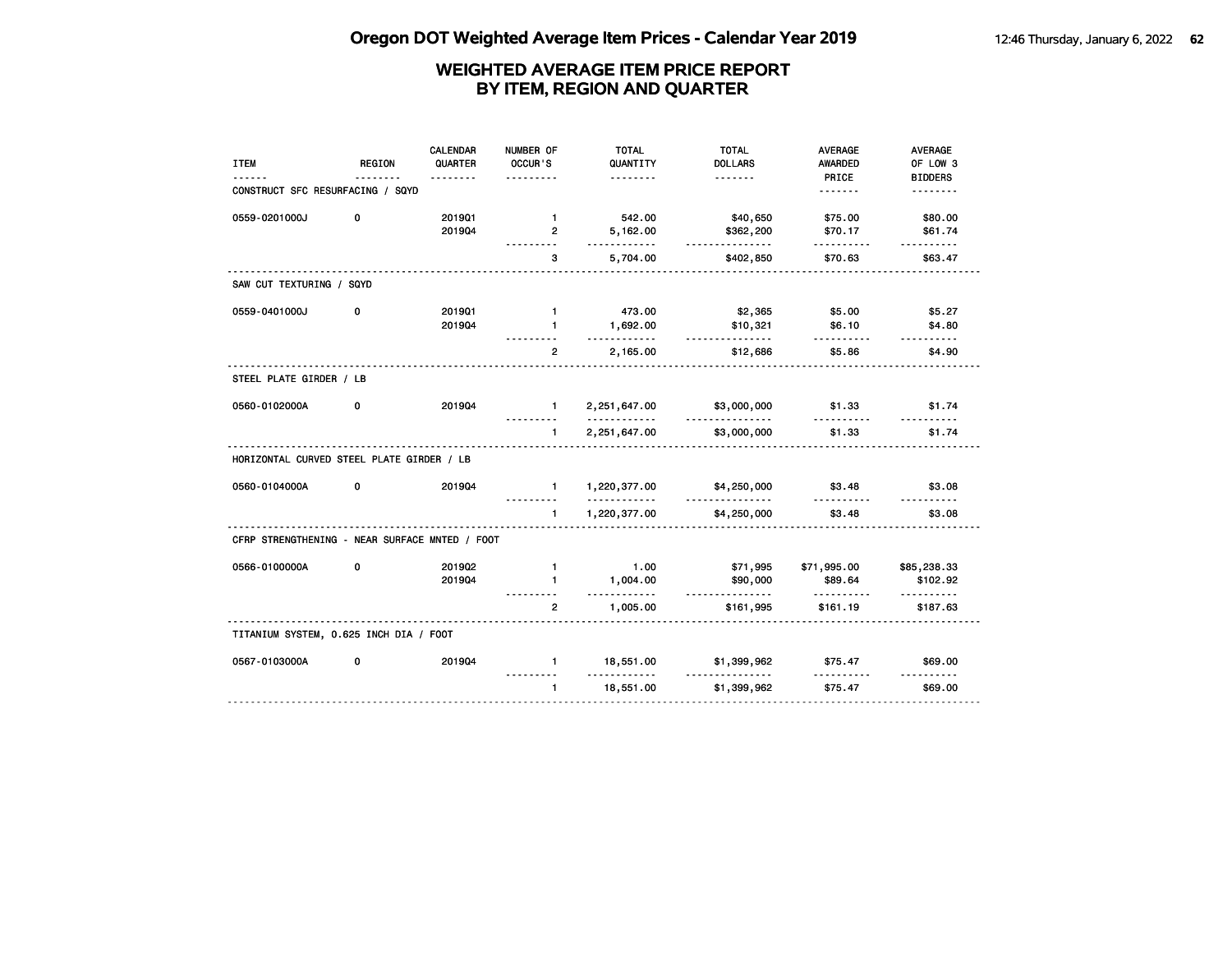# Oregon DOT Weighted Average Item Prices - Calendar Year 2019

## WEIGHTED AVERAGE ITEM PRICE REPORT BY ITEM, REGION AND QUARTER

| ITEM | REGION | CALENDAR QUARTER | NUMBER OF OCCUR'S | TOTAL QUANTITY | TOTAL DOLLARS | AVERAGE AWARDED PRICE | AVERAGE OF LOW 3 BIDDERS |
|---|---|---|---|---|---|---|---|
| CONSTRUCT SFC RESURFACING / SQYD | | | | | | | |
| 0559-0201000J | 0 | 2019Q1 | 1 | 542.00 | $40,650 | $75.00 | $80.00 |
| | | 2019Q4 | 2 | 5,162.00 | $362,200 | $70.17 | $61.74 |
| | | | 3 | 5,704.00 | $402,850 | $70.63 | $63.47 |
| SAW CUT TEXTURING / SQYD | | | | | | | |
| 0559-0401000J | 0 | 2019Q1 | 1 | 473.00 | $2,365 | $5.00 | $5.27 |
| | | 2019Q4 | 1 | 1,692.00 | $10,321 | $6.10 | $4.80 |
| | | | 2 | 2,165.00 | $12,686 | $5.86 | $4.90 |
| STEEL PLATE GIRDER / LB | | | | | | | |
| 0560-0102000A | 0 | 2019Q4 | 1 | 2,251,647.00 | $3,000,000 | $1.33 | $1.74 |
| | | | 1 | 2,251,647.00 | $3,000,000 | $1.33 | $1.74 |
| HORIZONTAL CURVED STEEL PLATE GIRDER / LB | | | | | | | |
| 0560-0104000A | 0 | 2019Q4 | 1 | 1,220,377.00 | $4,250,000 | $3.48 | $3.08 |
| | | | 1 | 1,220,377.00 | $4,250,000 | $3.48 | $3.08 |
| CFRP STRENGTHENING - NEAR SURFACE MNTED / FOOT | | | | | | | |
| 0566-0100000A | 0 | 2019Q2 | 1 | 1.00 | $71,995 | $71,995.00 | $85,238.33 |
| | | 2019Q4 | 1 | 1,004.00 | $90,000 | $89.64 | $102.92 |
| | | | 2 | 1,005.00 | $161,995 | $161.19 | $187.63 |
| TITANIUM SYSTEM, 0.625 INCH DIA / FOOT | | | | | | | |
| 0567-0103000A | 0 | 2019Q4 | 1 | 18,551.00 | $1,399,962 | $75.47 | $69.00 |
| | | | 1 | 18,551.00 | $1,399,962 | $75.47 | $69.00 |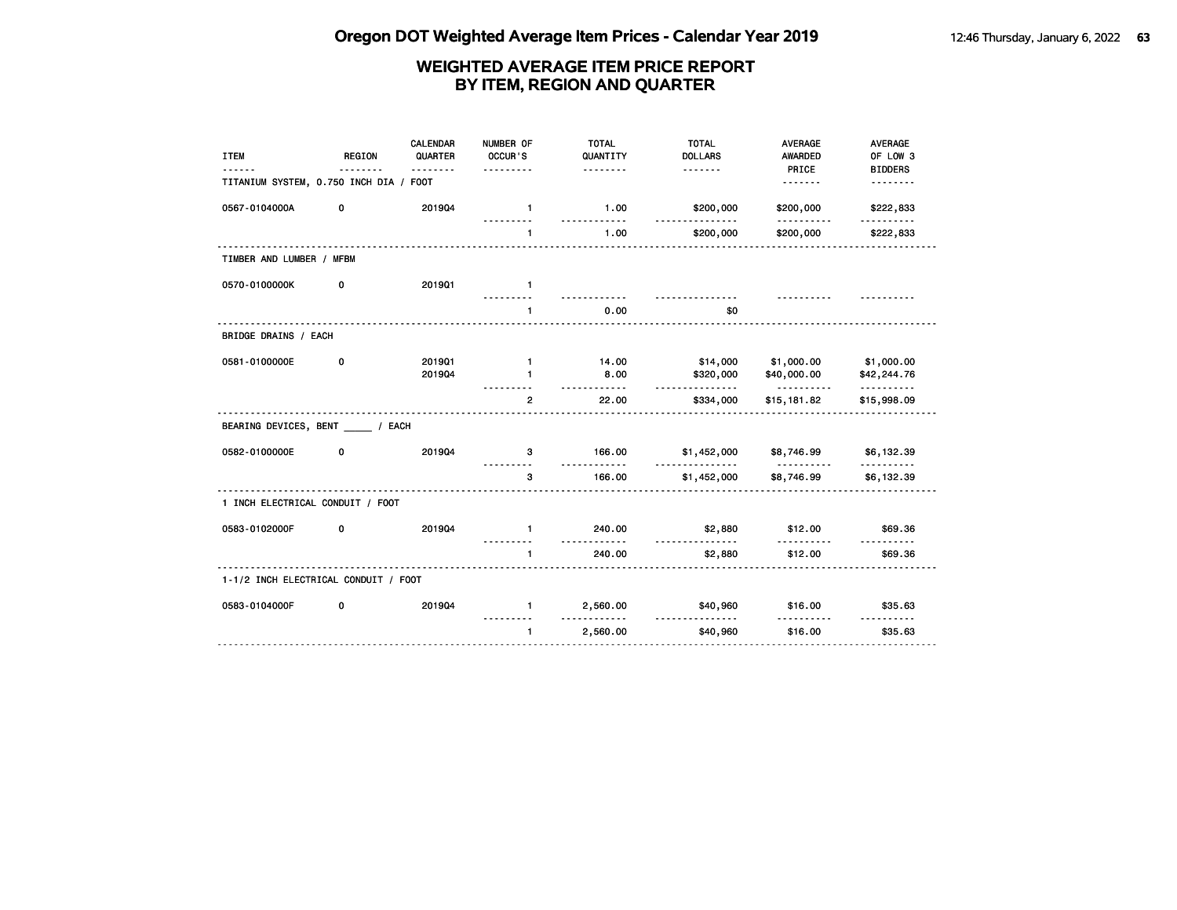# Oregon DOT Weighted Average Item Prices - Calendar Year 2019

## WEIGHTED AVERAGE ITEM PRICE REPORT BY ITEM, REGION AND QUARTER

| ITEM | REGION | CALENDAR QUARTER | NUMBER OF OCCUR'S | TOTAL QUANTITY | TOTAL DOLLARS | AVERAGE AWARDED PRICE | AVERAGE OF LOW 3 BIDDERS |
|---|---|---|---|---|---|---|---|
| **TITANIUM SYSTEM, 0.750 INCH DIA / FOOT** | | | | | | | |
| 0567-0104000A | 0 | 2019Q4 | 1 | 1.00 | $200,000 | $200,000 | $222,833 |
| | | | 1 | 1.00 | $200,000 | $200,000 | $222,833 |
| **TIMBER AND LUMBER / MFBM** | | | | | | | |
| 0570-0100000K | 0 | 2019Q1 | 1 | | | | |
| | | | 1 | 0.00 | $0 | | |
| **BRIDGE DRAINS / EACH** | | | | | | | |
| 0581-0100000E | 0 | 2019Q1 | 1 | 14.00 | $14,000 | $1,000.00 | $1,000.00 |
| | | 2019Q4 | 1 | 8.00 | $320,000 | $40,000.00 | $42,244.76 |
| | | | 2 | 22.00 | $334,000 | $15,181.82 | $15,998.09 |
| **BEARING DEVICES, BENT _____ / EACH** | | | | | | | |
| 0582-0100000E | 0 | 2019Q4 | 3 | 166.00 | $1,452,000 | $8,746.99 | $6,132.39 |
| | | | 3 | 166.00 | $1,452,000 | $8,746.99 | $6,132.39 |
| **1 INCH ELECTRICAL CONDUIT / FOOT** | | | | | | | |
| 0583-0102000F | 0 | 2019Q4 | 1 | 240.00 | $2,880 | $12.00 | $69.36 |
| | | | 1 | 240.00 | $2,880 | $12.00 | $69.36 |
| **1-1/2 INCH ELECTRICAL CONDUIT / FOOT** | | | | | | | |
| 0583-0104000F | 0 | 2019Q4 | 1 | 2,560.00 | $40,960 | $16.00 | $35.63 |
| | | | 1 | 2,560.00 | $40,960 | $16.00 | $35.63 |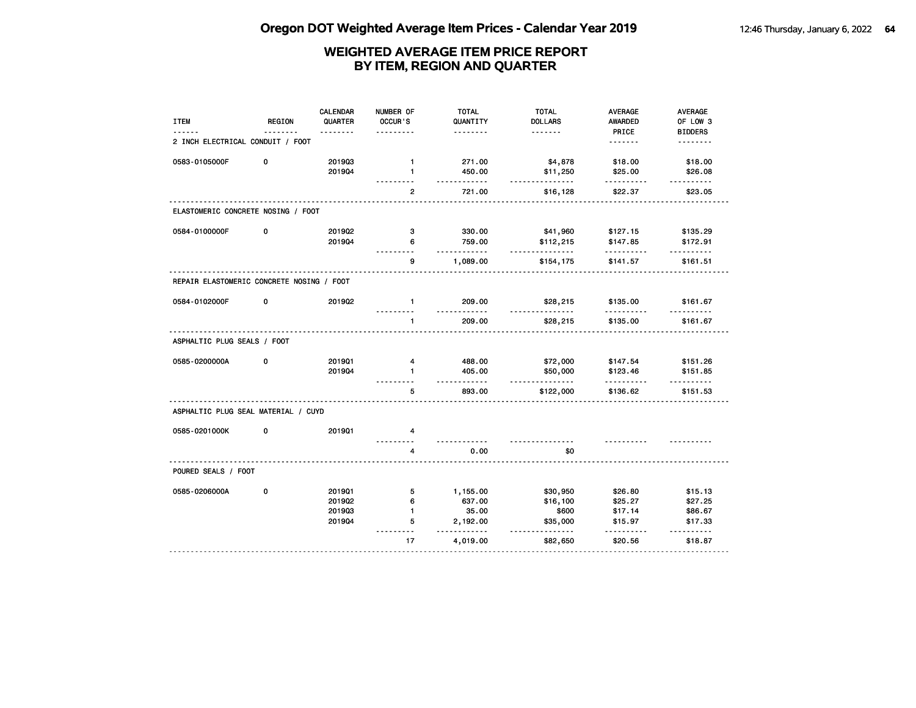# Oregon DOT Weighted Average Item Prices - Calendar Year 2019

## WEIGHTED AVERAGE ITEM PRICE REPORT BY ITEM, REGION AND QUARTER

| ITEM | REGION | CALENDAR QUARTER | NUMBER OF OCCUR'S | TOTAL QUANTITY | TOTAL DOLLARS | AVERAGE AWARDED PRICE | AVERAGE OF LOW 3 BIDDERS |
|---|---|---|---|---|---|---|---|
| **2 INCH ELECTRICAL CONDUIT / FOOT** | | | | | | | |
| 0583-0105000F | 0 | 2019Q3 | 1 | 271.00 | $4,878 | $18.00 | $18.00 |
| | | 2019Q4 | 1 | 450.00 | $11,250 | $25.00 | $26.08 |
| | | | 2 | 721.00 | $16,128 | $22.37 | $23.05 |
| **ELASTOMERIC CONCRETE NOSING / FOOT** | | | | | | | |
| 0584-0100000F | 0 | 2019Q2 | 3 | 330.00 | $41,960 | $127.15 | $135.29 |
| | | 2019Q4 | 6 | 759.00 | $112,215 | $147.85 | $172.91 |
| | | | 9 | 1,089.00 | $154,175 | $141.57 | $161.51 |
| **REPAIR ELASTOMERIC CONCRETE NOSING / FOOT** | | | | | | | |
| 0584-0102000F | 0 | 2019Q2 | 1 | 209.00 | $28,215 | $135.00 | $161.67 |
| | | | 1 | 209.00 | $28,215 | $135.00 | $161.67 |
| **ASPHALTIC PLUG SEALS / FOOT** | | | | | | | |
| 0585-0200000A | 0 | 2019Q1 | 4 | 488.00 | $72,000 | $147.54 | $151.26 |
| | | 2019Q4 | 1 | 405.00 | $50,000 | $123.46 | $151.85 |
| | | | 5 | 893.00 | $122,000 | $136.62 | $151.53 |
| **ASPHALTIC PLUG SEAL MATERIAL / CUYD** | | | | | | | |
| 0585-0201000K | 0 | 2019Q1 | 4 | | | | |
| | | | 4 | 0.00 | $0 | | |
| **POURED SEALS / FOOT** | | | | | | | |
| 0585-0206000A | 0 | 2019Q1 | 5 | 1,155.00 | $30,950 | $26.80 | $15.13 |
| | | 2019Q2 | 6 | 637.00 | $16,100 | $25.27 | $27.25 |
| | | 2019Q3 | 1 | 35.00 | $600 | $17.14 | $86.67 |
| | | 2019Q4 | 5 | 2,192.00 | $35,000 | $15.97 | $17.33 |
| | | | 17 | 4,019.00 | $82,650 | $20.56 | $18.87 |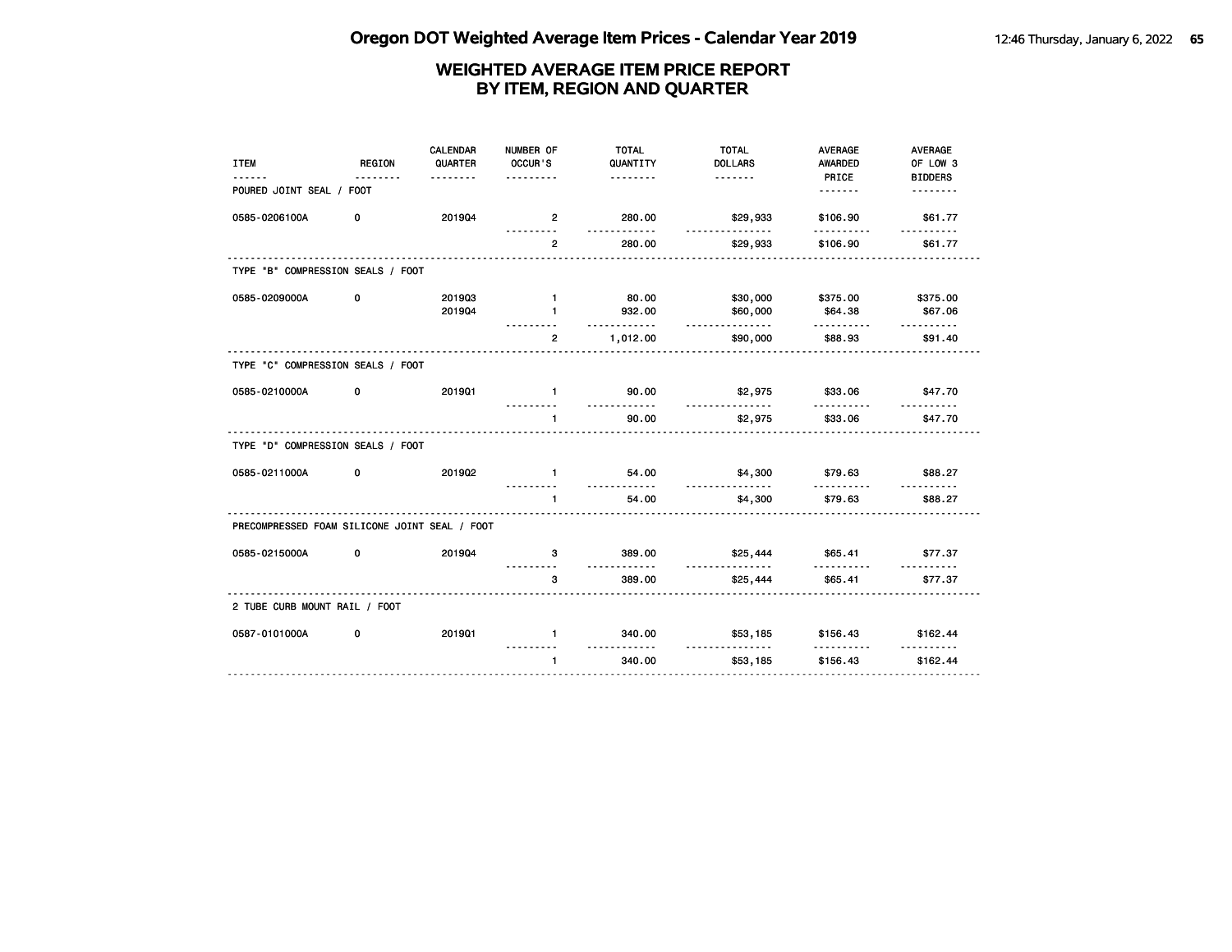# Oregon DOT Weighted Average Item Prices - Calendar Year 2019

## WEIGHTED AVERAGE ITEM PRICE REPORT BY ITEM, REGION AND QUARTER

| ITEM | REGION | CALENDAR QUARTER | NUMBER OF OCCUR'S | TOTAL QUANTITY | TOTAL DOLLARS | AVERAGE AWARDED PRICE | AVERAGE OF LOW 3 BIDDERS |
|---|---|---|---|---|---|---|---|
| POURED JOINT SEAL / FOOT | | | | | | | |
| 0585-0206100A | 0 | 2019Q4 | 2 | 280.00 | $29,933 | $106.90 | $61.77 |
| | | | 2 | 280.00 | $29,933 | $106.90 | $61.77 |
| TYPE "B" COMPRESSION SEALS / FOOT | | | | | | | |
| 0585-0209000A | 0 | 2019Q3 | 1 | 80.00 | $30,000 | $375.00 | $375.00 |
| | | 2019Q4 | 1 | 932.00 | $60,000 | $64.38 | $67.06 |
| | | | 2 | 1,012.00 | $90,000 | $88.93 | $91.40 |
| TYPE "C" COMPRESSION SEALS / FOOT | | | | | | | |
| 0585-0210000A | 0 | 2019Q1 | 1 | 90.00 | $2,975 | $33.06 | $47.70 |
| | | | 1 | 90.00 | $2,975 | $33.06 | $47.70 |
| TYPE "D" COMPRESSION SEALS / FOOT | | | | | | | |
| 0585-0211000A | 0 | 2019Q2 | 1 | 54.00 | $4,300 | $79.63 | $88.27 |
| | | | 1 | 54.00 | $4,300 | $79.63 | $88.27 |
| PRECOMPRESSED FOAM SILICONE JOINT SEAL / FOOT | | | | | | | |
| 0585-0215000A | 0 | 2019Q4 | 3 | 389.00 | $25,444 | $65.41 | $77.37 |
| | | | 3 | 389.00 | $25,444 | $65.41 | $77.37 |
| 2 TUBE CURB MOUNT RAIL / FOOT | | | | | | | |
| 0587-0101000A | 0 | 2019Q1 | 1 | 340.00 | $53,185 | $156.43 | $162.44 |
| | | | 1 | 340.00 | $53,185 | $156.43 | $162.44 |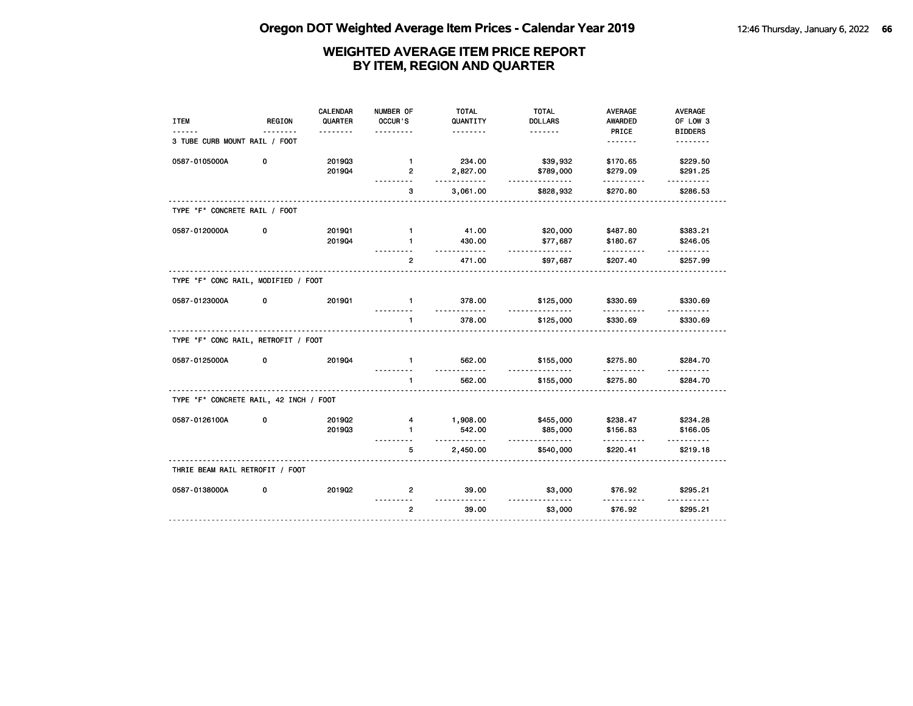# Oregon DOT Weighted Average Item Prices - Calendar Year 2019

## WEIGHTED AVERAGE ITEM PRICE REPORT BY ITEM, REGION AND QUARTER

| ITEM | REGION | CALENDAR QUARTER | NUMBER OF OCCUR'S | TOTAL QUANTITY | TOTAL DOLLARS | AVERAGE AWARDED PRICE | AVERAGE OF LOW 3 BIDDERS |
|---|---|---|---|---|---|---|---|
| **3 TUBE CURB MOUNT RAIL / FOOT** | | | | | | | |
| 0587-0105000A | 0 | 2019Q3 | 1 | 234.00 | $39,932 | $170.65 | $229.50 |
| | | 2019Q4 | 2 | 2,827.00 | $789,000 | $279.09 | $291.25 |
| | | | 3 | 3,061.00 | $828,932 | $270.80 | $286.53 |
| **TYPE "F" CONCRETE RAIL / FOOT** | | | | | | | |
| 0587-0120000A | 0 | 2019Q1 | 1 | 41.00 | $20,000 | $487.80 | $383.21 |
| | | 2019Q4 | 1 | 430.00 | $77,687 | $180.67 | $246.05 |
| | | | 2 | 471.00 | $97,687 | $207.40 | $257.99 |
| **TYPE "F" CONC RAIL, MODIFIED / FOOT** | | | | | | | |
| 0587-0123000A | 0 | 2019Q1 | 1 | 378.00 | $125,000 | $330.69 | $330.69 |
| | | | 1 | 378.00 | $125,000 | $330.69 | $330.69 |
| **TYPE "F" CONC RAIL, RETROFIT / FOOT** | | | | | | | |
| 0587-0125000A | 0 | 2019Q4 | 1 | 562.00 | $155,000 | $275.80 | $284.70 |
| | | | 1 | 562.00 | $155,000 | $275.80 | $284.70 |
| **TYPE "F" CONCRETE RAIL, 42 INCH / FOOT** | | | | | | | |
| 0587-0126100A | 0 | 2019Q2 | 4 | 1,908.00 | $455,000 | $238.47 | $234.28 |
| | | 2019Q3 | 1 | 542.00 | $85,000 | $156.83 | $166.05 |
| | | | 5 | 2,450.00 | $540,000 | $220.41 | $219.18 |
| **THRIE BEAM RAIL RETROFIT / FOOT** | | | | | | | |
| 0587-0138000A | 0 | 2019Q2 | 2 | 39.00 | $3,000 | $76.92 | $295.21 |
| | | | 2 | 39.00 | $3,000 | $76.92 | $295.21 |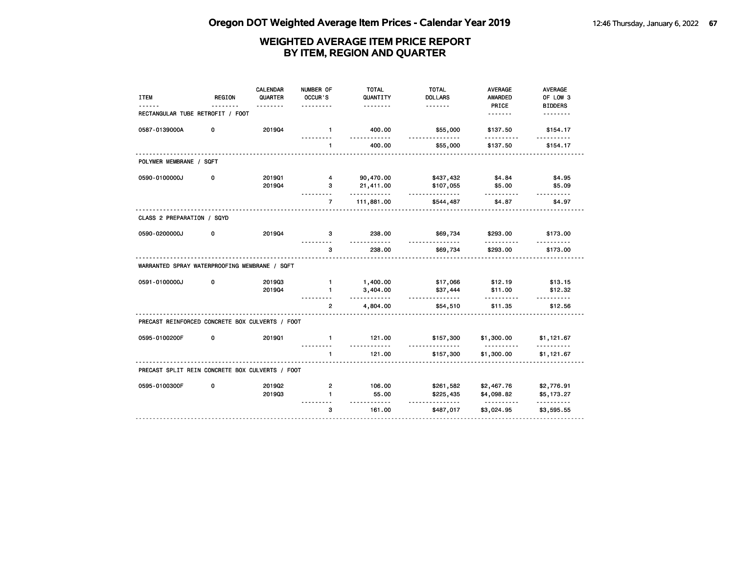# Oregon DOT Weighted Average Item Prices - Calendar Year 2019

## WEIGHTED AVERAGE ITEM PRICE REPORT BY ITEM, REGION AND QUARTER

| ITEM | REGION | CALENDAR QUARTER | NUMBER OF OCCUR'S | TOTAL QUANTITY | TOTAL DOLLARS | AVERAGE AWARDED PRICE | AVERAGE OF LOW 3 BIDDERS |
|---|---|---|---|---|---|---|---|
| **RECTANGULAR TUBE RETROFIT / FOOT** | | | | | | | |
| 0587-0139000A | 0 | 2019Q4 | 1 | 400.00 | $55,000 | $137.50 | $154.17 |
| | | | 1 | 400.00 | $55,000 | $137.50 | $154.17 |
| **POLYMER MEMBRANE / SQFT** | | | | | | | |
| 0590-0100000J | 0 | 2019Q1 | 4 | 90,470.00 | $437,432 | $4.84 | $4.95 |
| | | 2019Q4 | 3 | 21,411.00 | $107,055 | $5.00 | $5.09 |
| | | | 7 | 111,881.00 | $544,487 | $4.87 | $4.97 |
| **CLASS 2 PREPARATION / SQYD** | | | | | | | |
| 0590-0200000J | 0 | 2019Q4 | 3 | 238.00 | $69,734 | $293.00 | $173.00 |
| | | | 3 | 238.00 | $69,734 | $293.00 | $173.00 |
| **WARRANTED SPRAY WATERPROOFING MEMBRANE / SQFT** | | | | | | | |
| 0591-0100000J | 0 | 2019Q3 | 1 | 1,400.00 | $17,066 | $12.19 | $13.15 |
| | | 2019Q4 | 1 | 3,404.00 | $37,444 | $11.00 | $12.32 |
| | | | 2 | 4,804.00 | $54,510 | $11.35 | $12.56 |
| **PRECAST REINFORCED CONCRETE BOX CULVERTS / FOOT** | | | | | | | |
| 0595-0100200F | 0 | 2019Q1 | 1 | 121.00 | $157,300 | $1,300.00 | $1,121.67 |
| | | | 1 | 121.00 | $157,300 | $1,300.00 | $1,121.67 |
| **PRECAST SPLIT REIN CONCRETE BOX CULVERTS / FOOT** | | | | | | | |
| 0595-0100300F | 0 | 2019Q2 | 2 | 106.00 | $261,582 | $2,467.76 | $2,776.91 |
| | | 2019Q3 | 1 | 55.00 | $225,435 | $4,098.82 | $5,173.27 |
| | | | 3 | 161.00 | $487,017 | $3,024.95 | $3,595.55 |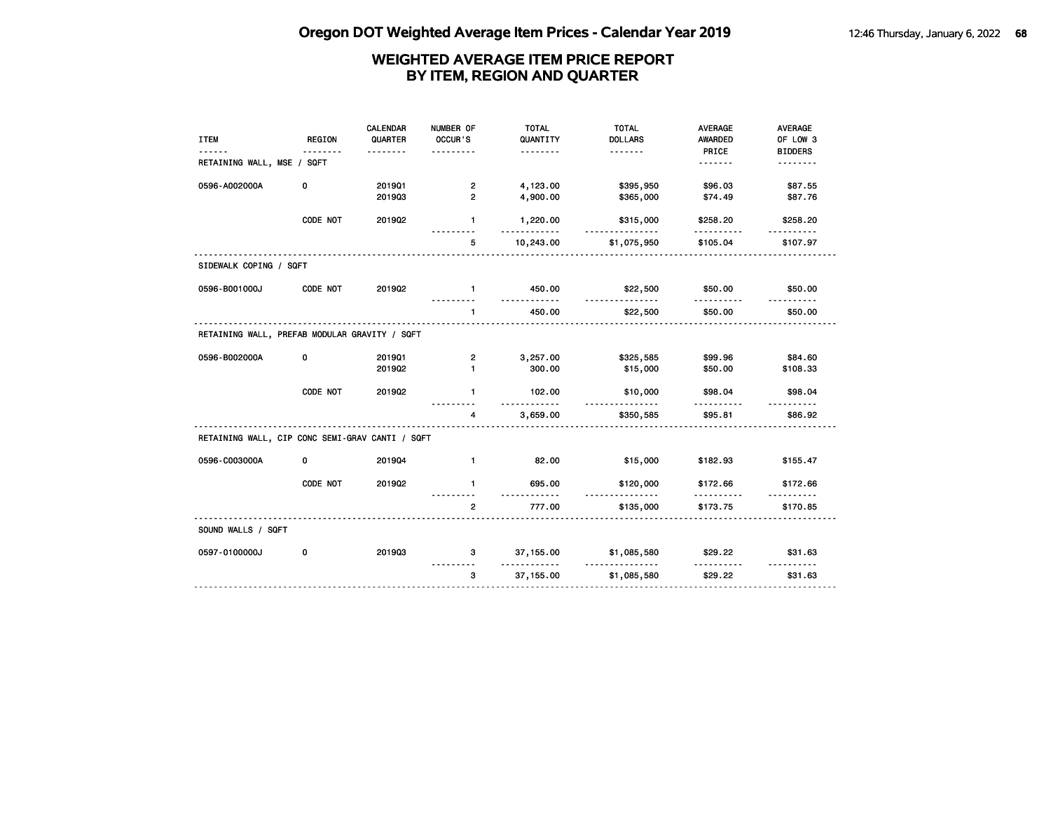# Oregon DOT Weighted Average Item Prices - Calendar Year 2019

## WEIGHTED AVERAGE ITEM PRICE REPORT BY ITEM, REGION AND QUARTER

| ITEM | REGION | CALENDAR QUARTER | NUMBER OF OCCUR'S | TOTAL QUANTITY | TOTAL DOLLARS | AVERAGE AWARDED PRICE | AVERAGE OF LOW 3 BIDDERS |
|---|---|---|---|---|---|---|---|
| RETAINING WALL, MSE / SQFT | | | | | | | |
| 0596-A002000A | 0 | 2019Q1 | 2 | 4,123.00 | $395,950 | $96.03 | $87.55 |
| | | 2019Q3 | 2 | 4,900.00 | $365,000 | $74.49 | $87.76 |
| | CODE NOT | 2019Q2 | 1 | 1,220.00 | $315,000 | $258.20 | $258.20 |
| | | | 5 | 10,243.00 | $1,075,950 | $105.04 | $107.97 |
| SIDEWALK COPING / SQFT | | | | | | | |
| 0596-B001000J | CODE NOT | 2019Q2 | 1 | 450.00 | $22,500 | $50.00 | $50.00 |
| | | | 1 | 450.00 | $22,500 | $50.00 | $50.00 |
| RETAINING WALL, PREFAB MODULAR GRAVITY / SQFT | | | | | | | |
| 0596-B002000A | 0 | 2019Q1 | 2 | 3,257.00 | $325,585 | $99.96 | $84.60 |
| | | 2019Q2 | 1 | 300.00 | $15,000 | $50.00 | $108.33 |
| | CODE NOT | 2019Q2 | 1 | 102.00 | $10,000 | $98.04 | $98.04 |
| | | | 4 | 3,659.00 | $350,585 | $95.81 | $86.92 |
| RETAINING WALL, CIP CONC SEMI-GRAV CANTI / SQFT | | | | | | | |
| 0596-C003000A | 0 | 2019Q4 | 1 | 82.00 | $15,000 | $182.93 | $155.47 |
| | CODE NOT | 2019Q2 | 1 | 695.00 | $120,000 | $172.66 | $172.66 |
| | | | 2 | 777.00 | $135,000 | $173.75 | $170.85 |
| SOUND WALLS / SQFT | | | | | | | |
| 0597-0100000J | 0 | 2019Q3 | 3 | 37,155.00 | $1,085,580 | $29.22 | $31.63 |
| | | | 3 | 37,155.00 | $1,085,580 | $29.22 | $31.63 |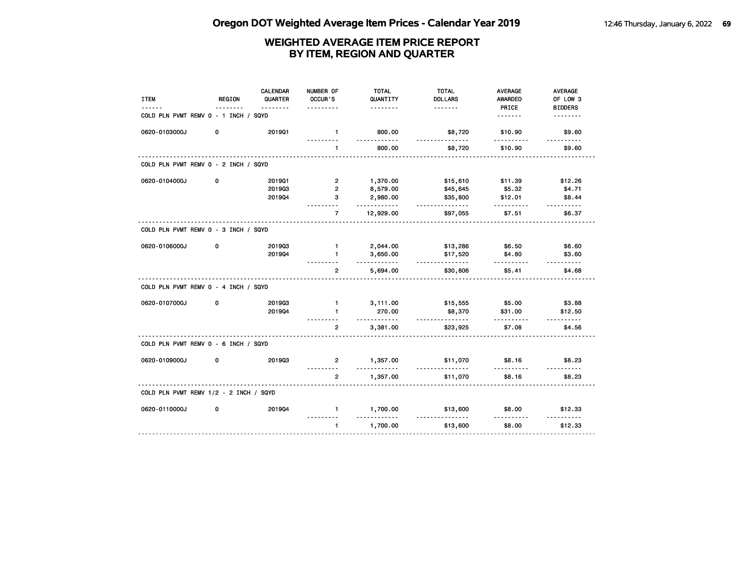# Oregon DOT Weighted Average Item Prices - Calendar Year 2019

## WEIGHTED AVERAGE ITEM PRICE REPORT BY ITEM, REGION AND QUARTER

| ITEM | REGION | CALENDAR QUARTER | NUMBER OF OCCUR'S | TOTAL QUANTITY | TOTAL DOLLARS | AVERAGE AWARDED PRICE | AVERAGE OF LOW 3 BIDDERS |
|---|---|---|---|---|---|---|---|
| COLD PLN PVMT REMV 0 - 1 INCH / SQYD | | | | | | | |
| 0620-0103000J | 0 | 2019Q1 | 1 | 800.00 | $8,720 | $10.90 | $9.60 |
| | | | 1 | 800.00 | $8,720 | $10.90 | $9.60 |
| COLD PLN PVMT REMV 0 - 2 INCH / SQYD | | | | | | | |
| 0620-0104000J | 0 | 2019Q1 | 2 | 1,370.00 | $15,610 | $11.39 | $12.26 |
| | | 2019Q3 | 2 | 8,579.00 | $45,645 | $5.32 | $4.71 |
| | | 2019Q4 | 3 | 2,980.00 | $35,800 | $12.01 | $8.44 |
| | | | 7 | 12,929.00 | $97,055 | $7.51 | $6.37 |
| COLD PLN PVMT REMV 0 - 3 INCH / SQYD | | | | | | | |
| 0620-0106000J | 0 | 2019Q3 | 1 | 2,044.00 | $13,286 | $6.50 | $6.60 |
| | | 2019Q4 | 1 | 3,650.00 | $17,520 | $4.80 | $3.60 |
| | | | 2 | 5,694.00 | $30,806 | $5.41 | $4.68 |
| COLD PLN PVMT REMV 0 - 4 INCH / SQYD | | | | | | | |
| 0620-0107000J | 0 | 2019Q3 | 1 | 3,111.00 | $15,555 | $5.00 | $3.88 |
| | | 2019Q4 | 1 | 270.00 | $8,370 | $31.00 | $12.50 |
| | | | 2 | 3,381.00 | $23,925 | $7.08 | $4.56 |
| COLD PLN PVMT REMV 0 - 6 INCH / SQYD | | | | | | | |
| 0620-0109000J | 0 | 2019Q3 | 2 | 1,357.00 | $11,070 | $8.16 | $8.23 |
| | | | 2 | 1,357.00 | $11,070 | $8.16 | $8.23 |
| COLD PLN PVMT REMV 1/2 - 2 INCH / SQYD | | | | | | | |
| 0620-0110000J | 0 | 2019Q4 | 1 | 1,700.00 | $13,600 | $8.00 | $12.33 |
| | | | 1 | 1,700.00 | $13,600 | $8.00 | $12.33 |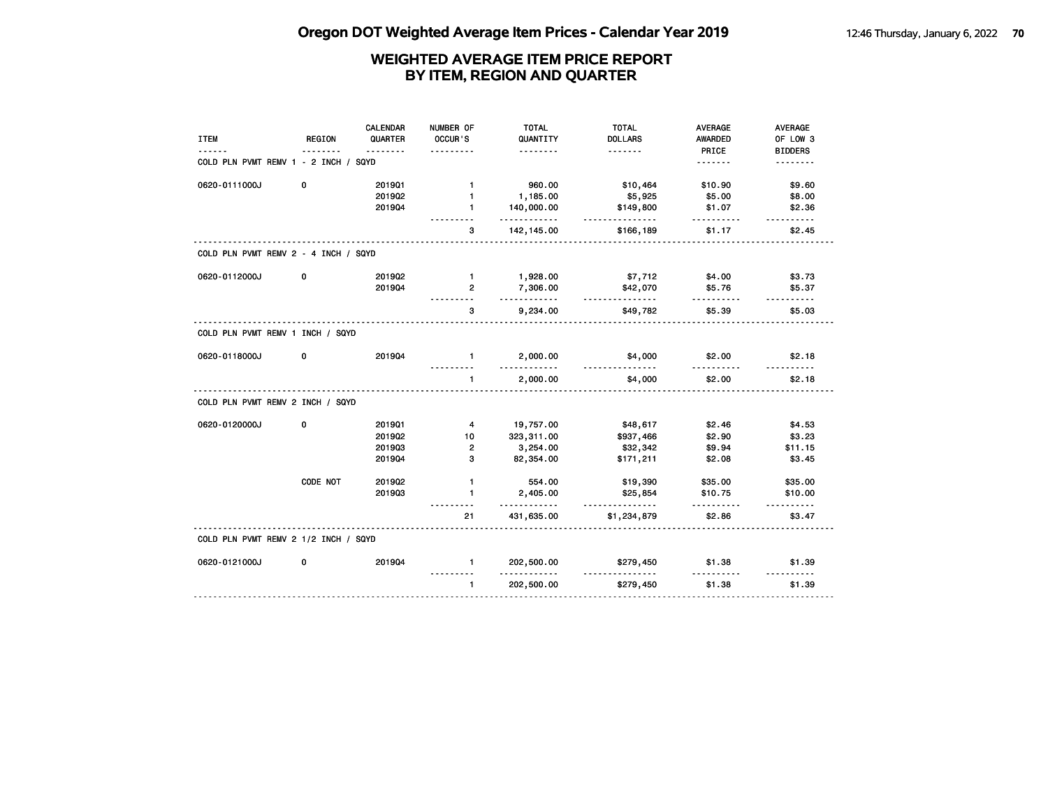# WEIGHTED AVERAGE ITEM PRICE REPORT
# BY ITEM, REGION AND QUARTER

| ITEM | REGION | CALENDAR QUARTER | NUMBER OF OCCUR'S | TOTAL QUANTITY | TOTAL DOLLARS | AVERAGE AWARDED PRICE | AVERAGE OF LOW 3 BIDDERS |
|---|---|---|---|---|---|---|---|
| **COLD PLN PVMT REMV 1 - 2 INCH / SQYD** | | | | | | | |
| 0620-0111000J | 0 | 2019Q1 | 1 | 960.00 | $10,464 | $10.90 | $9.60 |
| | | 2019Q2 | 1 | 1,185.00 | $5,925 | $5.00 | $8.00 |
| | | 2019Q4 | 1 | 140,000.00 | $149,800 | $1.07 | $2.36 |
| | | | 3 | 142,145.00 | $166,189 | $1.17 | $2.45 |
| **COLD PLN PVMT REMV 2 - 4 INCH / SQYD** | | | | | | | |
| 0620-0112000J | 0 | 2019Q2 | 1 | 1,928.00 | $7,712 | $4.00 | $3.73 |
| | | 2019Q4 | 2 | 7,306.00 | $42,070 | $5.76 | $5.37 |
| | | | 3 | 9,234.00 | $49,782 | $5.39 | $5.03 |
| **COLD PLN PVMT REMV 1 INCH / SQYD** | | | | | | | |
| 0620-0118000J | 0 | 2019Q4 | 1 | 2,000.00 | $4,000 | $2.00 | $2.18 |
| | | | 1 | 2,000.00 | $4,000 | $2.00 | $2.18 |
| **COLD PLN PVMT REMV 2 INCH / SQYD** | | | | | | | |
| 0620-0120000J | 0 | 2019Q1 | 4 | 19,757.00 | $48,617 | $2.46 | $4.53 |
| | | 2019Q2 | 10 | 323,311.00 | $937,466 | $2.90 | $3.23 |
| | | 2019Q3 | 2 | 3,254.00 | $32,342 | $9.94 | $11.15 |
| | | 2019Q4 | 3 | 82,354.00 | $171,211 | $2.08 | $3.45 |
| | CODE NOT | 2019Q2 | 1 | 554.00 | $19,390 | $35.00 | $35.00 |
| | | 2019Q3 | 1 | 2,405.00 | $25,854 | $10.75 | $10.00 |
| | | | 21 | 431,635.00 | $1,234,879 | $2.86 | $3.47 |
| **COLD PLN PVMT REMV 2 1/2 INCH / SQYD** | | | | | | | |
| 0620-0121000J | 0 | 2019Q4 | 1 | 202,500.00 | $279,450 | $1.38 | $1.39 |
| | | | 1 | 202,500.00 | $279,450 | $1.38 | $1.39 |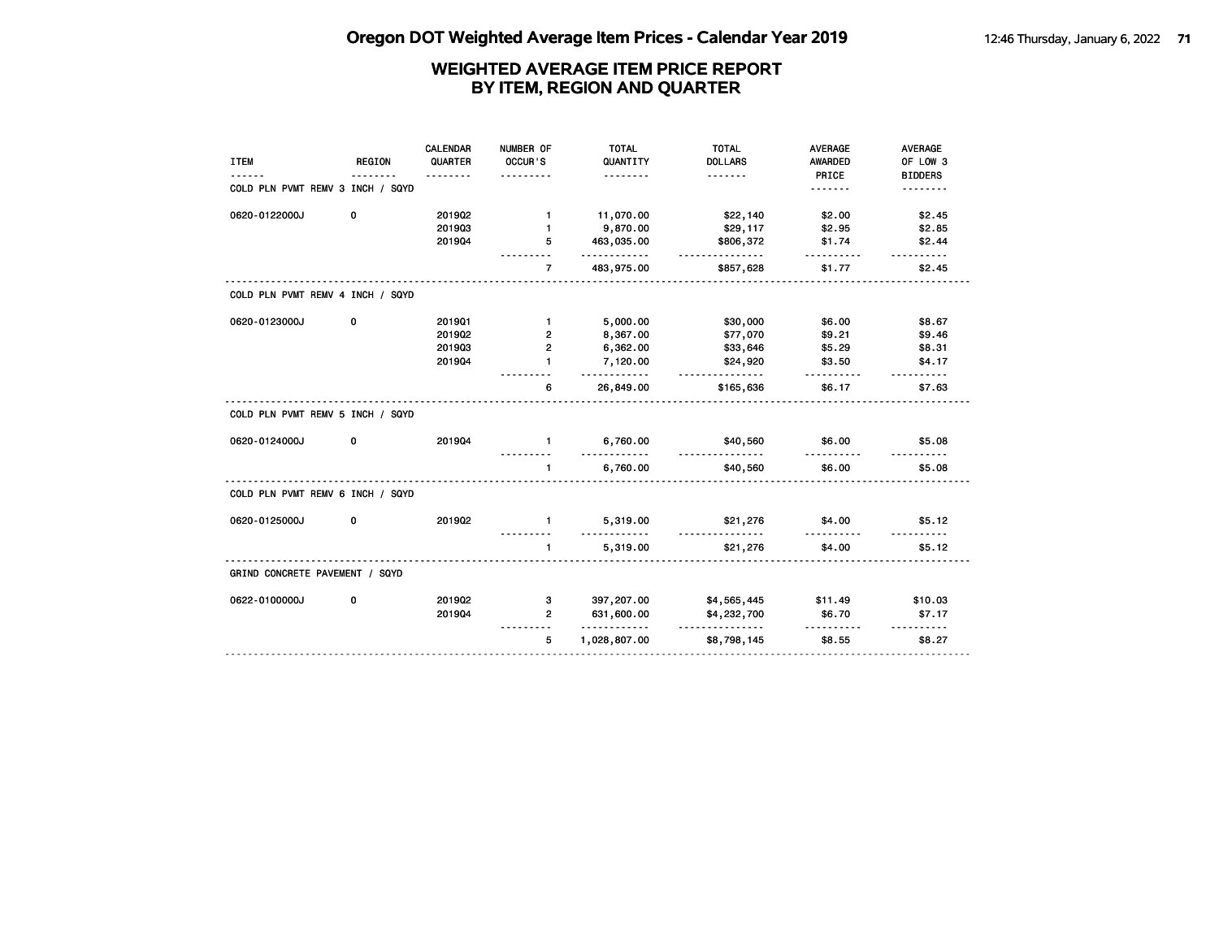## WEIGHTED AVERAGE ITEM PRICE REPORT BY ITEM, REGION AND QUARTER

| ITEM | REGION | CALENDAR QUARTER | NUMBER OF OCCUR'S | TOTAL QUANTITY | TOTAL DOLLARS | AVERAGE AWARDED PRICE | AVERAGE OF LOW 3 BIDDERS |
|---|---|---|---|---|---|---|---|
| **COLD PLN PVMT REMV 3 INCH / SQYD** | | | | | | | |
| 0620-0122000J | 0 | 2019Q2 | 1 | 11,070.00 | $22,140 | $2.00 | $2.45 |
| | | 2019Q3 | 1 | 9,870.00 | $29,117 | $2.95 | $2.85 |
| | | 2019Q4 | 5 | 463,035.00 | $806,372 | $1.74 | $2.44 |
| | | | 7 | 483,975.00 | $857,628 | $1.77 | $2.45 |
| **COLD PLN PVMT REMV 4 INCH / SQYD** | | | | | | | |
| 0620-0123000J | 0 | 2019Q1 | 1 | 5,000.00 | $30,000 | $6.00 | $8.67 |
| | | 2019Q2 | 2 | 8,367.00 | $77,070 | $9.21 | $9.46 |
| | | 2019Q3 | 2 | 6,362.00 | $33,646 | $5.29 | $8.31 |
| | | 2019Q4 | 1 | 7,120.00 | $24,920 | $3.50 | $4.17 |
| | | | 6 | 26,849.00 | $165,636 | $6.17 | $7.63 |
| **COLD PLN PVMT REMV 5 INCH / SQYD** | | | | | | | |
| 0620-0124000J | 0 | 2019Q4 | 1 | 6,760.00 | $40,560 | $6.00 | $5.08 |
| | | | 1 | 6,760.00 | $40,560 | $6.00 | $5.08 |
| **COLD PLN PVMT REMV 6 INCH / SQYD** | | | | | | | |
| 0620-0125000J | 0 | 2019Q2 | 1 | 5,319.00 | $21,276 | $4.00 | $5.12 |
| | | | 1 | 5,319.00 | $21,276 | $4.00 | $5.12 |
| **GRIND CONCRETE PAVEMENT / SQYD** | | | | | | | |
| 0622-0100000J | 0 | 2019Q2 | 3 | 397,207.00 | $4,565,445 | $11.49 | $10.03 |
| | | 2019Q4 | 2 | 631,600.00 | $4,232,700 | $6.70 | $7.17 |
| | | | 5 | 1,028,807.00 | $8,798,145 | $8.55 | $8.27 |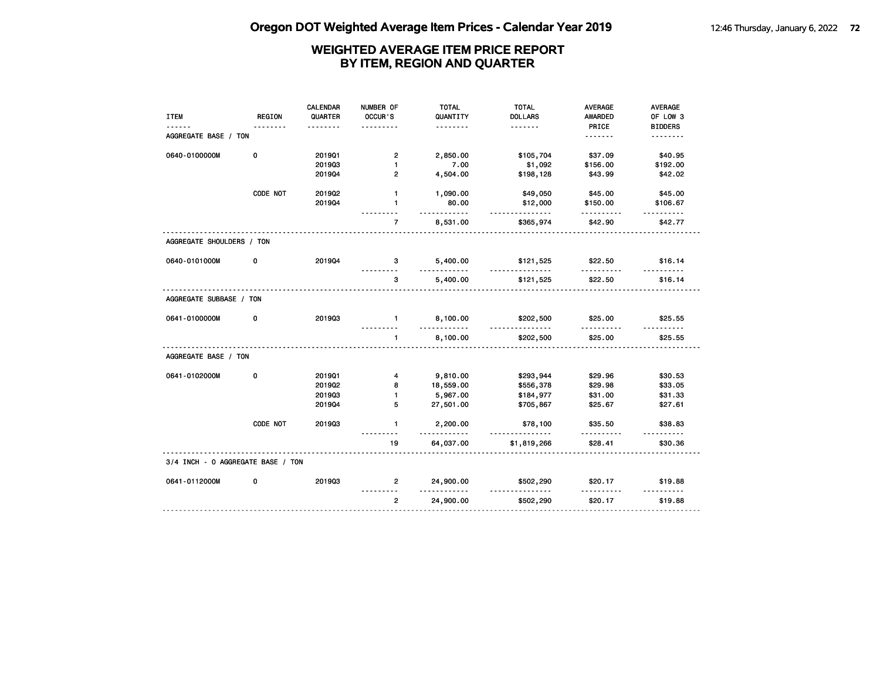# WEIGHTED AVERAGE ITEM PRICE REPORT
# BY ITEM, REGION AND QUARTER

| ITEM | REGION | CALENDAR QUARTER | NUMBER OF OCCUR'S | TOTAL QUANTITY | TOTAL DOLLARS | AVERAGE AWARDED PRICE | AVERAGE OF LOW 3 BIDDERS |
|---|---|---|---|---|---|---|---|
| AGGREGATE BASE / TON | | | | | | | |
| 0640-0100000M | 0 | 2019Q1 | 2 | 2,850.00 | $105,704 | $37.09 | $40.95 |
| | | 2019Q3 | 1 | 7.00 | $1,092 | $156.00 | $192.00 |
| | | 2019Q4 | 2 | 4,504.00 | $198,128 | $43.99 | $42.02 |
| | CODE NOT | 2019Q2 | 1 | 1,090.00 | $49,050 | $45.00 | $45.00 |
| | | 2019Q4 | 1 | 80.00 | $12,000 | $150.00 | $106.67 |
| | | | 7 | 8,531.00 | $365,974 | $42.90 | $42.77 |
| AGGREGATE SHOULDERS / TON | | | | | | | |
| 0640-0101000M | 0 | 2019Q4 | 3 | 5,400.00 | $121,525 | $22.50 | $16.14 |
| | | | 3 | 5,400.00 | $121,525 | $22.50 | $16.14 |
| AGGREGATE SUBBASE / TON | | | | | | | |
| 0641-0100000M | 0 | 2019Q3 | 1 | 8,100.00 | $202,500 | $25.00 | $25.55 |
| | | | 1 | 8,100.00 | $202,500 | $25.00 | $25.55 |
| AGGREGATE BASE / TON | | | | | | | |
| 0641-0102000M | 0 | 2019Q1 | 4 | 9,810.00 | $293,944 | $29.96 | $30.53 |
| | | 2019Q2 | 8 | 18,559.00 | $556,378 | $29.98 | $33.05 |
| | | 2019Q3 | 1 | 5,967.00 | $184,977 | $31.00 | $31.33 |
| | | 2019Q4 | 5 | 27,501.00 | $705,867 | $25.67 | $27.61 |
| | CODE NOT | 2019Q3 | 1 | 2,200.00 | $78,100 | $35.50 | $38.83 |
| | | | 19 | 64,037.00 | $1,819,266 | $28.41 | $30.36 |
| 3/4 INCH - 0 AGGREGATE BASE / TON | | | | | | | |
| 0641-0112000M | 0 | 2019Q3 | 2 | 24,900.00 | $502,290 | $20.17 | $19.88 |
| | | | 2 | 24,900.00 | $502,290 | $20.17 | $19.88 |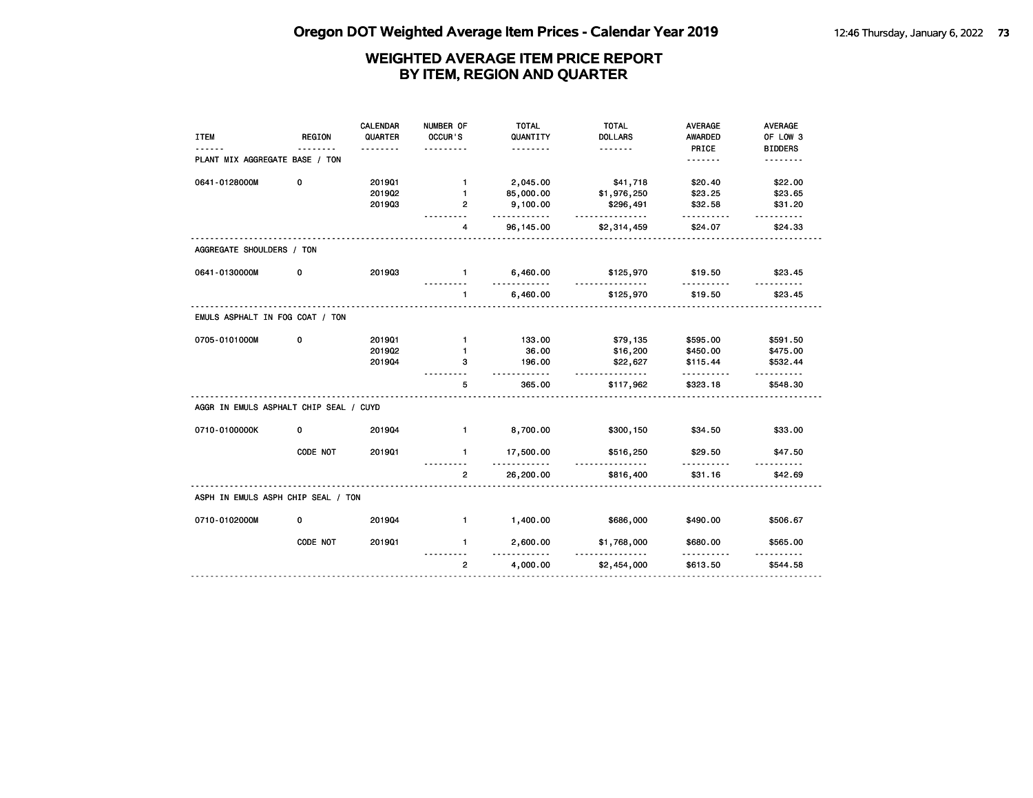# Oregon DOT Weighted Average Item Prices - Calendar Year 2019

## WEIGHTED AVERAGE ITEM PRICE REPORT BY ITEM, REGION AND QUARTER

| ITEM | REGION | CALENDAR QUARTER | NUMBER OF OCCUR'S | TOTAL QUANTITY | TOTAL DOLLARS | AVERAGE AWARDED PRICE | AVERAGE OF LOW 3 BIDDERS |
|---|---|---|---|---|---|---|---|
| **PLANT MIX AGGREGATE BASE / TON** | | | | | | | |
| 0641-0128000M | 0 | 2019Q1 | 1 | 2,045.00 | $41,718 | $20.40 | $22.00 |
| | | 2019Q2 | 1 | 85,000.00 | $1,976,250 | $23.25 | $23.65 |
| | | 2019Q3 | 2 | 9,100.00 | $296,491 | $32.58 | $31.20 |
| | | | 4 | 96,145.00 | $2,314,459 | $24.07 | $24.33 |
| **AGGREGATE SHOULDERS / TON** | | | | | | | |
| 0641-0130000M | 0 | 2019Q3 | 1 | 6,460.00 | $125,970 | $19.50 | $23.45 |
| | | | 1 | 6,460.00 | $125,970 | $19.50 | $23.45 |
| **EMULS ASPHALT IN FOG COAT / TON** | | | | | | | |
| 0705-0101000M | 0 | 2019Q1 | 1 | 133.00 | $79,135 | $595.00 | $591.50 |
| | | 2019Q2 | 1 | 36.00 | $16,200 | $450.00 | $475.00 |
| | | 2019Q4 | 3 | 196.00 | $22,627 | $115.44 | $532.44 |
| | | | 5 | 365.00 | $117,962 | $323.18 | $548.30 |
| **AGGR IN EMULS ASPHALT CHIP SEAL / CUYD** | | | | | | | |
| 0710-0100000K | 0 | 2019Q4 | 1 | 8,700.00 | $300,150 | $34.50 | $33.00 |
| | CODE NOT | 2019Q1 | 1 | 17,500.00 | $516,250 | $29.50 | $47.50 |
| | | | 2 | 26,200.00 | $816,400 | $31.16 | $42.69 |
| **ASPH IN EMULS ASPH CHIP SEAL / TON** | | | | | | | |
| 0710-0102000M | 0 | 2019Q4 | 1 | 1,400.00 | $686,000 | $490.00 | $506.67 |
| | CODE NOT | 2019Q1 | 1 | 2,600.00 | $1,768,000 | $680.00 | $565.00 |
| | | | 2 | 4,000.00 | $2,454,000 | $613.50 | $544.58 |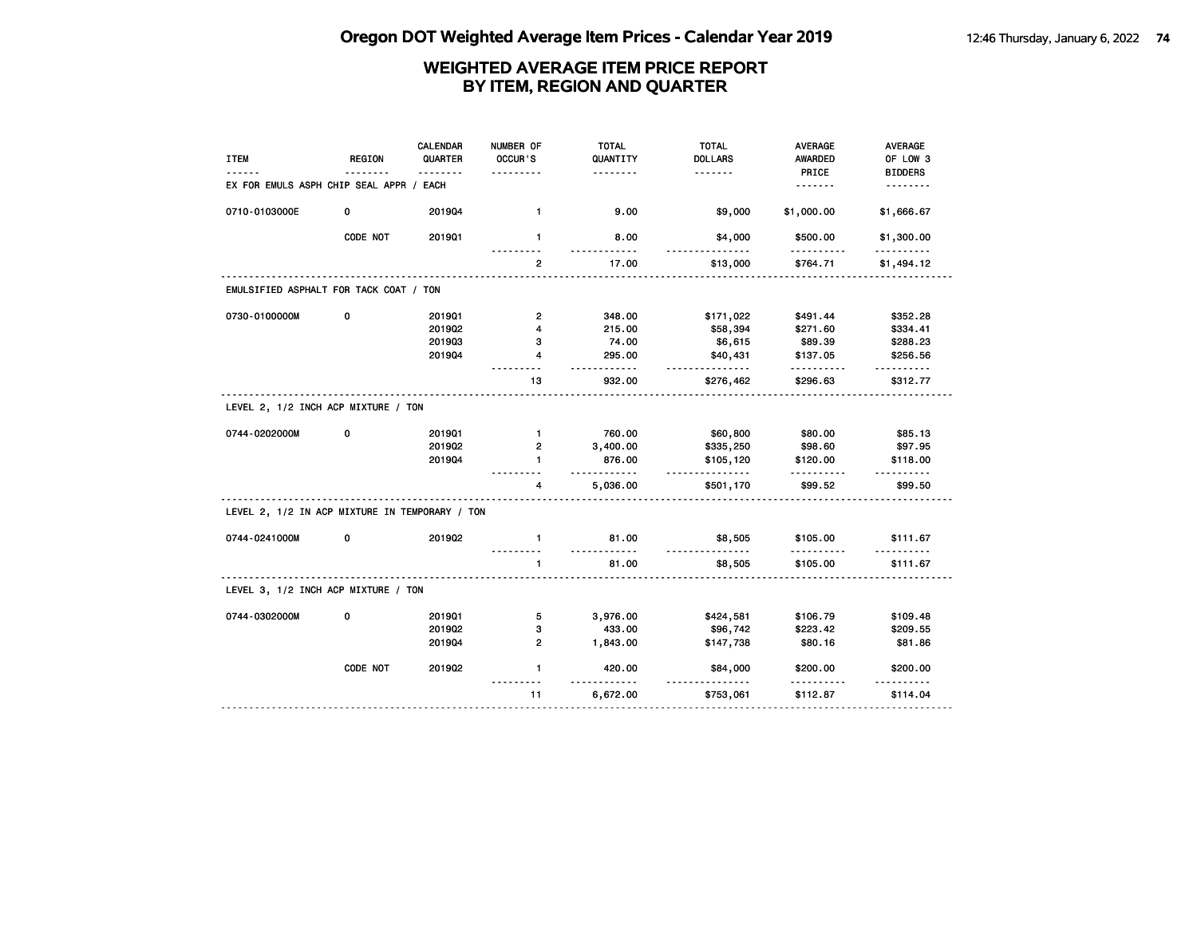# WEIGHTED AVERAGE ITEM PRICE REPORT BY ITEM, REGION AND QUARTER

| ITEM | REGION | CALENDAR QUARTER | NUMBER OF OCCUR'S | TOTAL QUANTITY | TOTAL DOLLARS | AVERAGE AWARDED PRICE | AVERAGE OF LOW 3 BIDDERS |
|---|---|---|---|---|---|---|---|
| **EX FOR EMULS ASPH CHIP SEAL APPR / EACH** | | | | | | | |
| 0710-0103000E | 0 | 2019Q4 | 1 | 9.00 | $9,000 | $1,000.00 | $1,666.67 |
| | CODE NOT | 2019Q1 | 1 | 8.00 | $4,000 | $500.00 | $1,300.00 |
| | | | 2 | 17.00 | $13,000 | $764.71 | $1,494.12 |
| **EMULSIFIED ASPHALT FOR TACK COAT / TON** | | | | | | | |
| 0730-0100000M | 0 | 2019Q1 | 2 | 348.00 | $171,022 | $491.44 | $352.28 |
| | | 2019Q2 | 4 | 215.00 | $58,394 | $271.60 | $334.41 |
| | | 2019Q3 | 3 | 74.00 | $6,615 | $89.39 | $288.23 |
| | | 2019Q4 | 4 | 295.00 | $40,431 | $137.05 | $256.56 |
| | | | 13 | 932.00 | $276,462 | $296.63 | $312.77 |
| **LEVEL 2, 1/2 INCH ACP MIXTURE / TON** | | | | | | | |
| 0744-0202000M | 0 | 2019Q1 | 1 | 760.00 | $60,800 | $80.00 | $85.13 |
| | | 2019Q2 | 2 | 3,400.00 | $335,250 | $98.60 | $97.95 |
| | | 2019Q4 | 1 | 876.00 | $105,120 | $120.00 | $118.00 |
| | | | 4 | 5,036.00 | $501,170 | $99.52 | $99.50 |
| **LEVEL 2, 1/2 IN ACP MIXTURE IN TEMPORARY / TON** | | | | | | | |
| 0744-0241000M | 0 | 2019Q2 | 1 | 81.00 | $8,505 | $105.00 | $111.67 |
| | | | 1 | 81.00 | $8,505 | $105.00 | $111.67 |
| **LEVEL 3, 1/2 INCH ACP MIXTURE / TON** | | | | | | | |
| 0744-0302000M | 0 | 2019Q1 | 5 | 3,976.00 | $424,581 | $106.79 | $109.48 |
| | | 2019Q2 | 3 | 433.00 | $96,742 | $223.42 | $209.55 |
| | | 2019Q4 | 2 | 1,843.00 | $147,738 | $80.16 | $81.86 |
| | CODE NOT | 2019Q2 | 1 | 420.00 | $84,000 | $200.00 | $200.00 |
| | | | 11 | 6,672.00 | $753,061 | $112.87 | $114.04 |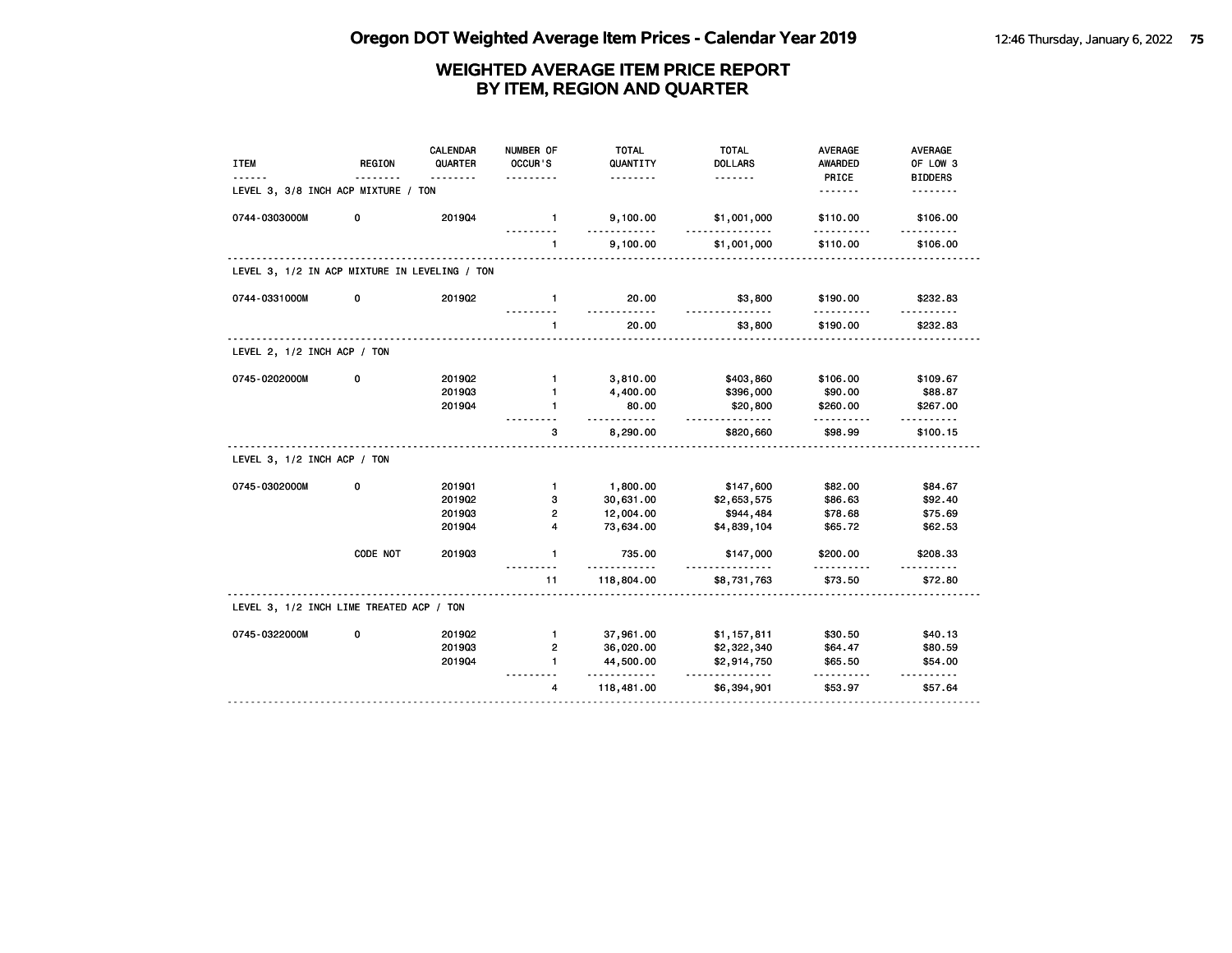# Oregon DOT Weighted Average Item Prices - Calendar Year 2019

## WEIGHTED AVERAGE ITEM PRICE REPORT BY ITEM, REGION AND QUARTER

| ITEM | REGION | CALENDAR QUARTER | NUMBER OF OCCUR'S | TOTAL QUANTITY | TOTAL DOLLARS | AVERAGE AWARDED PRICE | AVERAGE OF LOW 3 BIDDERS |
|---|---|---|---|---|---|---|---|
| LEVEL 3, 3/8 INCH ACP MIXTURE / TON | | | | | | | |
| 0744-0303000M | 0 | 2019Q4 | 1 | 9,100.00 | $1,001,000 | $110.00 | $106.00 |
| | | | 1 | 9,100.00 | $1,001,000 | $110.00 | $106.00 |
| LEVEL 3, 1/2 IN ACP MIXTURE IN LEVELING / TON | | | | | | | |
| 0744-0331000M | 0 | 2019Q2 | 1 | 20.00 | $3,800 | $190.00 | $232.83 |
| | | | 1 | 20.00 | $3,800 | $190.00 | $232.83 |
| LEVEL 2, 1/2 INCH ACP / TON | | | | | | | |
| 0745-0202000M | 0 | 2019Q2 | 1 | 3,810.00 | $403,860 | $106.00 | $109.67 |
| | | 2019Q3 | 1 | 4,400.00 | $396,000 | $90.00 | $88.87 |
| | | 2019Q4 | 1 | 80.00 | $20,800 | $260.00 | $267.00 |
| | | | 3 | 8,290.00 | $820,660 | $98.99 | $100.15 |
| LEVEL 3, 1/2 INCH ACP / TON | | | | | | | |
| 0745-0302000M | 0 | 2019Q1 | 1 | 1,800.00 | $147,600 | $82.00 | $84.67 |
| | | 2019Q2 | 3 | 30,631.00 | $2,653,575 | $86.63 | $92.40 |
| | | 2019Q3 | 2 | 12,004.00 | $944,484 | $78.68 | $75.69 |
| | | 2019Q4 | 4 | 73,634.00 | $4,839,104 | $65.72 | $62.53 |
| | CODE NOT | 2019Q3 | 1 | 735.00 | $147,000 | $200.00 | $208.33 |
| | | | 11 | 118,804.00 | $8,731,763 | $73.50 | $72.80 |
| LEVEL 3, 1/2 INCH LIME TREATED ACP / TON | | | | | | | |
| 0745-0322000M | 0 | 2019Q2 | 1 | 37,961.00 | $1,157,811 | $30.50 | $40.13 |
| | | 2019Q3 | 2 | 36,020.00 | $2,322,340 | $64.47 | $80.59 |
| | | 2019Q4 | 1 | 44,500.00 | $2,914,750 | $65.50 | $54.00 |
| | | | 4 | 118,481.00 | $6,394,901 | $53.97 | $57.64 |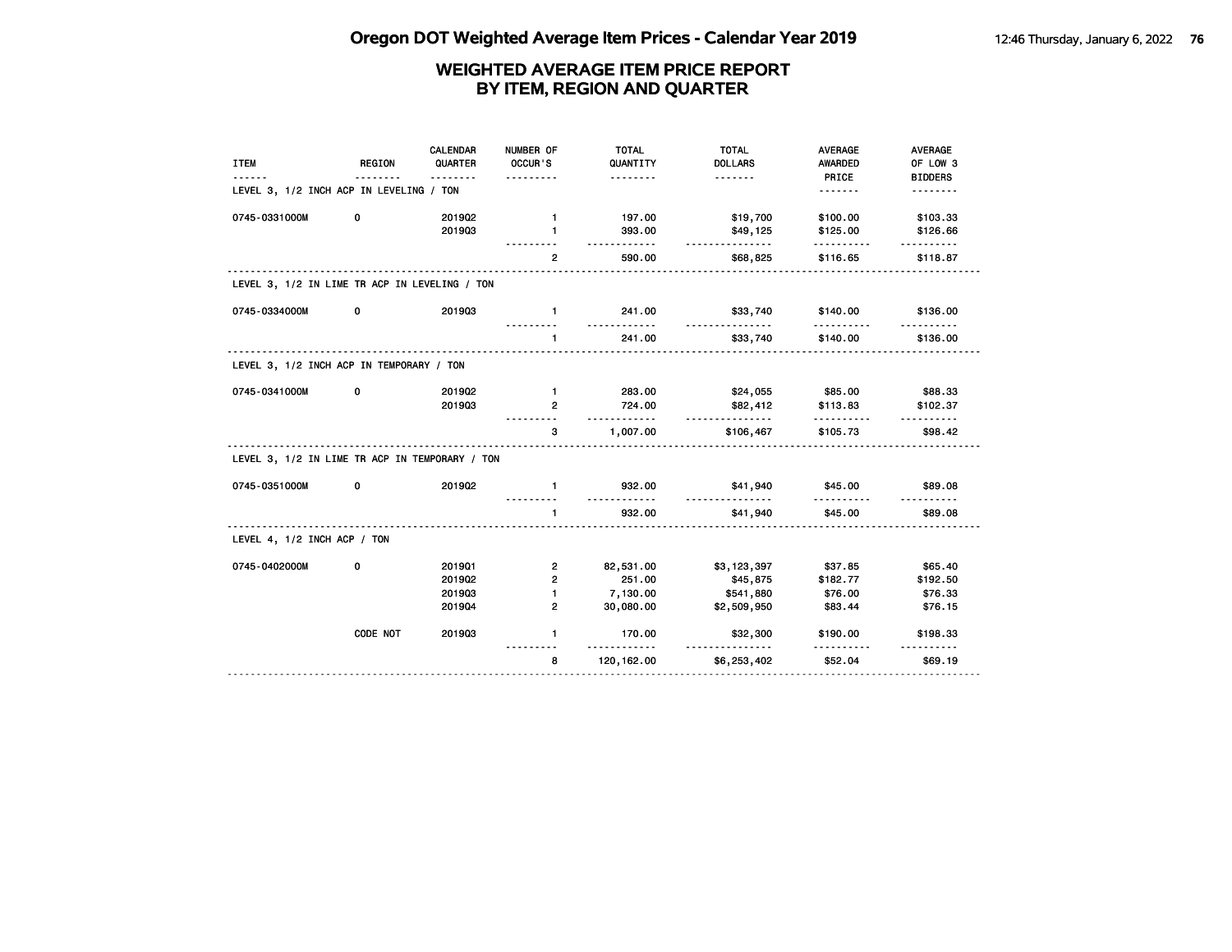# WEIGHTED AVERAGE ITEM PRICE REPORT
## BY ITEM, REGION AND QUARTER

| ITEM | REGION | CALENDAR QUARTER | NUMBER OF OCCUR'S | TOTAL QUANTITY | TOTAL DOLLARS | AVERAGE AWARDED PRICE | AVERAGE OF LOW 3 BIDDERS |
|---|---|---|---|---|---|---|---|
| **LEVEL 3, 1/2 INCH ACP IN LEVELING / TON** | | | | | | | |
| 0745-0331000M | 0 | 2019Q2 | 1 | 197.00 | $19,700 | $100.00 | $103.33 |
| | | 2019Q3 | 1 | 393.00 | $49,125 | $125.00 | $126.66 |
| | | | 2 | 590.00 | $68,825 | $116.65 | $118.87 |
| **LEVEL 3, 1/2 IN LIME TR ACP IN LEVELING / TON** | | | | | | | |
| 0745-0334000M | 0 | 2019Q3 | 1 | 241.00 | $33,740 | $140.00 | $136.00 |
| | | | 1 | 241.00 | $33,740 | $140.00 | $136.00 |
| **LEVEL 3, 1/2 INCH ACP IN TEMPORARY / TON** | | | | | | | |
| 0745-0341000M | 0 | 2019Q2 | 1 | 283.00 | $24,055 | $85.00 | $88.33 |
| | | 2019Q3 | 2 | 724.00 | $82,412 | $113.83 | $102.37 |
| | | | 3 | 1,007.00 | $106,467 | $105.73 | $98.42 |
| **LEVEL 3, 1/2 IN LIME TR ACP IN TEMPORARY / TON** | | | | | | | |
| 0745-0351000M | 0 | 2019Q2 | 1 | 932.00 | $41,940 | $45.00 | $89.08 |
| | | | 1 | 932.00 | $41,940 | $45.00 | $89.08 |
| **LEVEL 4, 1/2 INCH ACP / TON** | | | | | | | |
| 0745-0402000M | 0 | 2019Q1 | 2 | 82,531.00 | $3,123,397 | $37.85 | $65.40 |
| | | 2019Q2 | 2 | 251.00 | $45,875 | $182.77 | $192.50 |
| | | 2019Q3 | 1 | 7,130.00 | $541,880 | $76.00 | $76.33 |
| | | 2019Q4 | 2 | 30,080.00 | $2,509,950 | $83.44 | $76.15 |
| | CODE NOT | 2019Q3 | 1 | 170.00 | $32,300 | $190.00 | $198.33 |
| | | | 8 | 120,162.00 | $6,253,402 | $52.04 | $69.19 |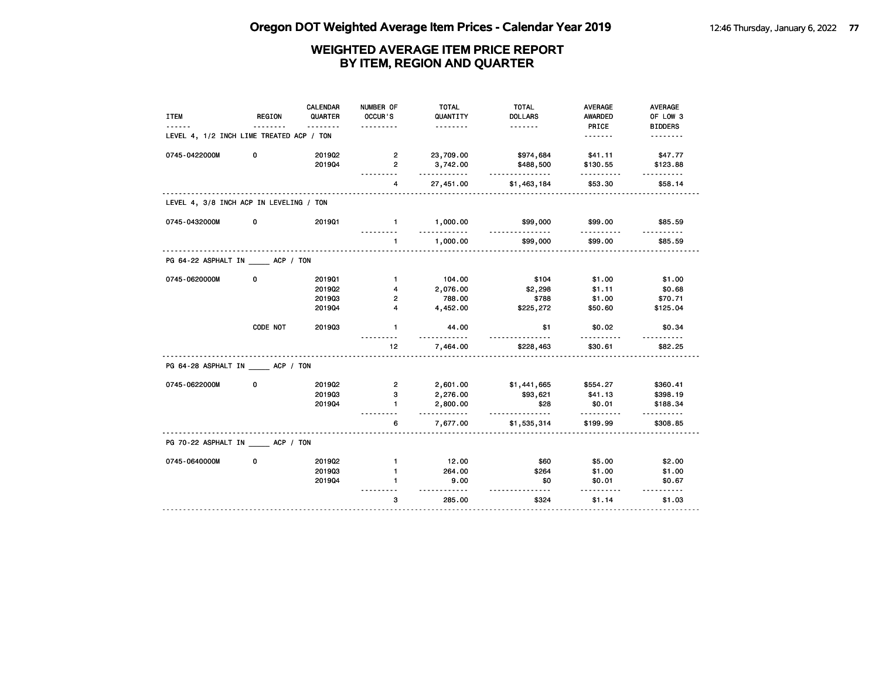# Oregon DOT Weighted Average Item Prices - Calendar Year 2019

## WEIGHTED AVERAGE ITEM PRICE REPORT BY ITEM, REGION AND QUARTER

| ITEM | REGION | CALENDAR QUARTER | NUMBER OF OCCUR'S | TOTAL QUANTITY | TOTAL DOLLARS | AVERAGE AWARDED PRICE | AVERAGE OF LOW 3 BIDDERS |
|---|---|---|---|---|---|---|---|
| **LEVEL 4, 1/2 INCH LIME TREATED ACP / TON** | | | | | | | |
| 0745-0422000M | 0 | 2019Q2 | 2 | 23,709.00 | $974,684 | $41.11 | $47.77 |
| | | 2019Q4 | 2 | 3,742.00 | $488,500 | $130.55 | $123.88 |
| | | | 4 | 27,451.00 | $1,463,184 | $53.30 | $58.14 |
| **LEVEL 4, 3/8 INCH ACP IN LEVELING / TON** | | | | | | | |
| 0745-0432000M | 0 | 2019Q1 | 1 | 1,000.00 | $99,000 | $99.00 | $85.59 |
| | | | 1 | 1,000.00 | $99,000 | $99.00 | $85.59 |
| **PG 64-22 ASPHALT IN _____ ACP / TON** | | | | | | | |
| 0745-0620000M | 0 | 2019Q1 | 1 | 104.00 | $104 | $1.00 | $1.00 |
| | | 2019Q2 | 4 | 2,076.00 | $2,298 | $1.11 | $0.68 |
| | | 2019Q3 | 2 | 788.00 | $788 | $1.00 | $70.71 |
| | | 2019Q4 | 4 | 4,452.00 | $225,272 | $50.60 | $125.04 |
| | CODE NOT | 2019Q3 | 1 | 44.00 | $1 | $0.02 | $0.34 |
| | | | 12 | 7,464.00 | $228,463 | $30.61 | $82.25 |
| **PG 64-28 ASPHALT IN _____ ACP / TON** | | | | | | | |
| 0745-0622000M | 0 | 2019Q2 | 2 | 2,601.00 | $1,441,665 | $554.27 | $360.41 |
| | | 2019Q3 | 3 | 2,276.00 | $93,621 | $41.13 | $398.19 |
| | | 2019Q4 | 1 | 2,800.00 | $28 | $0.01 | $188.34 |
| | | | 6 | 7,677.00 | $1,535,314 | $199.99 | $308.85 |
| **PG 70-22 ASPHALT IN _____ ACP / TON** | | | | | | | |
| 0745-0640000M | 0 | 2019Q2 | 1 | 12.00 | $60 | $5.00 | $2.00 |
| | | 2019Q3 | 1 | 264.00 | $264 | $1.00 | $1.00 |
| | | 2019Q4 | 1 | 9.00 | $0 | $0.01 | $0.67 |
| | | | 3 | 285.00 | $324 | $1.14 | $1.03 |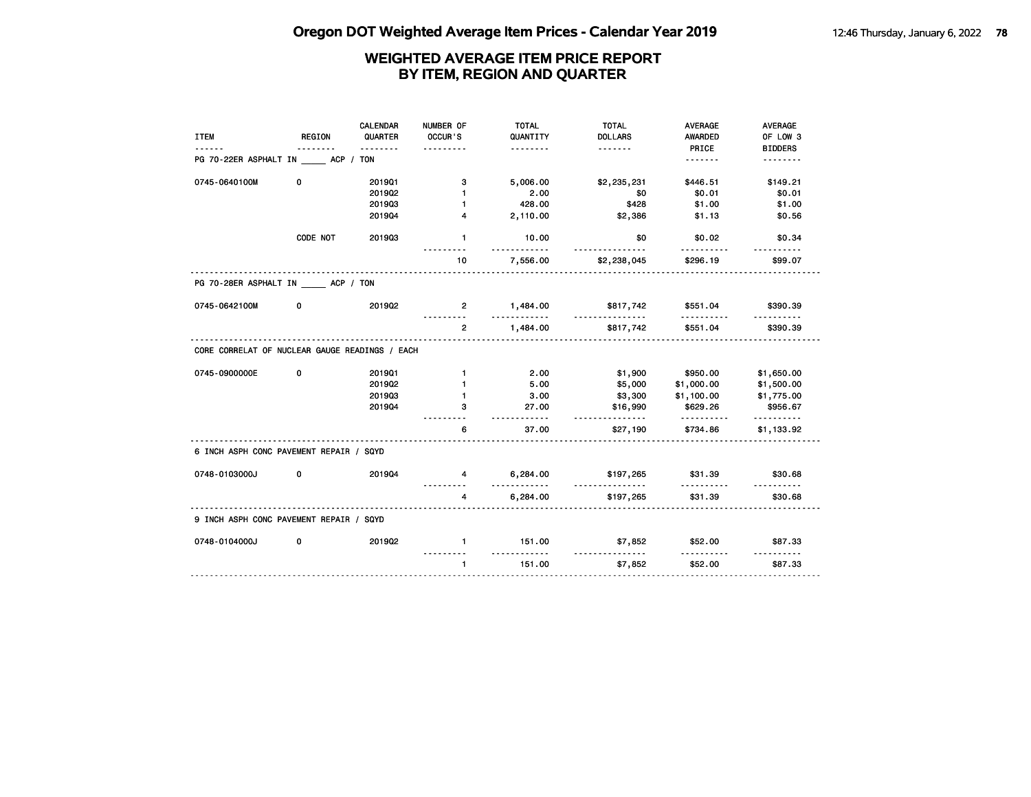# Oregon DOT Weighted Average Item Prices - Calendar Year 2019

## WEIGHTED AVERAGE ITEM PRICE REPORT BY ITEM, REGION AND QUARTER

| ITEM | REGION | CALENDAR QUARTER | NUMBER OF OCCUR'S | TOTAL QUANTITY | TOTAL DOLLARS | AVERAGE AWARDED PRICE | AVERAGE OF LOW 3 BIDDERS |
|---|---|---|---|---|---|---|---|
| PG 70-22ER ASPHALT IN _____ ACP / TON | | | | | | | |
| 0745-0640100M | 0 | 2019Q1 | 3 | 5,006.00 | $2,235,231 | $446.51 | $149.21 |
| | | 2019Q2 | 1 | 2.00 | $0 | $0.01 | $0.01 |
| | | 2019Q3 | 1 | 428.00 | $428 | $1.00 | $1.00 |
| | | 2019Q4 | 4 | 2,110.00 | $2,386 | $1.13 | $0.56 |
| | CODE NOT | 2019Q3 | 1 | 10.00 | $0 | $0.02 | $0.34 |
| | | | 10 | 7,556.00 | $2,238,045 | $296.19 | $99.07 |
| PG 70-28ER ASPHALT IN _____ ACP / TON | | | | | | | |
| 0745-0642100M | 0 | 2019Q2 | 2 | 1,484.00 | $817,742 | $551.04 | $390.39 |
| | | | 2 | 1,484.00 | $817,742 | $551.04 | $390.39 |
| CORE CORRELAT OF NUCLEAR GAUGE READINGS / EACH | | | | | | | |
| 0745-0900000E | 0 | 2019Q1 | 1 | 2.00 | $1,900 | $950.00 | $1,650.00 |
| | | 2019Q2 | 1 | 5.00 | $5,000 | $1,000.00 | $1,500.00 |
| | | 2019Q3 | 1 | 3.00 | $3,300 | $1,100.00 | $1,775.00 |
| | | 2019Q4 | 3 | 27.00 | $16,990 | $629.26 | $956.67 |
| | | | 6 | 37.00 | $27,190 | $734.86 | $1,133.92 |
| 6 INCH ASPH CONC PAVEMENT REPAIR / SQYD | | | | | | | |
| 0748-0103000J | 0 | 2019Q4 | 4 | 6,284.00 | $197,265 | $31.39 | $30.68 |
| | | | 4 | 6,284.00 | $197,265 | $31.39 | $30.68 |
| 9 INCH ASPH CONC PAVEMENT REPAIR / SQYD | | | | | | | |
| 0748-0104000J | 0 | 2019Q2 | 1 | 151.00 | $7,852 | $52.00 | $87.33 |
| | | | 1 | 151.00 | $7,852 | $52.00 | $87.33 |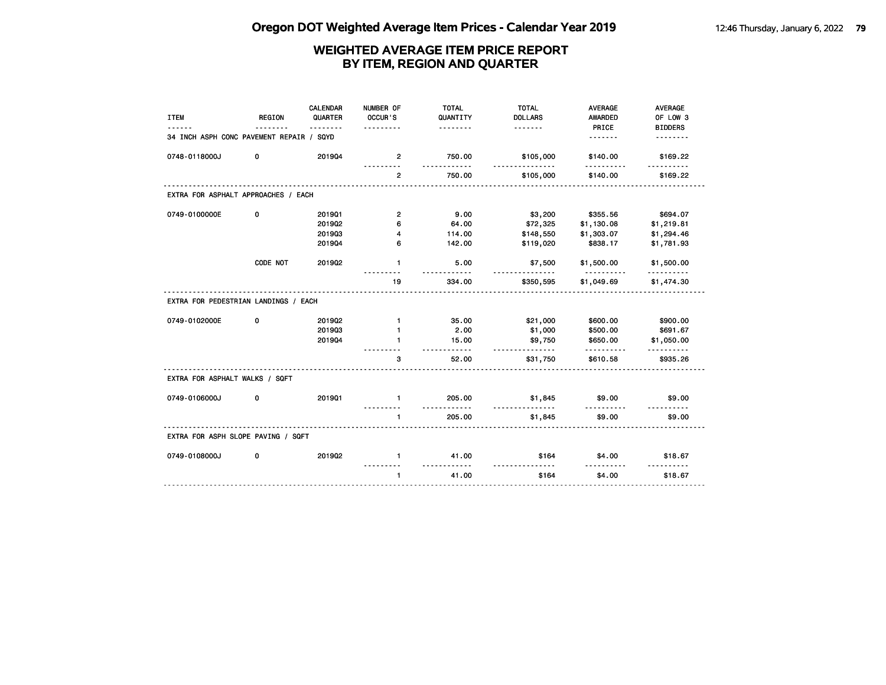## WEIGHTED AVERAGE ITEM PRICE REPORT BY ITEM, REGION AND QUARTER

| ITEM | REGION | CALENDAR QUARTER | NUMBER OF OCCUR'S | TOTAL QUANTITY | TOTAL DOLLARS | AVERAGE AWARDED PRICE | AVERAGE OF LOW 3 BIDDERS |
|---|---|---|---|---|---|---|---|
| **34 INCH ASPH CONC PAVEMENT REPAIR / SQYD** | | | | | | | |
| 0748-0118000J | 0 | 2019Q4 | 2 | 750.00 | $105,000 | $140.00 | $169.22 |
| | | | 2 | 750.00 | $105,000 | $140.00 | $169.22 |
| **EXTRA FOR ASPHALT APPROACHES / EACH** | | | | | | | |
| 0749-0100000E | 0 | 2019Q1 | 2 | 9.00 | $3,200 | $355.56 | $694.07 |
| | | 2019Q2 | 6 | 64.00 | $72,325 | $1,130.08 | $1,219.81 |
| | | 2019Q3 | 4 | 114.00 | $148,550 | $1,303.07 | $1,294.46 |
| | | 2019Q4 | 6 | 142.00 | $119,020 | $838.17 | $1,781.93 |
| | CODE NOT | 2019Q2 | 1 | 5.00 | $7,500 | $1,500.00 | $1,500.00 |
| | | | 19 | 334.00 | $350,595 | $1,049.69 | $1,474.30 |
| **EXTRA FOR PEDESTRIAN LANDINGS / EACH** | | | | | | | |
| 0749-0102000E | 0 | 2019Q2 | 1 | 35.00 | $21,000 | $600.00 | $900.00 |
| | | 2019Q3 | 1 | 2.00 | $1,000 | $500.00 | $691.67 |
| | | 2019Q4 | 1 | 15.00 | $9,750 | $650.00 | $1,050.00 |
| | | | 3 | 52.00 | $31,750 | $610.58 | $935.26 |
| **EXTRA FOR ASPHALT WALKS / SQFT** | | | | | | | |
| 0749-0106000J | 0 | 2019Q1 | 1 | 205.00 | $1,845 | $9.00 | $9.00 |
| | | | 1 | 205.00 | $1,845 | $9.00 | $9.00 |
| **EXTRA FOR ASPH SLOPE PAVING / SQFT** | | | | | | | |
| 0749-0108000J | 0 | 2019Q2 | 1 | 41.00 | $164 | $4.00 | $18.67 |
| | | | 1 | 41.00 | $164 | $4.00 | $18.67 |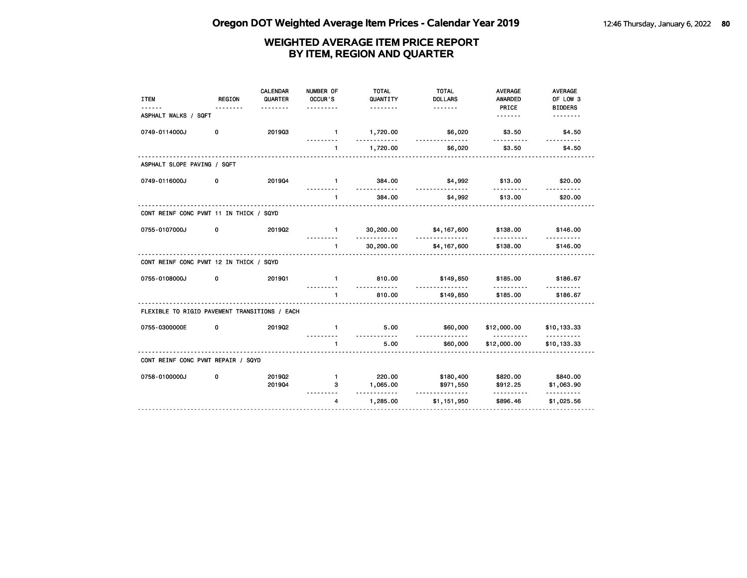# WEIGHTED AVERAGE ITEM PRICE REPORT
## BY ITEM, REGION AND QUARTER

| ITEM | REGION | CALENDAR QUARTER | NUMBER OF OCCUR'S | TOTAL QUANTITY | TOTAL DOLLARS | AVERAGE AWARDED PRICE | AVERAGE OF LOW 3 BIDDERS |
|---|---|---|---|---|---|---|---|
| **ASPHALT WALKS / SQFT** | | | | | | | |
| 0749-0114000J | 0 | 2019Q3 | 1 | 1,720.00 | $6,020 | $3.50 | $4.50 |
| | | | 1 | 1,720.00 | $6,020 | $3.50 | $4.50 |
| **ASPHALT SLOPE PAVING / SQFT** | | | | | | | |
| 0749-0116000J | 0 | 2019Q4 | 1 | 384.00 | $4,992 | $13.00 | $20.00 |
| | | | 1 | 384.00 | $4,992 | $13.00 | $20.00 |
| **CONT REINF CONC PVMT 11 IN THICK / SQYD** | | | | | | | |
| 0755-0107000J | 0 | 2019Q2 | 1 | 30,200.00 | $4,167,600 | $138.00 | $146.00 |
| | | | 1 | 30,200.00 | $4,167,600 | $138.00 | $146.00 |
| **CONT REINF CONC PVMT 12 IN THICK / SQYD** | | | | | | | |
| 0755-0108000J | 0 | 2019Q1 | 1 | 810.00 | $149,850 | $185.00 | $186.67 |
| | | | 1 | 810.00 | $149,850 | $185.00 | $186.67 |
| **FLEXIBLE TO RIGID PAVEMENT TRANSITIONS / EACH** | | | | | | | |
| 0755-0300000E | 0 | 2019Q2 | 1 | 5.00 | $60,000 | $12,000.00 | $10,133.33 |
| | | | 1 | 5.00 | $60,000 | $12,000.00 | $10,133.33 |
| **CONT REINF CONC PVMT REPAIR / SQYD** | | | | | | | |
| 0758-0100000J | 0 | 2019Q2 | 1 | 220.00 | $180,400 | $820.00 | $840.00 |
| | | 2019Q4 | 3 | 1,065.00 | $971,550 | $912.25 | $1,063.90 |
| | | | 4 | 1,285.00 | $1,151,950 | $896.46 | $1,025.56 |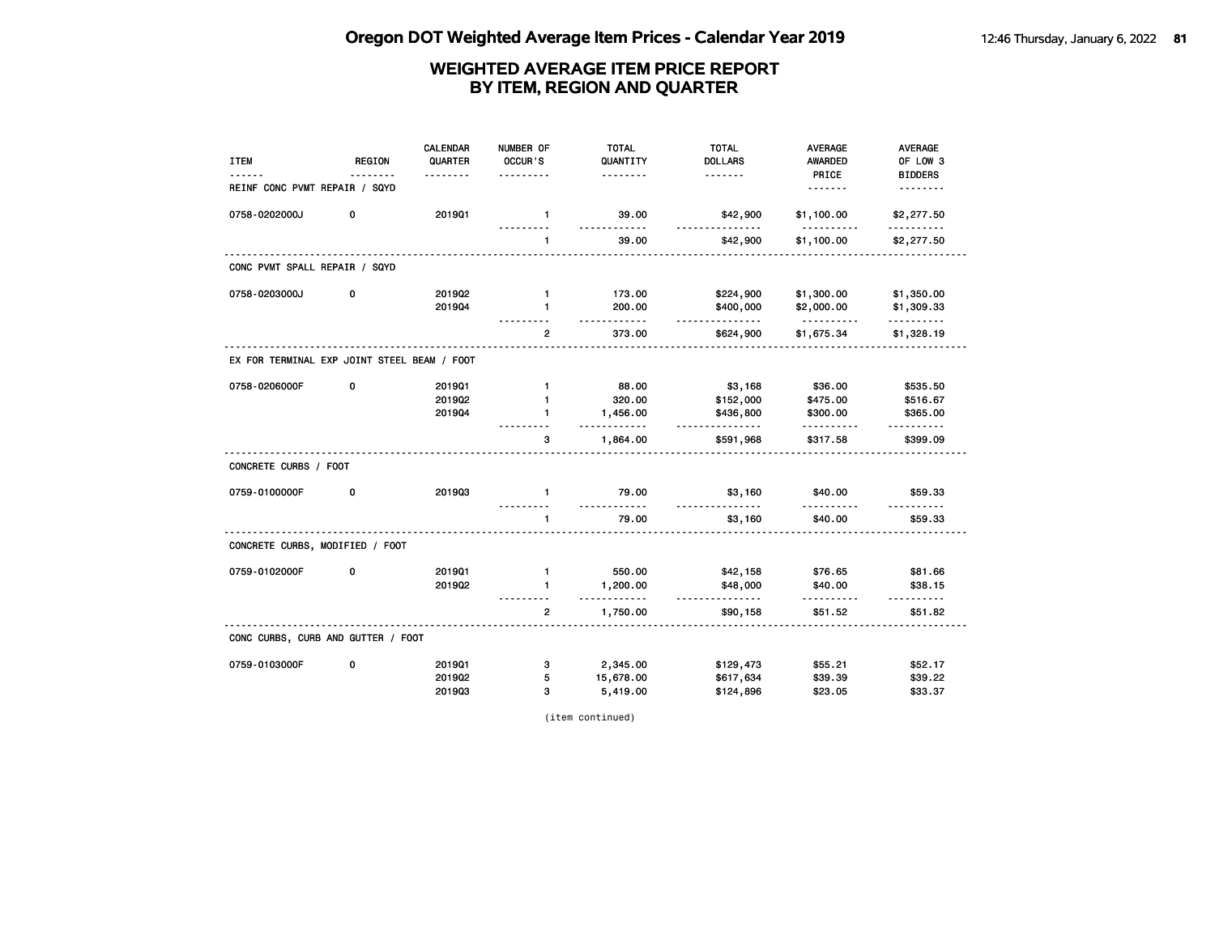# WEIGHTED AVERAGE ITEM PRICE REPORT
## BY ITEM, REGION AND QUARTER

| ITEM | REGION | CALENDAR QUARTER | NUMBER OF OCCUR'S | TOTAL QUANTITY | TOTAL DOLLARS | AVERAGE AWARDED PRICE | AVERAGE OF LOW 3 BIDDERS |
|---|---|---|---|---|---|---|---|
| **REINF CONC PVMT REPAIR / SQYD** | | | | | | | |
| 0758-0202000J | 0 | 2019Q1 | 1 | 39.00 | $42,900 | $1,100.00 | $2,277.50 |
| | | | 1 | 39.00 | $42,900 | $1,100.00 | $2,277.50 |
| **CONC PVMT SPALL REPAIR / SQYD** | | | | | | | |
| 0758-0203000J | 0 | 2019Q2 | 1 | 173.00 | $224,900 | $1,300.00 | $1,350.00 |
| | | 2019Q4 | 1 | 200.00 | $400,000 | $2,000.00 | $1,309.33 |
| | | | 2 | 373.00 | $624,900 | $1,675.34 | $1,328.19 |
| **EX FOR TERMINAL EXP JOINT STEEL BEAM / FOOT** | | | | | | | |
| 0758-0206000F | 0 | 2019Q1 | 1 | 88.00 | $3,168 | $36.00 | $535.50 |
| | | 2019Q2 | 1 | 320.00 | $152,000 | $475.00 | $516.67 |
| | | 2019Q4 | 1 | 1,456.00 | $436,800 | $300.00 | $365.00 |
| | | | 3 | 1,864.00 | $591,968 | $317.58 | $399.09 |
| **CONCRETE CURBS / FOOT** | | | | | | | |
| 0759-0100000F | 0 | 2019Q3 | 1 | 79.00 | $3,160 | $40.00 | $59.33 |
| | | | 1 | 79.00 | $3,160 | $40.00 | $59.33 |
| **CONCRETE CURBS, MODIFIED / FOOT** | | | | | | | |
| 0759-0102000F | 0 | 2019Q1 | 1 | 550.00 | $42,158 | $76.65 | $81.66 |
| | | 2019Q2 | 1 | 1,200.00 | $48,000 | $40.00 | $38.15 |
| | | | 2 | 1,750.00 | $90,158 | $51.52 | $51.82 |
| **CONC CURBS, CURB AND GUTTER / FOOT** | | | | | | | |
| 0759-0103000F | 0 | 2019Q1 | 3 | 2,345.00 | $129,473 | $55.21 | $52.17 |
| | | 2019Q2 | 5 | 15,678.00 | $617,634 | $39.39 | $39.22 |
| | | 2019Q3 | 3 | 5,419.00 | $124,896 | $23.05 | $33.37 |

(item continued)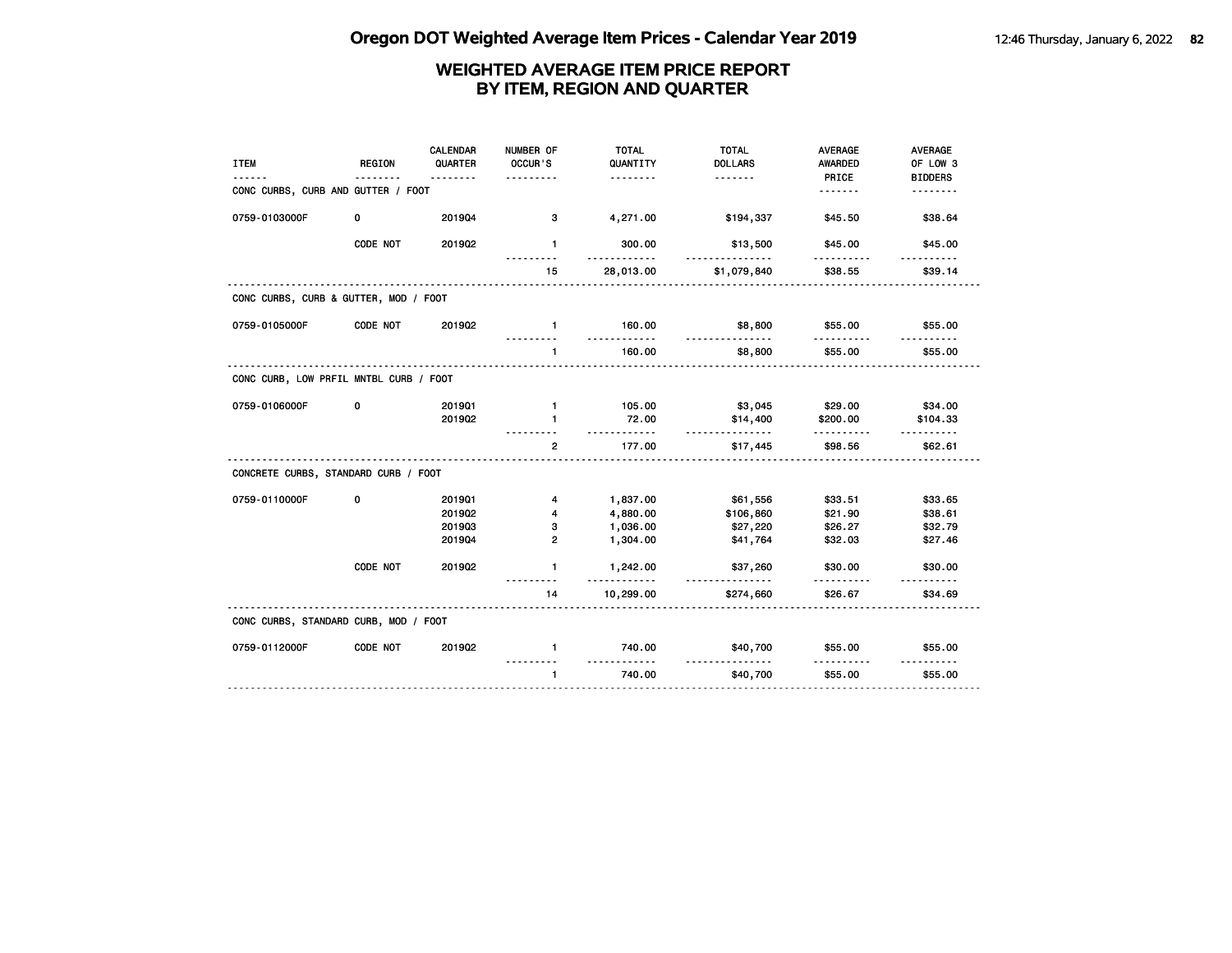## WEIGHTED AVERAGE ITEM PRICE REPORT
## BY ITEM, REGION AND QUARTER

| ITEM | REGION | CALENDAR QUARTER | NUMBER OF OCCUR'S | TOTAL QUANTITY | TOTAL DOLLARS | AVERAGE AWARDED PRICE | AVERAGE OF LOW 3 BIDDERS |
|---|---|---|---|---|---|---|---|
| CONC CURBS, CURB AND GUTTER / FOOT | | | | | | | |
| 0759-0103000F | 0 | 2019Q4 | 3 | 4,271.00 | $194,337 | $45.50 | $38.64 |
| | CODE NOT | 2019Q2 | 1 | 300.00 | $13,500 | $45.00 | $45.00 |
| | | | 15 | 28,013.00 | $1,079,840 | $38.55 | $39.14 |
| CONC CURBS, CURB & GUTTER, MOD / FOOT | | | | | | | |
| 0759-0105000F | CODE NOT | 2019Q2 | 1 | 160.00 | $8,800 | $55.00 | $55.00 |
| | | | 1 | 160.00 | $8,800 | $55.00 | $55.00 |
| CONC CURB, LOW PRFIL MNTBL CURB / FOOT | | | | | | | |
| 0759-0106000F | 0 | 2019Q1 | 1 | 105.00 | $3,045 | $29.00 | $34.00 |
| | | 2019Q2 | 1 | 72.00 | $14,400 | $200.00 | $104.33 |
| | | | 2 | 177.00 | $17,445 | $98.56 | $62.61 |
| CONCRETE CURBS, STANDARD CURB / FOOT | | | | | | | |
| 0759-0110000F | 0 | 2019Q1 | 4 | 1,837.00 | $61,556 | $33.51 | $33.65 |
| | | 2019Q2 | 4 | 4,880.00 | $106,860 | $21.90 | $38.61 |
| | | 2019Q3 | 3 | 1,036.00 | $27,220 | $26.27 | $32.79 |
| | | 2019Q4 | 2 | 1,304.00 | $41,764 | $32.03 | $27.46 |
| | CODE NOT | 2019Q2 | 1 | 1,242.00 | $37,260 | $30.00 | $30.00 |
| | | | 14 | 10,299.00 | $274,660 | $26.67 | $34.69 |
| CONC CURBS, STANDARD CURB, MOD / FOOT | | | | | | | |
| 0759-0112000F | CODE NOT | 2019Q2 | 1 | 740.00 | $40,700 | $55.00 | $55.00 |
| | | | 1 | 740.00 | $40,700 | $55.00 | $55.00 |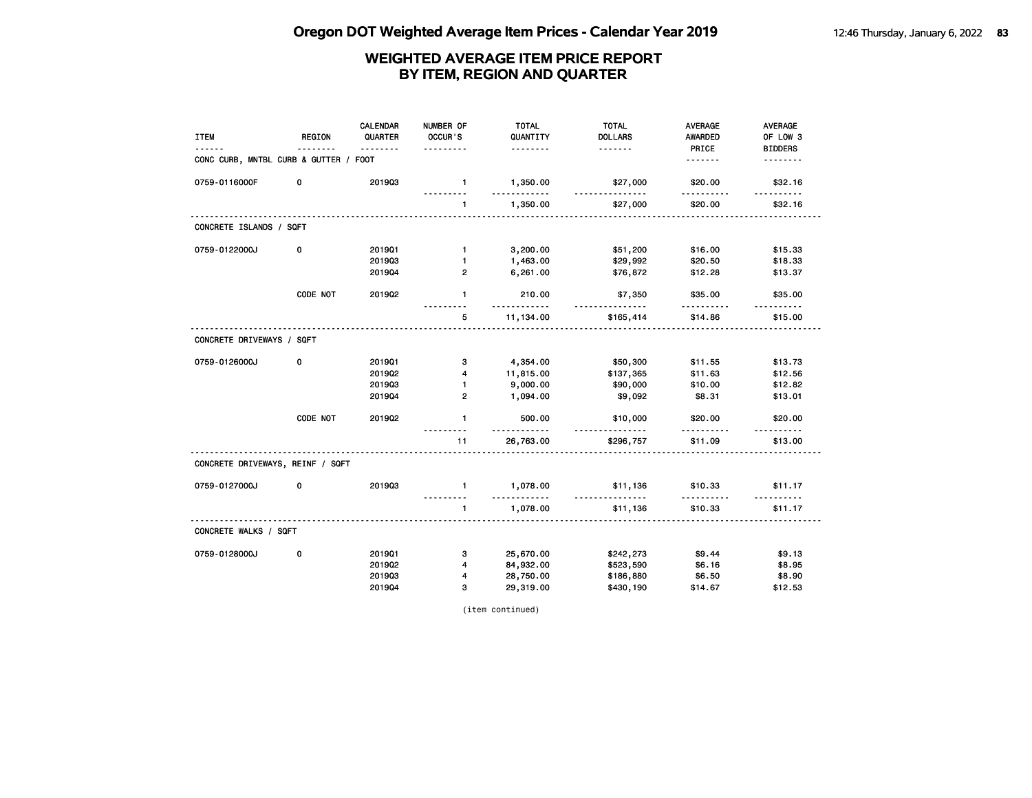# Oregon DOT Weighted Average Item Prices - Calendar Year 2019

## WEIGHTED AVERAGE ITEM PRICE REPORT BY ITEM, REGION AND QUARTER

| ITEM | REGION | CALENDAR QUARTER | NUMBER OF OCCUR'S | TOTAL QUANTITY | TOTAL DOLLARS | AVERAGE AWARDED PRICE | AVERAGE OF LOW 3 BIDDERS |
|---|---|---|---|---|---|---|---|
| **CONC CURB, MNTBL CURB & GUTTER / FOOT** | | | | | | | |
| 0759-0116000F | 0 | 2019Q3 | 1 | 1,350.00 | $27,000 | $20.00 | $32.16 |
| | | | 1 | 1,350.00 | $27,000 | $20.00 | $32.16 |
| **CONCRETE ISLANDS / SQFT** | | | | | | | |
| 0759-0122000J | 0 | 2019Q1 | 1 | 3,200.00 | $51,200 | $16.00 | $15.33 |
| | | 2019Q3 | 1 | 1,463.00 | $29,992 | $20.50 | $18.33 |
| | | 2019Q4 | 2 | 6,261.00 | $76,872 | $12.28 | $13.37 |
| | CODE NOT | 2019Q2 | 1 | 210.00 | $7,350 | $35.00 | $35.00 |
| | | | 5 | 11,134.00 | $165,414 | $14.86 | $15.00 |
| **CONCRETE DRIVEWAYS / SQFT** | | | | | | | |
| 0759-0126000J | 0 | 2019Q1 | 3 | 4,354.00 | $50,300 | $11.55 | $13.73 |
| | | 2019Q2 | 4 | 11,815.00 | $137,365 | $11.63 | $12.56 |
| | | 2019Q3 | 1 | 9,000.00 | $90,000 | $10.00 | $12.82 |
| | | 2019Q4 | 2 | 1,094.00 | $9,092 | $8.31 | $13.01 |
| | CODE NOT | 2019Q2 | 1 | 500.00 | $10,000 | $20.00 | $20.00 |
| | | | 11 | 26,763.00 | $296,757 | $11.09 | $13.00 |
| **CONCRETE DRIVEWAYS, REINF / SQFT** | | | | | | | |
| 0759-0127000J | 0 | 2019Q3 | 1 | 1,078.00 | $11,136 | $10.33 | $11.17 |
| | | | 1 | 1,078.00 | $11,136 | $10.33 | $11.17 |
| **CONCRETE WALKS / SQFT** | | | | | | | |
| 0759-0128000J | 0 | 2019Q1 | 3 | 25,670.00 | $242,273 | $9.44 | $9.13 |
| | | 2019Q2 | 4 | 84,932.00 | $523,590 | $6.16 | $8.95 |
| | | 2019Q3 | 4 | 28,750.00 | $186,880 | $6.50 | $8.90 |
| | | 2019Q4 | 3 | 29,319.00 | $430,190 | $14.67 | $12.53 |

(item continued)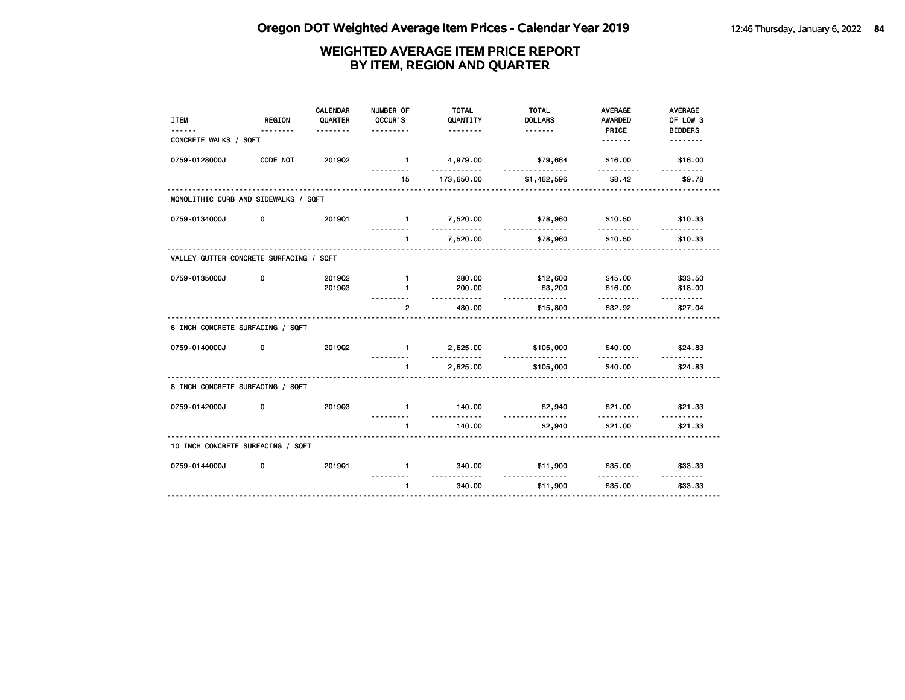# Oregon DOT Weighted Average Item Prices - Calendar Year 2019

## WEIGHTED AVERAGE ITEM PRICE REPORT BY ITEM, REGION AND QUARTER

| ITEM | REGION | CALENDAR QUARTER | NUMBER OF OCCUR'S | TOTAL QUANTITY | TOTAL DOLLARS | AVERAGE AWARDED PRICE | AVERAGE OF LOW 3 BIDDERS |
|---|---|---|---|---|---|---|---|
| CONCRETE WALKS / SQFT | | | | | | | |
| 0759-0128000J | CODE NOT | 2019Q2 | 1 | 4,979.00 | $79,664 | $16.00 | $16.00 |
| | | | 15 | 173,650.00 | $1,462,596 | $8.42 | $9.78 |
| MONOLITHIC CURB AND SIDEWALKS / SQFT | | | | | | | |
| 0759-0134000J | 0 | 2019Q1 | 1 | 7,520.00 | $78,960 | $10.50 | $10.33 |
| | | | 1 | 7,520.00 | $78,960 | $10.50 | $10.33 |
| VALLEY GUTTER CONCRETE SURFACING / SQFT | | | | | | | |
| 0759-0135000J | 0 | 2019Q2 | 1 | 280.00 | $12,600 | $45.00 | $33.50 |
| | | 2019Q3 | 1 | 200.00 | $3,200 | $16.00 | $18.00 |
| | | | 2 | 480.00 | $15,800 | $32.92 | $27.04 |
| 6 INCH CONCRETE SURFACING / SQFT | | | | | | | |
| 0759-0140000J | 0 | 2019Q2 | 1 | 2,625.00 | $105,000 | $40.00 | $24.83 |
| | | | 1 | 2,625.00 | $105,000 | $40.00 | $24.83 |
| 8 INCH CONCRETE SURFACING / SQFT | | | | | | | |
| 0759-0142000J | 0 | 2019Q3 | 1 | 140.00 | $2,940 | $21.00 | $21.33 |
| | | | 1 | 140.00 | $2,940 | $21.00 | $21.33 |
| 10 INCH CONCRETE SURFACING / SQFT | | | | | | | |
| 0759-0144000J | 0 | 2019Q1 | 1 | 340.00 | $11,900 | $35.00 | $33.33 |
| | | | 1 | 340.00 | $11,900 | $35.00 | $33.33 |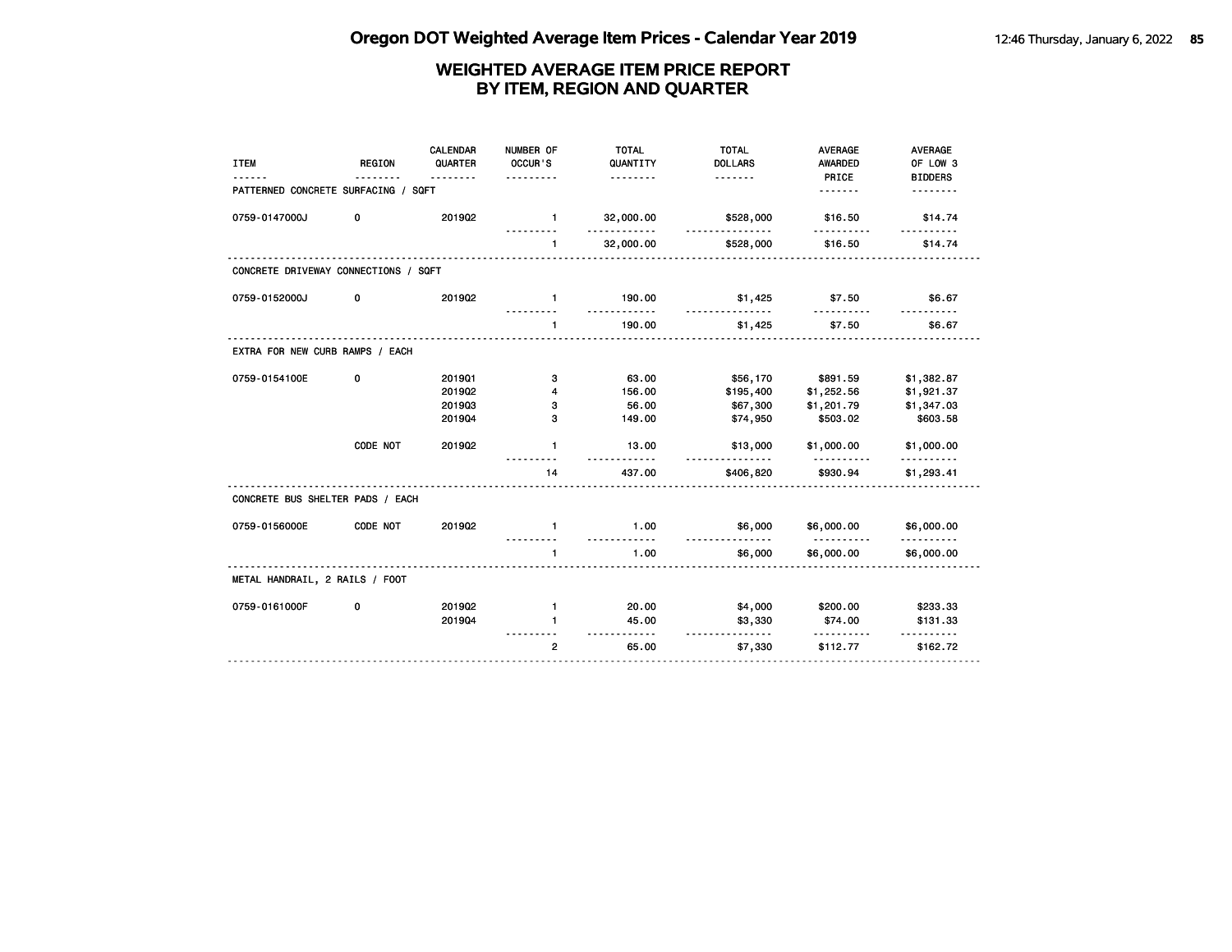# WEIGHTED AVERAGE ITEM PRICE REPORT
# BY ITEM, REGION AND QUARTER

| ITEM | REGION | CALENDAR QUARTER | NUMBER OF OCCUR'S | TOTAL QUANTITY | TOTAL DOLLARS | AVERAGE AWARDED PRICE | AVERAGE OF LOW 3 BIDDERS |
|---|---|---|---|---|---|---|---|
| PATTERNED CONCRETE SURFACING / SQFT | | | | | | | |
| 0759-0147000J | 0 | 2019Q2 | 1 | 32,000.00 | $528,000 | $16.50 | $14.74 |
| | | | 1 | 32,000.00 | $528,000 | $16.50 | $14.74 |
| CONCRETE DRIVEWAY CONNECTIONS / SQFT | | | | | | | |
| 0759-0152000J | 0 | 2019Q2 | 1 | 190.00 | $1,425 | $7.50 | $6.67 |
| | | | 1 | 190.00 | $1,425 | $7.50 | $6.67 |
| EXTRA FOR NEW CURB RAMPS / EACH | | | | | | | |
| 0759-0154100E | 0 | 2019Q1 | 3 | 63.00 | $56,170 | $891.59 | $1,382.87 |
| | | 2019Q2 | 4 | 156.00 | $195,400 | $1,252.56 | $1,921.37 |
| | | 2019Q3 | 3 | 56.00 | $67,300 | $1,201.79 | $1,347.03 |
| | | 2019Q4 | 3 | 149.00 | $74,950 | $503.02 | $603.58 |
| | CODE NOT | 2019Q2 | 1 | 13.00 | $13,000 | $1,000.00 | $1,000.00 |
| | | | 14 | 437.00 | $406,820 | $930.94 | $1,293.41 |
| CONCRETE BUS SHELTER PADS / EACH | | | | | | | |
| 0759-0156000E | CODE NOT | 2019Q2 | 1 | 1.00 | $6,000 | $6,000.00 | $6,000.00 |
| | | | 1 | 1.00 | $6,000 | $6,000.00 | $6,000.00 |
| METAL HANDRAIL, 2 RAILS / FOOT | | | | | | | |
| 0759-0161000F | 0 | 2019Q2 | 1 | 20.00 | $4,000 | $200.00 | $233.33 |
| | | 2019Q4 | 1 | 45.00 | $3,330 | $74.00 | $131.33 |
| | | | 2 | 65.00 | $7,330 | $112.77 | $162.72 |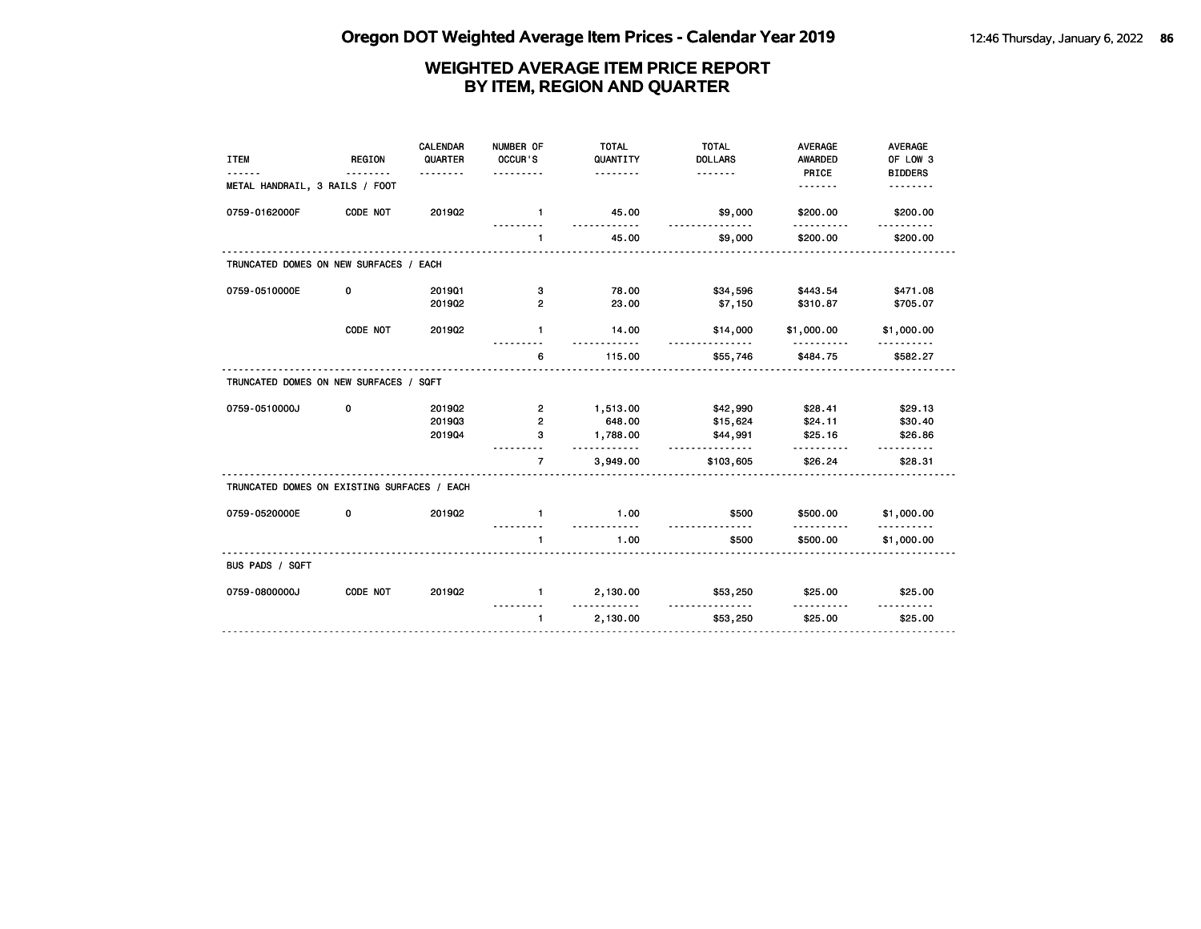# Oregon DOT Weighted Average Item Prices - Calendar Year 2019

## WEIGHTED AVERAGE ITEM PRICE REPORT BY ITEM, REGION AND QUARTER

| ITEM | REGION | CALENDAR QUARTER | NUMBER OF OCCUR'S | TOTAL QUANTITY | TOTAL DOLLARS | AVERAGE AWARDED PRICE | AVERAGE OF LOW 3 BIDDERS |
|---|---|---|---|---|---|---|---|
| METAL HANDRAIL, 3 RAILS / FOOT | | | | | | | |
| 0759-0162000F | CODE NOT | 2019Q2 | 1 | 45.00 | $9,000 | $200.00 | $200.00 |
| | | | 1 | 45.00 | $9,000 | $200.00 | $200.00 |
| TRUNCATED DOMES ON NEW SURFACES / EACH | | | | | | | |
| 0759-0510000E | 0 | 2019Q1 | 3 | 78.00 | $34,596 | $443.54 | $471.08 |
| | | 2019Q2 | 2 | 23.00 | $7,150 | $310.87 | $705.07 |
| | CODE NOT | 2019Q2 | 1 | 14.00 | $14,000 | $1,000.00 | $1,000.00 |
| | | | 6 | 115.00 | $55,746 | $484.75 | $582.27 |
| TRUNCATED DOMES ON NEW SURFACES / SQFT | | | | | | | |
| 0759-0510000J | 0 | 2019Q2 | 2 | 1,513.00 | $42,990 | $28.41 | $29.13 |
| | | 2019Q3 | 2 | 648.00 | $15,624 | $24.11 | $30.40 |
| | | 2019Q4 | 3 | 1,788.00 | $44,991 | $25.16 | $26.86 |
| | | | 7 | 3,949.00 | $103,605 | $26.24 | $28.31 |
| TRUNCATED DOMES ON EXISTING SURFACES / EACH | | | | | | | |
| 0759-0520000E | 0 | 2019Q2 | 1 | 1.00 | $500 | $500.00 | $1,000.00 |
| | | | 1 | 1.00 | $500 | $500.00 | $1,000.00 |
| BUS PADS / SQFT | | | | | | | |
| 0759-0800000J | CODE NOT | 2019Q2 | 1 | 2,130.00 | $53,250 | $25.00 | $25.00 |
| | | | 1 | 2,130.00 | $53,250 | $25.00 | $25.00 |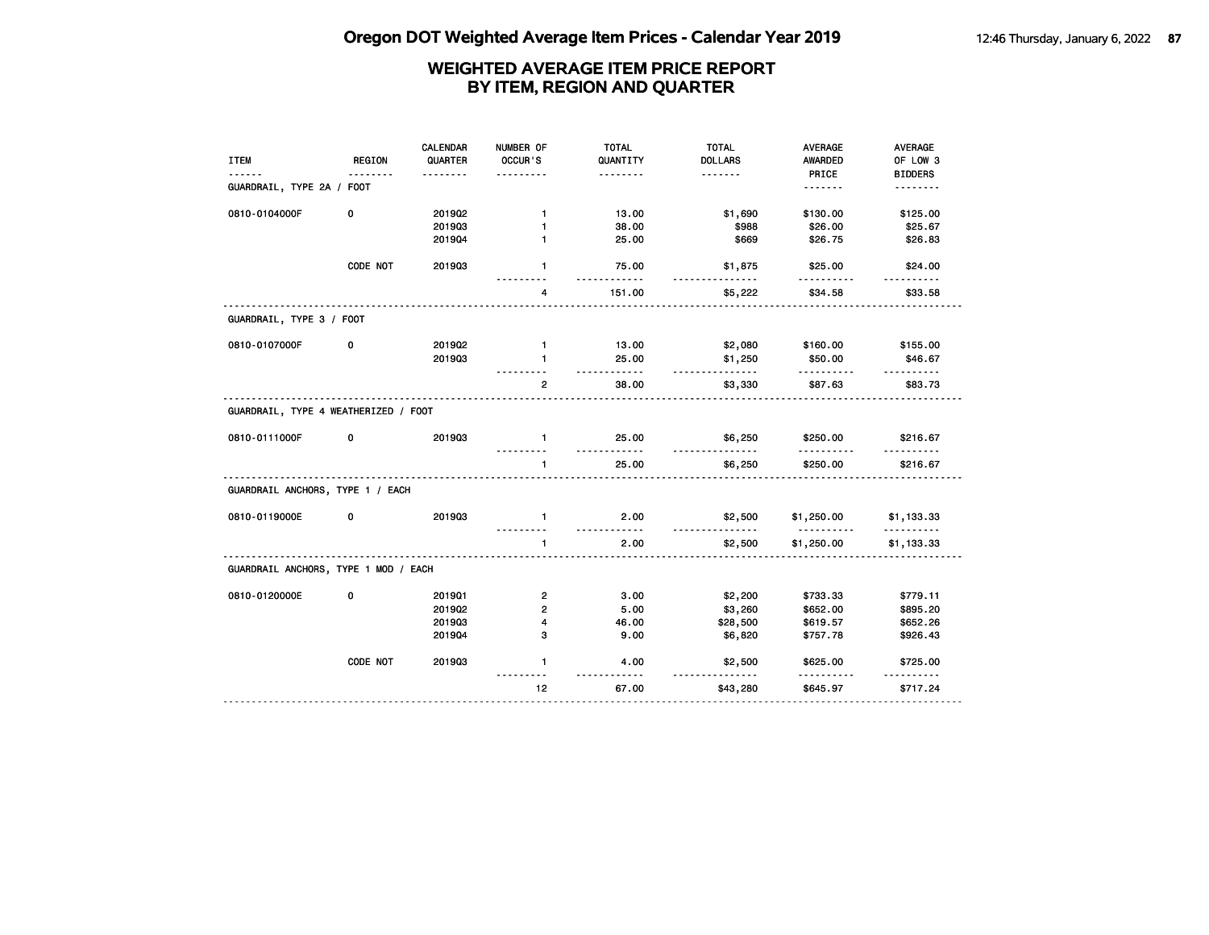# WEIGHTED AVERAGE ITEM PRICE REPORT
## BY ITEM, REGION AND QUARTER

| ITEM | REGION | CALENDAR QUARTER | NUMBER OF OCCUR'S | TOTAL QUANTITY | TOTAL DOLLARS | AVERAGE AWARDED PRICE | AVERAGE OF LOW 3 BIDDERS |
|---|---|---|---|---|---|---|---|
| GUARDRAIL, TYPE 2A / FOOT | | | | | | | |
| 0810-0104000F | 0 | 2019Q2 | 1 | 13.00 | $1,690 | $130.00 | $125.00 |
| | | 2019Q3 | 1 | 38.00 | $988 | $26.00 | $25.67 |
| | | 2019Q4 | 1 | 25.00 | $669 | $26.75 | $26.83 |
| | CODE NOT | 2019Q3 | 1 | 75.00 | $1,875 | $25.00 | $24.00 |
| | | | 4 | 151.00 | $5,222 | $34.58 | $33.58 |
| GUARDRAIL, TYPE 3 / FOOT | | | | | | | |
| 0810-0107000F | 0 | 2019Q2 | 1 | 13.00 | $2,080 | $160.00 | $155.00 |
| | | 2019Q3 | 1 | 25.00 | $1,250 | $50.00 | $46.67 |
| | | | 2 | 38.00 | $3,330 | $87.63 | $83.73 |
| GUARDRAIL, TYPE 4 WEATHERIZED / FOOT | | | | | | | |
| 0810-0111000F | 0 | 2019Q3 | 1 | 25.00 | $6,250 | $250.00 | $216.67 |
| | | | 1 | 25.00 | $6,250 | $250.00 | $216.67 |
| GUARDRAIL ANCHORS, TYPE 1 / EACH | | | | | | | |
| 0810-0119000E | 0 | 2019Q3 | 1 | 2.00 | $2,500 | $1,250.00 | $1,133.33 |
| | | | 1 | 2.00 | $2,500 | $1,250.00 | $1,133.33 |
| GUARDRAIL ANCHORS, TYPE 1 MOD / EACH | | | | | | | |
| 0810-0120000E | 0 | 2019Q1 | 2 | 3.00 | $2,200 | $733.33 | $779.11 |
| | | 2019Q2 | 2 | 5.00 | $3,260 | $652.00 | $895.20 |
| | | 2019Q3 | 4 | 46.00 | $28,500 | $619.57 | $652.26 |
| | | 2019Q4 | 3 | 9.00 | $6,820 | $757.78 | $926.43 |
| | CODE NOT | 2019Q3 | 1 | 4.00 | $2,500 | $625.00 | $725.00 |
| | | | 12 | 67.00 | $43,280 | $645.97 | $717.24 |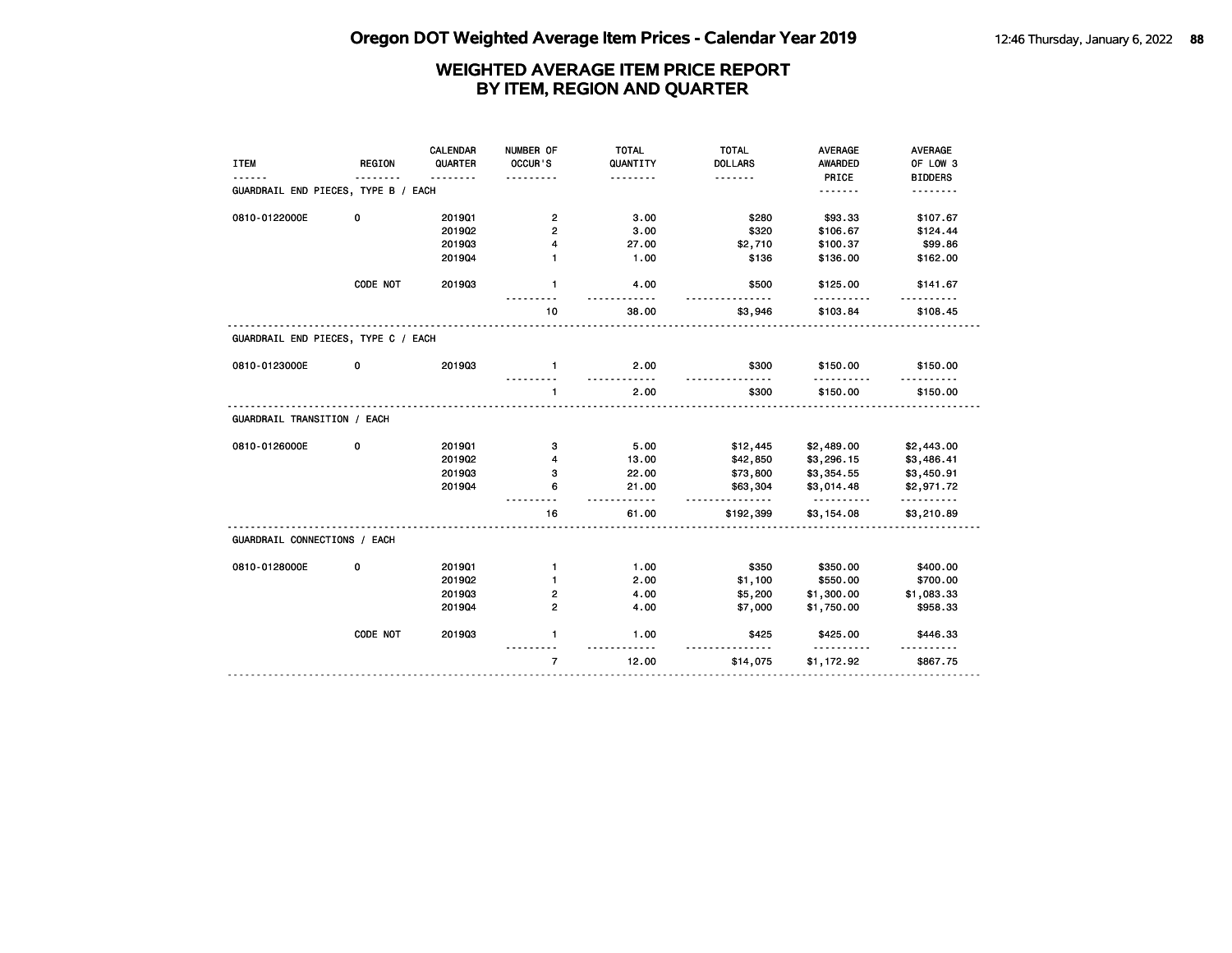# Oregon DOT Weighted Average Item Prices - Calendar Year 2019

## WEIGHTED AVERAGE ITEM PRICE REPORT
## BY ITEM, REGION AND QUARTER

| ITEM | REGION | CALENDAR QUARTER | NUMBER OF OCCUR'S | TOTAL QUANTITY | TOTAL DOLLARS | AVERAGE AWARDED PRICE | AVERAGE OF LOW 3 BIDDERS |
|---|---|---|---|---|---|---|---|
| **GUARDRAIL END PIECES, TYPE B / EACH** | | | | | | | |
| 0810-0122000E | 0 | 2019Q1 | 2 | 3.00 | $280 | $93.33 | $107.67 |
| | | 2019Q2 | 2 | 3.00 | $320 | $106.67 | $124.44 |
| | | 2019Q3 | 4 | 27.00 | $2,710 | $100.37 | $99.86 |
| | | 2019Q4 | 1 | 1.00 | $136 | $136.00 | $162.00 |
| | CODE NOT | 2019Q3 | 1 | 4.00 | $500 | $125.00 | $141.67 |
| | | | 10 | 38.00 | $3,946 | $103.84 | $108.45 |
| **GUARDRAIL END PIECES, TYPE C / EACH** | | | | | | | |
| 0810-0123000E | 0 | 2019Q3 | 1 | 2.00 | $300 | $150.00 | $150.00 |
| | | | 1 | 2.00 | $300 | $150.00 | $150.00 |
| **GUARDRAIL TRANSITION / EACH** | | | | | | | |
| 0810-0126000E | 0 | 2019Q1 | 3 | 5.00 | $12,445 | $2,489.00 | $2,443.00 |
| | | 2019Q2 | 4 | 13.00 | $42,850 | $3,296.15 | $3,486.41 |
| | | 2019Q3 | 3 | 22.00 | $73,800 | $3,354.55 | $3,450.91 |
| | | 2019Q4 | 6 | 21.00 | $63,304 | $3,014.48 | $2,971.72 |
| | | | 16 | 61.00 | $192,399 | $3,154.08 | $3,210.89 |
| **GUARDRAIL CONNECTIONS / EACH** | | | | | | | |
| 0810-0128000E | 0 | 2019Q1 | 1 | 1.00 | $350 | $350.00 | $400.00 |
| | | 2019Q2 | 1 | 2.00 | $1,100 | $550.00 | $700.00 |
| | | 2019Q3 | 2 | 4.00 | $5,200 | $1,300.00 | $1,083.33 |
| | | 2019Q4 | 2 | 4.00 | $7,000 | $1,750.00 | $958.33 |
| | CODE NOT | 2019Q3 | 1 | 1.00 | $425 | $425.00 | $446.33 |
| | | | 7 | 12.00 | $14,075 | $1,172.92 | $867.75 |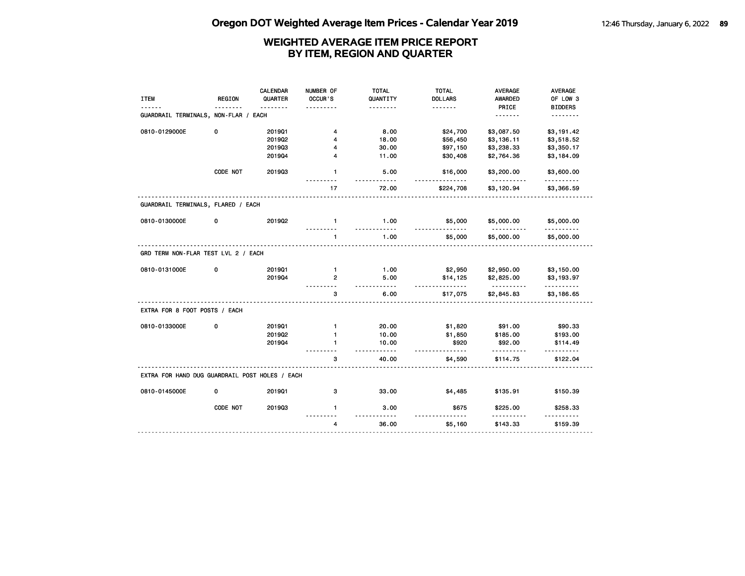# Oregon DOT Weighted Average Item Prices - Calendar Year 2019

## WEIGHTED AVERAGE ITEM PRICE REPORT BY ITEM, REGION AND QUARTER

| ITEM | REGION | CALENDAR QUARTER | NUMBER OF OCCUR'S | TOTAL QUANTITY | TOTAL DOLLARS | AVERAGE AWARDED PRICE | AVERAGE OF LOW 3 BIDDERS |
|---|---|---|---|---|---|---|---|
| GUARDRAIL TERMINALS, NON-FLAR / EACH | | | | | | | |
| 0810-0129000E | 0 | 2019Q1 | 4 | 8.00 | $24,700 | $3,087.50 | $3,191.42 |
| | | 2019Q2 | 4 | 18.00 | $56,450 | $3,136.11 | $3,518.52 |
| | | 2019Q3 | 4 | 30.00 | $97,150 | $3,238.33 | $3,350.17 |
| | | 2019Q4 | 4 | 11.00 | $30,408 | $2,764.36 | $3,184.09 |
| | CODE NOT | 2019Q3 | 1 | 5.00 | $16,000 | $3,200.00 | $3,600.00 |
| | | | 17 | 72.00 | $224,708 | $3,120.94 | $3,366.59 |
| GUARDRAIL TERMINALS, FLARED / EACH | | | | | | | |
| 0810-0130000E | 0 | 2019Q2 | 1 | 1.00 | $5,000 | $5,000.00 | $5,000.00 |
| | | | 1 | 1.00 | $5,000 | $5,000.00 | $5,000.00 |
| GRD TERM NON-FLAR TEST LVL 2 / EACH | | | | | | | |
| 0810-0131000E | 0 | 2019Q1 | 1 | 1.00 | $2,950 | $2,950.00 | $3,150.00 |
| | | 2019Q4 | 2 | 5.00 | $14,125 | $2,825.00 | $3,193.97 |
| | | | 3 | 6.00 | $17,075 | $2,845.83 | $3,186.65 |
| EXTRA FOR 8 FOOT POSTS / EACH | | | | | | | |
| 0810-0133000E | 0 | 2019Q1 | 1 | 20.00 | $1,820 | $91.00 | $90.33 |
| | | 2019Q2 | 1 | 10.00 | $1,850 | $185.00 | $193.00 |
| | | 2019Q4 | 1 | 10.00 | $920 | $92.00 | $114.49 |
| | | | 3 | 40.00 | $4,590 | $114.75 | $122.04 |
| EXTRA FOR HAND DUG GUARDRAIL POST HOLES / EACH | | | | | | | |
| 0810-0145000E | 0 | 2019Q1 | 3 | 33.00 | $4,485 | $135.91 | $150.39 |
| | CODE NOT | 2019Q3 | 1 | 3.00 | $675 | $225.00 | $258.33 |
| | | | 4 | 36.00 | $5,160 | $143.33 | $159.39 |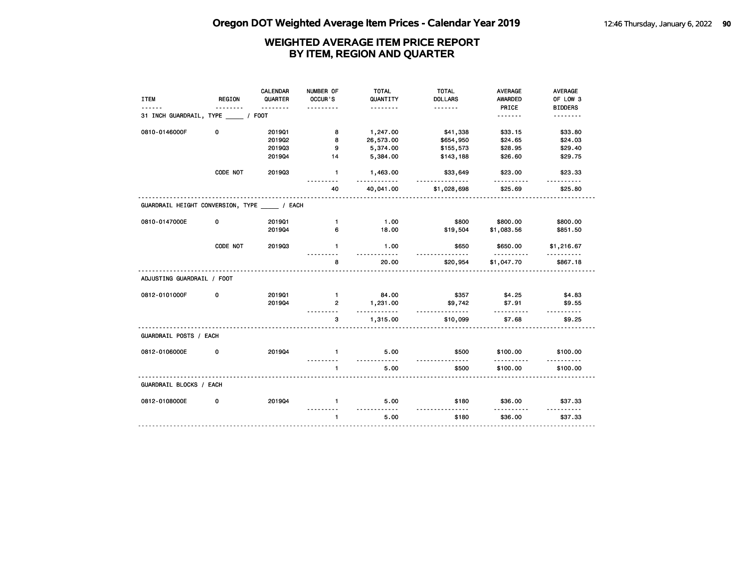# WEIGHTED AVERAGE ITEM PRICE REPORT
## BY ITEM, REGION AND QUARTER

| ITEM | REGION | CALENDAR QUARTER | NUMBER OF OCCUR'S | TOTAL QUANTITY | TOTAL DOLLARS | AVERAGE AWARDED PRICE | AVERAGE OF LOW 3 BIDDERS |
|---|---|---|---|---|---|---|---|
| **31 INCH GUARDRAIL, TYPE _____ / FOOT** | | | | | | | |
| 0810-0146000F | 0 | 2019Q1 | 8 | 1,247.00 | $41,338 | $33.15 | $33.80 |
| | | 2019Q2 | 8 | 26,573.00 | $654,950 | $24.65 | $24.03 |
| | | 2019Q3 | 9 | 5,374.00 | $155,573 | $28.95 | $29.40 |
| | | 2019Q4 | 14 | 5,384.00 | $143,188 | $26.60 | $29.75 |
| | CODE NOT | 2019Q3 | 1 | 1,463.00 | $33,649 | $23.00 | $23.33 |
| | | | 40 | 40,041.00 | $1,028,698 | $25.69 | $25.80 |
| **GUARDRAIL HEIGHT CONVERSION, TYPE _____ / EACH** | | | | | | | |
| 0810-0147000E | 0 | 2019Q1 | 1 | 1.00 | $800 | $800.00 | $800.00 |
| | | 2019Q4 | 6 | 18.00 | $19,504 | $1,083.56 | $851.50 |
| | CODE NOT | 2019Q3 | 1 | 1.00 | $650 | $650.00 | $1,216.67 |
| | | | 8 | 20.00 | $20,954 | $1,047.70 | $867.18 |
| **ADJUSTING GUARDRAIL / FOOT** | | | | | | | |
| 0812-0101000F | 0 | 2019Q1 | 1 | 84.00 | $357 | $4.25 | $4.83 |
| | | 2019Q4 | 2 | 1,231.00 | $9,742 | $7.91 | $9.55 |
| | | | 3 | 1,315.00 | $10,099 | $7.68 | $9.25 |
| **GUARDRAIL POSTS / EACH** | | | | | | | |
| 0812-0106000E | 0 | 2019Q4 | 1 | 5.00 | $500 | $100.00 | $100.00 |
| | | | 1 | 5.00 | $500 | $100.00 | $100.00 |
| **GUARDRAIL BLOCKS / EACH** | | | | | | | |
| 0812-0108000E | 0 | 2019Q4 | 1 | 5.00 | $180 | $36.00 | $37.33 |
| | | | 1 | 5.00 | $180 | $36.00 | $37.33 |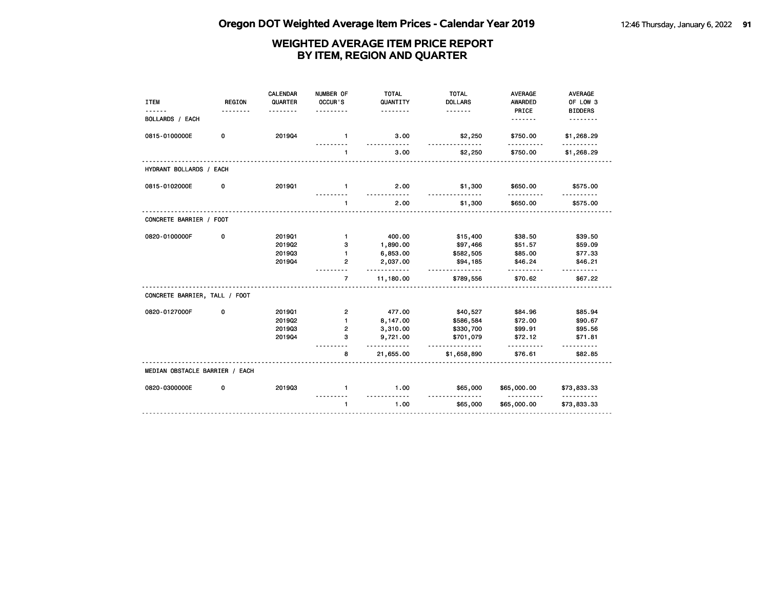# Oregon DOT Weighted Average Item Prices - Calendar Year 2019

## WEIGHTED AVERAGE ITEM PRICE REPORT BY ITEM, REGION AND QUARTER

| ITEM | REGION | CALENDAR QUARTER | NUMBER OF OCCUR'S | TOTAL QUANTITY | TOTAL DOLLARS | AVERAGE AWARDED PRICE | AVERAGE OF LOW 3 BIDDERS |
|---|---|---|---|---|---|---|---|
| **BOLLARDS / EACH** | | | | | | | |
| 0815-0100000E | 0 | 2019Q4 | 1 | 3.00 | $2,250 | $750.00 | $1,268.29 |
| | | | 1 | 3.00 | $2,250 | $750.00 | $1,268.29 |
| **HYDRANT BOLLARDS / EACH** | | | | | | | |
| 0815-0102000E | 0 | 2019Q1 | 1 | 2.00 | $1,300 | $650.00 | $575.00 |
| | | | 1 | 2.00 | $1,300 | $650.00 | $575.00 |
| **CONCRETE BARRIER / FOOT** | | | | | | | |
| 0820-0100000F | 0 | 2019Q1 | 1 | 400.00 | $15,400 | $38.50 | $39.50 |
| | | 2019Q2 | 3 | 1,890.00 | $97,466 | $51.57 | $59.09 |
| | | 2019Q3 | 1 | 6,853.00 | $582,505 | $85.00 | $77.33 |
| | | 2019Q4 | 2 | 2,037.00 | $94,185 | $46.24 | $46.21 |
| | | | 7 | 11,180.00 | $789,556 | $70.62 | $67.22 |
| **CONCRETE BARRIER, TALL / FOOT** | | | | | | | |
| 0820-0127000F | 0 | 2019Q1 | 2 | 477.00 | $40,527 | $84.96 | $85.94 |
| | | 2019Q2 | 1 | 8,147.00 | $586,584 | $72.00 | $90.67 |
| | | 2019Q3 | 2 | 3,310.00 | $330,700 | $99.91 | $95.56 |
| | | 2019Q4 | 3 | 9,721.00 | $701,079 | $72.12 | $71.81 |
| | | | 8 | 21,655.00 | $1,658,890 | $76.61 | $82.85 |
| **MEDIAN OBSTACLE BARRIER / EACH** | | | | | | | |
| 0820-0300000E | 0 | 2019Q3 | 1 | 1.00 | $65,000 | $65,000.00 | $73,833.33 |
| | | | 1 | 1.00 | $65,000 | $65,000.00 | $73,833.33 |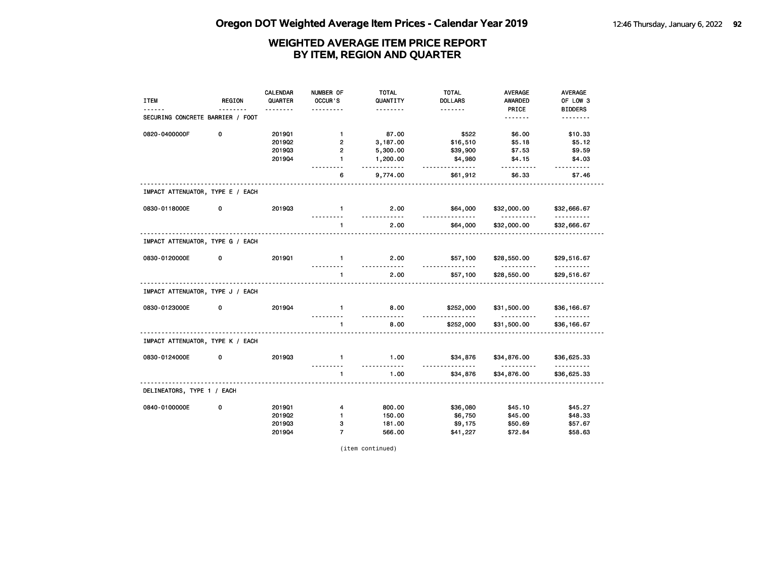# WEIGHTED AVERAGE ITEM PRICE REPORT
## BY ITEM, REGION AND QUARTER

| ITEM | REGION | CALENDAR QUARTER | NUMBER OF OCCUR'S | TOTAL QUANTITY | TOTAL DOLLARS | AVERAGE AWARDED PRICE | AVERAGE OF LOW 3 BIDDERS |
|---|---|---|---|---|---|---|---|
| SECURING CONCRETE BARRIER / FOOT | | | | | | | |
| 0820-0400000F | 0 | 2019Q1 | 1 | 87.00 | $522 | $6.00 | $10.33 |
| | | 2019Q2 | 2 | 3,187.00 | $16,510 | $5.18 | $5.12 |
| | | 2019Q3 | 2 | 5,300.00 | $39,900 | $7.53 | $9.59 |
| | | 2019Q4 | 1 | 1,200.00 | $4,980 | $4.15 | $4.03 |
| | | | 6 | 9,774.00 | $61,912 | $6.33 | $7.46 |
| IMPACT ATTENUATOR, TYPE E / EACH | | | | | | | |
| 0830-0118000E | 0 | 2019Q3 | 1 | 2.00 | $64,000 | $32,000.00 | $32,666.67 |
| | | | 1 | 2.00 | $64,000 | $32,000.00 | $32,666.67 |
| IMPACT ATTENUATOR, TYPE G / EACH | | | | | | | |
| 0830-0120000E | 0 | 2019Q1 | 1 | 2.00 | $57,100 | $28,550.00 | $29,516.67 |
| | | | 1 | 2.00 | $57,100 | $28,550.00 | $29,516.67 |
| IMPACT ATTENUATOR, TYPE J / EACH | | | | | | | |
| 0830-0123000E | 0 | 2019Q4 | 1 | 8.00 | $252,000 | $31,500.00 | $36,166.67 |
| | | | 1 | 8.00 | $252,000 | $31,500.00 | $36,166.67 |
| IMPACT ATTENUATOR, TYPE K / EACH | | | | | | | |
| 0830-0124000E | 0 | 2019Q3 | 1 | 1.00 | $34,876 | $34,876.00 | $36,625.33 |
| | | | 1 | 1.00 | $34,876 | $34,876.00 | $36,625.33 |
| DELINEATORS, TYPE 1 / EACH | | | | | | | |
| 0840-0100000E | 0 | 2019Q1 | 4 | 800.00 | $36,080 | $45.10 | $45.27 |
| | | 2019Q2 | 1 | 150.00 | $6,750 | $45.00 | $48.33 |
| | | 2019Q3 | 3 | 181.00 | $9,175 | $50.69 | $57.67 |
| | | 2019Q4 | 7 | 566.00 | $41,227 | $72.84 | $58.63 |

(item continued)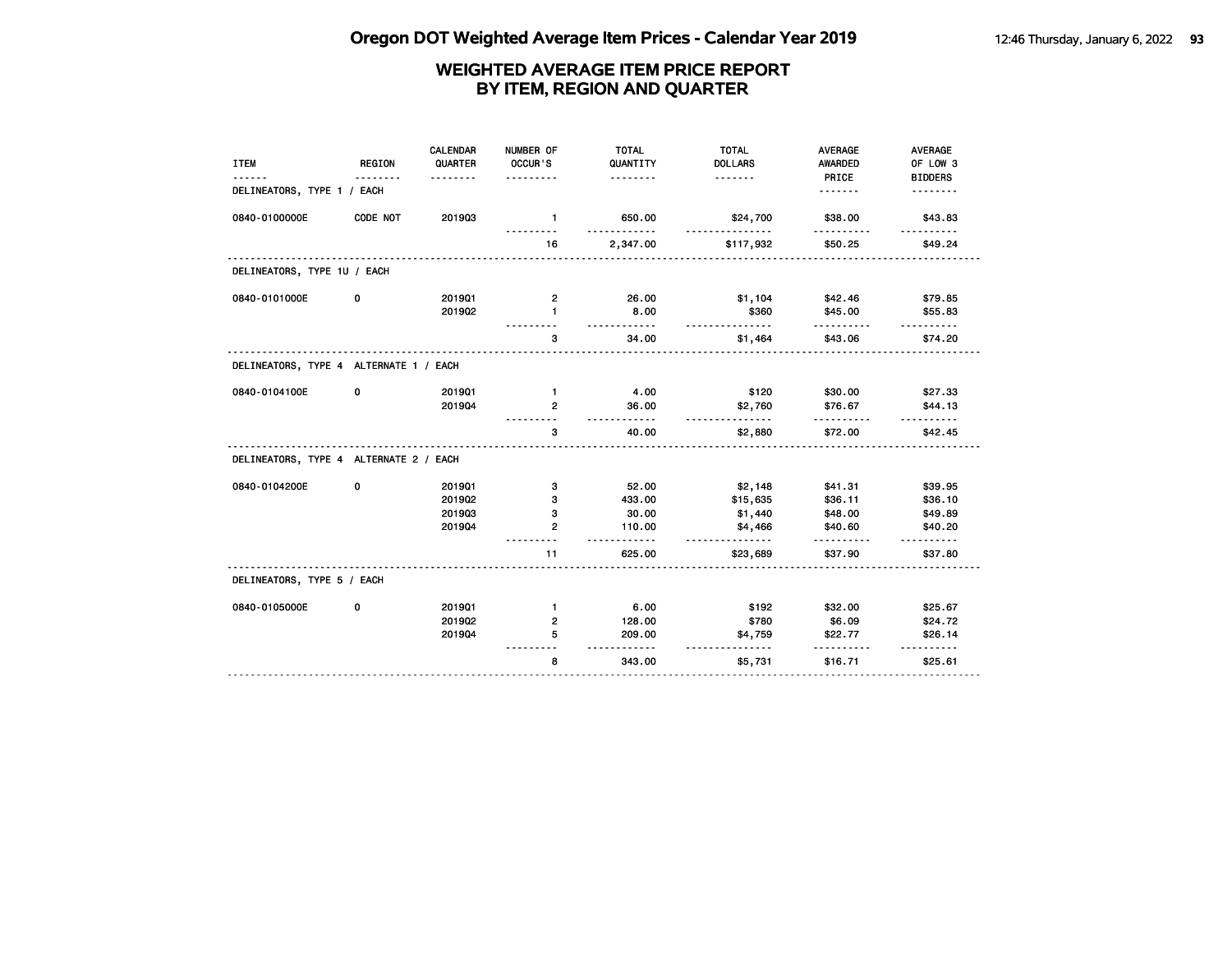# Oregon DOT Weighted Average Item Prices - Calendar Year 2019

## WEIGHTED AVERAGE ITEM PRICE REPORT
## BY ITEM, REGION AND QUARTER

| ITEM | REGION | CALENDAR QUARTER | NUMBER OF OCCUR'S | TOTAL QUANTITY | TOTAL DOLLARS | AVERAGE AWARDED PRICE | AVERAGE OF LOW 3 BIDDERS |
|---|---|---|---|---|---|---|---|
| DELINEATORS, TYPE 1 / EACH | | | | | | | |
| 0840-0100000E | CODE NOT | 2019Q3 | 1 | 650.00 | $24,700 | $38.00 | $43.83 |
| | | | 16 | 2,347.00 | $117,932 | $50.25 | $49.24 |
| DELINEATORS, TYPE 1U / EACH | | | | | | | |
| 0840-0101000E | 0 | 2019Q1 | 2 | 26.00 | $1,104 | $42.46 | $79.85 |
| | | 2019Q2 | 1 | 8.00 | $360 | $45.00 | $55.83 |
| | | | 3 | 34.00 | $1,464 | $43.06 | $74.20 |
| DELINEATORS, TYPE 4 ALTERNATE 1 / EACH | | | | | | | |
| 0840-0104100E | 0 | 2019Q1 | 1 | 4.00 | $120 | $30.00 | $27.33 |
| | | 2019Q4 | 2 | 36.00 | $2,760 | $76.67 | $44.13 |
| | | | 3 | 40.00 | $2,880 | $72.00 | $42.45 |
| DELINEATORS, TYPE 4 ALTERNATE 2 / EACH | | | | | | | |
| 0840-0104200E | 0 | 2019Q1 | 3 | 52.00 | $2,148 | $41.31 | $39.95 |
| | | 2019Q2 | 3 | 433.00 | $15,635 | $36.11 | $36.10 |
| | | 2019Q3 | 3 | 30.00 | $1,440 | $48.00 | $49.89 |
| | | 2019Q4 | 2 | 110.00 | $4,466 | $40.60 | $40.20 |
| | | | 11 | 625.00 | $23,689 | $37.90 | $37.80 |
| DELINEATORS, TYPE 5 / EACH | | | | | | | |
| 0840-0105000E | 0 | 2019Q1 | 1 | 6.00 | $192 | $32.00 | $25.67 |
| | | 2019Q2 | 2 | 128.00 | $780 | $6.09 | $24.72 |
| | | 2019Q4 | 5 | 209.00 | $4,759 | $22.77 | $26.14 |
| | | | 8 | 343.00 | $5,731 | $16.71 | $25.61 |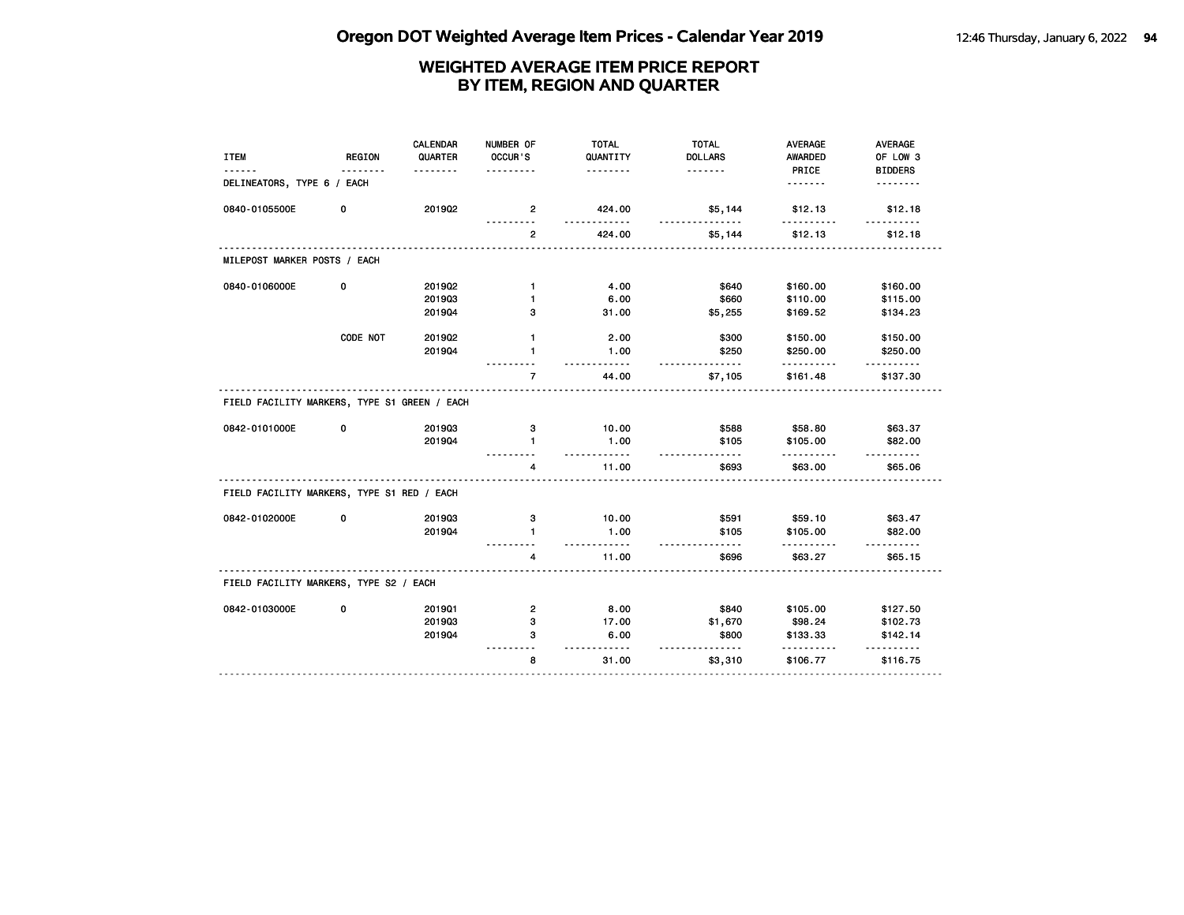# WEIGHTED AVERAGE ITEM PRICE REPORT
## BY ITEM, REGION AND QUARTER

| ITEM | REGION | CALENDAR QUARTER | NUMBER OF OCCUR'S | TOTAL QUANTITY | TOTAL DOLLARS | AVERAGE AWARDED PRICE | AVERAGE OF LOW 3 BIDDERS |
|---|---|---|---|---|---|---|---|
| **DELINEATORS, TYPE 6 / EACH** | | | | | | | |
| 0840-0105500E | 0 | 2019Q2 | 2 | 424.00 | $5,144 | $12.13 | $12.18 |
| | | | 2 | 424.00 | $5,144 | $12.13 | $12.18 |
| **MILEPOST MARKER POSTS / EACH** | | | | | | | |
| 0840-0106000E | 0 | 2019Q2 | 1 | 4.00 | $640 | $160.00 | $160.00 |
| | | 2019Q3 | 1 | 6.00 | $660 | $110.00 | $115.00 |
| | | 2019Q4 | 3 | 31.00 | $5,255 | $169.52 | $134.23 |
| | CODE NOT | 2019Q2 | 1 | 2.00 | $300 | $150.00 | $150.00 |
| | | 2019Q4 | 1 | 1.00 | $250 | $250.00 | $250.00 |
| | | | 7 | 44.00 | $7,105 | $161.48 | $137.30 |
| **FIELD FACILITY MARKERS, TYPE S1 GREEN / EACH** | | | | | | | |
| 0842-0101000E | 0 | 2019Q3 | 3 | 10.00 | $588 | $58.80 | $63.37 |
| | | 2019Q4 | 1 | 1.00 | $105 | $105.00 | $82.00 |
| | | | 4 | 11.00 | $693 | $63.00 | $65.06 |
| **FIELD FACILITY MARKERS, TYPE S1 RED / EACH** | | | | | | | |
| 0842-0102000E | 0 | 2019Q3 | 3 | 10.00 | $591 | $59.10 | $63.47 |
| | | 2019Q4 | 1 | 1.00 | $105 | $105.00 | $82.00 |
| | | | 4 | 11.00 | $696 | $63.27 | $65.15 |
| **FIELD FACILITY MARKERS, TYPE S2 / EACH** | | | | | | | |
| 0842-0103000E | 0 | 2019Q1 | 2 | 8.00 | $840 | $105.00 | $127.50 |
| | | 2019Q3 | 3 | 17.00 | $1,670 | $98.24 | $102.73 |
| | | 2019Q4 | 3 | 6.00 | $800 | $133.33 | $142.14 |
| | | | 8 | 31.00 | $3,310 | $106.77 | $116.75 |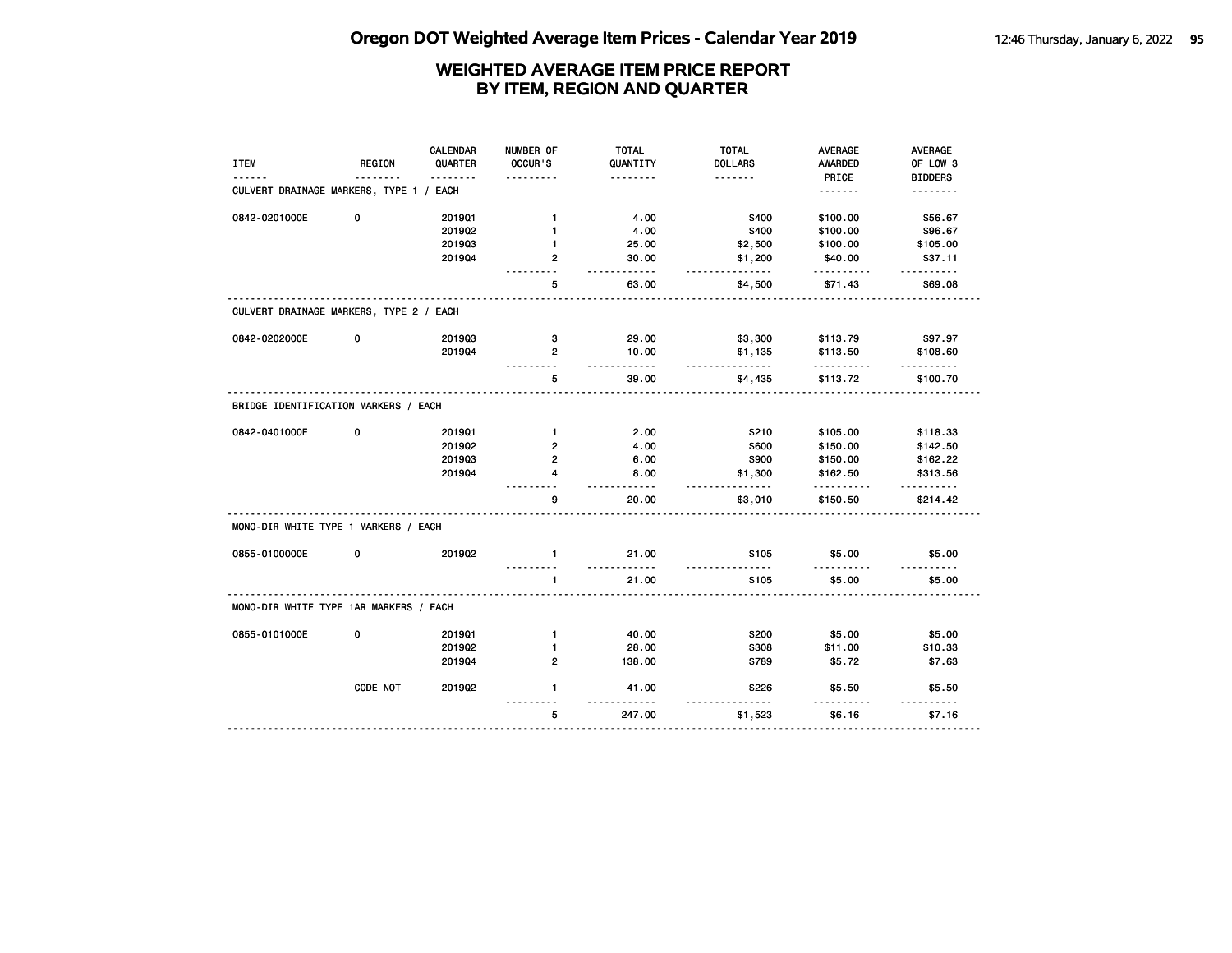# Oregon DOT Weighted Average Item Prices - Calendar Year 2019

## WEIGHTED AVERAGE ITEM PRICE REPORT BY ITEM, REGION AND QUARTER

| ITEM | REGION | CALENDAR QUARTER | NUMBER OF OCCUR'S | TOTAL QUANTITY | TOTAL DOLLARS | AVERAGE AWARDED PRICE | AVERAGE OF LOW 3 BIDDERS |
|---|---|---|---|---|---|---|---|
| CULVERT DRAINAGE MARKERS, TYPE 1 / EACH | | | | | | | |
| 0842-0201000E | 0 | 2019Q1 | 1 | 4.00 | $400 | $100.00 | $56.67 |
| | | 2019Q2 | 1 | 4.00 | $400 | $100.00 | $96.67 |
| | | 2019Q3 | 1 | 25.00 | $2,500 | $100.00 | $105.00 |
| | | 2019Q4 | 2 | 30.00 | $1,200 | $40.00 | $37.11 |
| | | | 5 | 63.00 | $4,500 | $71.43 | $69.08 |
| CULVERT DRAINAGE MARKERS, TYPE 2 / EACH | | | | | | | |
| 0842-0202000E | 0 | 2019Q3 | 3 | 29.00 | $3,300 | $113.79 | $97.97 |
| | | 2019Q4 | 2 | 10.00 | $1,135 | $113.50 | $108.60 |
| | | | 5 | 39.00 | $4,435 | $113.72 | $100.70 |
| BRIDGE IDENTIFICATION MARKERS / EACH | | | | | | | |
| 0842-0401000E | 0 | 2019Q1 | 1 | 2.00 | $210 | $105.00 | $118.33 |
| | | 2019Q2 | 2 | 4.00 | $600 | $150.00 | $142.50 |
| | | 2019Q3 | 2 | 6.00 | $900 | $150.00 | $162.22 |
| | | 2019Q4 | 4 | 8.00 | $1,300 | $162.50 | $313.56 |
| | | | 9 | 20.00 | $3,010 | $150.50 | $214.42 |
| MONO-DIR WHITE TYPE 1 MARKERS / EACH | | | | | | | |
| 0855-0100000E | 0 | 2019Q2 | 1 | 21.00 | $105 | $5.00 | $5.00 |
| | | | 1 | 21.00 | $105 | $5.00 | $5.00 |
| MONO-DIR WHITE TYPE 1AR MARKERS / EACH | | | | | | | |
| 0855-0101000E | 0 | 2019Q1 | 1 | 40.00 | $200 | $5.00 | $5.00 |
| | | 2019Q2 | 1 | 28.00 | $308 | $11.00 | $10.33 |
| | | 2019Q4 | 2 | 138.00 | $789 | $5.72 | $7.63 |
| | CODE NOT | 2019Q2 | 1 | 41.00 | $226 | $5.50 | $5.50 |
| | | | 5 | 247.00 | $1,523 | $6.16 | $7.16 |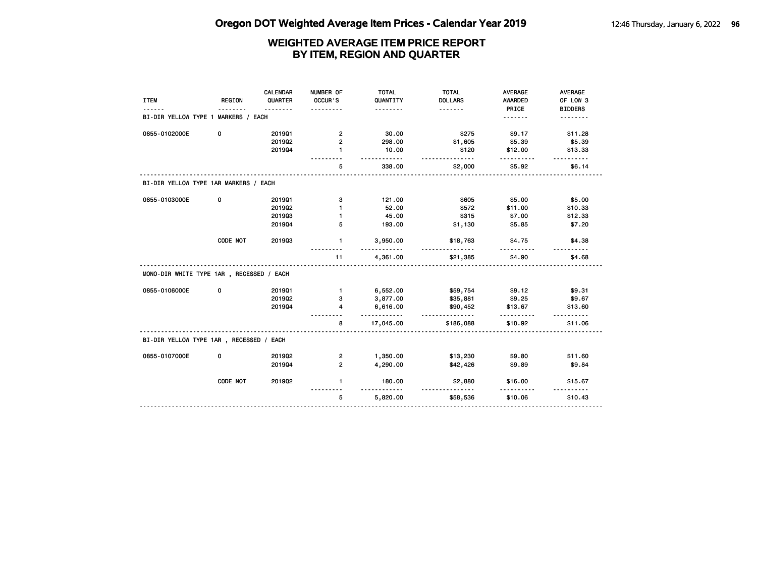# Oregon DOT Weighted Average Item Prices - Calendar Year 2019

## WEIGHTED AVERAGE ITEM PRICE REPORT BY ITEM, REGION AND QUARTER

| ITEM | REGION | CALENDAR QUARTER | NUMBER OF OCCUR'S | TOTAL QUANTITY | TOTAL DOLLARS | AVERAGE AWARDED PRICE | AVERAGE OF LOW 3 BIDDERS |
|---|---|---|---|---|---|---|---|
| **BI-DIR YELLOW TYPE 1 MARKERS / EACH** | | | | | | | |
| 0855-0102000E | 0 | 2019Q1 | 2 | 30.00 | $275 | $9.17 | $11.28 |
| | | 2019Q2 | 2 | 298.00 | $1,605 | $5.39 | $5.39 |
| | | 2019Q4 | 1 | 10.00 | $120 | $12.00 | $13.33 |
| | | | 5 | 338.00 | $2,000 | $5.92 | $6.14 |
| **BI-DIR YELLOW TYPE 1AR MARKERS / EACH** | | | | | | | |
| 0855-0103000E | 0 | 2019Q1 | 3 | 121.00 | $605 | $5.00 | $5.00 |
| | | 2019Q2 | 1 | 52.00 | $572 | $11.00 | $10.33 |
| | | 2019Q3 | 1 | 45.00 | $315 | $7.00 | $12.33 |
| | | 2019Q4 | 5 | 193.00 | $1,130 | $5.85 | $7.20 |
| | CODE NOT | 2019Q3 | 1 | 3,950.00 | $18,763 | $4.75 | $4.38 |
| | | | 11 | 4,361.00 | $21,385 | $4.90 | $4.68 |
| **MONO-DIR WHITE TYPE 1AR , RECESSED / EACH** | | | | | | | |
| 0855-0106000E | 0 | 2019Q1 | 1 | 6,552.00 | $59,754 | $9.12 | $9.31 |
| | | 2019Q2 | 3 | 3,877.00 | $35,881 | $9.25 | $9.67 |
| | | 2019Q4 | 4 | 6,616.00 | $90,452 | $13.67 | $13.60 |
| | | | 8 | 17,045.00 | $186,088 | $10.92 | $11.06 |
| **BI-DIR YELLOW TYPE 1AR , RECESSED / EACH** | | | | | | | |
| 0855-0107000E | 0 | 2019Q2 | 2 | 1,350.00 | $13,230 | $9.80 | $11.60 |
| | | 2019Q4 | 2 | 4,290.00 | $42,426 | $9.89 | $9.84 |
| | CODE NOT | 2019Q2 | 1 | 180.00 | $2,880 | $16.00 | $15.67 |
| | | | 5 | 5,820.00 | $58,536 | $10.06 | $10.43 |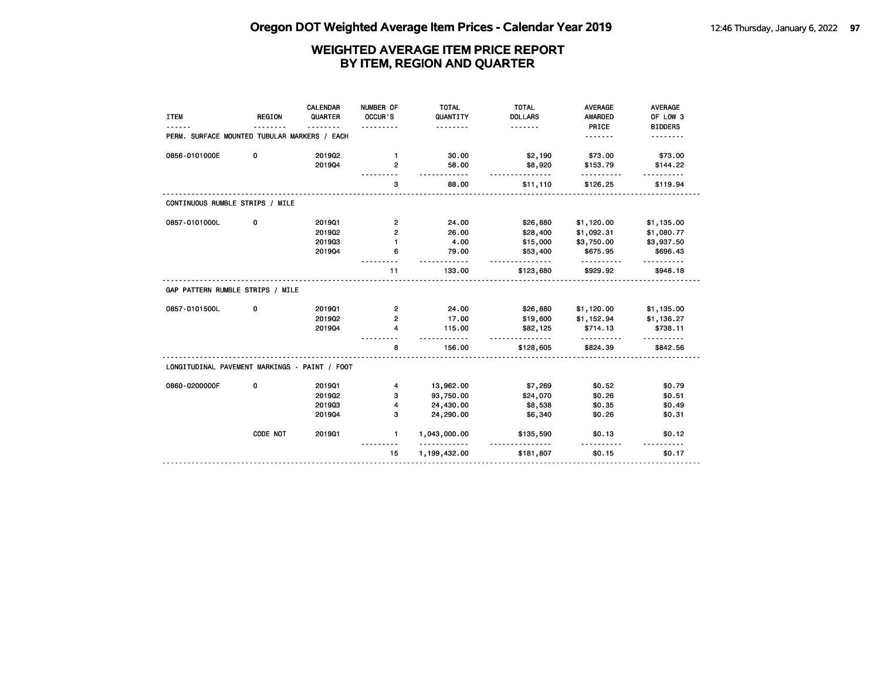# Oregon DOT Weighted Average Item Prices - Calendar Year 2019

## WEIGHTED AVERAGE ITEM PRICE REPORT BY ITEM, REGION AND QUARTER

| ITEM | REGION | CALENDAR QUARTER | NUMBER OF OCCUR'S | TOTAL QUANTITY | TOTAL DOLLARS | AVERAGE AWARDED PRICE | AVERAGE OF LOW 3 BIDDERS |
|---|---|---|---|---|---|---|---|
| PERM. SURFACE MOUNTED TUBULAR MARKERS / EACH | | | | | | | |
| 0856-0101000E | 0 | 2019Q2 | 1 | 30.00 | $2,190 | $73.00 | $73.00 |
| | | 2019Q4 | 2 | 58.00 | $8,920 | $153.79 | $144.22 |
| | | | 3 | 88.00 | $11,110 | $126.25 | $119.94 |
| CONTINUOUS RUMBLE STRIPS / MILE | | | | | | | |
| 0857-0101000L | 0 | 2019Q1 | 2 | 24.00 | $26,880 | $1,120.00 | $1,135.00 |
| | | 2019Q2 | 2 | 26.00 | $28,400 | $1,092.31 | $1,080.77 |
| | | 2019Q3 | 1 | 4.00 | $15,000 | $3,750.00 | $3,937.50 |
| | | 2019Q4 | 6 | 79.00 | $53,400 | $675.95 | $696.43 |
| | | | 11 | 133.00 | $123,680 | $929.92 | $948.18 |
| GAP PATTERN RUMBLE STRIPS / MILE | | | | | | | |
| 0857-0101500L | 0 | 2019Q1 | 2 | 24.00 | $26,880 | $1,120.00 | $1,135.00 |
| | | 2019Q2 | 2 | 17.00 | $19,600 | $1,152.94 | $1,136.27 |
| | | 2019Q4 | 4 | 115.00 | $82,125 | $714.13 | $738.11 |
| | | | 8 | 156.00 | $128,605 | $824.39 | $842.56 |
| LONGITUDINAL PAVEMENT MARKINGS - PAINT / FOOT | | | | | | | |
| 0860-0200000F | 0 | 2019Q1 | 4 | 13,962.00 | $7,269 | $0.52 | $0.79 |
| | | 2019Q2 | 3 | 93,750.00 | $24,070 | $0.26 | $0.51 |
| | | 2019Q3 | 4 | 24,430.00 | $8,538 | $0.35 | $0.49 |
| | | 2019Q4 | 3 | 24,290.00 | $6,340 | $0.26 | $0.31 |
| | CODE NOT | 2019Q1 | 1 | 1,043,000.00 | $135,590 | $0.13 | $0.12 |
| | | | 15 | 1,199,432.00 | $181,807 | $0.15 | $0.17 |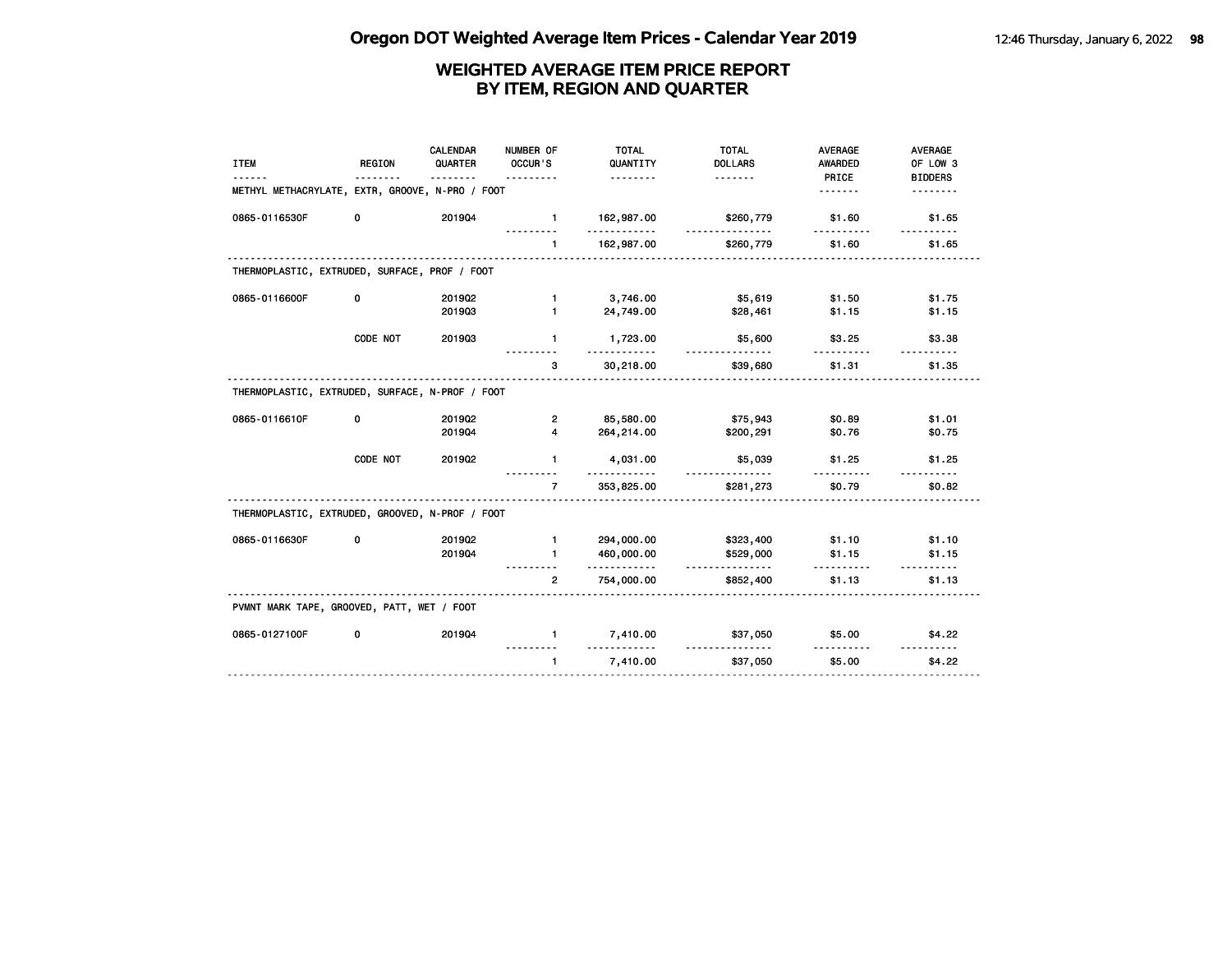# Oregon DOT Weighted Average Item Prices - Calendar Year 2019

## WEIGHTED AVERAGE ITEM PRICE REPORT BY ITEM, REGION AND QUARTER

| ITEM | REGION | CALENDAR QUARTER | NUMBER OF OCCUR'S | TOTAL QUANTITY | TOTAL DOLLARS | AVERAGE AWARDED PRICE | AVERAGE OF LOW 3 BIDDERS |
|---|---|---|---|---|---|---|---|
| METHYL METHACRYLATE, EXTR, GROOVE, N-PRO / FOOT | | | | | | | |
| 0865-0116530F | 0 | 2019Q4 | 1 | 162,987.00 | $260,779 | $1.60 | $1.65 |
| | | | 1 | 162,987.00 | $260,779 | $1.60 | $1.65 |
| THERMOPLASTIC, EXTRUDED, SURFACE, PROF / FOOT | | | | | | | |
| 0865-0116600F | 0 | 2019Q2 | 1 | 3,746.00 | $5,619 | $1.50 | $1.75 |
| | | 2019Q3 | 1 | 24,749.00 | $28,461 | $1.15 | $1.15 |
| | CODE NOT | 2019Q3 | 1 | 1,723.00 | $5,600 | $3.25 | $3.38 |
| | | | 3 | 30,218.00 | $39,680 | $1.31 | $1.35 |
| THERMOPLASTIC, EXTRUDED, SURFACE, N-PROF / FOOT | | | | | | | |
| 0865-0116610F | 0 | 2019Q2 | 2 | 85,580.00 | $75,943 | $0.89 | $1.01 |
| | | 2019Q4 | 4 | 264,214.00 | $200,291 | $0.76 | $0.75 |
| | CODE NOT | 2019Q2 | 1 | 4,031.00 | $5,039 | $1.25 | $1.25 |
| | | | 7 | 353,825.00 | $281,273 | $0.79 | $0.82 |
| THERMOPLASTIC, EXTRUDED, GROOVED, N-PROF / FOOT | | | | | | | |
| 0865-0116630F | 0 | 2019Q2 | 1 | 294,000.00 | $323,400 | $1.10 | $1.10 |
| | | 2019Q4 | 1 | 460,000.00 | $529,000 | $1.15 | $1.15 |
| | | | 2 | 754,000.00 | $852,400 | $1.13 | $1.13 |
| PVMNT MARK TAPE, GROOVED, PATT, WET / FOOT | | | | | | | |
| 0865-0127100F | 0 | 2019Q4 | 1 | 7,410.00 | $37,050 | $5.00 | $4.22 |
| | | | 1 | 7,410.00 | $37,050 | $5.00 | $4.22 |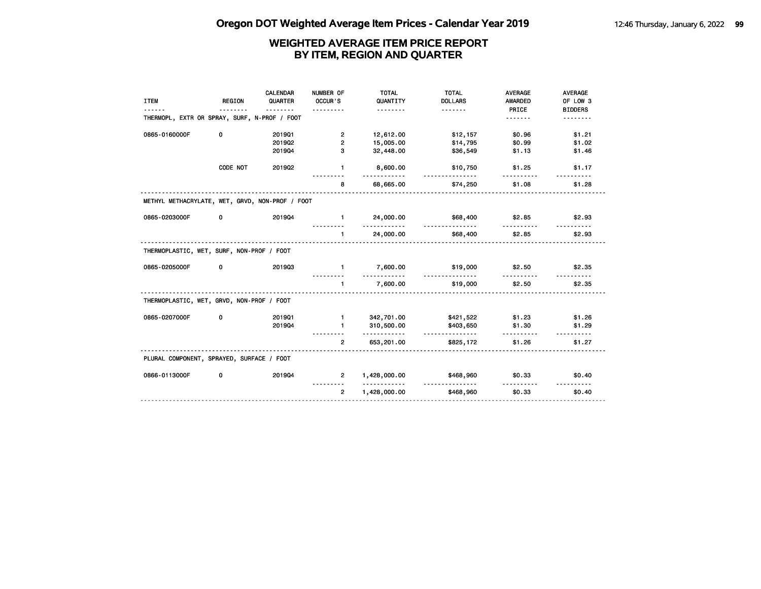# Oregon DOT Weighted Average Item Prices - Calendar Year 2019

## WEIGHTED AVERAGE ITEM PRICE REPORT BY ITEM, REGION AND QUARTER

| ITEM | REGION | CALENDAR QUARTER | NUMBER OF OCCUR'S | TOTAL QUANTITY | TOTAL DOLLARS | AVERAGE AWARDED PRICE | AVERAGE OF LOW 3 BIDDERS |
|---|---|---|---|---|---|---|---|
| THERMOPL, EXTR OR SPRAY, SURF, N-PROF / FOOT | | | | | | | |
| 0865-0160000F | 0 | 2019Q1 | 2 | 12,612.00 | $12,157 | $0.96 | $1.21 |
| | | 2019Q2 | 2 | 15,005.00 | $14,795 | $0.99 | $1.02 |
| | | 2019Q4 | 3 | 32,448.00 | $36,549 | $1.13 | $1.46 |
| | CODE NOT | 2019Q2 | 1 | 8,600.00 | $10,750 | $1.25 | $1.17 |
| | | | 8 | 68,665.00 | $74,250 | $1.08 | $1.28 |
| METHYL METHACRYLATE, WET, GRVD, NON-PROF / FOOT | | | | | | | |
| 0865-0203000F | 0 | 2019Q4 | 1 | 24,000.00 | $68,400 | $2.85 | $2.93 |
| | | | 1 | 24,000.00 | $68,400 | $2.85 | $2.93 |
| THERMOPLASTIC, WET, SURF, NON-PROF / FOOT | | | | | | | |
| 0865-0205000F | 0 | 2019Q3 | 1 | 7,600.00 | $19,000 | $2.50 | $2.35 |
| | | | 1 | 7,600.00 | $19,000 | $2.50 | $2.35 |
| THERMOPLASTIC, WET, GRVD, NON-PROF / FOOT | | | | | | | |
| 0865-0207000F | 0 | 2019Q1 | 1 | 342,701.00 | $421,522 | $1.23 | $1.26 |
| | | 2019Q4 | 1 | 310,500.00 | $403,650 | $1.30 | $1.29 |
| | | | 2 | 653,201.00 | $825,172 | $1.26 | $1.27 |
| PLURAL COMPONENT, SPRAYED, SURFACE / FOOT | | | | | | | |
| 0866-0113000F | 0 | 2019Q4 | 2 | 1,428,000.00 | $468,960 | $0.33 | $0.40 |
| | | | 2 | 1,428,000.00 | $468,960 | $0.33 | $0.40 |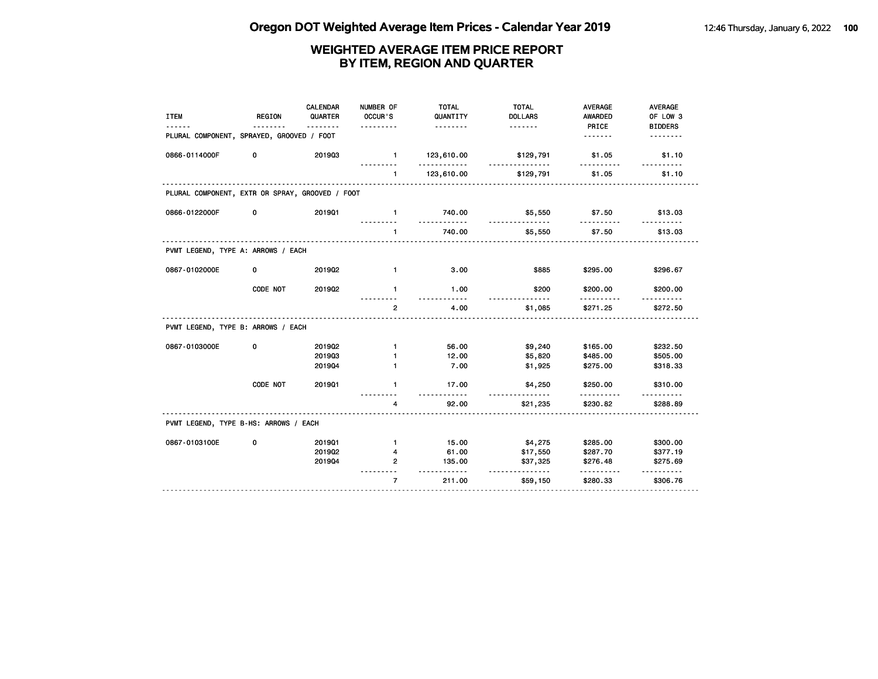# Oregon DOT Weighted Average Item Prices - Calendar Year 2019

## WEIGHTED AVERAGE ITEM PRICE REPORT BY ITEM, REGION AND QUARTER

| ITEM | REGION | CALENDAR QUARTER | NUMBER OF OCCUR'S | TOTAL QUANTITY | TOTAL DOLLARS | AVERAGE AWARDED PRICE | AVERAGE OF LOW 3 BIDDERS |
|---|---|---|---|---|---|---|---|
| **PLURAL COMPONENT, SPRAYED, GROOVED / FOOT** | | | | | | | |
| 0866-0114000F | 0 | 2019Q3 | 1 | 123,610.00 | $129,791 | $1.05 | $1.10 |
| | | | 1 | 123,610.00 | $129,791 | $1.05 | $1.10 |
| **PLURAL COMPONENT, EXTR OR SPRAY, GROOVED / FOOT** | | | | | | | |
| 0866-0122000F | 0 | 2019Q1 | 1 | 740.00 | $5,550 | $7.50 | $13.03 |
| | | | 1 | 740.00 | $5,550 | $7.50 | $13.03 |
| **PVMT LEGEND, TYPE A: ARROWS / EACH** | | | | | | | |
| 0867-0102000E | 0 | 2019Q2 | 1 | 3.00 | $885 | $295.00 | $296.67 |
| | CODE NOT | 2019Q2 | 1 | 1.00 | $200 | $200.00 | $200.00 |
| | | | 2 | 4.00 | $1,085 | $271.25 | $272.50 |
| **PVMT LEGEND, TYPE B: ARROWS / EACH** | | | | | | | |
| 0867-0103000E | 0 | 2019Q2 | 1 | 56.00 | $9,240 | $165.00 | $232.50 |
| | | 2019Q3 | 1 | 12.00 | $5,820 | $485.00 | $505.00 |
| | | 2019Q4 | 1 | 7.00 | $1,925 | $275.00 | $318.33 |
| | CODE NOT | 2019Q1 | 1 | 17.00 | $4,250 | $250.00 | $310.00 |
| | | | 4 | 92.00 | $21,235 | $230.82 | $288.89 |
| **PVMT LEGEND, TYPE B-HS: ARROWS / EACH** | | | | | | | |
| 0867-0103100E | 0 | 2019Q1 | 1 | 15.00 | $4,275 | $285.00 | $300.00 |
| | | 2019Q2 | 4 | 61.00 | $17,550 | $287.70 | $377.19 |
| | | 2019Q4 | 2 | 135.00 | $37,325 | $276.48 | $275.69 |
| | | | 7 | 211.00 | $59,150 | $280.33 | $306.76 |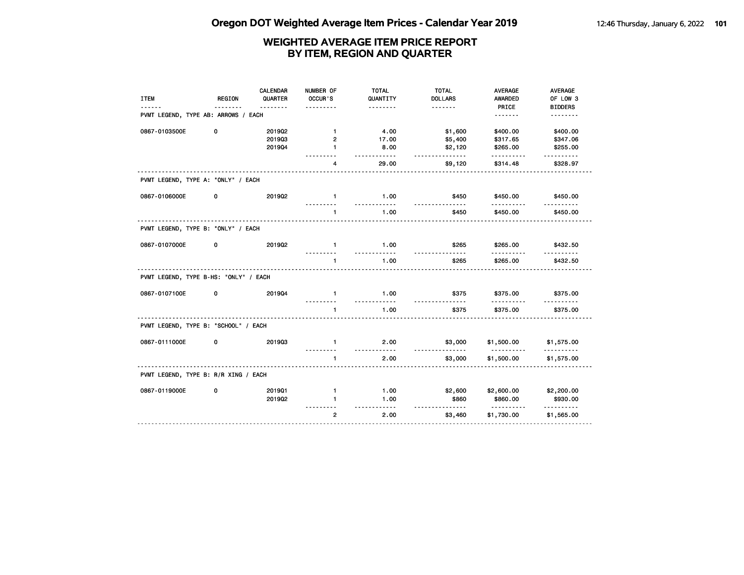# Oregon DOT Weighted Average Item Prices - Calendar Year 2019

## WEIGHTED AVERAGE ITEM PRICE REPORT BY ITEM, REGION AND QUARTER

| ITEM | REGION | CALENDAR QUARTER | NUMBER OF OCCUR'S | TOTAL QUANTITY | TOTAL DOLLARS | AVERAGE AWARDED PRICE | AVERAGE OF LOW 3 BIDDERS |
|---|---|---|---|---|---|---|---|
| **PVMT LEGEND, TYPE AB: ARROWS / EACH** | | | | | | | |
| 0867-0103500E | 0 | 2019Q2 | 1 | 4.00 | $1,600 | $400.00 | $400.00 |
| | | 2019Q3 | 2 | 17.00 | $5,400 | $317.65 | $347.06 |
| | | 2019Q4 | 1 | 8.00 | $2,120 | $265.00 | $255.00 |
| | | | 4 | 29.00 | $9,120 | $314.48 | $328.97 |
| **PVMT LEGEND, TYPE A: "ONLY" / EACH** | | | | | | | |
| 0867-0106000E | 0 | 2019Q2 | 1 | 1.00 | $450 | $450.00 | $450.00 |
| | | | 1 | 1.00 | $450 | $450.00 | $450.00 |
| **PVMT LEGEND, TYPE B: "ONLY" / EACH** | | | | | | | |
| 0867-0107000E | 0 | 2019Q2 | 1 | 1.00 | $265 | $265.00 | $432.50 |
| | | | 1 | 1.00 | $265 | $265.00 | $432.50 |
| **PVMT LEGEND, TYPE B-HS: "ONLY" / EACH** | | | | | | | |
| 0867-0107100E | 0 | 2019Q4 | 1 | 1.00 | $375 | $375.00 | $375.00 |
| | | | 1 | 1.00 | $375 | $375.00 | $375.00 |
| **PVMT LEGEND, TYPE B: "SCHOOL" / EACH** | | | | | | | |
| 0867-0111000E | 0 | 2019Q3 | 1 | 2.00 | $3,000 | $1,500.00 | $1,575.00 |
| | | | 1 | 2.00 | $3,000 | $1,500.00 | $1,575.00 |
| **PVMT LEGEND, TYPE B: R/R XING / EACH** | | | | | | | |
| 0867-0119000E | 0 | 2019Q1 | 1 | 1.00 | $2,600 | $2,600.00 | $2,200.00 |
| | | 2019Q2 | 1 | 1.00 | $860 | $860.00 | $930.00 |
| | | | 2 | 2.00 | $3,460 | $1,730.00 | $1,565.00 |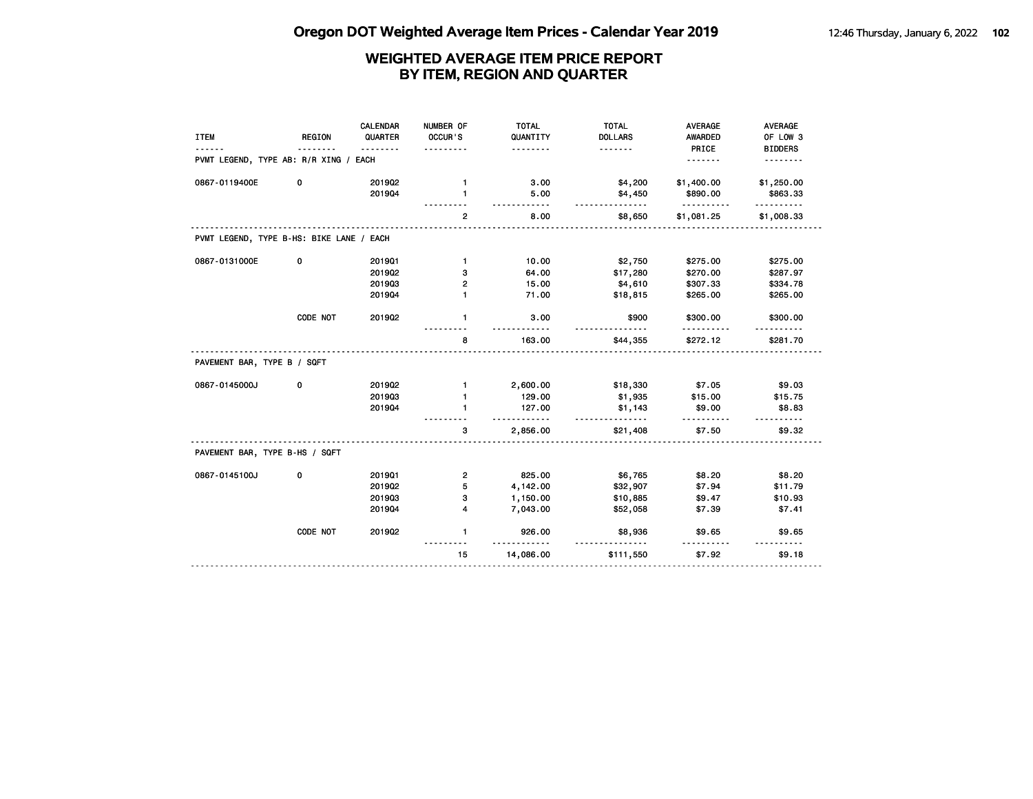# WEIGHTED AVERAGE ITEM PRICE REPORT BY ITEM, REGION AND QUARTER

| ITEM | REGION | CALENDAR QUARTER | NUMBER OF OCCUR'S | TOTAL QUANTITY | TOTAL DOLLARS | AVERAGE AWARDED PRICE | AVERAGE OF LOW 3 BIDDERS |
|---|---|---|---|---|---|---|---|
| **PVMT LEGEND, TYPE AB: R/R XING / EACH** | | | | | | | |
| 0867-0119400E | 0 | 2019Q2 | 1 | 3.00 | $4,200 | $1,400.00 | $1,250.00 |
| | | 2019Q4 | 1 | 5.00 | $4,450 | $890.00 | $863.33 |
| | | | 2 | 8.00 | $8,650 | $1,081.25 | $1,008.33 |
| **PVMT LEGEND, TYPE B-HS: BIKE LANE / EACH** | | | | | | | |
| 0867-0131000E | 0 | 2019Q1 | 1 | 10.00 | $2,750 | $275.00 | $275.00 |
| | | 2019Q2 | 3 | 64.00 | $17,280 | $270.00 | $287.97 |
| | | 2019Q3 | 2 | 15.00 | $4,610 | $307.33 | $334.78 |
| | | 2019Q4 | 1 | 71.00 | $18,815 | $265.00 | $265.00 |
| | CODE NOT | 2019Q2 | 1 | 3.00 | $900 | $300.00 | $300.00 |
| | | | 8 | 163.00 | $44,355 | $272.12 | $281.70 |
| **PAVEMENT BAR, TYPE B / SQFT** | | | | | | | |
| 0867-0145000J | 0 | 2019Q2 | 1 | 2,600.00 | $18,330 | $7.05 | $9.03 |
| | | 2019Q3 | 1 | 129.00 | $1,935 | $15.00 | $15.75 |
| | | 2019Q4 | 1 | 127.00 | $1,143 | $9.00 | $8.83 |
| | | | 3 | 2,856.00 | $21,408 | $7.50 | $9.32 |
| **PAVEMENT BAR, TYPE B-HS / SQFT** | | | | | | | |
| 0867-0145100J | 0 | 2019Q1 | 2 | 825.00 | $6,765 | $8.20 | $8.20 |
| | | 2019Q2 | 5 | 4,142.00 | $32,907 | $7.94 | $11.79 |
| | | 2019Q3 | 3 | 1,150.00 | $10,885 | $9.47 | $10.93 |
| | | 2019Q4 | 4 | 7,043.00 | $52,058 | $7.39 | $7.41 |
| | CODE NOT | 2019Q2 | 1 | 926.00 | $8,936 | $9.65 | $9.65 |
| | | | 15 | 14,086.00 | $111,550 | $7.92 | $9.18 |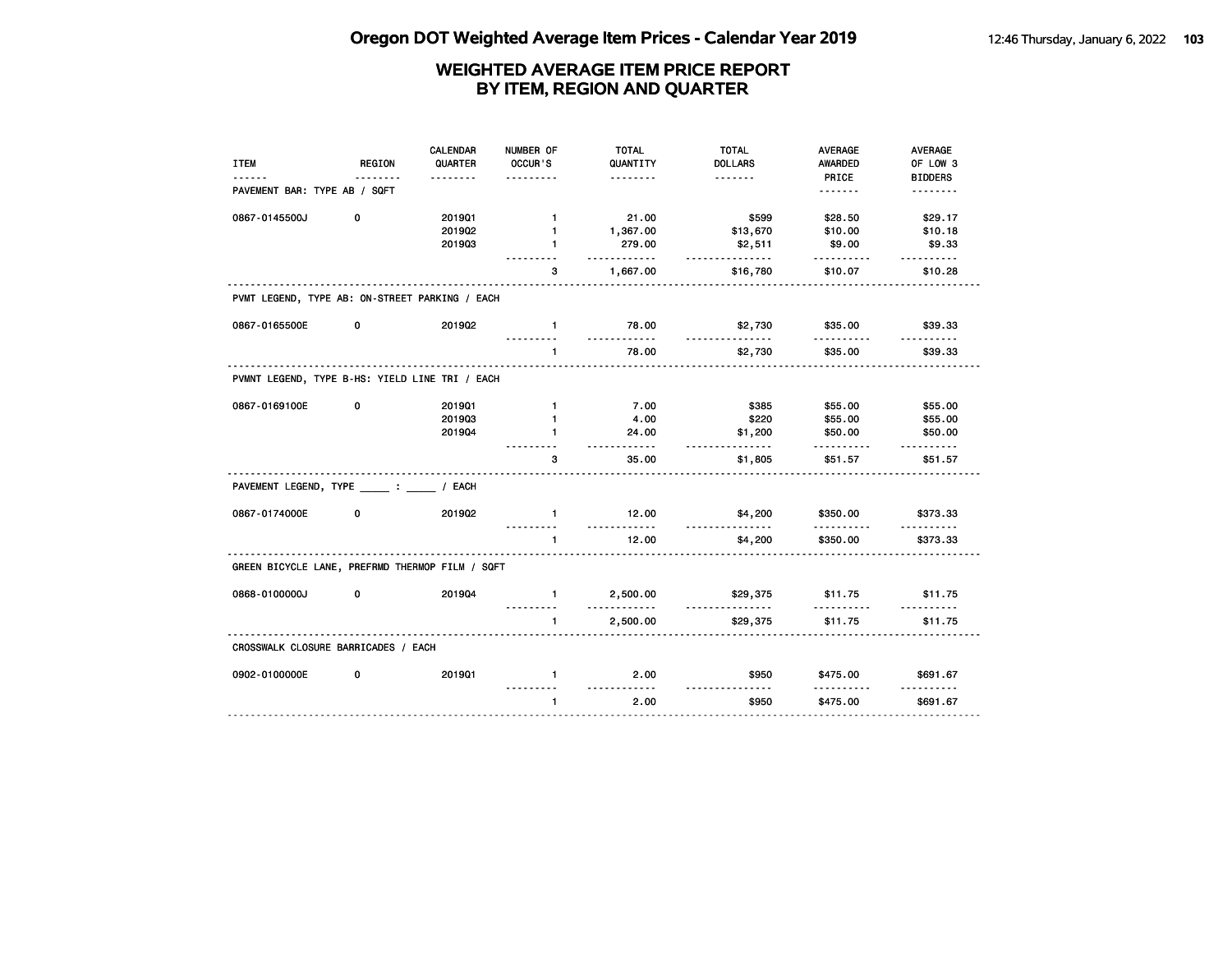# Oregon DOT Weighted Average Item Prices - Calendar Year 2019

## WEIGHTED AVERAGE ITEM PRICE REPORT BY ITEM, REGION AND QUARTER

| ITEM | REGION | CALENDAR QUARTER | NUMBER OF OCCUR'S | TOTAL QUANTITY | TOTAL DOLLARS | AVERAGE AWARDED PRICE | AVERAGE OF LOW 3 BIDDERS |
|---|---|---|---|---|---|---|---|
| **PAVEMENT BAR: TYPE AB / SQFT** | | | | | | | |
| 0867-0145500J | 0 | 2019Q1 | 1 | 21.00 | $599 | $28.50 | $29.17 |
| | | 2019Q2 | 1 | 1,367.00 | $13,670 | $10.00 | $10.18 |
| | | 2019Q3 | 1 | 279.00 | $2,511 | $9.00 | $9.33 |
| | | | 3 | 1,667.00 | $16,780 | $10.07 | $10.28 |
| **PVMT LEGEND, TYPE AB: ON-STREET PARKING / EACH** | | | | | | | |
| 0867-0165500E | 0 | 2019Q2 | 1 | 78.00 | $2,730 | $35.00 | $39.33 |
| | | | 1 | 78.00 | $2,730 | $35.00 | $39.33 |
| **PVMNT LEGEND, TYPE B-HS: YIELD LINE TRI / EACH** | | | | | | | |
| 0867-0169100E | 0 | 2019Q1 | 1 | 7.00 | $385 | $55.00 | $55.00 |
| | | 2019Q3 | 1 | 4.00 | $220 | $55.00 | $55.00 |
| | | 2019Q4 | 1 | 24.00 | $1,200 | $50.00 | $50.00 |
| | | | 3 | 35.00 | $1,805 | $51.57 | $51.57 |
| **PAVEMENT LEGEND, TYPE _____ : _____ / EACH** | | | | | | | |
| 0867-0174000E | 0 | 2019Q2 | 1 | 12.00 | $4,200 | $350.00 | $373.33 |
| | | | 1 | 12.00 | $4,200 | $350.00 | $373.33 |
| **GREEN BICYCLE LANE, PREFRMD THERMOP FILM / SQFT** | | | | | | | |
| 0868-0100000J | 0 | 2019Q4 | 1 | 2,500.00 | $29,375 | $11.75 | $11.75 |
| | | | 1 | 2,500.00 | $29,375 | $11.75 | $11.75 |
| **CROSSWALK CLOSURE BARRICADES / EACH** | | | | | | | |
| 0902-0100000E | 0 | 2019Q1 | 1 | 2.00 | $950 | $475.00 | $691.67 |
| | | | 1 | 2.00 | $950 | $475.00 | $691.67 |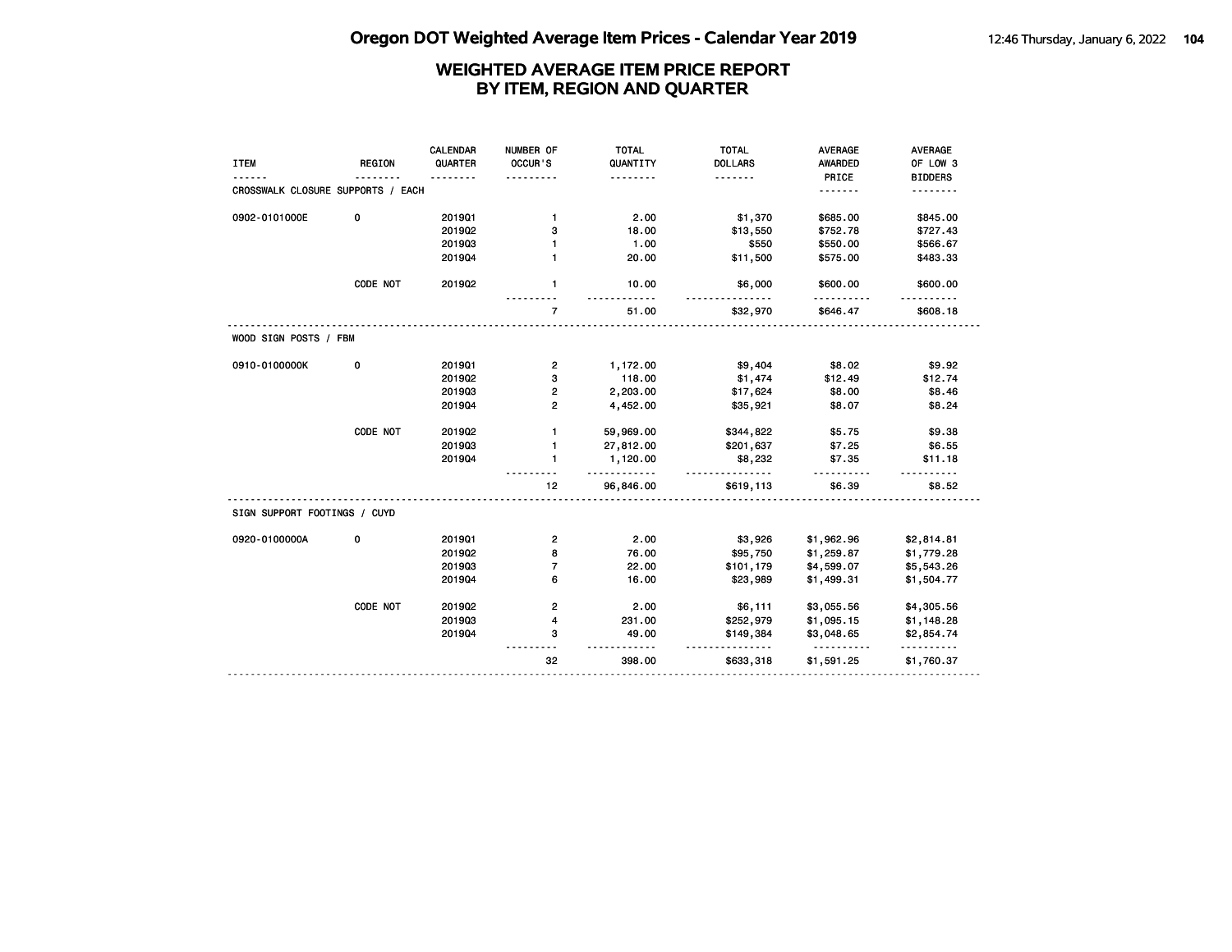# WEIGHTED AVERAGE ITEM PRICE REPORT
## BY ITEM, REGION AND QUARTER

| ITEM | REGION | CALENDAR QUARTER | NUMBER OF OCCUR'S | TOTAL QUANTITY | TOTAL DOLLARS | AVERAGE AWARDED PRICE | AVERAGE OF LOW 3 BIDDERS |
|---|---|---|---|---|---|---|---|
| CROSSWALK CLOSURE SUPPORTS / EACH | | | | | | | |
| 0902-0101000E | 0 | 2019Q1 | 1 | 2.00 | $1,370 | $685.00 | $845.00 |
| | | 2019Q2 | 3 | 18.00 | $13,550 | $752.78 | $727.43 |
| | | 2019Q3 | 1 | 1.00 | $550 | $550.00 | $566.67 |
| | | 2019Q4 | 1 | 20.00 | $11,500 | $575.00 | $483.33 |
| | CODE NOT | 2019Q2 | 1 | 10.00 | $6,000 | $600.00 | $600.00 |
| | | | 7 | 51.00 | $32,970 | $646.47 | $608.18 |
| WOOD SIGN POSTS / FBM | | | | | | | |
| 0910-0100000K | 0 | 2019Q1 | 2 | 1,172.00 | $9,404 | $8.02 | $9.92 |
| | | 2019Q2 | 3 | 118.00 | $1,474 | $12.49 | $12.74 |
| | | 2019Q3 | 2 | 2,203.00 | $17,624 | $8.00 | $8.46 |
| | | 2019Q4 | 2 | 4,452.00 | $35,921 | $8.07 | $8.24 |
| | CODE NOT | 2019Q2 | 1 | 59,969.00 | $344,822 | $5.75 | $9.38 |
| | | 2019Q3 | 1 | 27,812.00 | $201,637 | $7.25 | $6.55 |
| | | 2019Q4 | 1 | 1,120.00 | $8,232 | $7.35 | $11.18 |
| | | | 12 | 96,846.00 | $619,113 | $6.39 | $8.52 |
| SIGN SUPPORT FOOTINGS / CUYD | | | | | | | |
| 0920-0100000A | 0 | 2019Q1 | 2 | 2.00 | $3,926 | $1,962.96 | $2,814.81 |
| | | 2019Q2 | 8 | 76.00 | $95,750 | $1,259.87 | $1,779.28 |
| | | 2019Q3 | 7 | 22.00 | $101,179 | $4,599.07 | $5,543.26 |
| | | 2019Q4 | 6 | 16.00 | $23,989 | $1,499.31 | $1,504.77 |
| | CODE NOT | 2019Q2 | 2 | 2.00 | $6,111 | $3,055.56 | $4,305.56 |
| | | 2019Q3 | 4 | 231.00 | $252,979 | $1,095.15 | $1,148.28 |
| | | 2019Q4 | 3 | 49.00 | $149,384 | $3,048.65 | $2,854.74 |
| | | | 32 | 398.00 | $633,318 | $1,591.25 | $1,760.37 |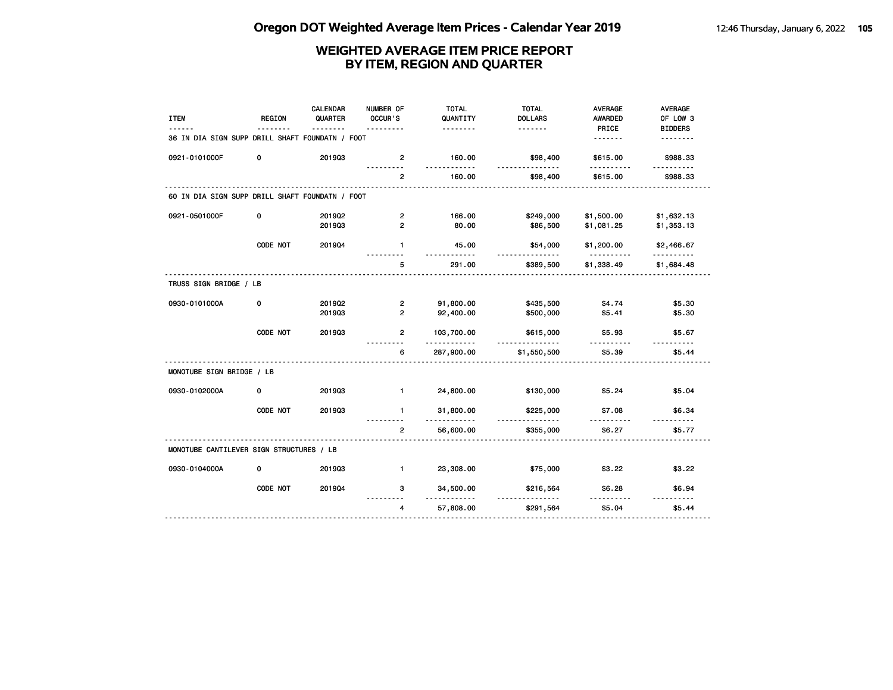# Oregon DOT Weighted Average Item Prices - Calendar Year 2019

## WEIGHTED AVERAGE ITEM PRICE REPORT BY ITEM, REGION AND QUARTER

| ITEM | REGION | CALENDAR QUARTER | NUMBER OF OCCUR'S | TOTAL QUANTITY | TOTAL DOLLARS | AVERAGE AWARDED PRICE | AVERAGE OF LOW 3 BIDDERS |
|---|---|---|---|---|---|---|---|
| 36 IN DIA SIGN SUPP DRILL SHAFT FOUNDATN / FOOT | | | | | | | |
| 0921-0101000F | 0 | 2019Q3 | 2 | 160.00 | $98,400 | $615.00 | $988.33 |
| | | | 2 | 160.00 | $98,400 | $615.00 | $988.33 |
| 60 IN DIA SIGN SUPP DRILL SHAFT FOUNDATN / FOOT | | | | | | | |
| 0921-0501000F | 0 | 2019Q2 | 2 | 166.00 | $249,000 | $1,500.00 | $1,632.13 |
| | | 2019Q3 | 2 | 80.00 | $86,500 | $1,081.25 | $1,353.13 |
| | CODE NOT | 2019Q4 | 1 | 45.00 | $54,000 | $1,200.00 | $2,466.67 |
| | | | 5 | 291.00 | $389,500 | $1,338.49 | $1,684.48 |
| TRUSS SIGN BRIDGE / LB | | | | | | | |
| 0930-0101000A | 0 | 2019Q2 | 2 | 91,800.00 | $435,500 | $4.74 | $5.30 |
| | | 2019Q3 | 2 | 92,400.00 | $500,000 | $5.41 | $5.30 |
| | CODE NOT | 2019Q3 | 2 | 103,700.00 | $615,000 | $5.93 | $5.67 |
| | | | 6 | 287,900.00 | $1,550,500 | $5.39 | $5.44 |
| MONOTUBE SIGN BRIDGE / LB | | | | | | | |
| 0930-0102000A | 0 | 2019Q3 | 1 | 24,800.00 | $130,000 | $5.24 | $5.04 |
| | CODE NOT | 2019Q3 | 1 | 31,800.00 | $225,000 | $7.08 | $6.34 |
| | | | 2 | 56,600.00 | $355,000 | $6.27 | $5.77 |
| MONOTUBE CANTILEVER SIGN STRUCTURES / LB | | | | | | | |
| 0930-0104000A | 0 | 2019Q3 | 1 | 23,308.00 | $75,000 | $3.22 | $3.22 |
| | CODE NOT | 2019Q4 | 3 | 34,500.00 | $216,564 | $6.28 | $6.94 |
| | | | 4 | 57,808.00 | $291,564 | $5.04 | $5.44 |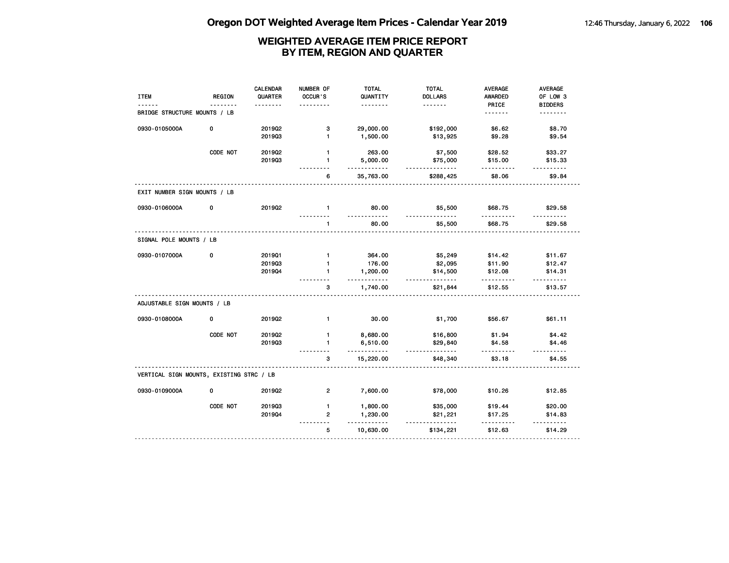# Oregon DOT Weighted Average Item Prices - Calendar Year 2019

## WEIGHTED AVERAGE ITEM PRICE REPORT BY ITEM, REGION AND QUARTER

| ITEM | REGION | CALENDAR QUARTER | NUMBER OF OCCUR'S | TOTAL QUANTITY | TOTAL DOLLARS | AVERAGE AWARDED PRICE | AVERAGE OF LOW 3 BIDDERS |
|---|---|---|---|---|---|---|---|
| **BRIDGE STRUCTURE MOUNTS / LB** | | | | | | | |
| 0930-0105000A | 0 | 2019Q2 | 3 | 29,000.00 | $192,000 | $6.62 | $8.70 |
| | | 2019Q3 | 1 | 1,500.00 | $13,925 | $9.28 | $9.54 |
| | CODE NOT | 2019Q2 | 1 | 263.00 | $7,500 | $28.52 | $33.27 |
| | | 2019Q3 | 1 | 5,000.00 | $75,000 | $15.00 | $15.33 |
| | | | 6 | 35,763.00 | $288,425 | $8.06 | $9.84 |
| **EXIT NUMBER SIGN MOUNTS / LB** | | | | | | | |
| 0930-0106000A | 0 | 2019Q2 | 1 | 80.00 | $5,500 | $68.75 | $29.58 |
| | | | 1 | 80.00 | $5,500 | $68.75 | $29.58 |
| **SIGNAL POLE MOUNTS / LB** | | | | | | | |
| 0930-0107000A | 0 | 2019Q1 | 1 | 364.00 | $5,249 | $14.42 | $11.67 |
| | | 2019Q3 | 1 | 176.00 | $2,095 | $11.90 | $12.47 |
| | | 2019Q4 | 1 | 1,200.00 | $14,500 | $12.08 | $14.31 |
| | | | 3 | 1,740.00 | $21,844 | $12.55 | $13.57 |
| **ADJUSTABLE SIGN MOUNTS / LB** | | | | | | | |
| 0930-0108000A | 0 | 2019Q2 | 1 | 30.00 | $1,700 | $56.67 | $61.11 |
| | CODE NOT | 2019Q2 | 1 | 8,680.00 | $16,800 | $1.94 | $4.42 |
| | | 2019Q3 | 1 | 6,510.00 | $29,840 | $4.58 | $4.46 |
| | | | 3 | 15,220.00 | $48,340 | $3.18 | $4.55 |
| **VERTICAL SIGN MOUNTS, EXISTING STRC / LB** | | | | | | | |
| 0930-0109000A | 0 | 2019Q2 | 2 | 7,600.00 | $78,000 | $10.26 | $12.85 |
| | CODE NOT | 2019Q3 | 1 | 1,800.00 | $35,000 | $19.44 | $20.00 |
| | | 2019Q4 | 2 | 1,230.00 | $21,221 | $17.25 | $14.83 |
| | | | 5 | 10,630.00 | $134,221 | $12.63 | $14.29 |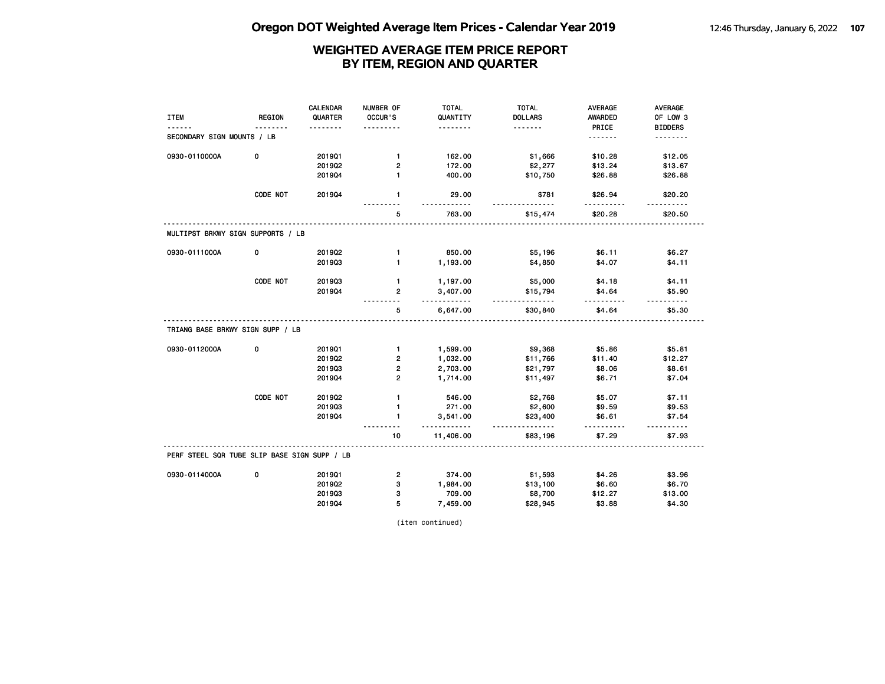## WEIGHTED AVERAGE ITEM PRICE REPORT
## BY ITEM, REGION AND QUARTER

| ITEM | REGION | CALENDAR QUARTER | NUMBER OF OCCUR'S | TOTAL QUANTITY | TOTAL DOLLARS | AVERAGE AWARDED PRICE | AVERAGE OF LOW 3 BIDDERS |
|---|---|---|---|---|---|---|---|
| **SECONDARY SIGN MOUNTS / LB** | | | | | | | |
| 0930-0110000A | 0 | 2019Q1 | 1 | 162.00 | $1,666 | $10.28 | $12.05 |
| | | 2019Q2 | 2 | 172.00 | $2,277 | $13.24 | $13.67 |
| | | 2019Q4 | 1 | 400.00 | $10,750 | $26.88 | $26.88 |
| | CODE NOT | 2019Q4 | 1 | 29.00 | $781 | $26.94 | $20.20 |
| | | | 5 | 763.00 | $15,474 | $20.28 | $20.50 |
| **MULTIPST BRKWY SIGN SUPPORTS / LB** | | | | | | | |
| 0930-0111000A | 0 | 2019Q2 | 1 | 850.00 | $5,196 | $6.11 | $6.27 |
| | | 2019Q3 | 1 | 1,193.00 | $4,850 | $4.07 | $4.11 |
| | CODE NOT | 2019Q3 | 1 | 1,197.00 | $5,000 | $4.18 | $4.11 |
| | | 2019Q4 | 2 | 3,407.00 | $15,794 | $4.64 | $5.90 |
| | | | 5 | 6,647.00 | $30,840 | $4.64 | $5.30 |
| **TRIANG BASE BRKWY SIGN SUPP / LB** | | | | | | | |
| 0930-0112000A | 0 | 2019Q1 | 1 | 1,599.00 | $9,368 | $5.86 | $5.81 |
| | | 2019Q2 | 2 | 1,032.00 | $11,766 | $11.40 | $12.27 |
| | | 2019Q3 | 2 | 2,703.00 | $21,797 | $8.06 | $8.61 |
| | | 2019Q4 | 2 | 1,714.00 | $11,497 | $6.71 | $7.04 |
| | CODE NOT | 2019Q2 | 1 | 546.00 | $2,768 | $5.07 | $7.11 |
| | | 2019Q3 | 1 | 271.00 | $2,600 | $9.59 | $9.53 |
| | | 2019Q4 | 1 | 3,541.00 | $23,400 | $6.61 | $7.54 |
| | | | 10 | 11,406.00 | $83,196 | $7.29 | $7.93 |
| **PERF STEEL SQR TUBE SLIP BASE SIGN SUPP / LB** | | | | | | | |
| 0930-0114000A | 0 | 2019Q1 | 2 | 374.00 | $1,593 | $4.26 | $3.96 |
| | | 2019Q2 | 3 | 1,984.00 | $13,100 | $6.60 | $6.70 |
| | | 2019Q3 | 3 | 709.00 | $8,700 | $12.27 | $13.00 |
| | | 2019Q4 | 5 | 7,459.00 | $28,945 | $3.88 | $4.30 |

(item continued)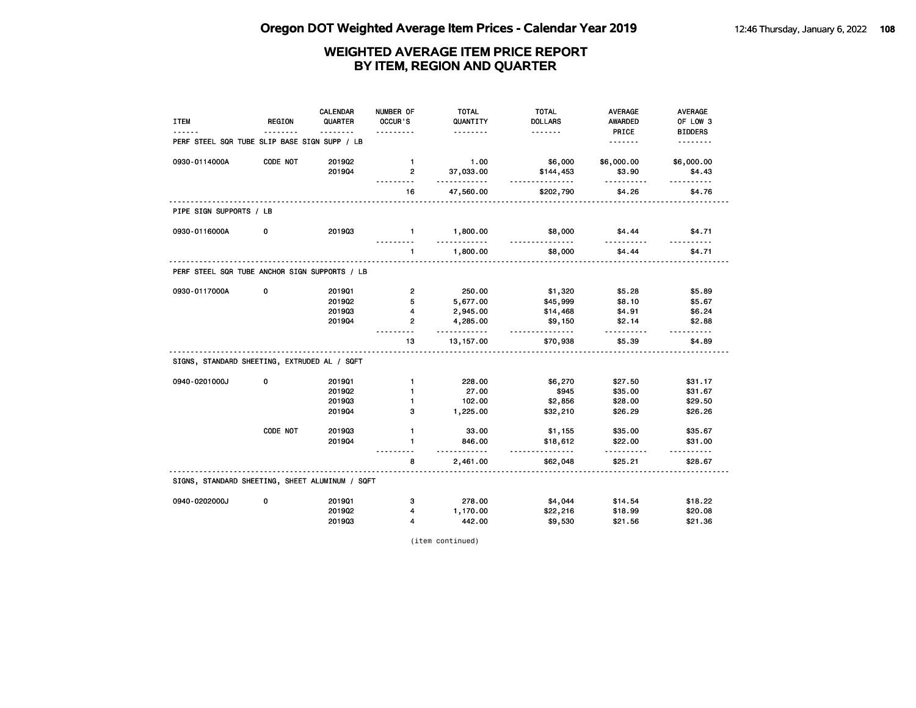# Oregon DOT Weighted Average Item Prices - Calendar Year 2019

## WEIGHTED AVERAGE ITEM PRICE REPORT BY ITEM, REGION AND QUARTER

| ITEM | REGION | CALENDAR QUARTER | NUMBER OF OCCUR'S | TOTAL QUANTITY | TOTAL DOLLARS | AVERAGE AWARDED PRICE | AVERAGE OF LOW 3 BIDDERS |
|---|---|---|---|---|---|---|---|
| PERF STEEL SQR TUBE SLIP BASE SIGN SUPP / LB | | | | | | | |
| 0930-0114000A | CODE NOT | 2019Q2 | 1 | 1.00 | $6,000 | $6,000.00 | $6,000.00 |
| | | 2019Q4 | 2 | 37,033.00 | $144,453 | $3.90 | $4.43 |
| | | | 16 | 47,560.00 | $202,790 | $4.26 | $4.76 |
| PIPE SIGN SUPPORTS / LB | | | | | | | |
| 0930-0116000A | 0 | 2019Q3 | 1 | 1,800.00 | $8,000 | $4.44 | $4.71 |
| | | | 1 | 1,800.00 | $8,000 | $4.44 | $4.71 |
| PERF STEEL SQR TUBE ANCHOR SIGN SUPPORTS / LB | | | | | | | |
| 0930-0117000A | 0 | 2019Q1 | 2 | 250.00 | $1,320 | $5.28 | $5.89 |
| | | 2019Q2 | 5 | 5,677.00 | $45,999 | $8.10 | $5.67 |
| | | 2019Q3 | 4 | 2,945.00 | $14,468 | $4.91 | $6.24 |
| | | 2019Q4 | 2 | 4,285.00 | $9,150 | $2.14 | $2.88 |
| | | | 13 | 13,157.00 | $70,938 | $5.39 | $4.89 |
| SIGNS, STANDARD SHEETING, EXTRUDED AL / SQFT | | | | | | | |
| 0940-0201000J | 0 | 2019Q1 | 1 | 228.00 | $6,270 | $27.50 | $31.17 |
| | | 2019Q2 | 1 | 27.00 | $945 | $35.00 | $31.67 |
| | | 2019Q3 | 1 | 102.00 | $2,856 | $28.00 | $29.50 |
| | | 2019Q4 | 3 | 1,225.00 | $32,210 | $26.29 | $26.26 |
| | CODE NOT | 2019Q3 | 1 | 33.00 | $1,155 | $35.00 | $35.67 |
| | | 2019Q4 | 1 | 846.00 | $18,612 | $22.00 | $31.00 |
| | | | 8 | 2,461.00 | $62,048 | $25.21 | $28.67 |
| SIGNS, STANDARD SHEETING, SHEET ALUMINUM / SQFT | | | | | | | |
| 0940-0202000J | 0 | 2019Q1 | 3 | 278.00 | $4,044 | $14.54 | $18.22 |
| | | 2019Q2 | 4 | 1,170.00 | $22,216 | $18.99 | $20.08 |
| | | 2019Q3 | 4 | 442.00 | $9,530 | $21.56 | $21.36 |

(item continued)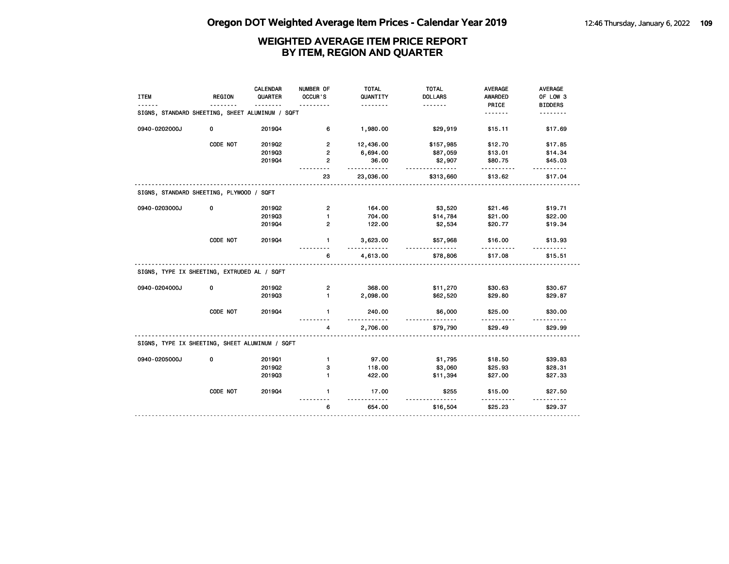# WEIGHTED AVERAGE ITEM PRICE REPORT BY ITEM, REGION AND QUARTER

| ITEM | REGION | CALENDAR QUARTER | NUMBER OF OCCUR'S | TOTAL QUANTITY | TOTAL DOLLARS | AVERAGE AWARDED PRICE | AVERAGE OF LOW 3 BIDDERS |
|---|---|---|---|---|---|---|---|
| SIGNS, STANDARD SHEETING, SHEET ALUMINUM / SQFT | | | | | | | |
| 0940-0202000J | 0 | 2019Q4 | 6 | 1,980.00 | $29,919 | $15.11 | $17.69 |
| | CODE NOT | 2019Q2 | 2 | 12,436.00 | $157,985 | $12.70 | $17.85 |
| | | 2019Q3 | 2 | 6,694.00 | $87,059 | $13.01 | $14.34 |
| | | 2019Q4 | 2 | 36.00 | $2,907 | $80.75 | $45.03 |
| | | | 23 | 23,036.00 | $313,660 | $13.62 | $17.04 |
| SIGNS, STANDARD SHEETING, PLYWOOD / SQFT | | | | | | | |
| 0940-0203000J | 0 | 2019Q2 | 2 | 164.00 | $3,520 | $21.46 | $19.71 |
| | | 2019Q3 | 1 | 704.00 | $14,784 | $21.00 | $22.00 |
| | | 2019Q4 | 2 | 122.00 | $2,534 | $20.77 | $19.34 |
| | CODE NOT | 2019Q4 | 1 | 3,623.00 | $57,968 | $16.00 | $13.93 |
| | | | 6 | 4,613.00 | $78,806 | $17.08 | $15.51 |
| SIGNS, TYPE IX SHEETING, EXTRUDED AL / SQFT | | | | | | | |
| 0940-0204000J | 0 | 2019Q2 | 2 | 368.00 | $11,270 | $30.63 | $30.67 |
| | | 2019Q3 | 1 | 2,098.00 | $62,520 | $29.80 | $29.87 |
| | CODE NOT | 2019Q4 | 1 | 240.00 | $6,000 | $25.00 | $30.00 |
| | | | 4 | 2,706.00 | $79,790 | $29.49 | $29.99 |
| SIGNS, TYPE IX SHEETING, SHEET ALUMINUM / SQFT | | | | | | | |
| 0940-0205000J | 0 | 2019Q1 | 1 | 97.00 | $1,795 | $18.50 | $39.83 |
| | | 2019Q2 | 3 | 118.00 | $3,060 | $25.93 | $28.31 |
| | | 2019Q3 | 1 | 422.00 | $11,394 | $27.00 | $27.33 |
| | CODE NOT | 2019Q4 | 1 | 17.00 | $255 | $15.00 | $27.50 |
| | | | 6 | 654.00 | $16,504 | $25.23 | $29.37 |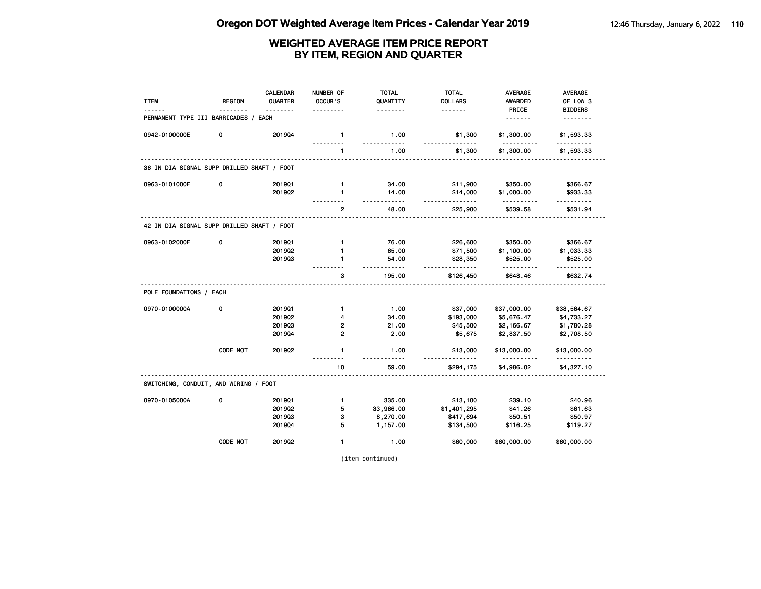# Oregon DOT Weighted Average Item Prices - Calendar Year 2019

## WEIGHTED AVERAGE ITEM PRICE REPORT BY ITEM, REGION AND QUARTER

| ITEM | REGION | CALENDAR QUARTER | NUMBER OF OCCUR'S | TOTAL QUANTITY | TOTAL DOLLARS | AVERAGE AWARDED PRICE | AVERAGE OF LOW 3 BIDDERS |
|---|---|---|---|---|---|---|---|
| **PERMANENT TYPE III BARRICADES / EACH** | | | | | | | |
| 0942-0100000E | 0 | 2019Q4 | 1 | 1.00 | $1,300 | $1,300.00 | $1,593.33 |
| | | | 1 | 1.00 | $1,300 | $1,300.00 | $1,593.33 |
| **36 IN DIA SIGNAL SUPP DRILLED SHAFT / FOOT** | | | | | | | |
| 0963-0101000F | 0 | 2019Q1 | 1 | 34.00 | $11,900 | $350.00 | $366.67 |
| | | 2019Q2 | 1 | 14.00 | $14,000 | $1,000.00 | $933.33 |
| | | | 2 | 48.00 | $25,900 | $539.58 | $531.94 |
| **42 IN DIA SIGNAL SUPP DRILLED SHAFT / FOOT** | | | | | | | |
| 0963-0102000F | 0 | 2019Q1 | 1 | 76.00 | $26,600 | $350.00 | $366.67 |
| | | 2019Q2 | 1 | 65.00 | $71,500 | $1,100.00 | $1,033.33 |
| | | 2019Q3 | 1 | 54.00 | $28,350 | $525.00 | $525.00 |
| | | | 3 | 195.00 | $126,450 | $648.46 | $632.74 |
| **POLE FOUNDATIONS / EACH** | | | | | | | |
| 0970-0100000A | 0 | 2019Q1 | 1 | 1.00 | $37,000 | $37,000.00 | $38,564.67 |
| | | 2019Q2 | 4 | 34.00 | $193,000 | $5,676.47 | $4,733.27 |
| | | 2019Q3 | 2 | 21.00 | $45,500 | $2,166.67 | $1,780.28 |
| | | 2019Q4 | 2 | 2.00 | $5,675 | $2,837.50 | $2,708.50 |
| | CODE NOT | 2019Q2 | 1 | 1.00 | $13,000 | $13,000.00 | $13,000.00 |
| | | | 10 | 59.00 | $294,175 | $4,986.02 | $4,327.10 |
| **SWITCHING, CONDUIT, AND WIRING / FOOT** | | | | | | | |
| 0970-0105000A | 0 | 2019Q1 | 1 | 335.00 | $13,100 | $39.10 | $40.96 |
| | | 2019Q2 | 5 | 33,966.00 | $1,401,295 | $41.26 | $61.63 |
| | | 2019Q3 | 3 | 8,270.00 | $417,694 | $50.51 | $50.97 |
| | | 2019Q4 | 5 | 1,157.00 | $134,500 | $116.25 | $119.27 |
| | CODE NOT | 2019Q2 | 1 | 1.00 | $60,000 | $60,000.00 | $60,000.00 |

(item continued)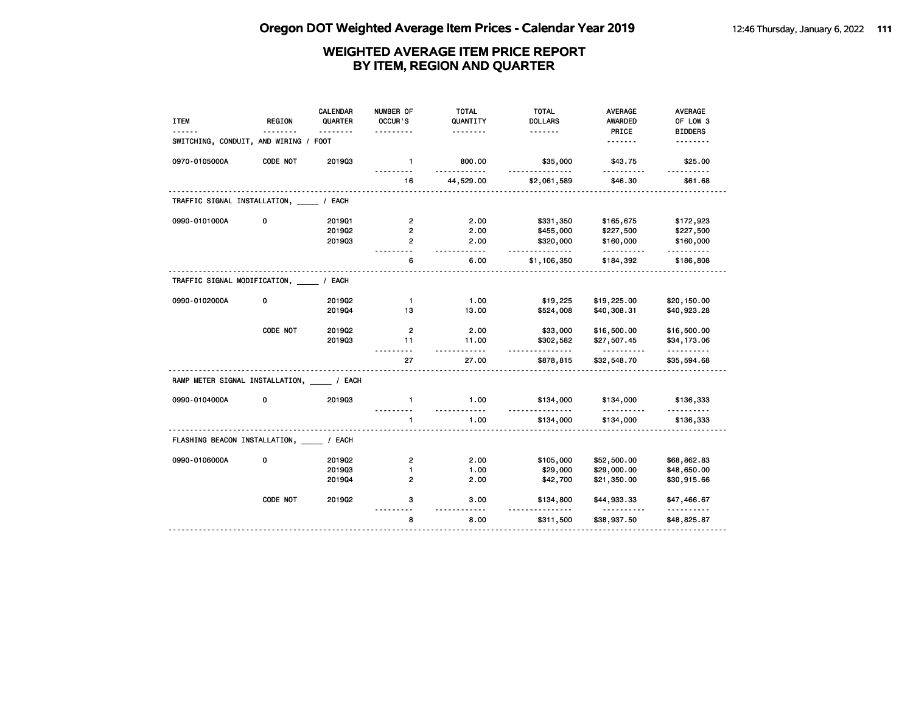## WEIGHTED AVERAGE ITEM PRICE REPORT BY ITEM, REGION AND QUARTER

| ITEM | REGION | CALENDAR QUARTER | NUMBER OF OCCUR'S | TOTAL QUANTITY | TOTAL DOLLARS | AVERAGE AWARDED PRICE | AVERAGE OF LOW 3 BIDDERS |
|---|---|---|---|---|---|---|---|
| **SWITCHING, CONDUIT, AND WIRING / FOOT** | | | | | | | |
| 0970-0105000A | CODE NOT | 2019Q3 | 1 | 800.00 | $35,000 | $43.75 | $25.00 |
| | | | 16 | 44,529.00 | $2,061,589 | $46.30 | $61.68 |
| **TRAFFIC SIGNAL INSTALLATION, _____ / EACH** | | | | | | | |
| 0990-0101000A | 0 | 2019Q1 | 2 | 2.00 | $331,350 | $165,675 | $172,923 |
| | | 2019Q2 | 2 | 2.00 | $455,000 | $227,500 | $227,500 |
| | | 2019Q3 | 2 | 2.00 | $320,000 | $160,000 | $160,000 |
| | | | 6 | 6.00 | $1,106,350 | $184,392 | $186,808 |
| **TRAFFIC SIGNAL MODIFICATION, _____ / EACH** | | | | | | | |
| 0990-0102000A | 0 | 2019Q2 | 1 | 1.00 | $19,225 | $19,225.00 | $20,150.00 |
| | | 2019Q4 | 13 | 13.00 | $524,008 | $40,308.31 | $40,923.28 |
| | CODE NOT | 2019Q2 | 2 | 2.00 | $33,000 | $16,500.00 | $16,500.00 |
| | | 2019Q3 | 11 | 11.00 | $302,582 | $27,507.45 | $34,173.06 |
| | | | 27 | 27.00 | $878,815 | $32,548.70 | $35,594.68 |
| **RAMP METER SIGNAL INSTALLATION, _____ / EACH** | | | | | | | |
| 0990-0104000A | 0 | 2019Q3 | 1 | 1.00 | $134,000 | $134,000 | $136,333 |
| | | | 1 | 1.00 | $134,000 | $134,000 | $136,333 |
| **FLASHING BEACON INSTALLATION, _____ / EACH** | | | | | | | |
| 0990-0106000A | 0 | 2019Q2 | 2 | 2.00 | $105,000 | $52,500.00 | $68,862.83 |
| | | 2019Q3 | 1 | 1.00 | $29,000 | $29,000.00 | $48,650.00 |
| | | 2019Q4 | 2 | 2.00 | $42,700 | $21,350.00 | $30,915.66 |
| | CODE NOT | 2019Q2 | 3 | 3.00 | $134,800 | $44,933.33 | $47,466.67 |
| | | | 8 | 8.00 | $311,500 | $38,937.50 | $48,825.87 |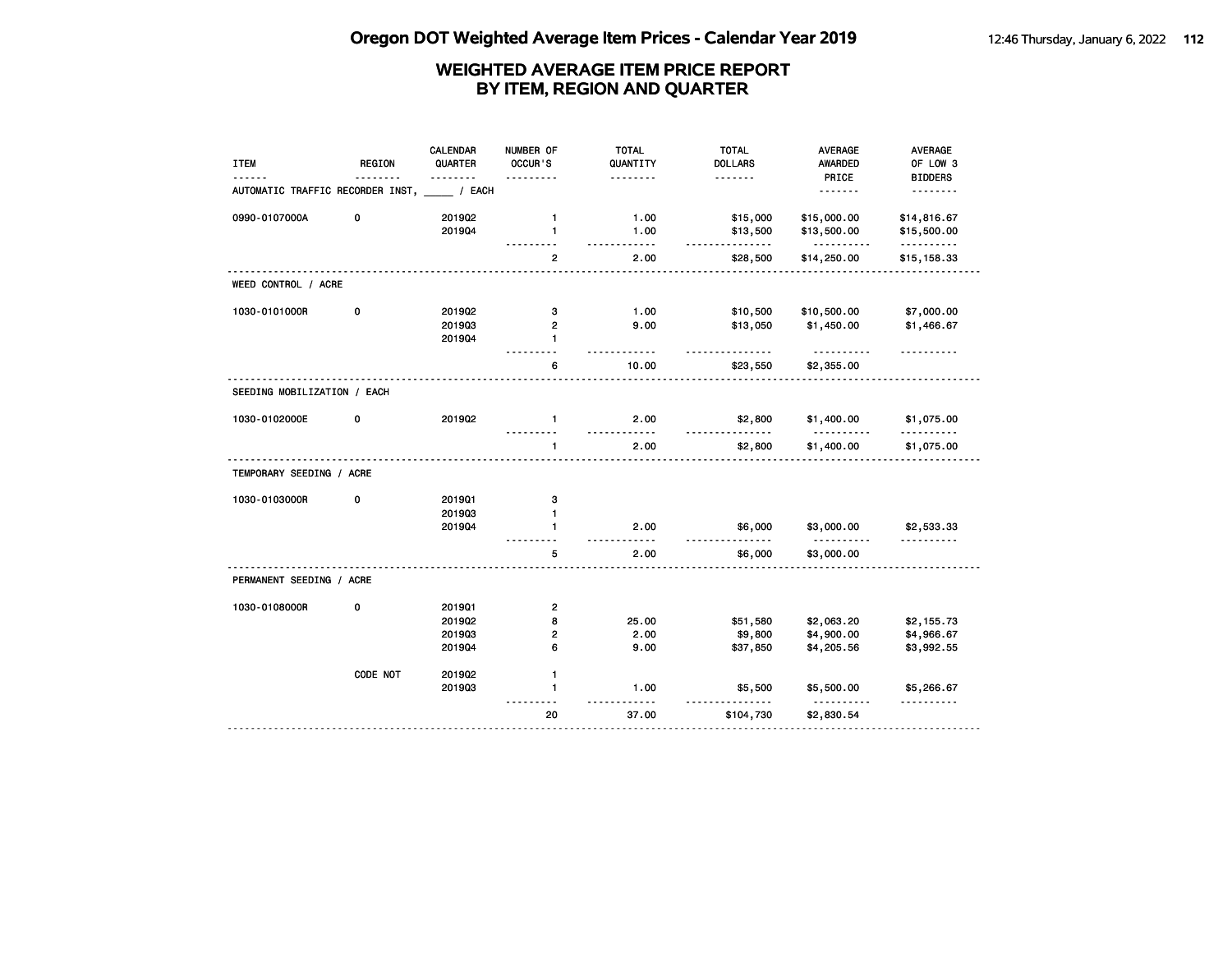# WEIGHTED AVERAGE ITEM PRICE REPORT
## BY ITEM, REGION AND QUARTER

| ITEM | REGION | CALENDAR QUARTER | NUMBER OF OCCUR'S | TOTAL QUANTITY | TOTAL DOLLARS | AVERAGE AWARDED PRICE | AVERAGE OF LOW 3 BIDDERS |
|---|---|---|---|---|---|---|---|
| AUTOMATIC TRAFFIC RECORDER INST, _____ / EACH | | | | | | | |
| 0990-0107000A | 0 | 2019Q2 | 1 | 1.00 | $15,000 | $15,000.00 | $14,816.67 |
| | | 2019Q4 | 1 | 1.00 | $13,500 | $13,500.00 | $15,500.00 |
| | | | 2 | 2.00 | $28,500 | $14,250.00 | $15,158.33 |
| WEED CONTROL / ACRE | | | | | | | |
| 1030-0101000R | 0 | 2019Q2 | 3 | 1.00 | $10,500 | $10,500.00 | $7,000.00 |
| | | 2019Q3 | 2 | 9.00 | $13,050 | $1,450.00 | $1,466.67 |
| | | 2019Q4 | 1 | | | | |
| | | | 6 | 10.00 | $23,550 | $2,355.00 | |
| SEEDING MOBILIZATION / EACH | | | | | | | |
| 1030-0102000E | 0 | 2019Q2 | 1 | 2.00 | $2,800 | $1,400.00 | $1,075.00 |
| | | | 1 | 2.00 | $2,800 | $1,400.00 | $1,075.00 |
| TEMPORARY SEEDING / ACRE | | | | | | | |
| 1030-0103000R | 0 | 2019Q1 | 3 | | | | |
| | | 2019Q3 | 1 | | | | |
| | | 2019Q4 | 1 | 2.00 | $6,000 | $3,000.00 | $2,533.33 |
| | | | 5 | 2.00 | $6,000 | $3,000.00 | |
| PERMANENT SEEDING / ACRE | | | | | | | |
| 1030-0108000R | 0 | 2019Q1 | 2 | | | | |
| | | 2019Q2 | 8 | 25.00 | $51,580 | $2,063.20 | $2,155.73 |
| | | 2019Q3 | 2 | 2.00 | $9,800 | $4,900.00 | $4,966.67 |
| | | 2019Q4 | 6 | 9.00 | $37,850 | $4,205.56 | $3,992.55 |
| | CODE NOT | 2019Q2 | 1 | | | | |
| | | 2019Q3 | 1 | 1.00 | $5,500 | $5,500.00 | $5,266.67 |
| | | | 20 | 37.00 | $104,730 | $2,830.54 | |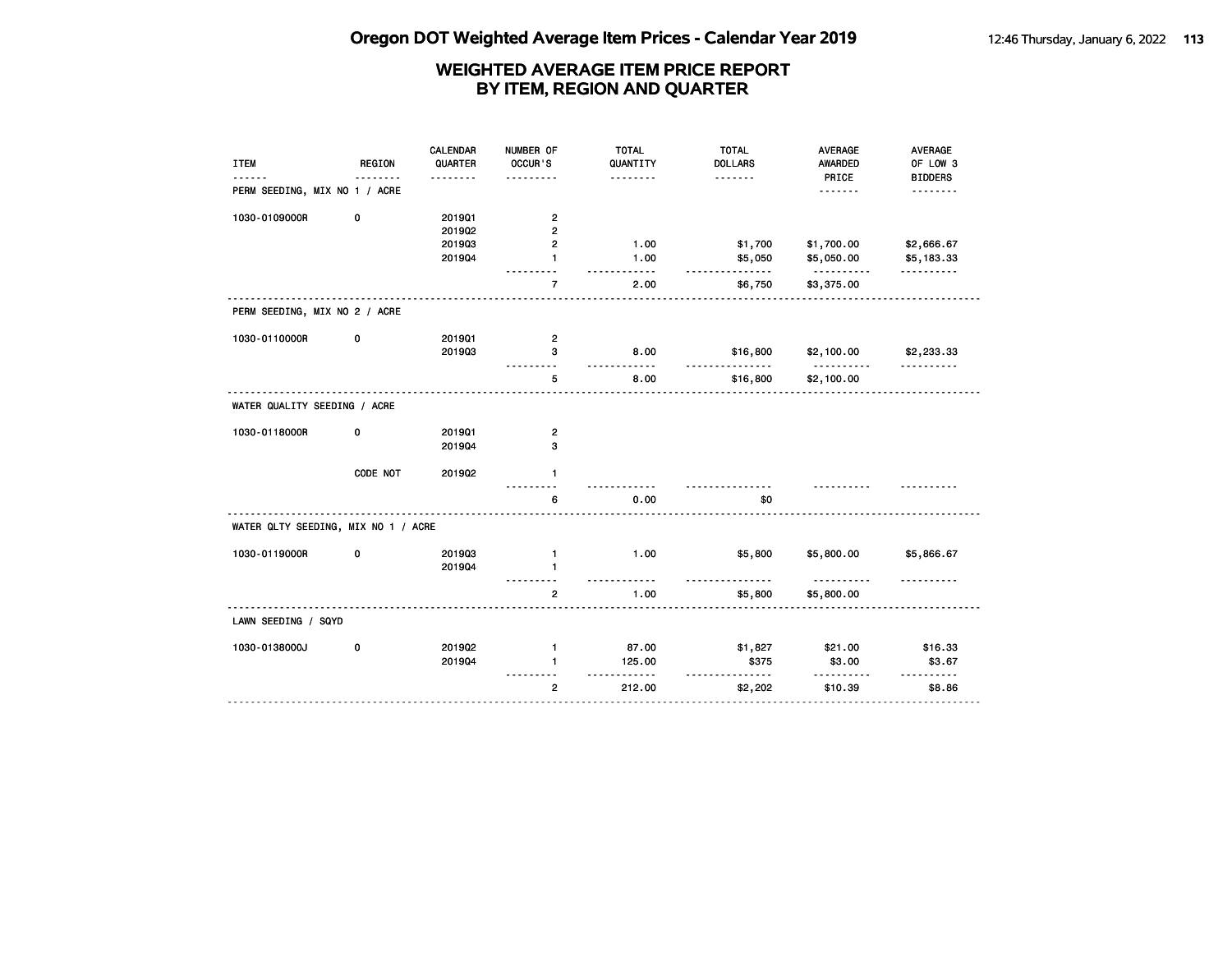# Oregon DOT Weighted Average Item Prices - Calendar Year 2019

## WEIGHTED AVERAGE ITEM PRICE REPORT BY ITEM, REGION AND QUARTER

| ITEM | REGION | CALENDAR QUARTER | NUMBER OF OCCUR'S | TOTAL QUANTITY | TOTAL DOLLARS | AVERAGE AWARDED PRICE | AVERAGE OF LOW 3 BIDDERS |
|---|---|---|---|---|---|---|---|
| PERM SEEDING, MIX NO 1 / ACRE | | | | | | | |
| 1030-0109000R | 0 | 2019Q1 | 2 | | | | |
| | | 2019Q2 | 2 | | | | |
| | | 2019Q3 | 2 | 1.00 | $1,700 | $1,700.00 | $2,666.67 |
| | | 2019Q4 | 1 | 1.00 | $5,050 | $5,050.00 | $5,183.33 |
| | | | 7 | 2.00 | $6,750 | $3,375.00 | |
| PERM SEEDING, MIX NO 2 / ACRE | | | | | | | |
| 1030-0110000R | 0 | 2019Q1 | 2 | | | | |
| | | 2019Q3 | 3 | 8.00 | $16,800 | $2,100.00 | $2,233.33 |
| | | | 5 | 8.00 | $16,800 | $2,100.00 | |
| WATER QUALITY SEEDING / ACRE | | | | | | | |
| 1030-0118000R | 0 | 2019Q1 | 2 | | | | |
| | | 2019Q4 | 3 | | | | |
| | CODE NOT | 2019Q2 | 1 | | | | |
| | | | 6 | 0.00 | $0 | | |
| WATER QLTY SEEDING, MIX NO 1 / ACRE | | | | | | | |
| 1030-0119000R | 0 | 2019Q3 | 1 | 1.00 | $5,800 | $5,800.00 | $5,866.67 |
| | | 2019Q4 | 1 | | | | |
| | | | 2 | 1.00 | $5,800 | $5,800.00 | |
| LAWN SEEDING / SQYD | | | | | | | |
| 1030-0138000J | 0 | 2019Q2 | 1 | 87.00 | $1,827 | $21.00 | $16.33 |
| | | 2019Q4 | 1 | 125.00 | $375 | $3.00 | $3.67 |
| | | | 2 | 212.00 | $2,202 | $10.39 | $8.86 |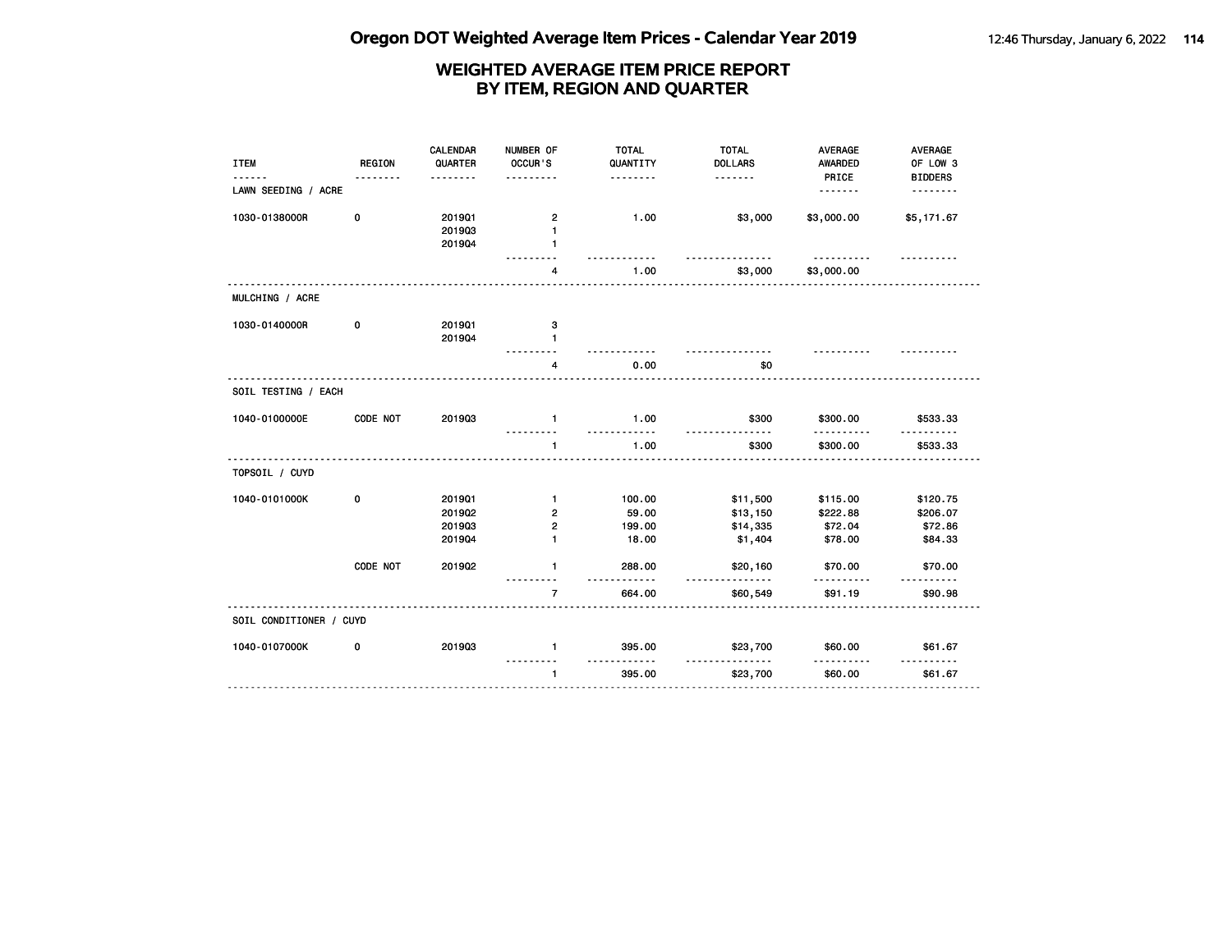# Oregon DOT Weighted Average Item Prices - Calendar Year 2019

## WEIGHTED AVERAGE ITEM PRICE REPORT BY ITEM, REGION AND QUARTER

| ITEM | REGION | CALENDAR QUARTER | NUMBER OF OCCUR'S | TOTAL QUANTITY | TOTAL DOLLARS | AVERAGE AWARDED PRICE | AVERAGE OF LOW 3 BIDDERS |
|---|---|---|---|---|---|---|---|
| LAWN SEEDING / ACRE | | | | | | | |
| 1030-0138000R | 0 | 2019Q1 | 2 | 1.00 | $3,000 | $3,000.00 | $5,171.67 |
| | | 2019Q3 | 1 | | | | |
| | | 2019Q4 | 1 | | | | |
| | | | 4 | 1.00 | $3,000 | $3,000.00 | |
| MULCHING / ACRE | | | | | | | |
| 1030-0140000R | 0 | 2019Q1 | 3 | | | | |
| | | 2019Q4 | 1 | | | | |
| | | | 4 | 0.00 | $0 | | |
| SOIL TESTING / EACH | | | | | | | |
| 1040-0100000E | CODE NOT | 2019Q3 | 1 | 1.00 | $300 | $300.00 | $533.33 |
| | | | 1 | 1.00 | $300 | $300.00 | $533.33 |
| TOPSOIL / CUYD | | | | | | | |
| 1040-0101000K | 0 | 2019Q1 | 1 | 100.00 | $11,500 | $115.00 | $120.75 |
| | | 2019Q2 | 2 | 59.00 | $13,150 | $222.88 | $206.07 |
| | | 2019Q3 | 2 | 199.00 | $14,335 | $72.04 | $72.86 |
| | | 2019Q4 | 1 | 18.00 | $1,404 | $78.00 | $84.33 |
| | CODE NOT | 2019Q2 | 1 | 288.00 | $20,160 | $70.00 | $70.00 |
| | | | 7 | 664.00 | $60,549 | $91.19 | $90.98 |
| SOIL CONDITIONER / CUYD | | | | | | | |
| 1040-0107000K | 0 | 2019Q3 | 1 | 395.00 | $23,700 | $60.00 | $61.67 |
| | | | 1 | 395.00 | $23,700 | $60.00 | $61.67 |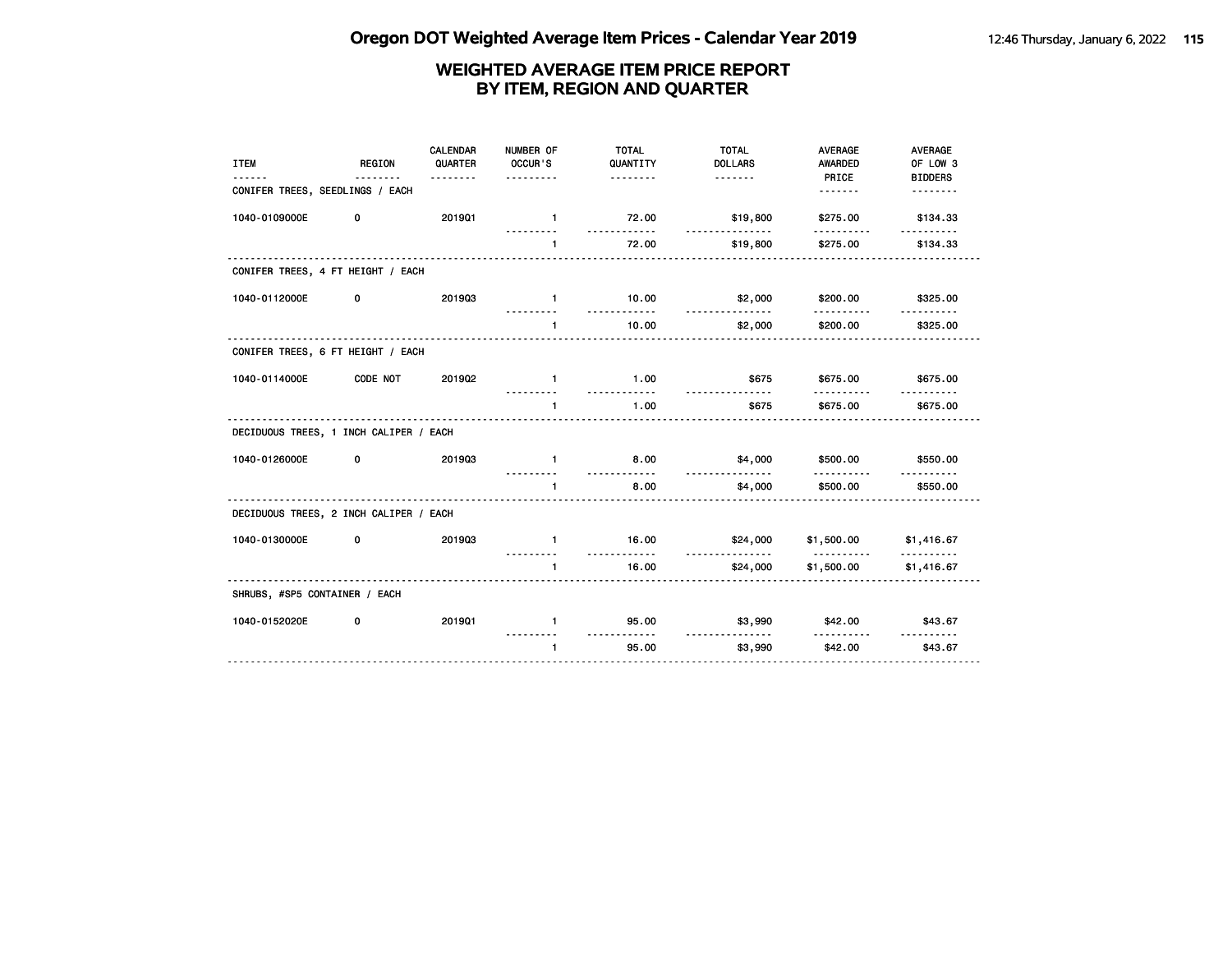# Oregon DOT Weighted Average Item Prices - Calendar Year 2019

## WEIGHTED AVERAGE ITEM PRICE REPORT BY ITEM, REGION AND QUARTER

| ITEM | REGION | CALENDAR QUARTER | NUMBER OF OCCUR'S | TOTAL QUANTITY | TOTAL DOLLARS | AVERAGE AWARDED PRICE | AVERAGE OF LOW 3 BIDDERS |
|---|---|---|---|---|---|---|---|
| CONIFER TREES, SEEDLINGS / EACH | | | | | | | |
| 1040-0109000E | 0 | 2019Q1 | 1 | 72.00 | $19,800 | $275.00 | $134.33 |
| | | | 1 | 72.00 | $19,800 | $275.00 | $134.33 |
| CONIFER TREES, 4 FT HEIGHT / EACH | | | | | | | |
| 1040-0112000E | 0 | 2019Q3 | 1 | 10.00 | $2,000 | $200.00 | $325.00 |
| | | | 1 | 10.00 | $2,000 | $200.00 | $325.00 |
| CONIFER TREES, 6 FT HEIGHT / EACH | | | | | | | |
| 1040-0114000E | CODE NOT | 2019Q2 | 1 | 1.00 | $675 | $675.00 | $675.00 |
| | | | 1 | 1.00 | $675 | $675.00 | $675.00 |
| DECIDUOUS TREES, 1 INCH CALIPER / EACH | | | | | | | |
| 1040-0126000E | 0 | 2019Q3 | 1 | 8.00 | $4,000 | $500.00 | $550.00 |
| | | | 1 | 8.00 | $4,000 | $500.00 | $550.00 |
| DECIDUOUS TREES, 2 INCH CALIPER / EACH | | | | | | | |
| 1040-0130000E | 0 | 2019Q3 | 1 | 16.00 | $24,000 | $1,500.00 | $1,416.67 |
| | | | 1 | 16.00 | $24,000 | $1,500.00 | $1,416.67 |
| SHRUBS, #SP5 CONTAINER / EACH | | | | | | | |
| 1040-0152020E | 0 | 2019Q1 | 1 | 95.00 | $3,990 | $42.00 | $43.67 |
| | | | 1 | 95.00 | $3,990 | $42.00 | $43.67 |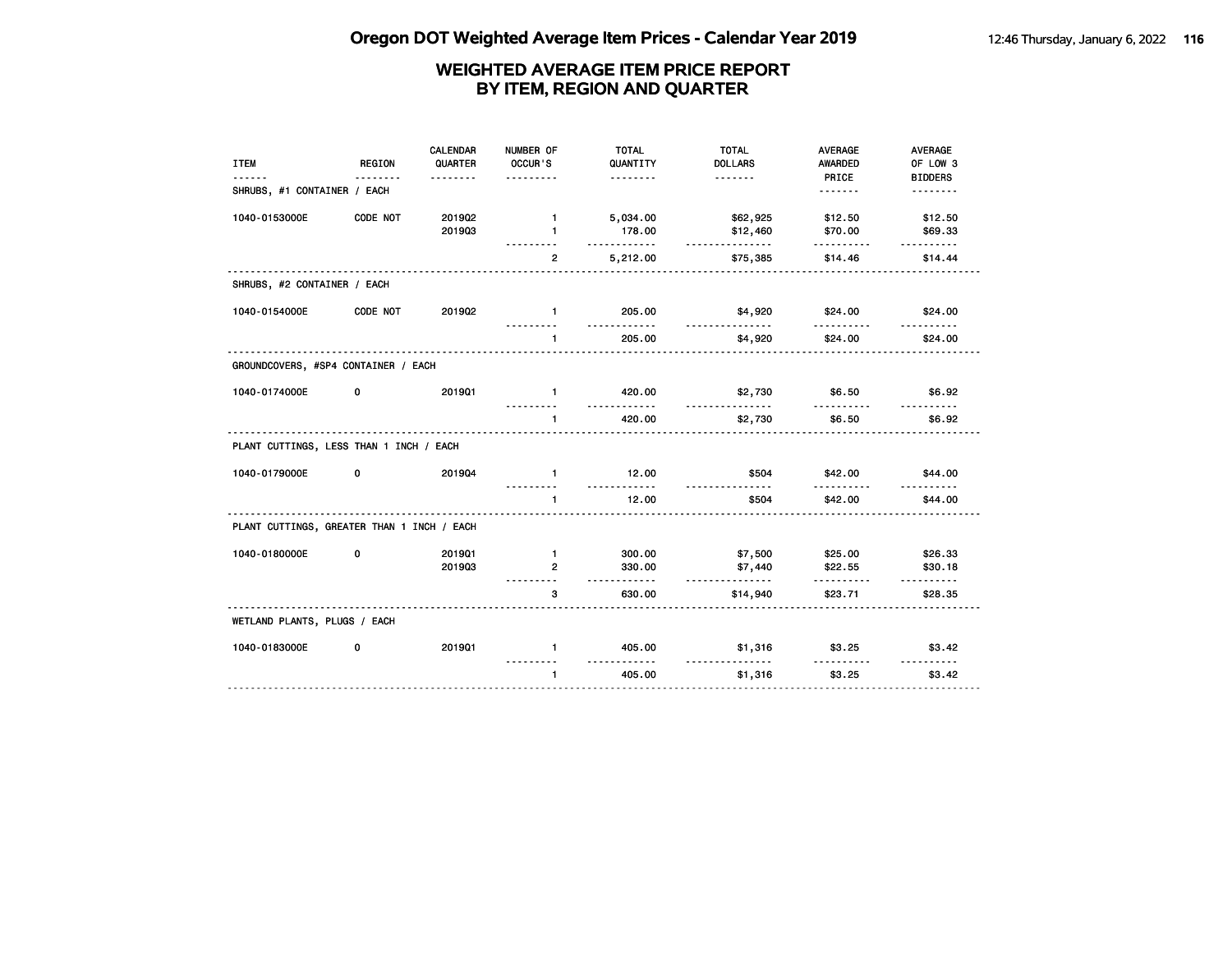# Oregon DOT Weighted Average Item Prices - Calendar Year 2019

## WEIGHTED AVERAGE ITEM PRICE REPORT BY ITEM, REGION AND QUARTER

| ITEM | REGION | CALENDAR QUARTER | NUMBER OF OCCUR'S | TOTAL QUANTITY | TOTAL DOLLARS | AVERAGE AWARDED PRICE | AVERAGE OF LOW 3 BIDDERS |
|---|---|---|---|---|---|---|---|
| SHRUBS, #1 CONTAINER / EACH | | | | | | | |
| 1040-0153000E | CODE NOT | 2019Q2 | 1 | 5,034.00 | $62,925 | $12.50 | $12.50 |
| | | 2019Q3 | 1 | 178.00 | $12,460 | $70.00 | $69.33 |
| | | | 2 | 5,212.00 | $75,385 | $14.46 | $14.44 |
| SHRUBS, #2 CONTAINER / EACH | | | | | | | |
| 1040-0154000E | CODE NOT | 2019Q2 | 1 | 205.00 | $4,920 | $24.00 | $24.00 |
| | | | 1 | 205.00 | $4,920 | $24.00 | $24.00 |
| GROUNDCOVERS, #SP4 CONTAINER / EACH | | | | | | | |
| 1040-0174000E | 0 | 2019Q1 | 1 | 420.00 | $2,730 | $6.50 | $6.92 |
| | | | 1 | 420.00 | $2,730 | $6.50 | $6.92 |
| PLANT CUTTINGS, LESS THAN 1 INCH / EACH | | | | | | | |
| 1040-0179000E | 0 | 2019Q4 | 1 | 12.00 | $504 | $42.00 | $44.00 |
| | | | 1 | 12.00 | $504 | $42.00 | $44.00 |
| PLANT CUTTINGS, GREATER THAN 1 INCH / EACH | | | | | | | |
| 1040-0180000E | 0 | 2019Q1 | 1 | 300.00 | $7,500 | $25.00 | $26.33 |
| | | 2019Q3 | 2 | 330.00 | $7,440 | $22.55 | $30.18 |
| | | | 3 | 630.00 | $14,940 | $23.71 | $28.35 |
| WETLAND PLANTS, PLUGS / EACH | | | | | | | |
| 1040-0183000E | 0 | 2019Q1 | 1 | 405.00 | $1,316 | $3.25 | $3.42 |
| | | | 1 | 405.00 | $1,316 | $3.25 | $3.42 |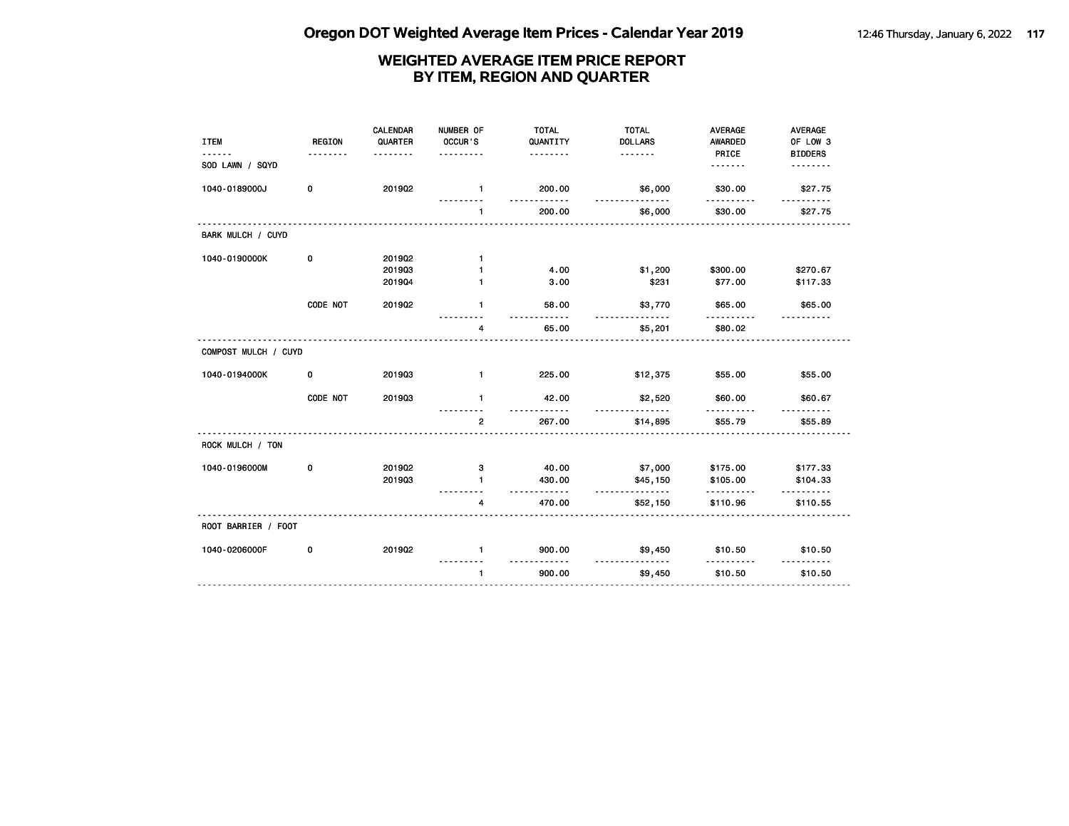# Oregon DOT Weighted Average Item Prices - Calendar Year 2019

## WEIGHTED AVERAGE ITEM PRICE REPORT BY ITEM, REGION AND QUARTER

| ITEM | REGION | CALENDAR QUARTER | NUMBER OF OCCUR'S | TOTAL QUANTITY | TOTAL DOLLARS | AVERAGE AWARDED PRICE | AVERAGE OF LOW 3 BIDDERS |
|---|---|---|---|---|---|---|---|
| SOD LAWN / SQYD | | | | | | | |
| 1040-0189000J | 0 | 2019Q2 | 1 | 200.00 | $6,000 | $30.00 | $27.75 |
| | | | 1 | 200.00 | $6,000 | $30.00 | $27.75 |
| BARK MULCH / CUYD | | | | | | | |
| 1040-0190000K | 0 | 2019Q2 | 1 | | | | |
| | | 2019Q3 | 1 | 4.00 | $1,200 | $300.00 | $270.67 |
| | | 2019Q4 | 1 | 3.00 | $231 | $77.00 | $117.33 |
| | CODE NOT | 2019Q2 | 1 | 58.00 | $3,770 | $65.00 | $65.00 |
| | | | 4 | 65.00 | $5,201 | $80.02 | |
| COMPOST MULCH / CUYD | | | | | | | |
| 1040-0194000K | 0 | 2019Q3 | 1 | 225.00 | $12,375 | $55.00 | $55.00 |
| | CODE NOT | 2019Q3 | 1 | 42.00 | $2,520 | $60.00 | $60.67 |
| | | | 2 | 267.00 | $14,895 | $55.79 | $55.89 |
| ROCK MULCH / TON | | | | | | | |
| 1040-0196000M | 0 | 2019Q2 | 3 | 40.00 | $7,000 | $175.00 | $177.33 |
| | | 2019Q3 | 1 | 430.00 | $45,150 | $105.00 | $104.33 |
| | | | 4 | 470.00 | $52,150 | $110.96 | $110.55 |
| ROOT BARRIER / FOOT | | | | | | | |
| 1040-0206000F | 0 | 2019Q2 | 1 | 900.00 | $9,450 | $10.50 | $10.50 |
| | | | 1 | 900.00 | $9,450 | $10.50 | $10.50 |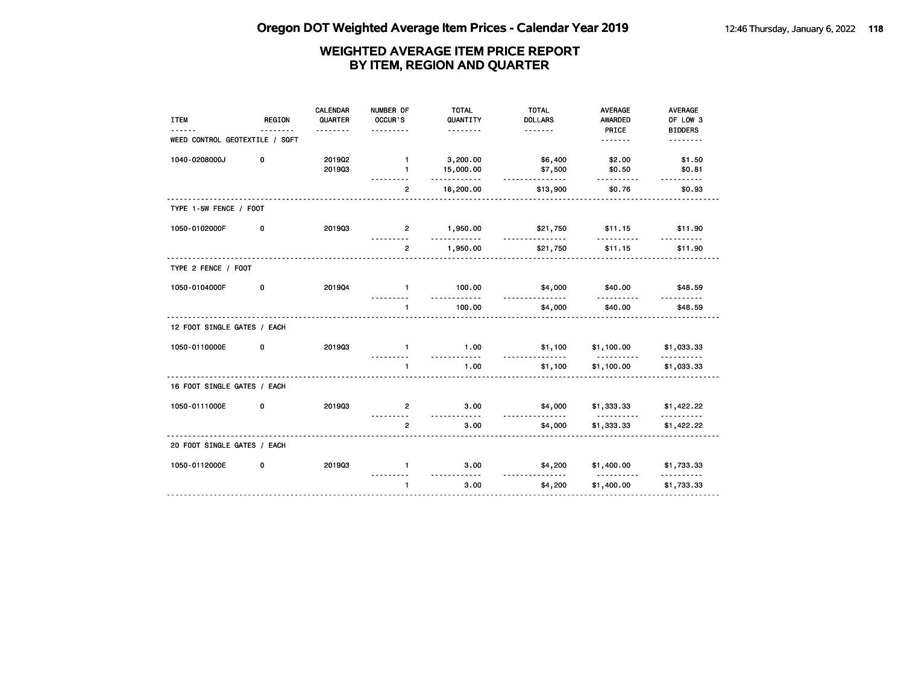# Oregon DOT Weighted Average Item Prices - Calendar Year 2019

## WEIGHTED AVERAGE ITEM PRICE REPORT BY ITEM, REGION AND QUARTER

| ITEM | REGION | CALENDAR QUARTER | NUMBER OF OCCUR'S | TOTAL QUANTITY | TOTAL DOLLARS | AVERAGE AWARDED PRICE | AVERAGE OF LOW 3 BIDDERS |
|---|---|---|---|---|---|---|---|
| **WEED CONTROL GEOTEXTILE / SQFT** | | | | | | | |
| 1040-0208000J | 0 | 2019Q2 | 1 | 3,200.00 | $6,400 | $2.00 | $1.50 |
| | | 2019Q3 | 1 | 15,000.00 | $7,500 | $0.50 | $0.81 |
| | | | 2 | 18,200.00 | $13,900 | $0.76 | $0.93 |
| **TYPE 1-5W FENCE / FOOT** | | | | | | | |
| 1050-0102000F | 0 | 2019Q3 | 2 | 1,950.00 | $21,750 | $11.15 | $11.90 |
| | | | 2 | 1,950.00 | $21,750 | $11.15 | $11.90 |
| **TYPE 2 FENCE / FOOT** | | | | | | | |
| 1050-0104000F | 0 | 2019Q4 | 1 | 100.00 | $4,000 | $40.00 | $48.59 |
| | | | 1 | 100.00 | $4,000 | $40.00 | $48.59 |
| **12 FOOT SINGLE GATES / EACH** | | | | | | | |
| 1050-0110000E | 0 | 2019Q3 | 1 | 1.00 | $1,100 | $1,100.00 | $1,033.33 |
| | | | 1 | 1.00 | $1,100 | $1,100.00 | $1,033.33 |
| **16 FOOT SINGLE GATES / EACH** | | | | | | | |
| 1050-0111000E | 0 | 2019Q3 | 2 | 3.00 | $4,000 | $1,333.33 | $1,422.22 |
| | | | 2 | 3.00 | $4,000 | $1,333.33 | $1,422.22 |
| **20 FOOT SINGLE GATES / EACH** | | | | | | | |
| 1050-0112000E | 0 | 2019Q3 | 1 | 3.00 | $4,200 | $1,400.00 | $1,733.33 |
| | | | 1 | 3.00 | $4,200 | $1,400.00 | $1,733.33 |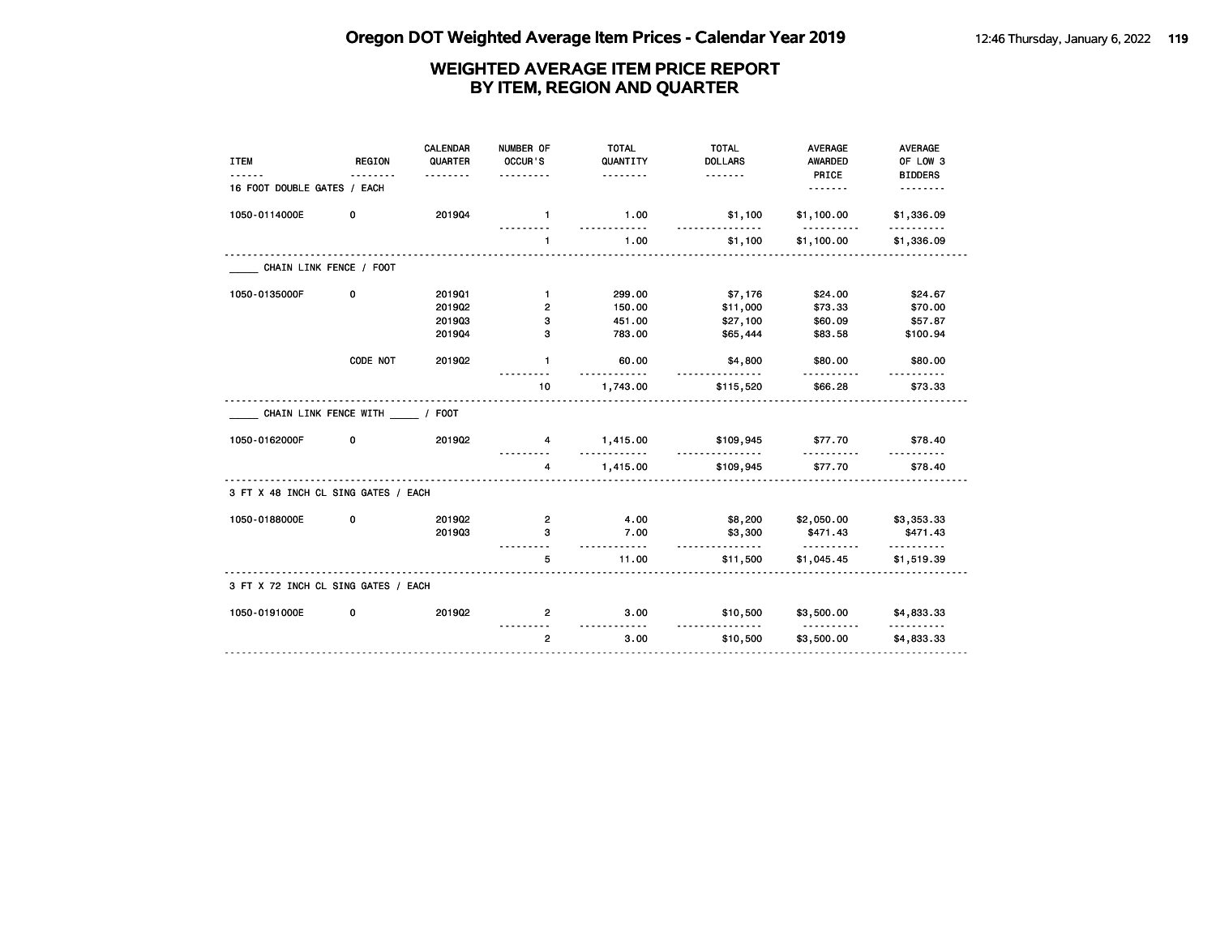# Oregon DOT Weighted Average Item Prices - Calendar Year 2019

## WEIGHTED AVERAGE ITEM PRICE REPORT BY ITEM, REGION AND QUARTER

| ITEM | REGION | CALENDAR QUARTER | NUMBER OF OCCUR'S | TOTAL QUANTITY | TOTAL DOLLARS | AVERAGE AWARDED PRICE | AVERAGE OF LOW 3 BIDDERS |
|---|---|---|---|---|---|---|---|
| 16 FOOT DOUBLE GATES / EACH | | | | | | | |
| 1050-0114000E | 0 | 2019Q4 | 1 | 1.00 | $1,100 | $1,100.00 | $1,336.09 |
| | | | 1 | 1.00 | $1,100 | $1,100.00 | $1,336.09 |
| _____ CHAIN LINK FENCE / FOOT | | | | | | | |
| 1050-0135000F | 0 | 2019Q1 | 1 | 299.00 | $7,176 | $24.00 | $24.67 |
| | | 2019Q2 | 2 | 150.00 | $11,000 | $73.33 | $70.00 |
| | | 2019Q3 | 3 | 451.00 | $27,100 | $60.09 | $57.87 |
| | | 2019Q4 | 3 | 783.00 | $65,444 | $83.58 | $100.94 |
| | CODE NOT | 2019Q2 | 1 | 60.00 | $4,800 | $80.00 | $80.00 |
| | | | 10 | 1,743.00 | $115,520 | $66.28 | $73.33 |
| _____ CHAIN LINK FENCE WITH _____ / FOOT | | | | | | | |
| 1050-0162000F | 0 | 2019Q2 | 4 | 1,415.00 | $109,945 | $77.70 | $78.40 |
| | | | 4 | 1,415.00 | $109,945 | $77.70 | $78.40 |
| 3 FT X 48 INCH CL SING GATES / EACH | | | | | | | |
| 1050-0188000E | 0 | 2019Q2 | 2 | 4.00 | $8,200 | $2,050.00 | $3,353.33 |
| | | 2019Q3 | 3 | 7.00 | $3,300 | $471.43 | $471.43 |
| | | | 5 | 11.00 | $11,500 | $1,045.45 | $1,519.39 |
| 3 FT X 72 INCH CL SING GATES / EACH | | | | | | | |
| 1050-0191000E | 0 | 2019Q2 | 2 | 3.00 | $10,500 | $3,500.00 | $4,833.33 |
| | | | 2 | 3.00 | $10,500 | $3,500.00 | $4,833.33 |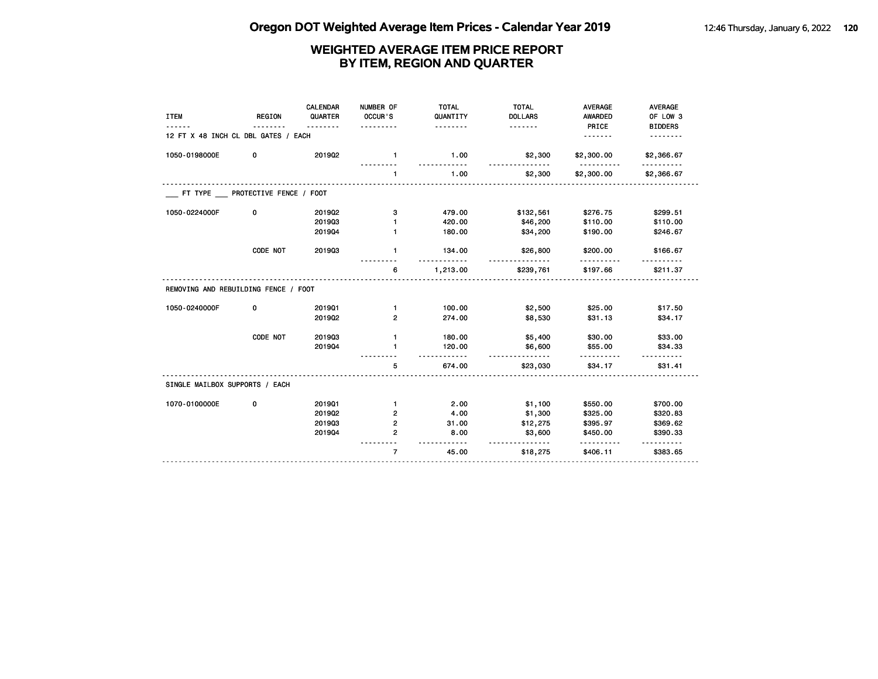# Oregon DOT Weighted Average Item Prices - Calendar Year 2019

## WEIGHTED AVERAGE ITEM PRICE REPORT BY ITEM, REGION AND QUARTER

| ITEM | REGION | CALENDAR QUARTER | NUMBER OF OCCUR'S | TOTAL QUANTITY | TOTAL DOLLARS | AVERAGE AWARDED PRICE | AVERAGE OF LOW 3 BIDDERS |
|---|---|---|---|---|---|---|---|
| **12 FT X 48 INCH CL DBL GATES / EACH** | | | | | | | |
| 1050-0198000E | 0 | 2019Q2 | 1 | 1.00 | $2,300 | $2,300.00 | $2,366.67 |
| | | | 1 | 1.00 | $2,300 | $2,300.00 | $2,366.67 |
| **___ FT TYPE ___ PROTECTIVE FENCE / FOOT** | | | | | | | |
| 1050-0224000F | 0 | 2019Q2 | 3 | 479.00 | $132,561 | $276.75 | $299.51 |
| | | 2019Q3 | 1 | 420.00 | $46,200 | $110.00 | $110.00 |
| | | 2019Q4 | 1 | 180.00 | $34,200 | $190.00 | $246.67 |
| | CODE NOT | 2019Q3 | 1 | 134.00 | $26,800 | $200.00 | $166.67 |
| | | | 6 | 1,213.00 | $239,761 | $197.66 | $211.37 |
| **REMOVING AND REBUILDING FENCE / FOOT** | | | | | | | |
| 1050-0240000F | 0 | 2019Q1 | 1 | 100.00 | $2,500 | $25.00 | $17.50 |
| | | 2019Q2 | 2 | 274.00 | $8,530 | $31.13 | $34.17 |
| | CODE NOT | 2019Q3 | 1 | 180.00 | $5,400 | $30.00 | $33.00 |
| | | 2019Q4 | 1 | 120.00 | $6,600 | $55.00 | $34.33 |
| | | | 5 | 674.00 | $23,030 | $34.17 | $31.41 |
| **SINGLE MAILBOX SUPPORTS / EACH** | | | | | | | |
| 1070-0100000E | 0 | 2019Q1 | 1 | 2.00 | $1,100 | $550.00 | $700.00 |
| | | 2019Q2 | 2 | 4.00 | $1,300 | $325.00 | $320.83 |
| | | 2019Q3 | 2 | 31.00 | $12,275 | $395.97 | $369.62 |
| | | 2019Q4 | 2 | 8.00 | $3,600 | $450.00 | $390.33 |
| | | | 7 | 45.00 | $18,275 | $406.11 | $383.65 |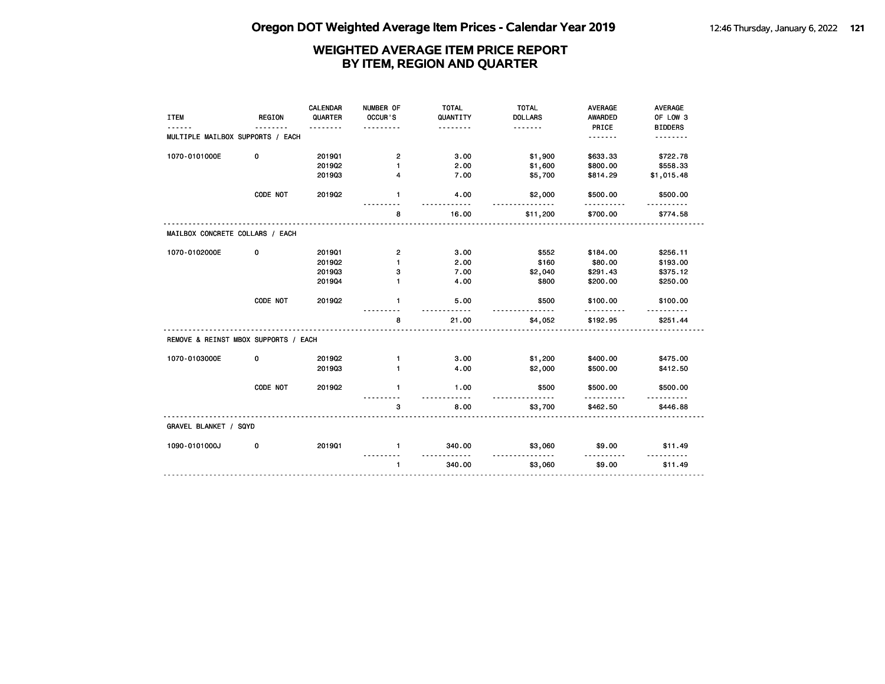# Oregon DOT Weighted Average Item Prices - Calendar Year 2019

## WEIGHTED AVERAGE ITEM PRICE REPORT BY ITEM, REGION AND QUARTER

| ITEM | REGION | CALENDAR QUARTER | NUMBER OF OCCUR'S | TOTAL QUANTITY | TOTAL DOLLARS | AVERAGE AWARDED PRICE | AVERAGE OF LOW 3 BIDDERS |
|---|---|---|---|---|---|---|---|
| MULTIPLE MAILBOX SUPPORTS / EACH | | | | | | | |
| 1070-0101000E | 0 | 2019Q1 | 2 | 3.00 | $1,900 | $633.33 | $722.78 |
| | | 2019Q2 | 1 | 2.00 | $1,600 | $800.00 | $558.33 |
| | | 2019Q3 | 4 | 7.00 | $5,700 | $814.29 | $1,015.48 |
| | CODE NOT | 2019Q2 | 1 | 4.00 | $2,000 | $500.00 | $500.00 |
| | | | 8 | 16.00 | $11,200 | $700.00 | $774.58 |
| MAILBOX CONCRETE COLLARS / EACH | | | | | | | |
| 1070-0102000E | 0 | 2019Q1 | 2 | 3.00 | $552 | $184.00 | $256.11 |
| | | 2019Q2 | 1 | 2.00 | $160 | $80.00 | $193.00 |
| | | 2019Q3 | 3 | 7.00 | $2,040 | $291.43 | $375.12 |
| | | 2019Q4 | 1 | 4.00 | $800 | $200.00 | $250.00 |
| | CODE NOT | 2019Q2 | 1 | 5.00 | $500 | $100.00 | $100.00 |
| | | | 8 | 21.00 | $4,052 | $192.95 | $251.44 |
| REMOVE & REINST MBOX SUPPORTS / EACH | | | | | | | |
| 1070-0103000E | 0 | 2019Q2 | 1 | 3.00 | $1,200 | $400.00 | $475.00 |
| | | 2019Q3 | 1 | 4.00 | $2,000 | $500.00 | $412.50 |
| | CODE NOT | 2019Q2 | 1 | 1.00 | $500 | $500.00 | $500.00 |
| | | | 3 | 8.00 | $3,700 | $462.50 | $446.88 |
| GRAVEL BLANKET / SQYD | | | | | | | |
| 1090-0101000J | 0 | 2019Q1 | 1 | 340.00 | $3,060 | $9.00 | $11.49 |
| | | | 1 | 340.00 | $3,060 | $9.00 | $11.49 |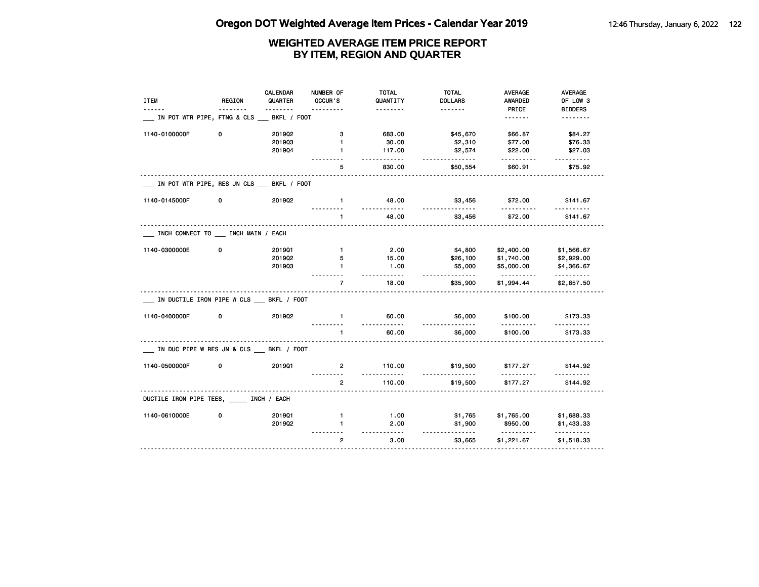# Oregon DOT Weighted Average Item Prices - Calendar Year 2019

## WEIGHTED AVERAGE ITEM PRICE REPORT BY ITEM, REGION AND QUARTER

| ITEM | REGION | CALENDAR QUARTER | NUMBER OF OCCUR'S | TOTAL QUANTITY | TOTAL DOLLARS | AVERAGE AWARDED PRICE | AVERAGE OF LOW 3 BIDDERS |
|---|---|---|---|---|---|---|---|
| ___ IN POT WTR PIPE, FTNG & CLS ___ BKFL / FOOT | | | | | | | |
| 1140-0100000F | 0 | 2019Q2 | 3 | 683.00 | $45,670 | $66.87 | $84.27 |
| | | 2019Q3 | 1 | 30.00 | $2,310 | $77.00 | $76.33 |
| | | 2019Q4 | 1 | 117.00 | $2,574 | $22.00 | $27.03 |
| | | | 5 | 830.00 | $50,554 | $60.91 | $75.92 |
| ___ IN POT WTR PIPE, RES JN CLS ___ BKFL / FOOT | | | | | | | |
| 1140-0145000F | 0 | 2019Q2 | 1 | 48.00 | $3,456 | $72.00 | $141.67 |
| | | | 1 | 48.00 | $3,456 | $72.00 | $141.67 |
| ___ INCH CONNECT TO ___ INCH MAIN / EACH | | | | | | | |
| 1140-0300000E | 0 | 2019Q1 | 1 | 2.00 | $4,800 | $2,400.00 | $1,566.67 |
| | | 2019Q2 | 5 | 15.00 | $26,100 | $1,740.00 | $2,929.00 |
| | | 2019Q3 | 1 | 1.00 | $5,000 | $5,000.00 | $4,366.67 |
| | | | 7 | 18.00 | $35,900 | $1,994.44 | $2,857.50 |
| ___ IN DUCTILE IRON PIPE W CLS ___ BKFL / FOOT | | | | | | | |
| 1140-0400000F | 0 | 2019Q2 | 1 | 60.00 | $6,000 | $100.00 | $173.33 |
| | | | 1 | 60.00 | $6,000 | $100.00 | $173.33 |
| ___ IN DUC PIPE W RES JN & CLS ___ BKFL / FOOT | | | | | | | |
| 1140-0500000F | 0 | 2019Q1 | 2 | 110.00 | $19,500 | $177.27 | $144.92 |
| | | | 2 | 110.00 | $19,500 | $177.27 | $144.92 |
| DUCTILE IRON PIPE TEES, _____ INCH / EACH | | | | | | | |
| 1140-0610000E | 0 | 2019Q1 | 1 | 1.00 | $1,765 | $1,765.00 | $1,688.33 |
| | | 2019Q2 | 1 | 2.00 | $1,900 | $950.00 | $1,433.33 |
| | | | 2 | 3.00 | $3,665 | $1,221.67 | $1,518.33 |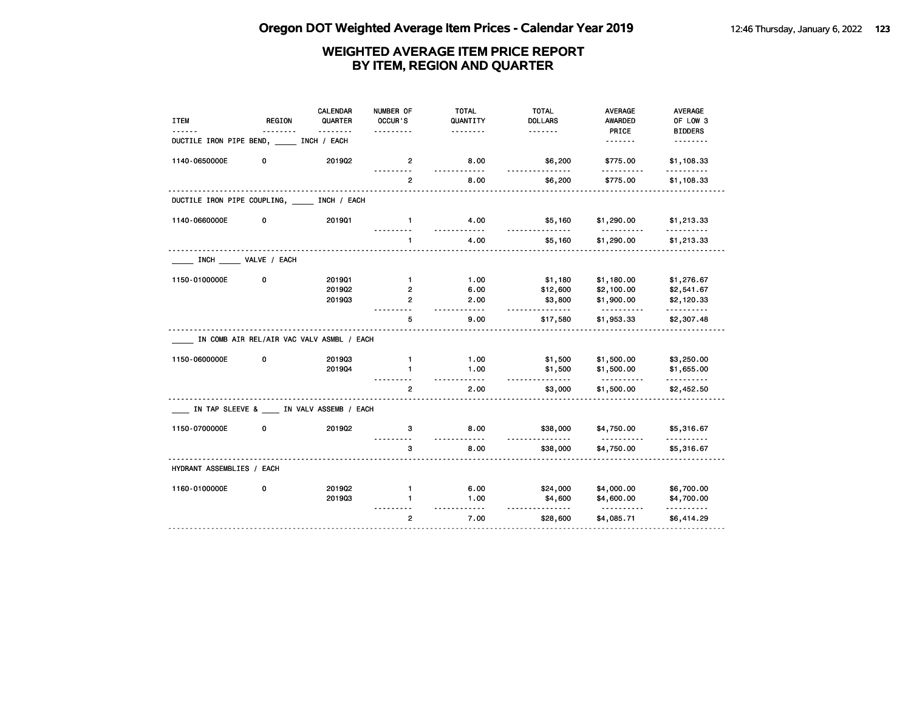# WEIGHTED AVERAGE ITEM PRICE REPORT
## BY ITEM, REGION AND QUARTER

| ITEM | REGION | CALENDAR QUARTER | NUMBER OF OCCUR'S | TOTAL QUANTITY | TOTAL DOLLARS | AVERAGE AWARDED PRICE | AVERAGE OF LOW 3 BIDDERS |
|---|---|---|---|---|---|---|---|
| DUCTILE IRON PIPE BEND, _____ INCH / EACH | | | | | | | |
| 1140-0650000E | 0 | 2019Q2 | 2 | 8.00 | $6,200 | $775.00 | $1,108.33 |
| | | | 2 | 8.00 | $6,200 | $775.00 | $1,108.33 |
| DUCTILE IRON PIPE COUPLING, _____ INCH / EACH | | | | | | | |
| 1140-0660000E | 0 | 2019Q1 | 1 | 4.00 | $5,160 | $1,290.00 | $1,213.33 |
| | | | 1 | 4.00 | $5,160 | $1,290.00 | $1,213.33 |
| _____ INCH _____ VALVE / EACH | | | | | | | |
| 1150-0100000E | 0 | 2019Q1 | 1 | 1.00 | $1,180 | $1,180.00 | $1,276.67 |
| | | 2019Q2 | 2 | 6.00 | $12,600 | $2,100.00 | $2,541.67 |
| | | 2019Q3 | 2 | 2.00 | $3,800 | $1,900.00 | $2,120.33 |
| | | | 5 | 9.00 | $17,580 | $1,953.33 | $2,307.48 |
| _____ IN COMB AIR REL/AIR VAC VALV ASMBL / EACH | | | | | | | |
| 1150-0600000E | 0 | 2019Q3 | 1 | 1.00 | $1,500 | $1,500.00 | $3,250.00 |
| | | 2019Q4 | 1 | 1.00 | $1,500 | $1,500.00 | $1,655.00 |
| | | | 2 | 2.00 | $3,000 | $1,500.00 | $2,452.50 |
| ____ IN TAP SLEEVE & ____ IN VALV ASSEMB / EACH | | | | | | | |
| 1150-0700000E | 0 | 2019Q2 | 3 | 8.00 | $38,000 | $4,750.00 | $5,316.67 |
| | | | 3 | 8.00 | $38,000 | $4,750.00 | $5,316.67 |
| HYDRANT ASSEMBLIES / EACH | | | | | | | |
| 1160-0100000E | 0 | 2019Q2 | 1 | 6.00 | $24,000 | $4,000.00 | $6,700.00 |
| | | 2019Q3 | 1 | 1.00 | $4,600 | $4,600.00 | $4,700.00 |
| | | | 2 | 7.00 | $28,600 | $4,085.71 | $6,414.29 |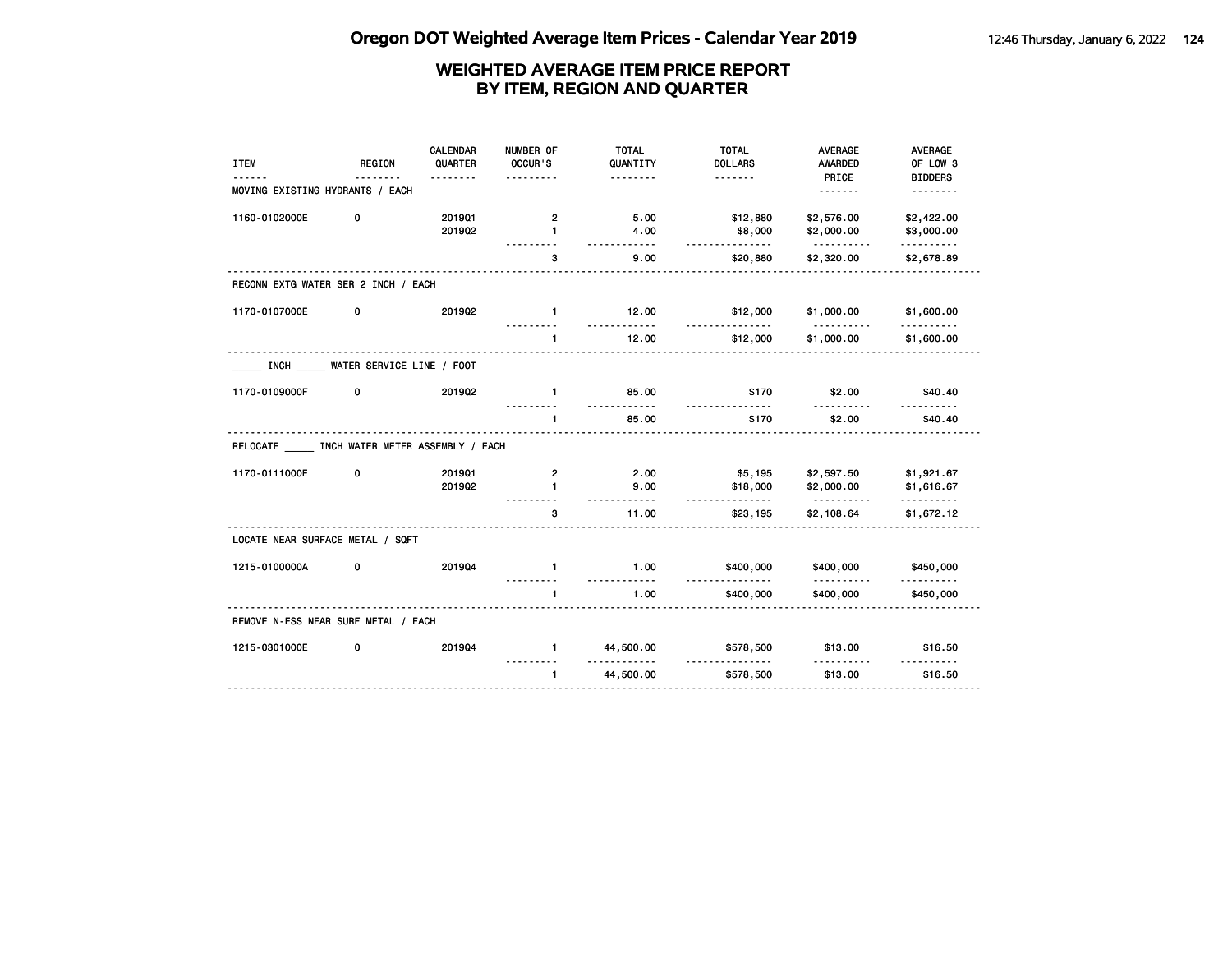# Oregon DOT Weighted Average Item Prices - Calendar Year 2019

## WEIGHTED AVERAGE ITEM PRICE REPORT BY ITEM, REGION AND QUARTER

| ITEM | REGION | CALENDAR QUARTER | NUMBER OF OCCUR'S | TOTAL QUANTITY | TOTAL DOLLARS | AVERAGE AWARDED PRICE | AVERAGE OF LOW 3 BIDDERS |
|---|---|---|---|---|---|---|---|
| **MOVING EXISTING HYDRANTS / EACH** | | | | | | | |
| 1160-0102000E | 0 | 2019Q1 | 2 | 5.00 | $12,880 | $2,576.00 | $2,422.00 |
| | | 2019Q2 | 1 | 4.00 | $8,000 | $2,000.00 | $3,000.00 |
| | | | 3 | 9.00 | $20,880 | $2,320.00 | $2,678.89 |
| **RECONN EXTG WATER SER 2 INCH / EACH** | | | | | | | |
| 1170-0107000E | 0 | 2019Q2 | 1 | 12.00 | $12,000 | $1,000.00 | $1,600.00 |
| | | | 1 | 12.00 | $12,000 | $1,000.00 | $1,600.00 |
| **_____ INCH _____ WATER SERVICE LINE / FOOT** | | | | | | | |
| 1170-0109000F | 0 | 2019Q2 | 1 | 85.00 | $170 | $2.00 | $40.40 |
| | | | 1 | 85.00 | $170 | $2.00 | $40.40 |
| **RELOCATE _____ INCH WATER METER ASSEMBLY / EACH** | | | | | | | |
| 1170-0111000E | 0 | 2019Q1 | 2 | 2.00 | $5,195 | $2,597.50 | $1,921.67 |
| | | 2019Q2 | 1 | 9.00 | $18,000 | $2,000.00 | $1,616.67 |
| | | | 3 | 11.00 | $23,195 | $2,108.64 | $1,672.12 |
| **LOCATE NEAR SURFACE METAL / SQFT** | | | | | | | |
| 1215-0100000A | 0 | 2019Q4 | 1 | 1.00 | $400,000 | $400,000 | $450,000 |
| | | | 1 | 1.00 | $400,000 | $400,000 | $450,000 |
| **REMOVE N-ESS NEAR SURF METAL / EACH** | | | | | | | |
| 1215-0301000E | 0 | 2019Q4 | 1 | 44,500.00 | $578,500 | $13.00 | $16.50 |
| | | | 1 | 44,500.00 | $578,500 | $13.00 | $16.50 |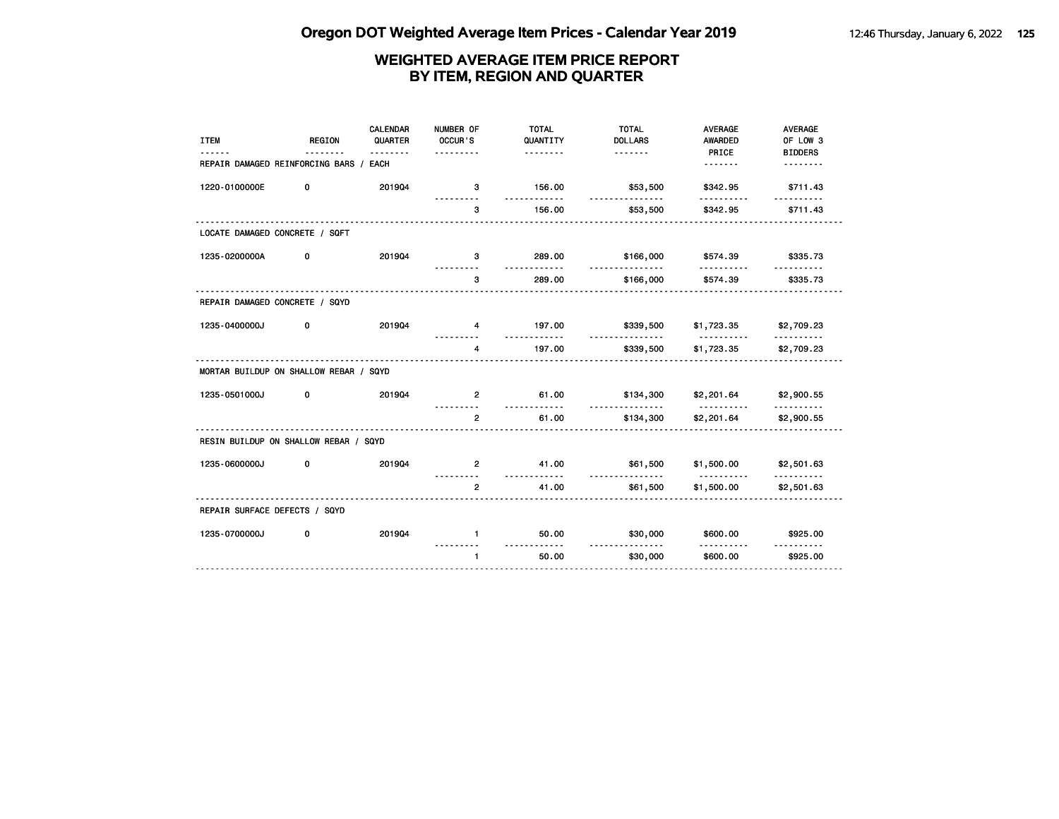# Oregon DOT Weighted Average Item Prices - Calendar Year 2019

## WEIGHTED AVERAGE ITEM PRICE REPORT
## BY ITEM, REGION AND QUARTER

| ITEM | REGION | CALENDAR QUARTER | NUMBER OF OCCUR'S | TOTAL QUANTITY | TOTAL DOLLARS | AVERAGE AWARDED PRICE | AVERAGE OF LOW 3 BIDDERS |
|---|---|---|---|---|---|---|---|
| **REPAIR DAMAGED REINFORCING BARS / EACH** | | | | | | | |
| 1220-0100000E | 0 | 2019Q4 | 3 | 156.00 | $53,500 | $342.95 | $711.43 |
| | | | 3 | 156.00 | $53,500 | $342.95 | $711.43 |
| **LOCATE DAMAGED CONCRETE / SQFT** | | | | | | | |
| 1235-0200000A | 0 | 2019Q4 | 3 | 289.00 | $166,000 | $574.39 | $335.73 |
| | | | 3 | 289.00 | $166,000 | $574.39 | $335.73 |
| **REPAIR DAMAGED CONCRETE / SQYD** | | | | | | | |
| 1235-0400000J | 0 | 2019Q4 | 4 | 197.00 | $339,500 | $1,723.35 | $2,709.23 |
| | | | 4 | 197.00 | $339,500 | $1,723.35 | $2,709.23 |
| **MORTAR BUILDUP ON SHALLOW REBAR / SQYD** | | | | | | | |
| 1235-0501000J | 0 | 2019Q4 | 2 | 61.00 | $134,300 | $2,201.64 | $2,900.55 |
| | | | 2 | 61.00 | $134,300 | $2,201.64 | $2,900.55 |
| **RESIN BUILDUP ON SHALLOW REBAR / SQYD** | | | | | | | |
| 1235-0600000J | 0 | 2019Q4 | 2 | 41.00 | $61,500 | $1,500.00 | $2,501.63 |
| | | | 2 | 41.00 | $61,500 | $1,500.00 | $2,501.63 |
| **REPAIR SURFACE DEFECTS / SQYD** | | | | | | | |
| 1235-0700000J | 0 | 2019Q4 | 1 | 50.00 | $30,000 | $600.00 | $925.00 |
| | | | 1 | 50.00 | $30,000 | $600.00 | $925.00 |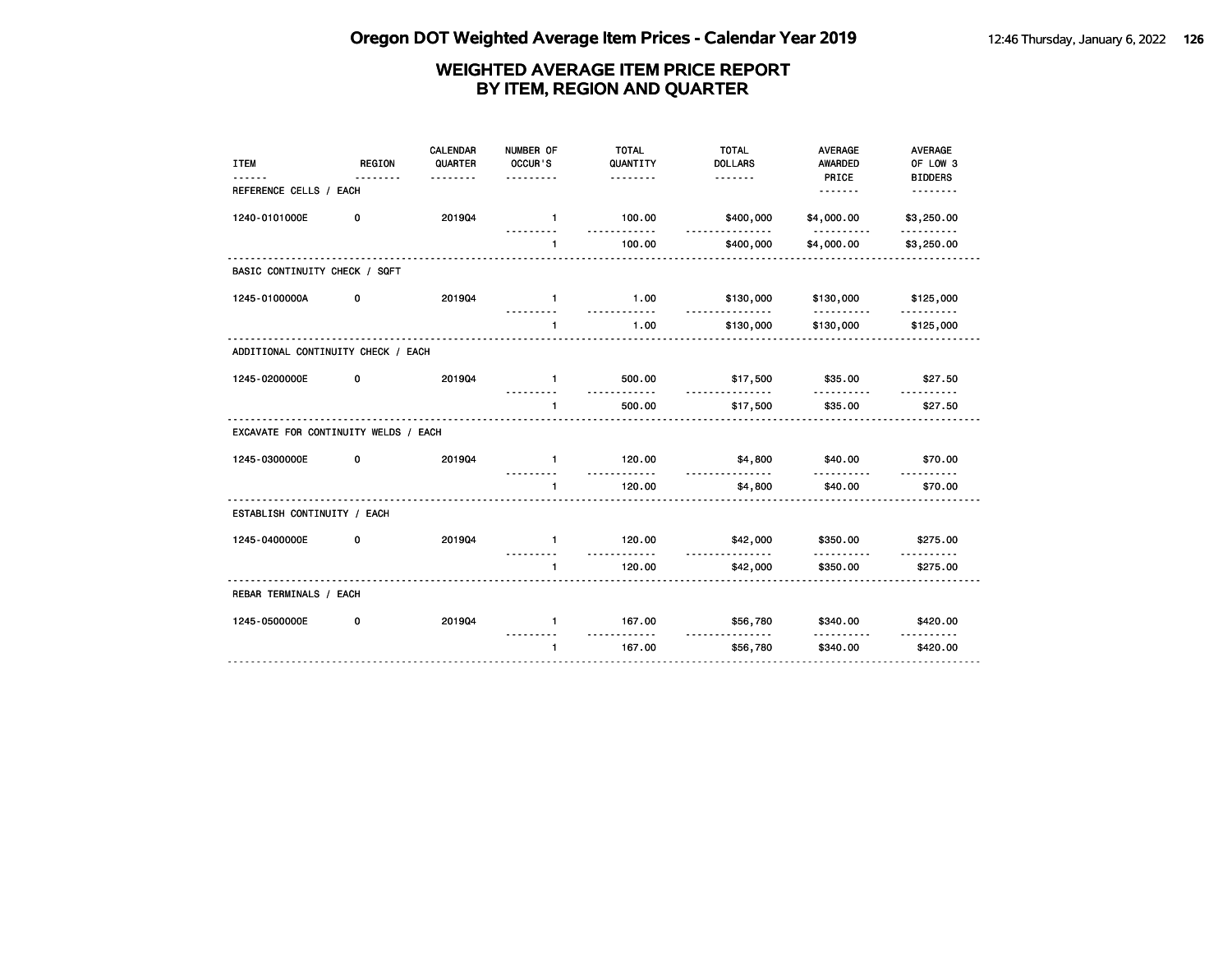## WEIGHTED AVERAGE ITEM PRICE REPORT
## BY ITEM, REGION AND QUARTER

| ITEM | REGION | CALENDAR QUARTER | NUMBER OF OCCUR'S | TOTAL QUANTITY | TOTAL DOLLARS | AVERAGE AWARDED PRICE | AVERAGE OF LOW 3 BIDDERS |
|---|---|---|---|---|---|---|---|
| **REFERENCE CELLS / EACH** | | | | | | | |
| 1240-0101000E | 0 | 2019Q4 | 1 | 100.00 | $400,000 | $4,000.00 | $3,250.00 |
| | | | 1 | 100.00 | $400,000 | $4,000.00 | $3,250.00 |
| **BASIC CONTINUITY CHECK / SQFT** | | | | | | | |
| 1245-0100000A | 0 | 2019Q4 | 1 | 1.00 | $130,000 | $130,000 | $125,000 |
| | | | 1 | 1.00 | $130,000 | $130,000 | $125,000 |
| **ADDITIONAL CONTINUITY CHECK / EACH** | | | | | | | |
| 1245-0200000E | 0 | 2019Q4 | 1 | 500.00 | $17,500 | $35.00 | $27.50 |
| | | | 1 | 500.00 | $17,500 | $35.00 | $27.50 |
| **EXCAVATE FOR CONTINUITY WELDS / EACH** | | | | | | | |
| 1245-0300000E | 0 | 2019Q4 | 1 | 120.00 | $4,800 | $40.00 | $70.00 |
| | | | 1 | 120.00 | $4,800 | $40.00 | $70.00 |
| **ESTABLISH CONTINUITY / EACH** | | | | | | | |
| 1245-0400000E | 0 | 2019Q4 | 1 | 120.00 | $42,000 | $350.00 | $275.00 |
| | | | 1 | 120.00 | $42,000 | $350.00 | $275.00 |
| **REBAR TERMINALS / EACH** | | | | | | | |
| 1245-0500000E | 0 | 2019Q4 | 1 | 167.00 | $56,780 | $340.00 | $420.00 |
| | | | 1 | 167.00 | $56,780 | $340.00 | $420.00 |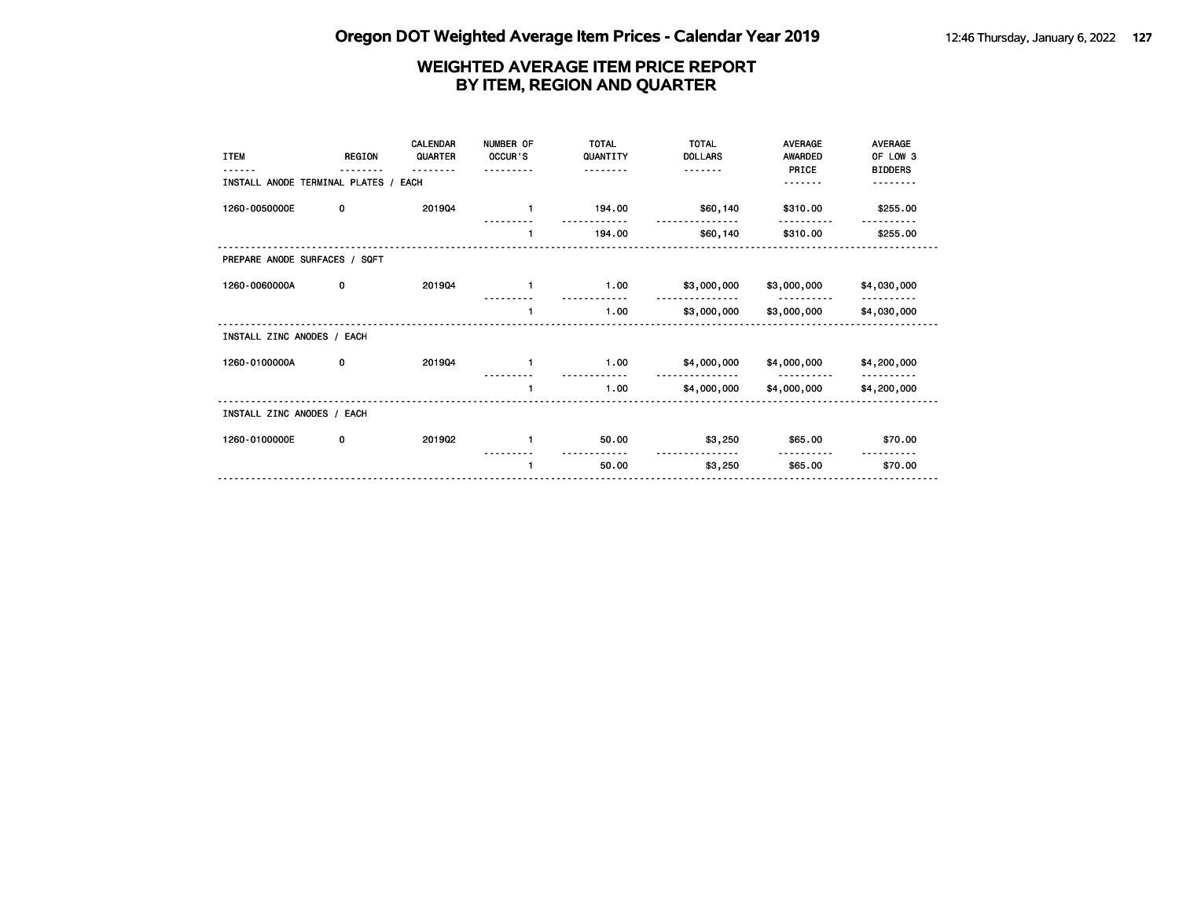# Oregon DOT Weighted Average Item Prices - Calendar Year 2019

## WEIGHTED AVERAGE ITEM PRICE REPORT BY ITEM, REGION AND QUARTER

| ITEM | REGION | CALENDAR QUARTER | NUMBER OF OCCUR'S | TOTAL QUANTITY | TOTAL DOLLARS | AVERAGE AWARDED PRICE | AVERAGE OF LOW 3 BIDDERS |
|---|---|---|---|---|---|---|---|
| INSTALL ANODE TERMINAL PLATES / EACH | | | | | | | |
| 1260-0050000E | 0 | 2019Q4 | 1 | 194.00 | $60,140 | $310.00 | $255.00 |
| | | | 1 | 194.00 | $60,140 | $310.00 | $255.00 |
| PREPARE ANODE SURFACES / SQFT | | | | | | | |
| 1260-0060000A | 0 | 2019Q4 | 1 | 1.00 | $3,000,000 | $3,000,000 | $4,030,000 |
| | | | 1 | 1.00 | $3,000,000 | $3,000,000 | $4,030,000 |
| INSTALL ZINC ANODES / EACH | | | | | | | |
| 1260-0100000A | 0 | 2019Q4 | 1 | 1.00 | $4,000,000 | $4,000,000 | $4,200,000 |
| | | | 1 | 1.00 | $4,000,000 | $4,000,000 | $4,200,000 |
| INSTALL ZINC ANODES / EACH | | | | | | | |
| 1260-0100000E | 0 | 2019Q2 | 1 | 50.00 | $3,250 | $65.00 | $70.00 |
| | | | 1 | 50.00 | $3,250 | $65.00 | $70.00 |